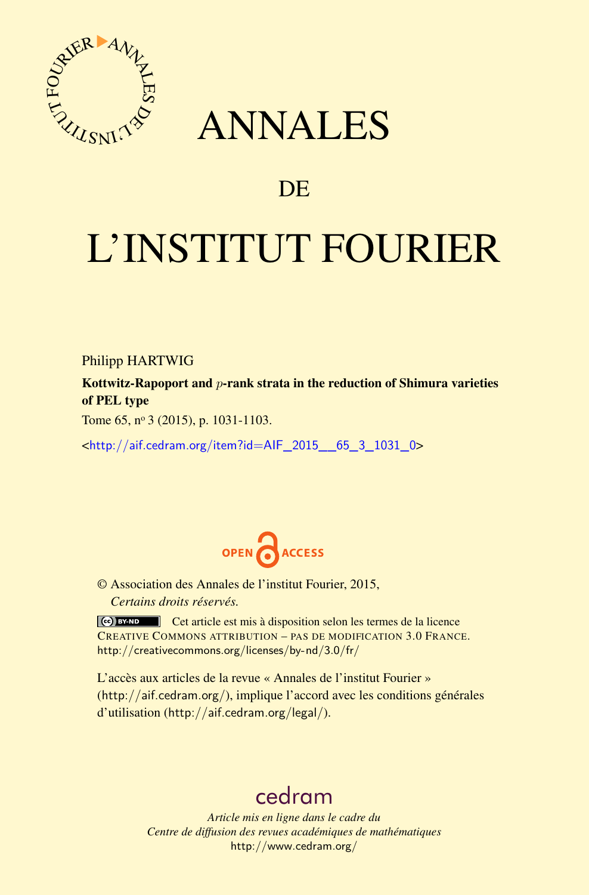# ANNALES

## DE

# L'INSTITUT FOURIER

Philipp HARTWIG

**Kottwitz-Rapoport and $p$-rank strata in the reduction of Shimura varieties of PEL type**

Tome 65, nº 3 (2015), p. 1031-1103.

<http://aif.cedram.org/item?id=AIF_2015__65_3_1031_0>

© Association des Annales de l'institut Fourier, 2015,
*Certains droits réservés.*

Cet article est mis à disposition selon les termes de la licence CREATIVE COMMONS ATTRIBUTION – PAS DE MODIFICATION 3.0 FRANCE.
http://creativecommons.org/licenses/by-nd/3.0/fr/

L'accès aux articles de la revue « Annales de l'institut Fourier » (http://aif.cedram.org/), implique l'accord avec les conditions générales d'utilisation (http://aif.cedram.org/legal/).

cedram

*Article mis en ligne dans le cadre du*
*Centre de diffusion des revues académiques de mathématiques*
http://www.cedram.org/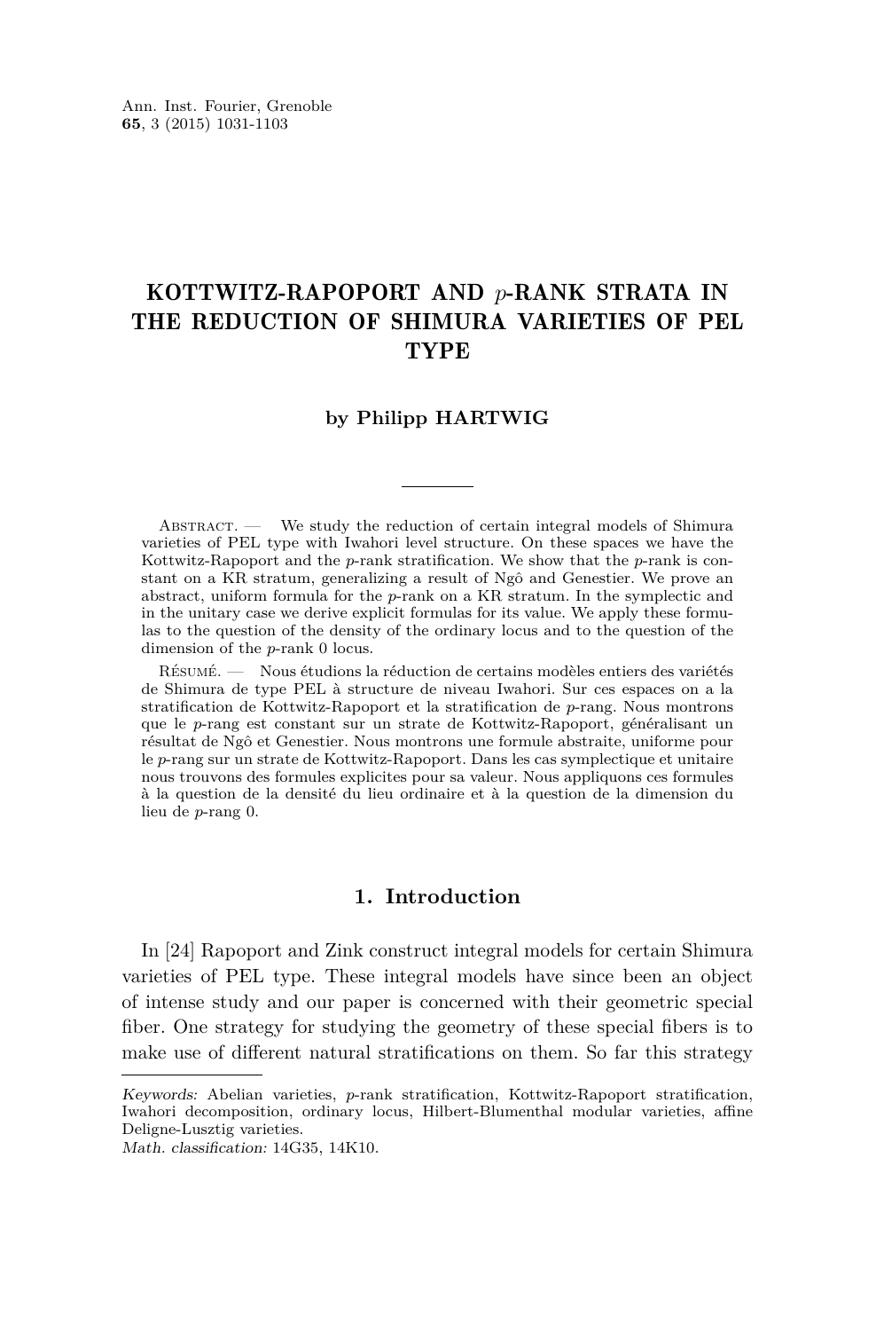# KOTTWITZ-RAPOPORT AND $p$-RANK STRATA IN THE REDUCTION OF SHIMURA VARIETIES OF PEL TYPE

**by Philipp HARTWIG**

Abstract. — We study the reduction of certain integral models of Shimura varieties of PEL type with Iwahori level structure. On these spaces we have the Kottwitz-Rapoport and the $p$-rank stratification. We show that the $p$-rank is constant on a KR stratum, generalizing a result of Ngô and Genestier. We prove an abstract, uniform formula for the $p$-rank on a KR stratum. In the symplectic and in the unitary case we derive explicit formulas for its value. We apply these formulas to the question of the density of the ordinary locus and to the question of the dimension of the $p$-rank 0 locus.

Résumé. — Nous étudions la réduction de certains modèles entiers des variétés de Shimura de type PEL à structure de niveau Iwahori. Sur ces espaces on a la stratification de Kottwitz-Rapoport et la stratification de $p$-rang. Nous montrons que le $p$-rang est constant sur un strate de Kottwitz-Rapoport, généralisant un résultat de Ngô et Genestier. Nous montrons une formule abstraite, uniforme pour le $p$-rang sur un strate de Kottwitz-Rapoport. Dans les cas symplectique et unitaire nous trouvons des formules explicites pour sa valeur. Nous appliquons ces formules à la question de la densité du lieu ordinaire et à la question de la dimension du lieu de $p$-rang 0.

## 1. Introduction

In [24] Rapoport and Zink construct integral models for certain Shimura varieties of PEL type. These integral models have since been an object of intense study and our paper is concerned with their geometric special fiber. One strategy for studying the geometry of these special fibers is to make use of different natural stratifications on them. So far this strategy

*Keywords:* Abelian varieties, $p$-rank stratification, Kottwitz-Rapoport stratification, Iwahori decomposition, ordinary locus, Hilbert-Blumenthal modular varieties, affine Deligne-Lusztig varieties.
*Math. classification:* 14G35, 14K10.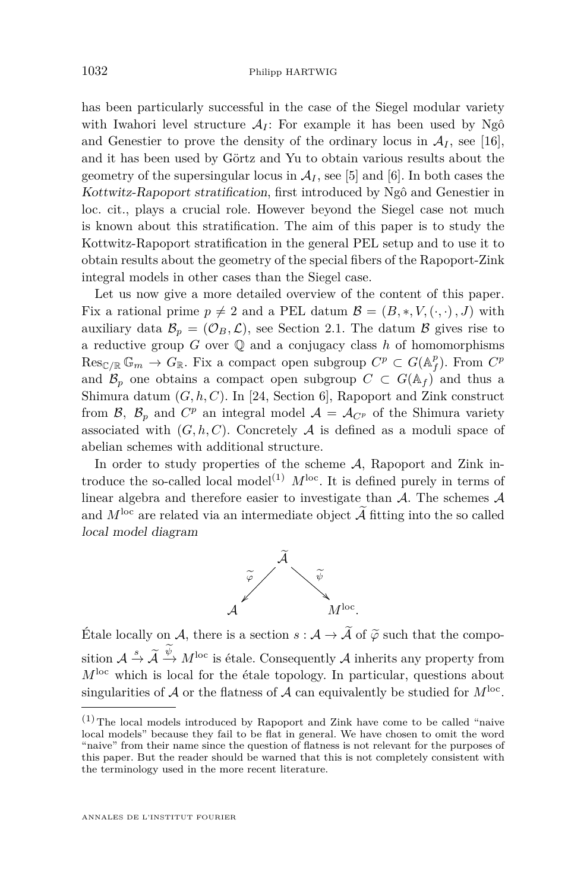has been particularly successful in the case of the Siegel modular variety with Iwahori level structure $\mathcal{A}_I$: For example it has been used by Ngô and Genestier to prove the density of the ordinary locus in $\mathcal{A}_I$, see [16], and it has been used by Görtz and Yu to obtain various results about the geometry of the supersingular locus in $\mathcal{A}_I$, see [5] and [6]. In both cases the *Kottwitz-Rapoport stratification*, first introduced by Ngô and Genestier in loc. cit., plays a crucial role. However beyond the Siegel case not much is known about this stratification. The aim of this paper is to study the Kottwitz-Rapoport stratification in the general PEL setup and to use it to obtain results about the geometry of the special fibers of the Rapoport-Zink integral models in other cases than the Siegel case.

Let us now give a more detailed overview of the content of this paper. Fix a rational prime $p \neq 2$ and a PEL datum $\mathcal{B} = (B, *, V, (\cdot,\cdot), J)$ with auxiliary data $\mathcal{B}_p = (\mathcal{O}_B, \mathcal{L})$, see Section 2.1. The datum $\mathcal{B}$ gives rise to a reductive group $G$ over $\mathbb{Q}$ and a conjugacy class $h$ of homomorphisms $\operatorname{Res}_{\mathbb{C}/\mathbb{R}} \mathbb{G}_m \to G_{\mathbb{R}}$. Fix a compact open subgroup $C^p \subset G(\mathbb{A}_f^p)$. From $C^p$ and $\mathcal{B}_p$ one obtains a compact open subgroup $C \subset G(\mathbb{A}_f)$ and thus a Shimura datum $(G, h, C)$. In [24, Section 6], Rapoport and Zink construct from $\mathcal{B}$, $\mathcal{B}_p$ and $C^p$ an integral model $\mathcal{A} = \mathcal{A}_{C^p}$ of the Shimura variety associated with $(G, h, C)$. Concretely $\mathcal{A}$ is defined as a moduli space of abelian schemes with additional structure.

In order to study properties of the scheme $\mathcal{A}$, Rapoport and Zink introduce the so-called local model[(1)] $M^{\mathrm{loc}}$. It is defined purely in terms of linear algebra and therefore easier to investigate than $\mathcal{A}$. The schemes $\mathcal{A}$ and $M^{\mathrm{loc}}$ are related via an intermediate object $\widetilde{\mathcal{A}}$ fitting into the so called *local model diagram*

$$
\begin{array}{ccccc}
 & & \widetilde{\mathcal{A}} & & \\
 & \overset{\widetilde{\varphi}}{\swarrow} & & \overset{\widetilde{\psi}}{\searrow} & \\
\mathcal{A} & & & & M^{\mathrm{loc}}.
\end{array}
$$

Étale locally on $\mathcal{A}$, there is a section $s : \mathcal{A} \to \widetilde{\mathcal{A}}$ of $\widetilde{\varphi}$ such that the composition $\mathcal{A} \xrightarrow{s} \widetilde{\mathcal{A}} \xrightarrow{\widetilde{\psi}} M^{\mathrm{loc}}$ is étale. Consequently $\mathcal{A}$ inherits any property from $M^{\mathrm{loc}}$ which is local for the étale topology. In particular, questions about singularities of $\mathcal{A}$ or the flatness of $\mathcal{A}$ can equivalently be studied for $M^{\mathrm{loc}}$.

(1) The local models introduced by Rapoport and Zink have come to be called "naive local models" because they fail to be flat in general. We have chosen to omit the word "naive" from their name since the question of flatness is not relevant for the purposes of this paper. But the reader should be warned that this is not completely consistent with the terminology used in the more recent literature.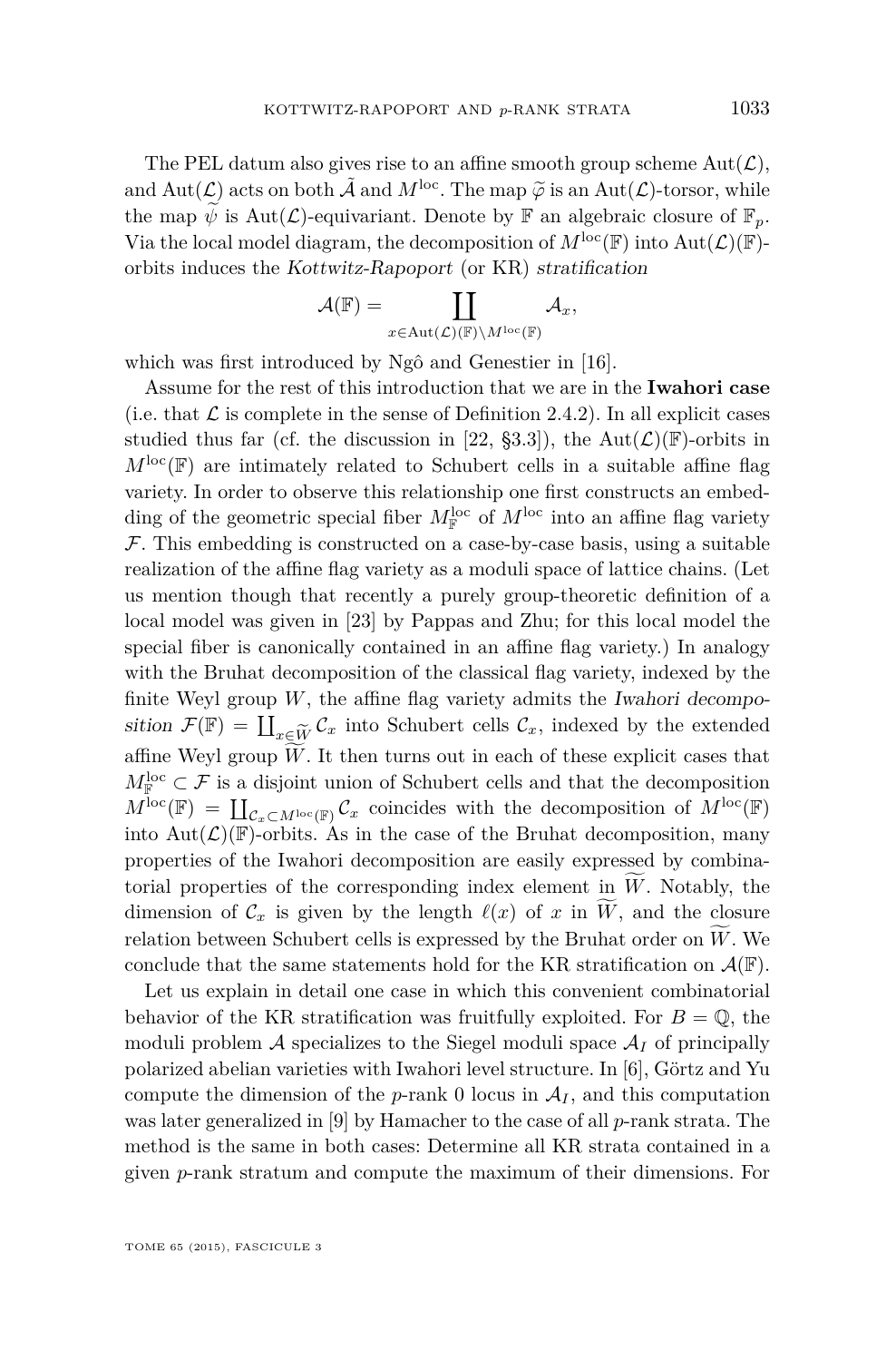The PEL datum also gives rise to an affine smooth group scheme $\mathrm{Aut}(\mathcal{L})$, and $\mathrm{Aut}(\mathcal{L})$ acts on both $\tilde{\mathcal{A}}$ and $M^{\mathrm{loc}}$. The map $\widetilde{\varphi}$ is an $\mathrm{Aut}(\mathcal{L})$-torsor, while the map $\widetilde{\psi}$ is $\mathrm{Aut}(\mathcal{L})$-equivariant. Denote by $\mathbb{F}$ an algebraic closure of $\mathbb{F}_p$. Via the local model diagram, the decomposition of $M^{\mathrm{loc}}(\mathbb{F})$ into $\mathrm{Aut}(\mathcal{L})(\mathbb{F})$-orbits induces the *Kottwitz-Rapoport* (or KR) *stratification*

$$\mathcal{A}(\mathbb{F}) = \coprod_{x \in \mathrm{Aut}(\mathcal{L})(\mathbb{F}) \backslash M^{\mathrm{loc}}(\mathbb{F})} \mathcal{A}_x,$$

which was first introduced by Ngô and Genestier in [16].

Assume for the rest of this introduction that we are in the **Iwahori case** (i.e. that $\mathcal{L}$ is complete in the sense of Definition 2.4.2). In all explicit cases studied thus far (cf. the discussion in [22, §3.3]), the $\mathrm{Aut}(\mathcal{L})(\mathbb{F})$-orbits in $M^{\mathrm{loc}}(\mathbb{F})$ are intimately related to Schubert cells in a suitable affine flag variety. In order to observe this relationship one first constructs an embedding of the geometric special fiber $M^{\mathrm{loc}}_{\mathbb{F}}$ of $M^{\mathrm{loc}}$ into an affine flag variety $\mathcal{F}$. This embedding is constructed on a case-by-case basis, using a suitable realization of the affine flag variety as a moduli space of lattice chains. (Let us mention though that recently a purely group-theoretic definition of a local model was given in [23] by Pappas and Zhu; for this local model the special fiber is canonically contained in an affine flag variety.) In analogy with the Bruhat decomposition of the classical flag variety, indexed by the finite Weyl group $W$, the affine flag variety admits the *Iwahori decomposition* $\mathcal{F}(\mathbb{F}) = \coprod_{x \in \widetilde{W}} \mathcal{C}_x$ into Schubert cells $\mathcal{C}_x$, indexed by the extended affine Weyl group $\widetilde{W}$. It then turns out in each of these explicit cases that $M^{\mathrm{loc}}_{\mathbb{F}} \subset \mathcal{F}$ is a disjoint union of Schubert cells and that the decomposition $M^{\mathrm{loc}}(\mathbb{F}) = \coprod_{\mathcal{C}_x \subset M^{\mathrm{loc}}(\mathbb{F})} \mathcal{C}_x$ coincides with the decomposition of $M^{\mathrm{loc}}(\mathbb{F})$ into $\mathrm{Aut}(\mathcal{L})(\mathbb{F})$-orbits. As in the case of the Bruhat decomposition, many properties of the Iwahori decomposition are easily expressed by combinatorial properties of the corresponding index element in $\widetilde{W}$. Notably, the dimension of $\mathcal{C}_x$ is given by the length $\ell(x)$ of $x$ in $\widetilde{W}$, and the closure relation between Schubert cells is expressed by the Bruhat order on $\widetilde{W}$. We conclude that the same statements hold for the KR stratification on $\mathcal{A}(\mathbb{F})$.

Let us explain in detail one case in which this convenient combinatorial behavior of the KR stratification was fruitfully exploited. For $B = \mathbb{Q}$, the moduli problem $\mathcal{A}$ specializes to the Siegel moduli space $\mathcal{A}_I$ of principally polarized abelian varieties with Iwahori level structure. In [6], Görtz and Yu compute the dimension of the $p$-rank 0 locus in $\mathcal{A}_I$, and this computation was later generalized in [9] by Hamacher to the case of all $p$-rank strata. The method is the same in both cases: Determine all KR strata contained in a given $p$-rank stratum and compute the maximum of their dimensions. For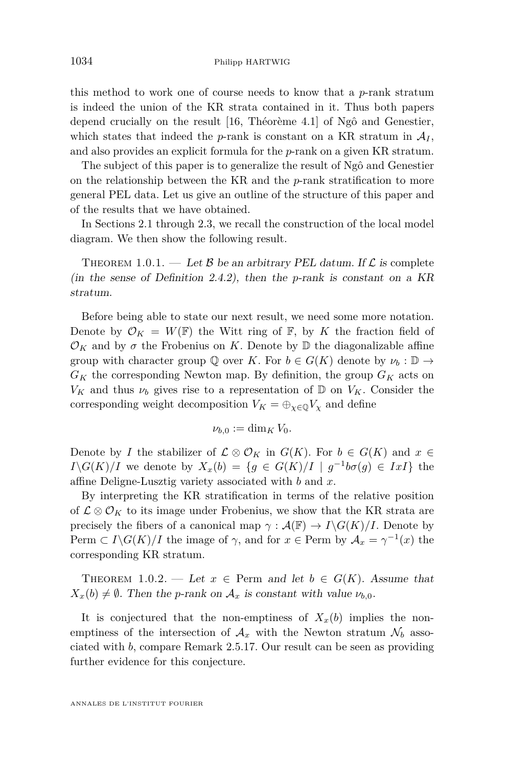this method to work one of course needs to know that a $p$-rank stratum is indeed the union of the KR strata contained in it. Thus both papers depend crucially on the result [16, Théorème 4.1] of Ngô and Genestier, which states that indeed the $p$-rank is constant on a KR stratum in $\mathcal{A}_I$, and also provides an explicit formula for the $p$-rank on a given KR stratum.

The subject of this paper is to generalize the result of Ngô and Genestier on the relationship between the KR and the $p$-rank stratification to more general PEL data. Let us give an outline of the structure of this paper and of the results that we have obtained.

In Sections 2.1 through 2.3, we recall the construction of the local model diagram. We then show the following result.

Theorem 1.0.1. — *Let $\mathcal{B}$ be an arbitrary PEL datum. If $\mathcal{L}$ is* complete *(in the sense of Definition 2.4.2), then the $p$-rank is constant on a KR stratum.*

Before being able to state our next result, we need some more notation. Denote by $\mathcal{O}_K = W(\mathbb{F})$ the Witt ring of $\mathbb{F}$, by $K$ the fraction field of $\mathcal{O}_K$ and by $\sigma$ the Frobenius on $K$. Denote by $\mathbb{D}$ the diagonalizable affine group with character group $\mathbb{Q}$ over $K$. For $b \in G(K)$ denote by $\nu_b : \mathbb{D} \to G_K$ the corresponding Newton map. By definition, the group $G_K$ acts on $V_K$ and thus $\nu_b$ gives rise to a representation of $\mathbb{D}$ on $V_K$. Consider the corresponding weight decomposition $V_K = \oplus_{\chi \in \mathbb{Q}} V_\chi$ and define

$$\nu_{b,0} := \dim_K V_0.$$

Denote by $I$ the stabilizer of $\mathcal{L} \otimes \mathcal{O}_K$ in $G(K)$. For $b \in G(K)$ and $x \in I\backslash G(K)/I$ we denote by $X_x(b) = \{g \in G(K)/I \mid g^{-1}b\sigma(g) \in IxI\}$ the affine Deligne-Lusztig variety associated with $b$ and $x$.

By interpreting the KR stratification in terms of the relative position of $\mathcal{L} \otimes \mathcal{O}_K$ to its image under Frobenius, we show that the KR strata are precisely the fibers of a canonical map $\gamma : \mathcal{A}(\mathbb{F}) \to I\backslash G(K)/I$. Denote by $\mathrm{Perm} \subset I\backslash G(K)/I$ the image of $\gamma$, and for $x \in \mathrm{Perm}$ by $\mathcal{A}_x = \gamma^{-1}(x)$ the corresponding KR stratum.

Theorem 1.0.2. — *Let $x \in \mathrm{Perm}$ and let $b \in G(K)$. Assume that $X_x(b) \neq \emptyset$. Then the $p$-rank on $\mathcal{A}_x$ is constant with value $\nu_{b,0}$.*

It is conjectured that the non-emptiness of $X_x(b)$ implies the non-emptiness of the intersection of $\mathcal{A}_x$ with the Newton stratum $\mathcal{N}_b$ associated with $b$, compare Remark 2.5.17. Our result can be seen as providing further evidence for this conjecture.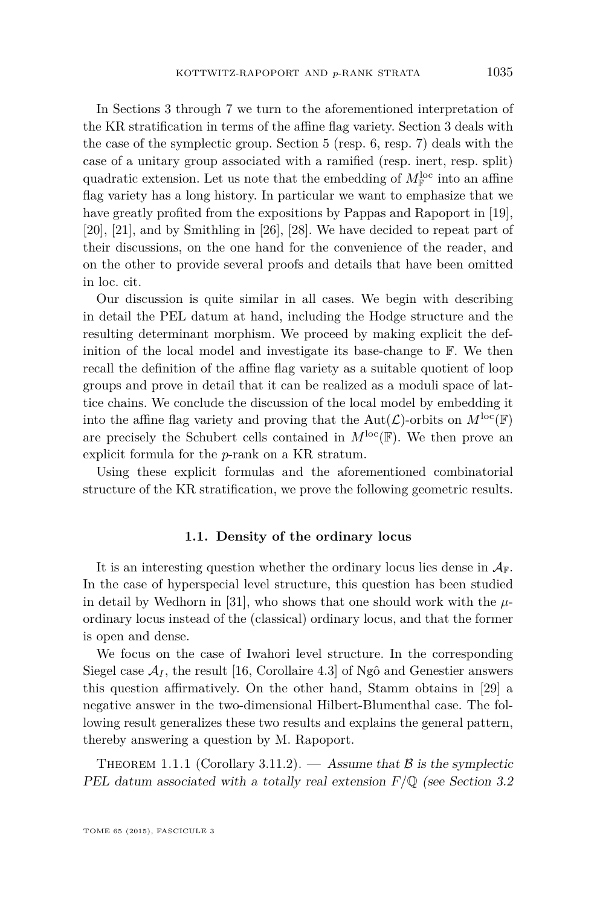In Sections 3 through 7 we turn to the aforementioned interpretation of the KR stratification in terms of the affine flag variety. Section 3 deals with the case of the symplectic group. Section 5 (resp. 6, resp. 7) deals with the case of a unitary group associated with a ramified (resp. inert, resp. split) quadratic extension. Let us note that the embedding of $M^{\mathrm{loc}}_{\mathbb{F}}$ into an affine flag variety has a long history. In particular we want to emphasize that we have greatly profited from the expositions by Pappas and Rapoport in [19], [20], [21], and by Smithling in [26], [28]. We have decided to repeat part of their discussions, on the one hand for the convenience of the reader, and on the other to provide several proofs and details that have been omitted in loc. cit.

Our discussion is quite similar in all cases. We begin with describing in detail the PEL datum at hand, including the Hodge structure and the resulting determinant morphism. We proceed by making explicit the definition of the local model and investigate its base-change to $\mathbb{F}$. We then recall the definition of the affine flag variety as a suitable quotient of loop groups and prove in detail that it can be realized as a moduli space of lattice chains. We conclude the discussion of the local model by embedding it into the affine flag variety and proving that the $\mathrm{Aut}(\mathcal{L})$-orbits on $M^{\mathrm{loc}}(\mathbb{F})$ are precisely the Schubert cells contained in $M^{\mathrm{loc}}(\mathbb{F})$. We then prove an explicit formula for the $p$-rank on a KR stratum.

Using these explicit formulas and the aforementioned combinatorial structure of the KR stratification, we prove the following geometric results.

### 1.1. Density of the ordinary locus

It is an interesting question whether the ordinary locus lies dense in $\mathcal{A}_{\mathbb{F}}$. In the case of hyperspecial level structure, this question has been studied in detail by Wedhorn in [31], who shows that one should work with the $\mu$-ordinary locus instead of the (classical) ordinary locus, and that the former is open and dense.

We focus on the case of Iwahori level structure. In the corresponding Siegel case $\mathcal{A}_I$, the result [16, Corollaire 4.3] of Ngô and Genestier answers this question affirmatively. On the other hand, Stamm obtains in [29] a negative answer in the two-dimensional Hilbert-Blumenthal case. The following result generalizes these two results and explains the general pattern, thereby answering a question by M. Rapoport.

Theorem 1.1.1 (Corollary 3.11.2). — *Assume that $\mathcal{B}$ is the symplectic PEL datum associated with a totally real extension $F/\mathbb{Q}$ (see Section 3.2*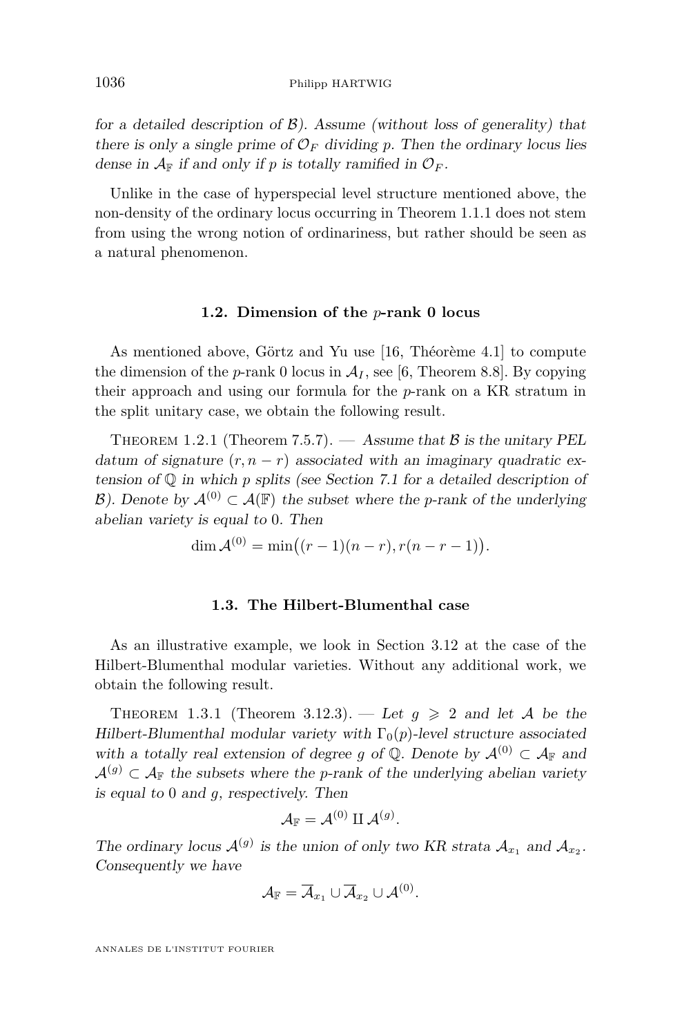*for a detailed description of $\mathcal{B}$). Assume (without loss of generality) that there is only a single prime of $\mathcal{O}_F$ dividing $p$. Then the ordinary locus lies dense in $\mathcal{A}_{\mathbb{F}}$ if and only if $p$ is totally ramified in $\mathcal{O}_F$.*

Unlike in the case of hyperspecial level structure mentioned above, the non-density of the ordinary locus occurring in Theorem 1.1.1 does not stem from using the wrong notion of ordinariness, but rather should be seen as a natural phenomenon.

### 1.2. Dimension of the $p$-rank 0 locus

As mentioned above, Görtz and Yu use [16, Théorème 4.1] to compute the dimension of the $p$-rank 0 locus in $\mathcal{A}_I$, see [6, Theorem 8.8]. By copying their approach and using our formula for the $p$-rank on a KR stratum in the split unitary case, we obtain the following result.

Theorem 1.2.1 (Theorem 7.5.7). — *Assume that $\mathcal{B}$ is the unitary PEL datum of signature $(r, n-r)$ associated with an imaginary quadratic extension of $\mathbb{Q}$ in which $p$ splits (see Section 7.1 for a detailed description of $\mathcal{B}$). Denote by $\mathcal{A}^{(0)} \subset \mathcal{A}(\mathbb{F})$ the subset where the $p$-rank of the underlying abelian variety is equal to $0$. Then*

$$\dim \mathcal{A}^{(0)} = \min\bigl((r-1)(n-r), r(n-r-1)\bigr).$$

### 1.3. The Hilbert-Blumenthal case

As an illustrative example, we look in Section 3.12 at the case of the Hilbert-Blumenthal modular varieties. Without any additional work, we obtain the following result.

Theorem 1.3.1 (Theorem 3.12.3). — *Let $g \geqslant 2$ and let $\mathcal{A}$ be the Hilbert-Blumenthal modular variety with $\Gamma_0(p)$-level structure associated with a totally real extension of degree $g$ of $\mathbb{Q}$. Denote by $\mathcal{A}^{(0)} \subset \mathcal{A}_{\mathbb{F}}$ and $\mathcal{A}^{(g)} \subset \mathcal{A}_{\mathbb{F}}$ the subsets where the $p$-rank of the underlying abelian variety is equal to $0$ and $g$, respectively. Then*

$$\mathcal{A}_{\mathbb{F}} = \mathcal{A}^{(0)} \amalg \mathcal{A}^{(g)}.$$

*The ordinary locus $\mathcal{A}^{(g)}$ is the union of only two KR strata $\mathcal{A}_{x_1}$ and $\mathcal{A}_{x_2}$. Consequently we have*

$$\mathcal{A}_{\mathbb{F}} = \overline{\mathcal{A}}_{x_1} \cup \overline{\mathcal{A}}_{x_2} \cup \mathcal{A}^{(0)}.$$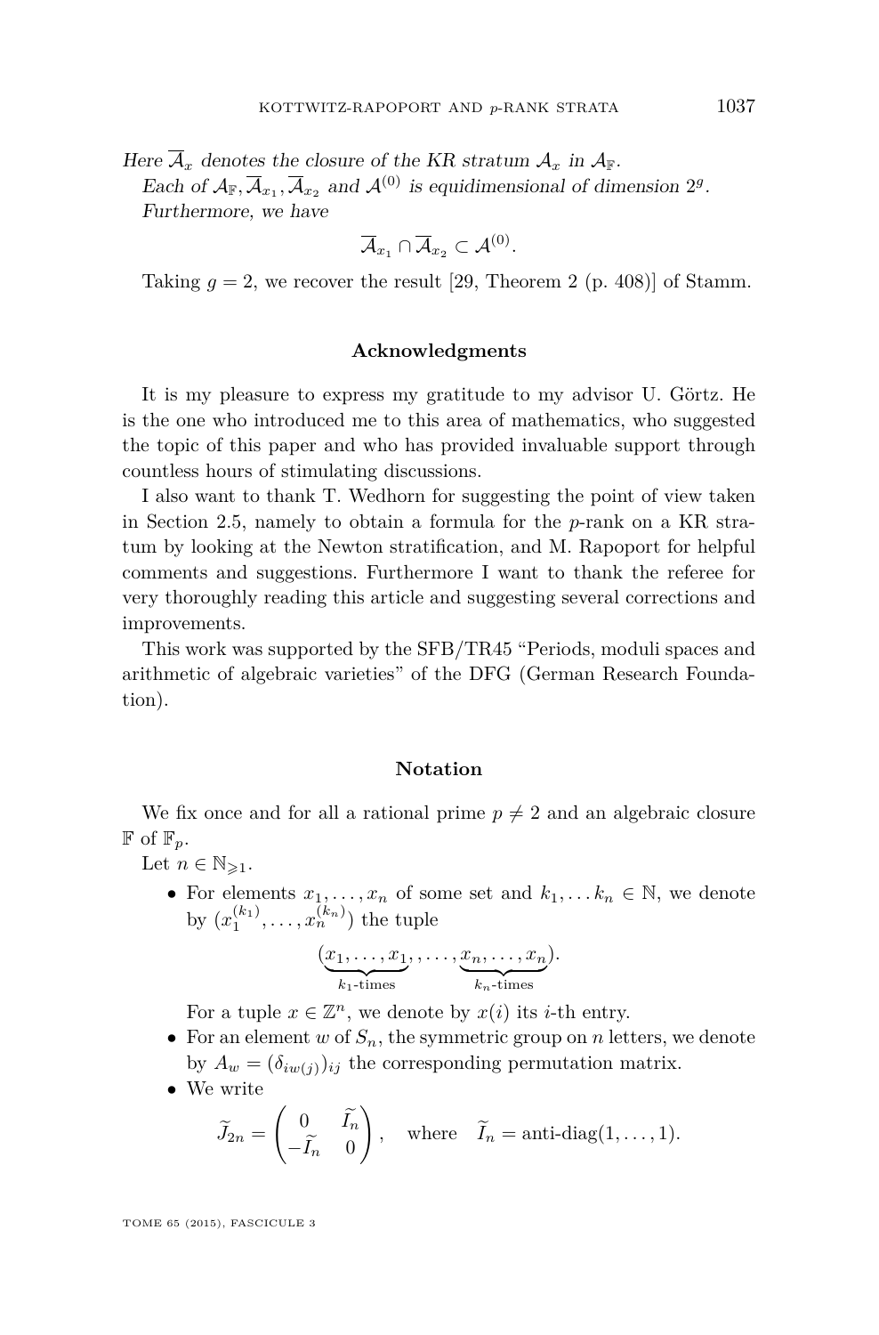*Here $\overline{\mathcal{A}}_x$ denotes the closure of the KR stratum $\mathcal{A}_x$ in $\mathcal{A}_{\mathbb{F}}$.*

*Each of $\mathcal{A}_{\mathbb{F}}, \overline{\mathcal{A}}_{x_1}, \overline{\mathcal{A}}_{x_2}$ and $\mathcal{A}^{(0)}$ is equidimensional of dimension $2^g$.*

*Furthermore, we have*

$$\overline{\mathcal{A}}_{x_1} \cap \overline{\mathcal{A}}_{x_2} \subset \mathcal{A}^{(0)}.$$

Taking $g = 2$, we recover the result [29, Theorem 2 (p. 408)] of Stamm.

## Acknowledgments

It is my pleasure to express my gratitude to my advisor U. Görtz. He is the one who introduced me to this area of mathematics, who suggested the topic of this paper and who has provided invaluable support through countless hours of stimulating discussions.

I also want to thank T. Wedhorn for suggesting the point of view taken in Section 2.5, namely to obtain a formula for the $p$-rank on a KR stratum by looking at the Newton stratification, and M. Rapoport for helpful comments and suggestions. Furthermore I want to thank the referee for very thoroughly reading this article and suggesting several corrections and improvements.

This work was supported by the SFB/TR45 "Periods, moduli spaces and arithmetic of algebraic varieties" of the DFG (German Research Foundation).

## Notation

We fix once and for all a rational prime $p \neq 2$ and an algebraic closure $\mathbb{F}$ of $\mathbb{F}_p$.

Let $n \in \mathbb{N}_{\geqslant 1}$.

- For elements $x_1, \ldots, x_n$ of some set and $k_1, \ldots k_n \in \mathbb{N}$, we denote by $(x_1^{(k_1)}, \ldots, x_n^{(k_n)})$ the tuple

$$(\underbrace{x_1, \ldots, x_1}_{k_1\text{-times}}, \ldots, \underbrace{x_n, \ldots, x_n}_{k_n\text{-times}}).$$

  For a tuple $x \in \mathbb{Z}^n$, we denote by $x(i)$ its $i$-th entry.
- For an element $w$ of $S_n$, the symmetric group on $n$ letters, we denote by $A_w = (\delta_{iw(j)})_{ij}$ the corresponding permutation matrix.
- We write

$$\widetilde{J}_{2n} = \begin{pmatrix} 0 & \widetilde{I}_n \\ -\widetilde{I}_n & 0 \end{pmatrix}, \quad \text{where} \quad \widetilde{I}_n = \text{anti-diag}(1, \ldots, 1).$$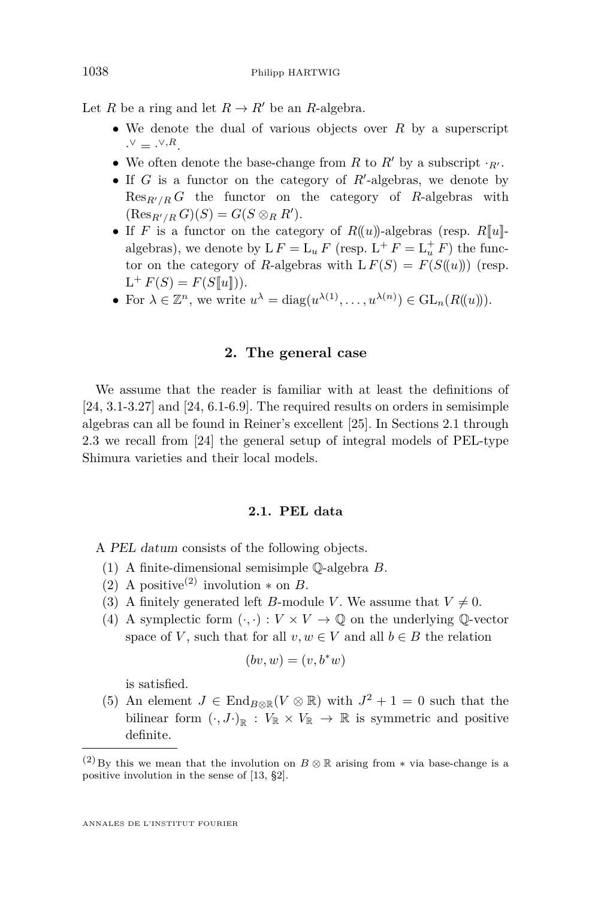Let $R$ be a ring and let $R \to R'$ be an $R$-algebra.

- We denote the dual of various objects over $R$ by a superscript $\cdot^\vee = \cdot^{\vee,R}$.
- We often denote the base-change from $R$ to $R'$ by a subscript $\cdot_{R'}$.
- If $G$ is a functor on the category of $R'$-algebras, we denote by $\operatorname{Res}_{R'/R} G$ the functor on the category of $R$-algebras with $(\operatorname{Res}_{R'/R} G)(S) = G(S \otimes_R R')$.
- If $F$ is a functor on the category of $R(\!(u)\!)$-algebras (resp. $R[\![u]\!]$-algebras), we denote by $\mathrm{L}\, F = \mathrm{L}_u\, F$ (resp. $\mathrm{L}^+ F = \mathrm{L}^+_u F$) the functor on the category of $R$-algebras with $\mathrm{L}\, F(S) = F(S(\!(u)\!))$ (resp. $\mathrm{L}^+ F(S) = F(S[\![u]\!])$).
- For $\lambda \in \mathbb{Z}^n$, we write $u^\lambda = \operatorname{diag}(u^{\lambda(1)}, \dots, u^{\lambda(n)}) \in \mathrm{GL}_n(R(\!(u)\!))$.

## 2. The general case

We assume that the reader is familiar with at least the definitions of [24, 3.1-3.27] and [24, 6.1-6.9]. The required results on orders in semisimple algebras can all be found in Reiner's excellent [25]. In Sections 2.1 through 2.3 we recall from [24] the general setup of integral models of PEL-type Shimura varieties and their local models.

### 2.1. PEL data

A *PEL datum* consists of the following objects.

1. A finite-dimensional semisimple $\mathbb{Q}$-algebra $B$.
2. A positive[(2)] involution $*$ on $B$.
3. A finitely generated left $B$-module $V$. We assume that $V \neq 0$.
4. A symplectic form $(\cdot,\cdot) : V \times V \to \mathbb{Q}$ on the underlying $\mathbb{Q}$-vector space of $V$, such that for all $v, w \in V$ and all $b \in B$ the relation
$$(bv, w) = (v, b^* w)$$
is satisfied.
5. An element $J \in \operatorname{End}_{B\otimes\mathbb{R}}(V \otimes \mathbb{R})$ with $J^2 + 1 = 0$ such that the bilinear form $(\cdot, J\cdot)_{\mathbb{R}} : V_{\mathbb{R}} \times V_{\mathbb{R}} \to \mathbb{R}$ is symmetric and positive definite.

[(2)] By this we mean that the involution on $B \otimes \mathbb{R}$ arising from $*$ via base-change is a positive involution in the sense of [13, §2].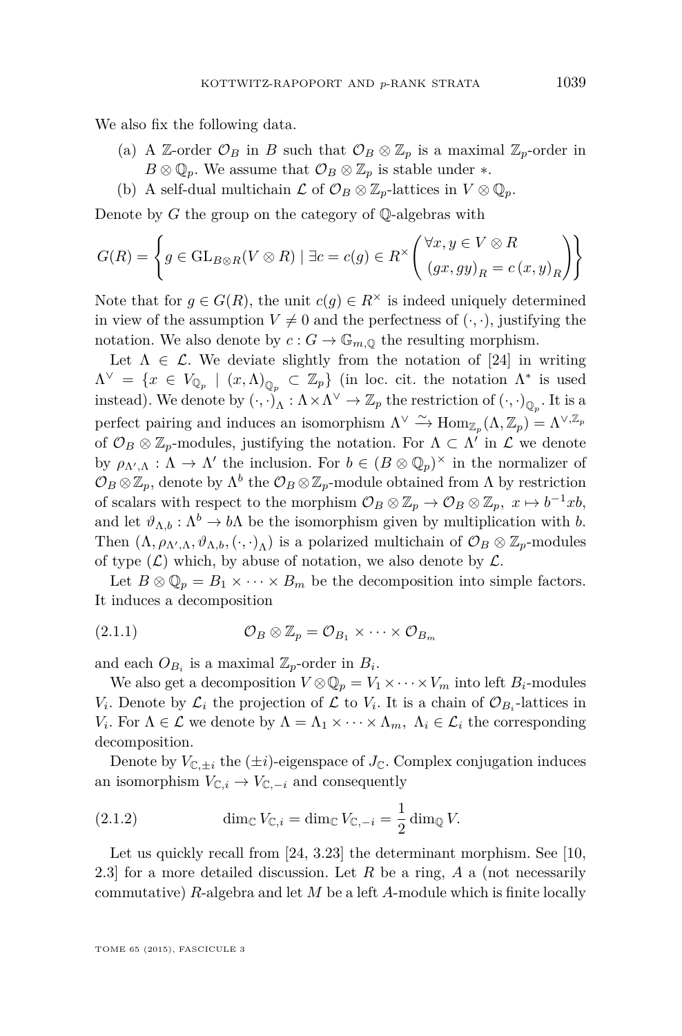We also fix the following data.

(a) A $\mathbb{Z}$-order $\mathcal{O}_B$ in $B$ such that $\mathcal{O}_B \otimes \mathbb{Z}_p$ is a maximal $\mathbb{Z}_p$-order in $B \otimes \mathbb{Q}_p$. We assume that $\mathcal{O}_B \otimes \mathbb{Z}_p$ is stable under $*$.

(b) A self-dual multichain $\mathcal{L}$ of $\mathcal{O}_B \otimes \mathbb{Z}_p$-lattices in $V \otimes \mathbb{Q}_p$.

Denote by $G$ the group on the category of $\mathbb{Q}$-algebras with

$$G(R) = \left\{ g \in \mathrm{GL}_{B\otimes R}(V \otimes R) \mid \exists c = c(g) \in R^\times \begin{pmatrix} \forall x, y \in V \otimes R \\ (gx, gy)_R = c\,(x, y)_R \end{pmatrix} \right\}$$

Note that for $g \in G(R)$, the unit $c(g) \in R^\times$ is indeed uniquely determined in view of the assumption $V \neq 0$ and the perfectness of $(\cdot, \cdot)$, justifying the notation. We also denote by $c : G \to \mathbb{G}_{m,\mathbb{Q}}$ the resulting morphism.

Let $\Lambda \in \mathcal{L}$. We deviate slightly from the notation of [24] in writing $\Lambda^\vee = \{x \in V_{\mathbb{Q}_p} \mid (x, \Lambda)_{\mathbb{Q}_p} \subset \mathbb{Z}_p\}$ (in loc. cit. the notation $\Lambda^*$ is used instead). We denote by $(\cdot, \cdot)_\Lambda : \Lambda \times \Lambda^\vee \to \mathbb{Z}_p$ the restriction of $(\cdot, \cdot)_{\mathbb{Q}_p}$. It is a perfect pairing and induces an isomorphism $\Lambda^\vee \xrightarrow{\sim} \mathrm{Hom}_{\mathbb{Z}_p}(\Lambda, \mathbb{Z}_p) = \Lambda^{\vee,\mathbb{Z}_p}$ of $\mathcal{O}_B \otimes \mathbb{Z}_p$-modules, justifying the notation. For $\Lambda \subset \Lambda'$ in $\mathcal{L}$ we denote by $\rho_{\Lambda',\Lambda} : \Lambda \to \Lambda'$ the inclusion. For $b \in (B \otimes \mathbb{Q}_p)^\times$ in the normalizer of $\mathcal{O}_B \otimes \mathbb{Z}_p$, denote by $\Lambda^b$ the $\mathcal{O}_B \otimes \mathbb{Z}_p$-module obtained from $\Lambda$ by restriction of scalars with respect to the morphism $\mathcal{O}_B \otimes \mathbb{Z}_p \to \mathcal{O}_B \otimes \mathbb{Z}_p,\ x \mapsto b^{-1}xb$, and let $\vartheta_{\Lambda,b} : \Lambda^b \to b\Lambda$ be the isomorphism given by multiplication with $b$. Then $(\Lambda, \rho_{\Lambda',\Lambda}, \vartheta_{\Lambda,b}, (\cdot, \cdot)_\Lambda)$ is a polarized multichain of $\mathcal{O}_B \otimes \mathbb{Z}_p$-modules of type $(\mathcal{L})$ which, by abuse of notation, we also denote by $\mathcal{L}$.

Let $B \otimes \mathbb{Q}_p = B_1 \times \cdots \times B_m$ be the decomposition into simple factors. It induces a decomposition

$$\mathcal{O}_B \otimes \mathbb{Z}_p = \mathcal{O}_{B_1} \times \cdots \times \mathcal{O}_{B_m} \tag{2.1.1}$$

and each $O_{B_i}$ is a maximal $\mathbb{Z}_p$-order in $B_i$.

We also get a decomposition $V \otimes \mathbb{Q}_p = V_1 \times \cdots \times V_m$ into left $B_i$-modules $V_i$. Denote by $\mathcal{L}_i$ the projection of $\mathcal{L}$ to $V_i$. It is a chain of $\mathcal{O}_{B_i}$-lattices in $V_i$. For $\Lambda \in \mathcal{L}$ we denote by $\Lambda = \Lambda_1 \times \cdots \times \Lambda_m,\ \Lambda_i \in \mathcal{L}_i$ the corresponding decomposition.

Denote by $V_{\mathbb{C},\pm i}$ the $(\pm i)$-eigenspace of $J_\mathbb{C}$. Complex conjugation induces an isomorphism $V_{\mathbb{C},i} \to V_{\mathbb{C},-i}$ and consequently

$$\dim_\mathbb{C} V_{\mathbb{C},i} = \dim_\mathbb{C} V_{\mathbb{C},-i} = \frac{1}{2} \dim_\mathbb{Q} V. \tag{2.1.2}$$

Let us quickly recall from [24, 3.23] the determinant morphism. See [10, 2.3] for a more detailed discussion. Let $R$ be a ring, $A$ a (not necessarily commutative) $R$-algebra and let $M$ be a left $A$-module which is finite locally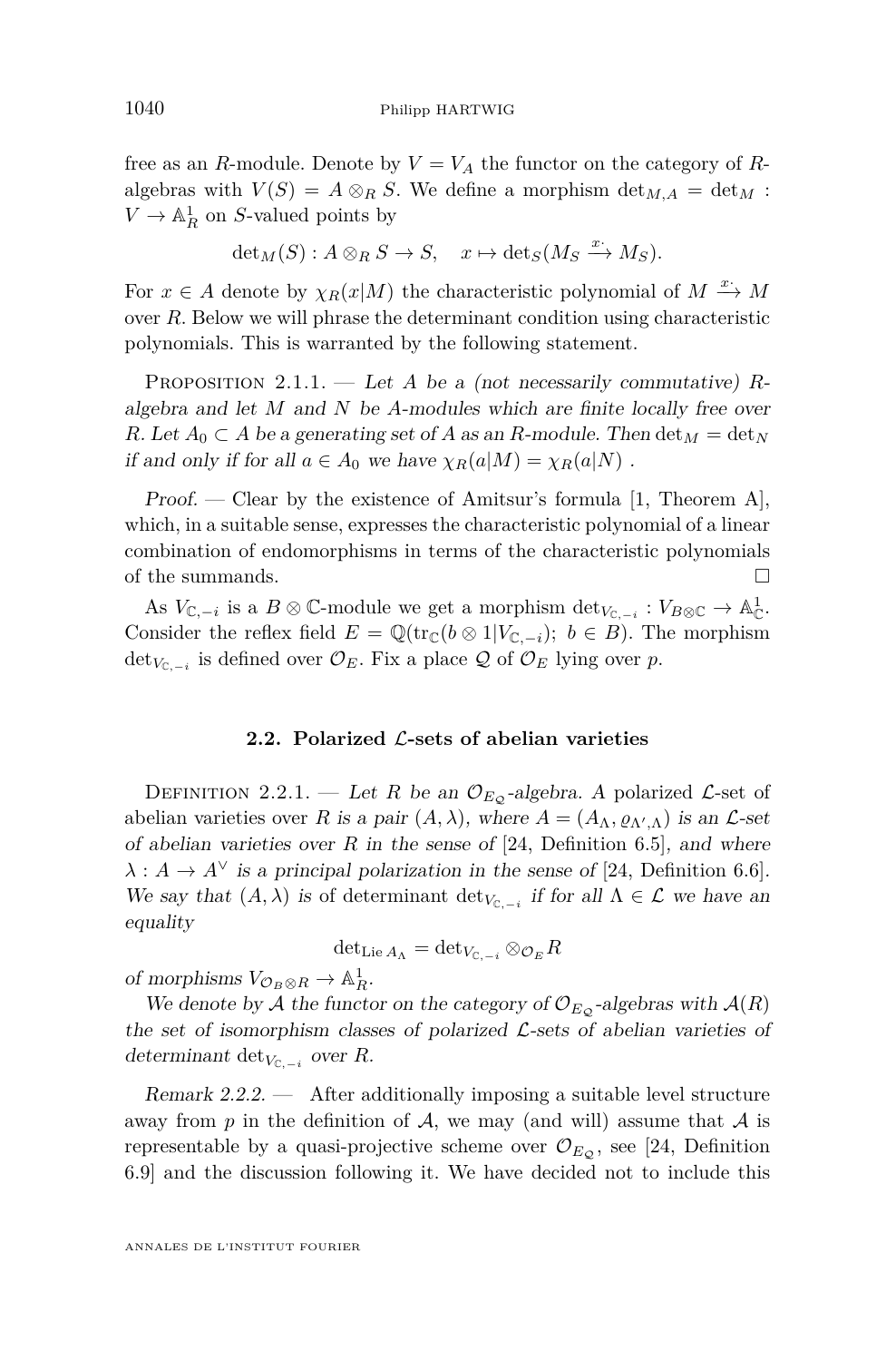free as an $R$-module. Denote by $V = V_A$ the functor on the category of $R$-algebras with $V(S) = A \otimes_R S$. We define a morphism $\det_{M,A} = \det_M : V \to \mathbb{A}^1_R$ on $S$-valued points by

$$\det_M(S) : A \otimes_R S \to S, \quad x \mapsto \det_S(M_S \xrightarrow{x\cdot} M_S).$$

For $x \in A$ denote by $\chi_R(x|M)$ the characteristic polynomial of $M \xrightarrow{x\cdot} M$ over $R$. Below we will phrase the determinant condition using characteristic polynomials. This is warranted by the following statement.

Proposition 2.1.1. — *Let $A$ be a (not necessarily commutative) $R$-algebra and let $M$ and $N$ be $A$-modules which are finite locally free over $R$. Let $A_0 \subset A$ be a generating set of $A$ as an $R$-module. Then $\det_M = \det_N$ if and only if for all $a \in A_0$ we have $\chi_R(a|M) = \chi_R(a|N)$ .*

*Proof.* — Clear by the existence of Amitsur's formula [1, Theorem A], which, in a suitable sense, expresses the characteristic polynomial of a linear combination of endomorphisms in terms of the characteristic polynomials of the summands. □

As $V_{\mathbb{C},-i}$ is a $B \otimes \mathbb{C}$-module we get a morphism $\det_{V_{\mathbb{C},-i}} : V_{B\otimes\mathbb{C}} \to \mathbb{A}^1_{\mathbb{C}}$. Consider the reflex field $E = \mathbb{Q}(\mathrm{tr}_{\mathbb{C}}(b \otimes 1|V_{\mathbb{C},-i});\ b \in B)$. The morphism $\det_{V_{\mathbb{C},-i}}$ is defined over $\mathcal{O}_E$. Fix a place $\mathcal{Q}$ of $\mathcal{O}_E$ lying over $p$.

### 2.2. Polarized $\mathcal{L}$-sets of abelian varieties

Definition 2.2.1. — *Let $R$ be an $\mathcal{O}_{E_{\mathcal{Q}}}$-algebra. A* polarized $\mathcal{L}$-set *of abelian varieties over $R$ is a pair $(A, \lambda)$, where $A = (A_\Lambda, \varrho_{\Lambda',\Lambda})$ is an $\mathcal{L}$-set of abelian varieties over $R$ in the sense of* [24, Definition 6.5]*, and where $\lambda : A \to A^\vee$ is a principal polarization in the sense of* [24, Definition 6.6]*. We say that $(A, \lambda)$ is* of determinant $\det_{V_{\mathbb{C},-i}}$ *if for all $\Lambda \in \mathcal{L}$ we have an equality*

$$\det_{\mathrm{Lie}\, A_\Lambda} = \det_{V_{\mathbb{C},-i}} \otimes_{\mathcal{O}_E} R$$

*of morphisms $V_{\mathcal{O}_B \otimes R} \to \mathbb{A}^1_R$.*

*We denote by $\mathcal{A}$ the functor on the category of $\mathcal{O}_{E_{\mathcal{Q}}}$-algebras with $\mathcal{A}(R)$ the set of isomorphism classes of polarized $\mathcal{L}$-sets of abelian varieties of determinant $\det_{V_{\mathbb{C},-i}}$ over $R$.*

*Remark 2.2.2.* — After additionally imposing a suitable level structure away from $p$ in the definition of $\mathcal{A}$, we may (and will) assume that $\mathcal{A}$ is representable by a quasi-projective scheme over $\mathcal{O}_{E_{\mathcal{Q}}}$, see [24, Definition 6.9] and the discussion following it. We have decided not to include this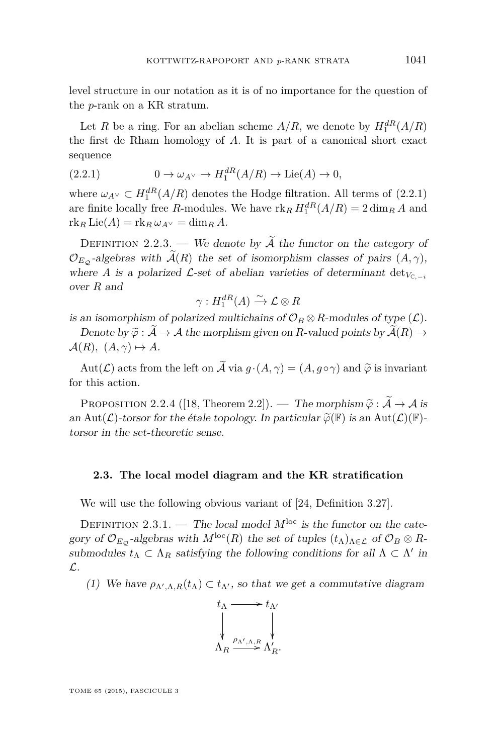level structure in our notation as it is of no importance for the question of the $p$-rank on a KR stratum.

Let $R$ be a ring. For an abelian scheme $A/R$, we denote by $H_1^{dR}(A/R)$ the first de Rham homology of $A$. It is part of a canonical short exact sequence

$$0 \to \omega_{A^\vee} \to H_1^{dR}(A/R) \to \mathrm{Lie}(A) \to 0, \tag{2.2.1}$$

where $\omega_{A^\vee} \subset H_1^{dR}(A/R)$ denotes the Hodge filtration. All terms of (2.2.1) are finite locally free $R$-modules. We have $\mathrm{rk}_R\, H_1^{dR}(A/R) = 2\dim_R A$ and $\mathrm{rk}_R\, \mathrm{Lie}(A) = \mathrm{rk}_R\, \omega_{A^\vee} = \dim_R A$.

Definition 2.2.3. — *We denote by $\widetilde{\mathcal{A}}$ the functor on the category of $\mathcal{O}_{E_\mathbb{Q}}$-algebras with $\widetilde{\mathcal{A}}(R)$ the set of isomorphism classes of pairs $(A, \gamma)$, where $A$ is a polarized $\mathcal{L}$-set of abelian varieties of determinant $\det_{V_{\mathbb{C},-i}}$ over $R$ and*

$$\gamma : H_1^{dR}(A) \xrightarrow{\sim} \mathcal{L} \otimes R$$

*is an isomorphism of polarized multichains of $\mathcal{O}_B \otimes R$-modules of type $(\mathcal{L})$.*

*Denote by $\widetilde{\varphi} : \widetilde{\mathcal{A}} \to \mathcal{A}$ the morphism given on $R$-valued points by $\widetilde{\mathcal{A}}(R) \to \mathcal{A}(R)$, $(A, \gamma) \mapsto A$.*

$\mathrm{Aut}(\mathcal{L})$ acts from the left on $\widetilde{\mathcal{A}}$ via $g \cdot (A, \gamma) = (A, g \circ \gamma)$ and $\widetilde{\varphi}$ is invariant for this action.

Proposition 2.2.4 ([18, Theorem 2.2]). — *The morphism $\widetilde{\varphi} : \widetilde{\mathcal{A}} \to \mathcal{A}$ is an $\mathrm{Aut}(\mathcal{L})$-torsor for the étale topology. In particular $\widetilde{\varphi}(\mathbb{F})$ is an $\mathrm{Aut}(\mathcal{L})(\mathbb{F})$-torsor in the set-theoretic sense.*

### 2.3. The local model diagram and the KR stratification

We will use the following obvious variant of [24, Definition 3.27].

Definition 2.3.1. — *The local model $M^{\mathrm{loc}}$ is the functor on the category of $\mathcal{O}_{E_\mathbb{Q}}$-algebras with $M^{\mathrm{loc}}(R)$ the set of tuples $(t_\Lambda)_{\Lambda \in \mathcal{L}}$ of $\mathcal{O}_B \otimes R$-submodules $t_\Lambda \subset \Lambda_R$ satisfying the following conditions for all $\Lambda \subset \Lambda'$ in $\mathcal{L}$.*

(1) *We have $\rho_{\Lambda',\Lambda,R}(t_\Lambda) \subset t_{\Lambda'}$, so that we get a commutative diagram*

$$\begin{array}{ccc} t_\Lambda & \longrightarrow & t_{\Lambda'} \\ \downarrow & & \downarrow \\ \Lambda_R & \xrightarrow{\rho_{\Lambda',\Lambda,R}} & \Lambda'_R. \end{array}$$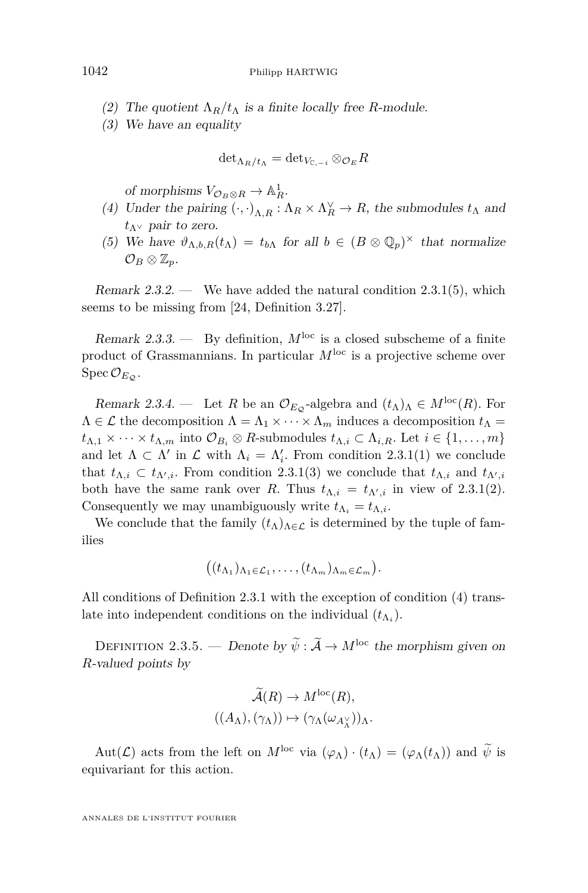(2) *The quotient $\Lambda_R/t_\Lambda$ is a finite locally free $R$-module.*

(3) *We have an equality*

$$\det_{\Lambda_R/t_\Lambda} = \det_{V_{\mathbb{C},-i}} \otimes_{\mathcal{O}_E} R$$

*of morphisms $V_{\mathcal{O}_B \otimes R} \to \mathbb{A}^1_R$.*

(4) *Under the pairing $(\cdot,\cdot)_{\Lambda,R} : \Lambda_R \times \Lambda_R^\vee \to R$, the submodules $t_\Lambda$ and $t_{\Lambda^\vee}$ pair to zero.*

(5) *We have $\vartheta_{\Lambda,b,R}(t_\Lambda) = t_{b\Lambda}$ for all $b \in (B \otimes \mathbb{Q}_p)^\times$ that normalize $\mathcal{O}_B \otimes \mathbb{Z}_p$.*

*Remark 2.3.2.* — We have added the natural condition 2.3.1(5), which seems to be missing from [24, Definition 3.27].

*Remark 2.3.3.* — By definition, $M^{\mathrm{loc}}$ is a closed subscheme of a finite product of Grassmannians. In particular $M^{\mathrm{loc}}$ is a projective scheme over $\operatorname{Spec} \mathcal{O}_{E_\mathcal{Q}}$.

*Remark 2.3.4.* — Let $R$ be an $\mathcal{O}_{E_\mathcal{Q}}$-algebra and $(t_\Lambda)_\Lambda \in M^{\mathrm{loc}}(R)$. For $\Lambda \in \mathcal{L}$ the decomposition $\Lambda = \Lambda_1 \times \cdots \times \Lambda_m$ induces a decomposition $t_\Lambda = t_{\Lambda,1} \times \cdots \times t_{\Lambda,m}$ into $\mathcal{O}_{B_i} \otimes R$-submodules $t_{\Lambda,i} \subset \Lambda_{i,R}$. Let $i \in \{1,\dots,m\}$ and let $\Lambda \subset \Lambda'$ in $\mathcal{L}$ with $\Lambda_i = \Lambda'_i$. From condition 2.3.1(1) we conclude that $t_{\Lambda,i} \subset t_{\Lambda',i}$. From condition 2.3.1(3) we conclude that $t_{\Lambda,i}$ and $t_{\Lambda',i}$ both have the same rank over $R$. Thus $t_{\Lambda,i} = t_{\Lambda',i}$ in view of 2.3.1(2). Consequently we may unambiguously write $t_{\Lambda_i} = t_{\Lambda,i}$.

We conclude that the family $(t_\Lambda)_{\Lambda \in \mathcal{L}}$ is determined by the tuple of families

$$\big((t_{\Lambda_1})_{\Lambda_1 \in \mathcal{L}_1}, \dots, (t_{\Lambda_m})_{\Lambda_m \in \mathcal{L}_m}\big).$$

All conditions of Definition 2.3.1 with the exception of condition (4) translate into independent conditions on the individual $(t_{\Lambda_i})$.

Definition 2.3.5. — *Denote by $\widetilde{\psi} : \widetilde{\mathcal{A}} \to M^{\mathrm{loc}}$ the morphism given on $R$-valued points by*

$$\widetilde{\mathcal{A}}(R) \to M^{\mathrm{loc}}(R),$$
$$((A_\Lambda),(\gamma_\Lambda)) \mapsto (\gamma_\Lambda(\omega_{A_\Lambda^\vee}))_\Lambda.$$

$\operatorname{Aut}(\mathcal{L})$ acts from the left on $M^{\mathrm{loc}}$ via $(\varphi_\Lambda)\cdot(t_\Lambda) = (\varphi_\Lambda(t_\Lambda))$ and $\widetilde{\psi}$ is equivariant for this action.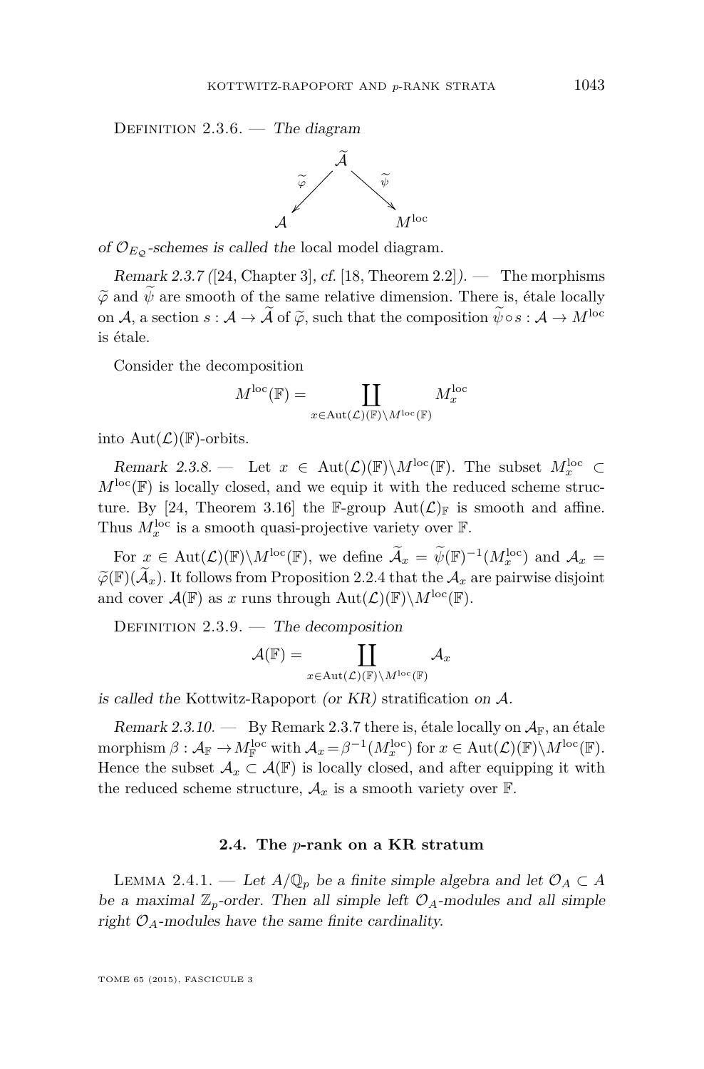Definition 2.3.6. — *The diagram*

$$\begin{array}{ccc} & \widetilde{\mathcal{A}} & \\ {}^{\widetilde{\varphi}}\swarrow & & \searrow^{\widetilde{\psi}} \\ \mathcal{A} & & M^{\mathrm{loc}} \end{array}$$

*of $\mathcal{O}_{E_{\mathcal{Q}}}$-schemes is called the* local model diagram.

*Remark 2.3.7* ([24, Chapter 3], *cf.* [18, Theorem 2.2]). — The morphisms $\widetilde{\varphi}$ and $\widetilde{\psi}$ are smooth of the same relative dimension. There is, étale locally on $\mathcal{A}$, a section $s : \mathcal{A} \to \widetilde{\mathcal{A}}$ of $\widetilde{\varphi}$, such that the composition $\widetilde{\psi} \circ s : \mathcal{A} \to M^{\mathrm{loc}}$ is étale.

Consider the decomposition

$$M^{\mathrm{loc}}(\mathbb{F}) = \coprod_{x \in \mathrm{Aut}(\mathcal{L})(\mathbb{F}) \backslash M^{\mathrm{loc}}(\mathbb{F})} M^{\mathrm{loc}}_x$$

into $\mathrm{Aut}(\mathcal{L})(\mathbb{F})$-orbits.

*Remark 2.3.8.* — Let $x \in \mathrm{Aut}(\mathcal{L})(\mathbb{F}) \backslash M^{\mathrm{loc}}(\mathbb{F})$. The subset $M^{\mathrm{loc}}_x \subset M^{\mathrm{loc}}(\mathbb{F})$ is locally closed, and we equip it with the reduced scheme structure. By [24, Theorem 3.16] the $\mathbb{F}$-group $\mathrm{Aut}(\mathcal{L})_{\mathbb{F}}$ is smooth and affine. Thus $M^{\mathrm{loc}}_x$ is a smooth quasi-projective variety over $\mathbb{F}$.

For $x \in \mathrm{Aut}(\mathcal{L})(\mathbb{F}) \backslash M^{\mathrm{loc}}(\mathbb{F})$, we define $\widetilde{\mathcal{A}}_x = \widetilde{\psi}(\mathbb{F})^{-1}(M^{\mathrm{loc}}_x)$ and $\mathcal{A}_x = \widetilde{\varphi}(\mathbb{F})(\widetilde{\mathcal{A}}_x)$. It follows from Proposition 2.2.4 that the $\mathcal{A}_x$ are pairwise disjoint and cover $\mathcal{A}(\mathbb{F})$ as $x$ runs through $\mathrm{Aut}(\mathcal{L})(\mathbb{F}) \backslash M^{\mathrm{loc}}(\mathbb{F})$.

Definition 2.3.9. — *The decomposition*

$$\mathcal{A}(\mathbb{F}) = \coprod_{x \in \mathrm{Aut}(\mathcal{L})(\mathbb{F}) \backslash M^{\mathrm{loc}}(\mathbb{F})} \mathcal{A}_x$$

*is called the* Kottwitz-Rapoport *(or KR)* stratification *on $\mathcal{A}$.*

*Remark 2.3.10.* — By Remark 2.3.7 there is, étale locally on $\mathcal{A}_{\mathbb{F}}$, an étale morphism $\beta : \mathcal{A}_{\mathbb{F}} \to M^{\mathrm{loc}}_{\mathbb{F}}$ with $\mathcal{A}_x = \beta^{-1}(M^{\mathrm{loc}}_x)$ for $x \in \mathrm{Aut}(\mathcal{L})(\mathbb{F}) \backslash M^{\mathrm{loc}}(\mathbb{F})$. Hence the subset $\mathcal{A}_x \subset \mathcal{A}(\mathbb{F})$ is locally closed, and after equipping it with the reduced scheme structure, $\mathcal{A}_x$ is a smooth variety over $\mathbb{F}$.

### 2.4. The $p$-rank on a KR stratum

Lemma 2.4.1. — *Let $A/\mathbb{Q}_p$ be a finite simple algebra and let $\mathcal{O}_A \subset A$ be a maximal $\mathbb{Z}_p$-order. Then all simple left $\mathcal{O}_A$-modules and all simple right $\mathcal{O}_A$-modules have the same finite cardinality.*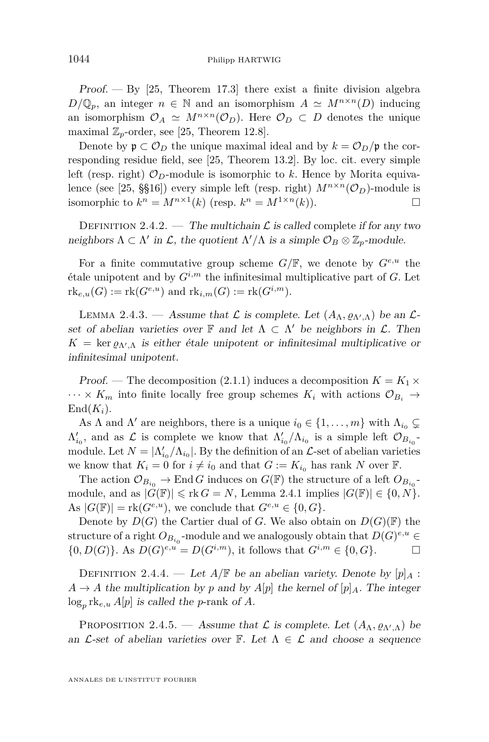*Proof.* — By [25, Theorem 17.3] there exist a finite division algebra $D/\mathbb{Q}_p$, an integer $n \in \mathbb{N}$ and an isomorphism $A \simeq M^{n\times n}(D)$ inducing an isomorphism $\mathcal{O}_A \simeq M^{n\times n}(\mathcal{O}_D)$. Here $\mathcal{O}_D \subset D$ denotes the unique maximal $\mathbb{Z}_p$-order, see [25, Theorem 12.8].

Denote by $\mathfrak{p} \subset \mathcal{O}_D$ the unique maximal ideal and by $k = \mathcal{O}_D/\mathfrak{p}$ the corresponding residue field, see [25, Theorem 13.2]. By loc. cit. every simple left (resp. right) $\mathcal{O}_D$-module is isomorphic to $k$. Hence by Morita equivalence (see [25, §§16]) every simple left (resp. right) $M^{n\times n}(\mathcal{O}_D)$-module is isomorphic to $k^n = M^{n\times 1}(k)$ (resp. $k^n = M^{1\times n}(k)$). □

Definition 2.4.2. — *The multichain $\mathcal{L}$ is called* complete *if for any two neighbors $\Lambda \subset \Lambda'$ in $\mathcal{L}$, the quotient $\Lambda'/\Lambda$ is a simple $\mathcal{O}_B \otimes \mathbb{Z}_p$-module.*

For a finite commutative group scheme $G/\mathbb{F}$, we denote by $G^{e,u}$ the étale unipotent and by $G^{i,m}$ the infinitesimal multiplicative part of $G$. Let $\mathrm{rk}_{e,u}(G) := \mathrm{rk}(G^{e,u})$ and $\mathrm{rk}_{i,m}(G) := \mathrm{rk}(G^{i,m})$.

Lemma 2.4.3. — *Assume that $\mathcal{L}$ is complete. Let $(A_\Lambda, \varrho_{\Lambda',\Lambda})$ be an $\mathcal{L}$-set of abelian varieties over $\mathbb{F}$ and let $\Lambda \subset \Lambda'$ be neighbors in $\mathcal{L}$. Then $K = \ker \varrho_{\Lambda',\Lambda}$ is either étale unipotent or infinitesimal multiplicative or infinitesimal unipotent.*

*Proof.* — The decomposition (2.1.1) induces a decomposition $K = K_1 \times \cdots \times K_m$ into finite locally free group schemes $K_i$ with actions $\mathcal{O}_{B_i} \to \mathrm{End}(K_i)$.

As $\Lambda$ and $\Lambda'$ are neighbors, there is a unique $i_0 \in \{1,\ldots,m\}$ with $\Lambda_{i_0} \subsetneq \Lambda'_{i_0}$, and as $\mathcal{L}$ is complete we know that $\Lambda'_{i_0}/\Lambda_{i_0}$ is a simple left $\mathcal{O}_{B_{i_0}}$-module. Let $N = |\Lambda'_{i_0}/\Lambda_{i_0}|$. By the definition of an $\mathcal{L}$-set of abelian varieties we know that $K_i = 0$ for $i \neq i_0$ and that $G := K_{i_0}$ has rank $N$ over $\mathbb{F}$.

The action $\mathcal{O}_{B_{i_0}} \to \mathrm{End}\, G$ induces on $G(\mathbb{F})$ the structure of a left $O_{B_{i_0}}$-module, and as $|G(\mathbb{F})| \leqslant \mathrm{rk}\, G = N$, Lemma 2.4.1 implies $|G(\mathbb{F})| \in \{0, N\}$. As $|G(\mathbb{F})| = \mathrm{rk}(G^{e,u})$, we conclude that $G^{e,u} \in \{0, G\}$.

Denote by $D(G)$ the Cartier dual of $G$. We also obtain on $D(G)(\mathbb{F})$ the structure of a right $O_{B_{i_0}}$-module and we analogously obtain that $D(G)^{e,u} \in \{0, D(G)\}$. As $D(G)^{e,u} = D(G^{i,m})$, it follows that $G^{i,m} \in \{0, G\}$. □

Definition 2.4.4. — *Let $A/\mathbb{F}$ be an abelian variety. Denote by $[p]_A : A \to A$ the multiplication by $p$ and by $A[p]$ the kernel of $[p]_A$. The integer $\log_p \mathrm{rk}_{e,u} A[p]$ is called the* $p$-rank *of $A$.*

Proposition 2.4.5. — *Assume that $\mathcal{L}$ is complete. Let $(A_\Lambda, \varrho_{\Lambda',\Lambda})$ be an $\mathcal{L}$-set of abelian varieties over $\mathbb{F}$. Let $\Lambda \in \mathcal{L}$ and choose a sequence*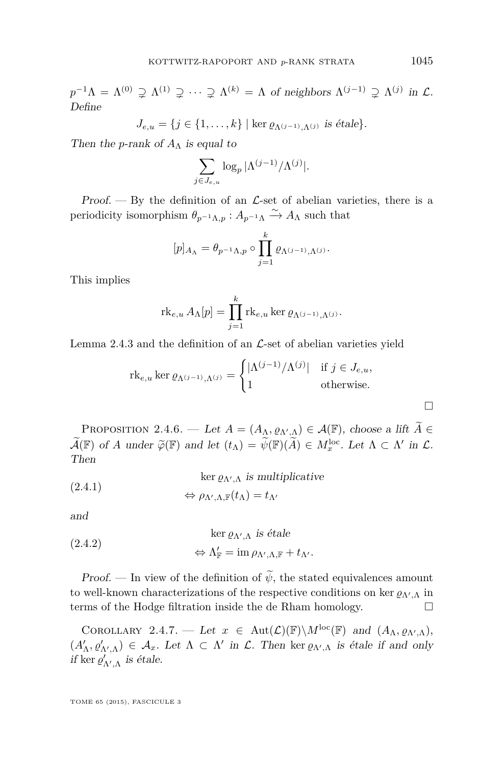$p^{-1}\Lambda = \Lambda^{(0)} \supsetneq \Lambda^{(1)} \supsetneq \cdots \supsetneq \Lambda^{(k)} = \Lambda$ *of neighbors* $\Lambda^{(j-1)} \supsetneq \Lambda^{(j)}$ *in* $\mathcal{L}$. *Define*

$$J_{e,u} = \{j \in \{1, \dots, k\} \mid \ker \varrho_{\Lambda^{(j-1)},\Lambda^{(j)}} \text{ is étale}\}.$$

*Then the* $p$*-rank of* $A_\Lambda$ *is equal to*

$$\sum_{j \in J_{e,u}} \log_p |\Lambda^{(j-1)}/\Lambda^{(j)}|.$$

*Proof.* — By the definition of an $\mathcal{L}$-set of abelian varieties, there is a periodicity isomorphism $\theta_{p^{-1}\Lambda,p} : A_{p^{-1}\Lambda} \xrightarrow{\sim} A_\Lambda$ such that

$$[p]_{A_\Lambda} = \theta_{p^{-1}\Lambda,p} \circ \prod_{j=1}^{k} \varrho_{\Lambda^{(j-1)},\Lambda^{(j)}}.$$

This implies

$$\operatorname{rk}_{e,u} A_\Lambda[p] = \prod_{j=1}^{k} \operatorname{rk}_{e,u} \ker \varrho_{\Lambda^{(j-1)},\Lambda^{(j)}}.$$

Lemma 2.4.3 and the definition of an $\mathcal{L}$-set of abelian varieties yield

$$\operatorname{rk}_{e,u} \ker \varrho_{\Lambda^{(j-1)},\Lambda^{(j)}} = \begin{cases} |\Lambda^{(j-1)}/\Lambda^{(j)}| & \text{if } j \in J_{e,u}, \\ 1 & \text{otherwise.} \end{cases}$$

□

Proposition 2.4.6. — *Let* $A = (A_\Lambda, \varrho_{\Lambda',\Lambda}) \in \mathcal{A}(\mathbb{F})$*, choose a lift* $\widetilde{A} \in \widetilde{\mathcal{A}}(\mathbb{F})$ *of* $A$ *under* $\widetilde{\varphi}(\mathbb{F})$ *and let* $(t_\Lambda) = \widetilde{\psi}(\mathbb{F})(\widetilde{A}) \in M_x^{\mathrm{loc}}$*. Let* $\Lambda \subset \Lambda'$ *in* $\mathcal{L}$*. Then*

$$\begin{aligned} &\ker \varrho_{\Lambda',\Lambda} \text{ is multiplicative} \\ &\Leftrightarrow \rho_{\Lambda',\Lambda,\mathbb{F}}(t_\Lambda) = t_{\Lambda'} \end{aligned} \tag{2.4.1}$$

*and*

$$\begin{aligned} &\ker \varrho_{\Lambda',\Lambda} \text{ is étale} \\ &\Leftrightarrow \Lambda'_{\mathbb{F}} = \operatorname{im} \rho_{\Lambda',\Lambda,\mathbb{F}} + t_{\Lambda'}. \end{aligned} \tag{2.4.2}$$

*Proof.* — In view of the definition of $\widetilde{\psi}$, the stated equivalences amount to well-known characterizations of the respective conditions on $\ker \varrho_{\Lambda',\Lambda}$ in terms of the Hodge filtration inside the de Rham homology. □

Corollary 2.4.7. — *Let* $x \in \operatorname{Aut}(\mathcal{L})(\mathbb{F})\backslash M^{\mathrm{loc}}(\mathbb{F})$ *and* $(A_\Lambda, \varrho_{\Lambda',\Lambda})$, $(A'_\Lambda, \varrho'_{\Lambda',\Lambda}) \in \mathcal{A}_x$*. Let* $\Lambda \subset \Lambda'$ *in* $\mathcal{L}$*. Then* $\ker \varrho_{\Lambda',\Lambda}$ *is étale if and only if* $\ker \varrho'_{\Lambda',\Lambda}$ *is étale.*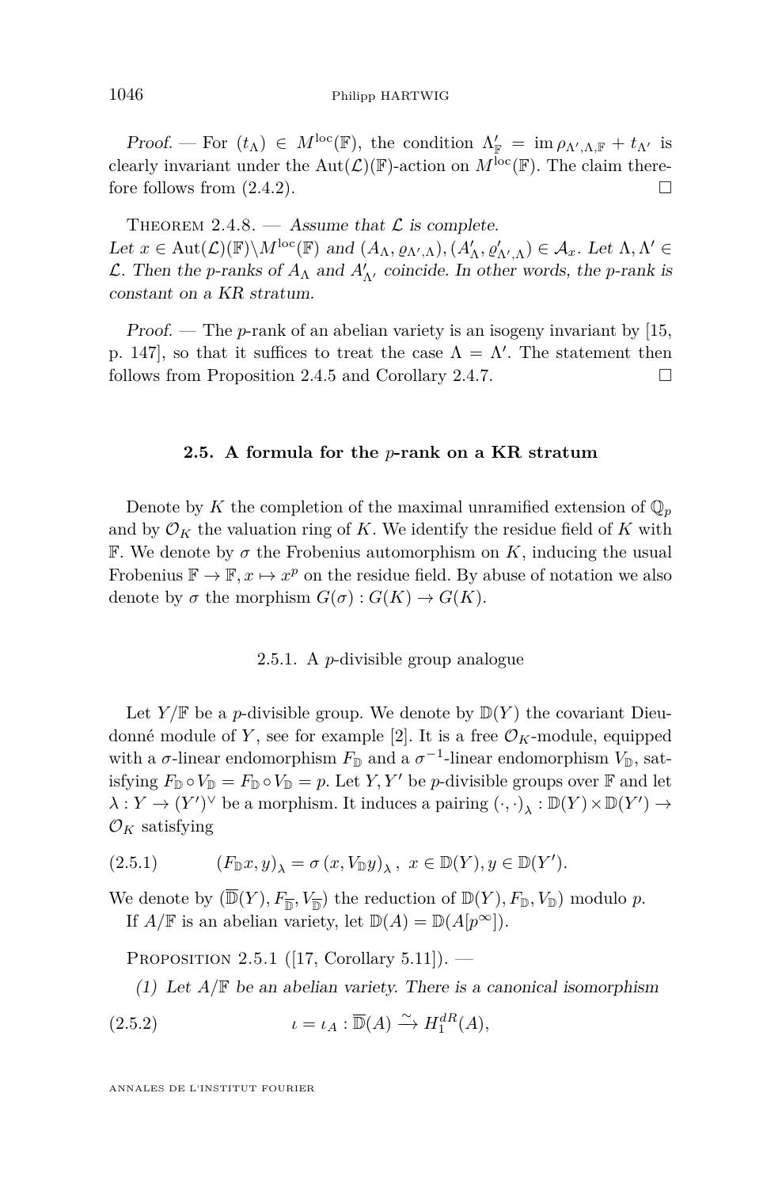*Proof.* — For $(t_\Lambda) \in M^{\mathrm{loc}}(\mathbb{F})$, the condition $\Lambda'_{\mathbb{F}} = \operatorname{im} \rho_{\Lambda',\Lambda,\mathbb{F}} + t_{\Lambda'}$ is clearly invariant under the $\operatorname{Aut}(\mathcal{L})(\mathbb{F})$-action on $M^{\mathrm{loc}}(\mathbb{F})$. The claim therefore follows from (2.4.2). □

Theorem 2.4.8. — *Assume that $\mathcal{L}$ is complete. Let $x \in \operatorname{Aut}(\mathcal{L})(\mathbb{F})\backslash M^{\mathrm{loc}}(\mathbb{F})$ and $(A_\Lambda, \varrho_{\Lambda',\Lambda}), (A'_\Lambda, \varrho'_{\Lambda',\Lambda}) \in \mathcal{A}_x$. Let $\Lambda, \Lambda' \in \mathcal{L}$. Then the $p$-ranks of $A_\Lambda$ and $A'_{\Lambda'}$ coincide. In other words, the $p$-rank is constant on a KR stratum.*

*Proof.* — The $p$-rank of an abelian variety is an isogeny invariant by [15, p. 147], so that it suffices to treat the case $\Lambda = \Lambda'$. The statement then follows from Proposition 2.4.5 and Corollary 2.4.7. □

## 2.5. A formula for the $p$-rank on a KR stratum

Denote by $K$ the completion of the maximal unramified extension of $\mathbb{Q}_p$ and by $\mathcal{O}_K$ the valuation ring of $K$. We identify the residue field of $K$ with $\mathbb{F}$. We denote by $\sigma$ the Frobenius automorphism on $K$, inducing the usual Frobenius $\mathbb{F} \to \mathbb{F}, x \mapsto x^p$ on the residue field. By abuse of notation we also denote by $\sigma$ the morphism $G(\sigma) : G(K) \to G(K)$.

### 2.5.1. A $p$-divisible group analogue

Let $Y/\mathbb{F}$ be a $p$-divisible group. We denote by $\mathbb{D}(Y)$ the covariant Dieudonné module of $Y$, see for example [2]. It is a free $\mathcal{O}_K$-module, equipped with a $\sigma$-linear endomorphism $F_{\mathbb{D}}$ and a $\sigma^{-1}$-linear endomorphism $V_{\mathbb{D}}$, satisfying $F_{\mathbb{D}} \circ V_{\mathbb{D}} = F_{\mathbb{D}} \circ V_{\mathbb{D}} = p$. Let $Y, Y'$ be $p$-divisible groups over $\mathbb{F}$ and let $\lambda : Y \to (Y')^\vee$ be a morphism. It induces a pairing $(\cdot,\cdot)_\lambda : \mathbb{D}(Y) \times \mathbb{D}(Y') \to \mathcal{O}_K$ satisfying

$$(F_{\mathbb{D}} x, y)_\lambda = \sigma\,(x, V_{\mathbb{D}} y)_\lambda\,,\ x \in \mathbb{D}(Y), y \in \mathbb{D}(Y'). \tag{2.5.1}$$

We denote by $(\overline{\mathbb{D}}(Y), F_{\overline{\mathbb{D}}}, V_{\overline{\mathbb{D}}})$ the reduction of $\mathbb{D}(Y), F_{\mathbb{D}}, V_{\mathbb{D}})$ modulo $p$.

If $A/\mathbb{F}$ is an abelian variety, let $\mathbb{D}(A) = \mathbb{D}(A[p^\infty])$.

Proposition 2.5.1 ([17, Corollary 5.11]). —

*(1) Let $A/\mathbb{F}$ be an abelian variety. There is a canonical isomorphism*

$$\iota = \iota_A : \overline{\mathbb{D}}(A) \xrightarrow{\sim} H_1^{dR}(A), \tag{2.5.2}$$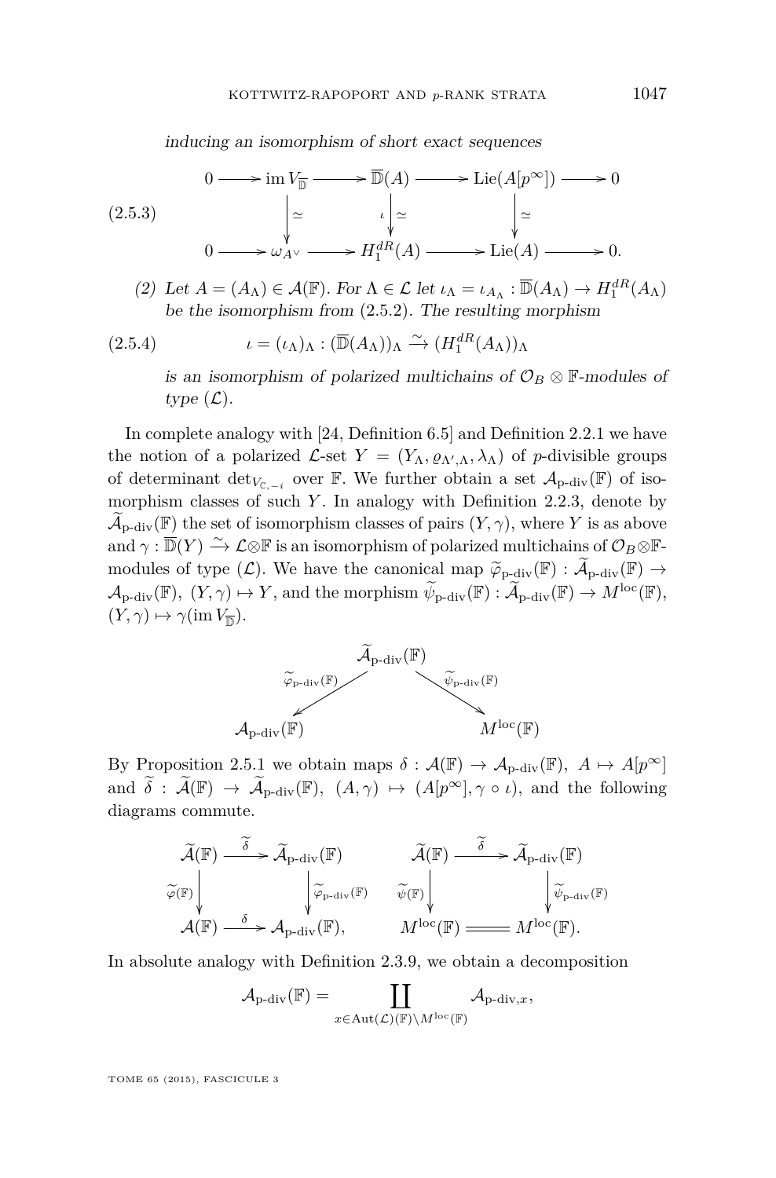*inducing an isomorphism of short exact sequences*

$$
\begin{array}{ccccccccc}
0 & \longrightarrow & \operatorname{im} V_{\overline{\mathbb{D}}} & \longrightarrow & \overline{\mathbb{D}}(A) & \longrightarrow & \operatorname{Lie}(A[p^\infty]) & \longrightarrow & 0 \\
 & & \downarrow \simeq & & \iota \downarrow \simeq & & \downarrow \simeq & & \\
0 & \longrightarrow & \omega_{A^\vee} & \longrightarrow & H_1^{dR}(A) & \longrightarrow & \operatorname{Lie}(A) & \longrightarrow & 0.
\end{array}
\tag{2.5.3}
$$

(2) *Let $A = (A_\Lambda) \in \mathcal{A}(\mathbb{F})$. For $\Lambda \in \mathcal{L}$ let $\iota_\Lambda = \iota_{A_\Lambda} : \overline{\mathbb{D}}(A_\Lambda) \to H_1^{dR}(A_\Lambda)$ be the isomorphism from* (2.5.2). *The resulting morphism*

$$
\iota = (\iota_\Lambda)_\Lambda : (\overline{\mathbb{D}}(A_\Lambda))_\Lambda \xrightarrow{\sim} (H_1^{dR}(A_\Lambda))_\Lambda \tag{2.5.4}
$$

*is an isomorphism of polarized multichains of $\mathcal{O}_B \otimes \mathbb{F}$-modules of type $(\mathcal{L})$.*

In complete analogy with [24, Definition 6.5] and Definition 2.2.1 we have the notion of a polarized $\mathcal{L}$-set $Y = (Y_\Lambda, \varrho_{\Lambda',\Lambda}, \lambda_\Lambda)$ of $p$-divisible groups of determinant $\det_{V_{\mathbb{C},-i}}$ over $\mathbb{F}$. We further obtain a set $\mathcal{A}_{\text{p-div}}(\mathbb{F})$ of isomorphism classes of such $Y$. In analogy with Definition 2.2.3, denote by $\widetilde{\mathcal{A}}_{\text{p-div}}(\mathbb{F})$ the set of isomorphism classes of pairs $(Y, \gamma)$, where $Y$ is as above and $\gamma : \overline{\mathbb{D}}(Y) \xrightarrow{\sim} \mathcal{L}\otimes\mathbb{F}$ is an isomorphism of polarized multichains of $\mathcal{O}_B\otimes\mathbb{F}$-modules of type $(\mathcal{L})$. We have the canonical map $\widetilde{\varphi}_{\text{p-div}}(\mathbb{F}) : \widetilde{\mathcal{A}}_{\text{p-div}}(\mathbb{F}) \to \mathcal{A}_{\text{p-div}}(\mathbb{F})$, $(Y, \gamma) \mapsto Y$, and the morphism $\widetilde{\psi}_{\text{p-div}}(\mathbb{F}) : \widetilde{\mathcal{A}}_{\text{p-div}}(\mathbb{F}) \to M^{\text{loc}}(\mathbb{F})$, $(Y, \gamma) \mapsto \gamma(\operatorname{im} V_{\overline{\mathbb{D}}})$.

$$
\mathcal{A}_{\text{p-div}}(\mathbb{F}) \xleftarrow{\ \widetilde{\varphi}_{\text{p-div}}(\mathbb{F})\ } \widetilde{\mathcal{A}}_{\text{p-div}}(\mathbb{F}) \xrightarrow{\ \widetilde{\psi}_{\text{p-div}}(\mathbb{F})\ } M^{\text{loc}}(\mathbb{F})
$$

By Proposition 2.5.1 we obtain maps $\delta : \mathcal{A}(\mathbb{F}) \to \mathcal{A}_{\text{p-div}}(\mathbb{F})$, $A \mapsto A[p^\infty]$ and $\widetilde{\delta} : \widetilde{\mathcal{A}}(\mathbb{F}) \to \widetilde{\mathcal{A}}_{\text{p-div}}(\mathbb{F})$, $(A, \gamma) \mapsto (A[p^\infty], \gamma \circ \iota)$, and the following diagrams commute.

$$
\begin{array}{ccc}
\widetilde{\mathcal{A}}(\mathbb{F}) & \xrightarrow{\widetilde{\delta}} & \widetilde{\mathcal{A}}_{\text{p-div}}(\mathbb{F}) \\
\downarrow \widetilde{\varphi}(\mathbb{F}) & & \downarrow \widetilde{\varphi}_{\text{p-div}}(\mathbb{F}) \\
\mathcal{A}(\mathbb{F}) & \xrightarrow{\delta} & \mathcal{A}_{\text{p-div}}(\mathbb{F}),
\end{array}
\qquad
\begin{array}{ccc}
\widetilde{\mathcal{A}}(\mathbb{F}) & \xrightarrow{\widetilde{\delta}} & \widetilde{\mathcal{A}}_{\text{p-div}}(\mathbb{F}) \\
\downarrow \widetilde{\psi}(\mathbb{F}) & & \downarrow \widetilde{\psi}_{\text{p-div}}(\mathbb{F}) \\
M^{\text{loc}}(\mathbb{F}) & = & M^{\text{loc}}(\mathbb{F}).
\end{array}
$$

In absolute analogy with Definition 2.3.9, we obtain a decomposition

$$
\mathcal{A}_{\text{p-div}}(\mathbb{F}) = \coprod_{x \in \operatorname{Aut}(\mathcal{L})(\mathbb{F}) \backslash M^{\text{loc}}(\mathbb{F})} \mathcal{A}_{\text{p-div},x},
$$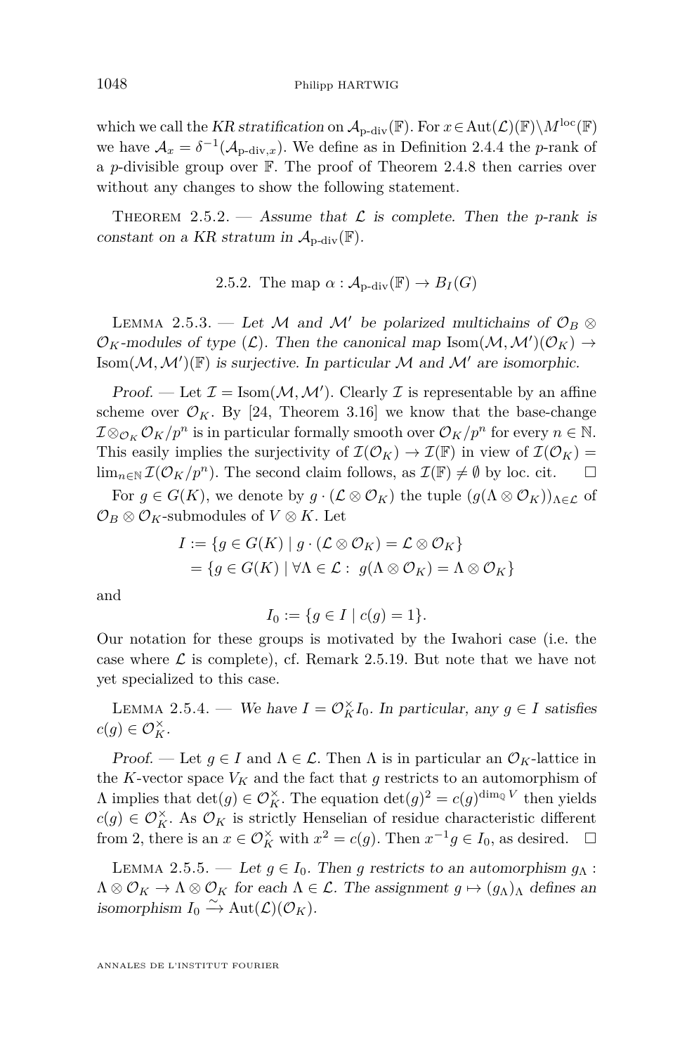which we call the *KR stratification* on $\mathcal{A}_{\text{p-div}}(\mathbb{F})$. For $x \in \operatorname{Aut}(\mathcal{L})(\mathbb{F})\backslash M^{\text{loc}}(\mathbb{F})$ we have $\mathcal{A}_x = \delta^{-1}(\mathcal{A}_{\text{p-div},x})$. We define as in Definition 2.4.4 the $p$-rank of a $p$-divisible group over $\mathbb{F}$. The proof of Theorem 2.4.8 then carries over without any changes to show the following statement.

Theorem 2.5.2. — *Assume that $\mathcal{L}$ is complete. Then the $p$-rank is constant on a KR stratum in $\mathcal{A}_{\text{p-div}}(\mathbb{F})$.*

### 2.5.2. The map $\alpha : \mathcal{A}_{\text{p-div}}(\mathbb{F}) \to B_I(G)$

Lemma 2.5.3. — *Let $\mathcal{M}$ and $\mathcal{M}'$ be polarized multichains of $\mathcal{O}_B \otimes \mathcal{O}_K$-modules of type $(\mathcal{L})$. Then the canonical map $\operatorname{Isom}(\mathcal{M}, \mathcal{M}')(\mathcal{O}_K) \to \operatorname{Isom}(\mathcal{M}, \mathcal{M}')(\mathbb{F})$ is surjective. In particular $\mathcal{M}$ and $\mathcal{M}'$ are isomorphic.*

*Proof.* — Let $\mathcal{I} = \operatorname{Isom}(\mathcal{M}, \mathcal{M}')$. Clearly $\mathcal{I}$ is representable by an affine scheme over $\mathcal{O}_K$. By [24, Theorem 3.16] we know that the base-change $\mathcal{I} \otimes_{\mathcal{O}_K} \mathcal{O}_K/p^n$ is in particular formally smooth over $\mathcal{O}_K/p^n$ for every $n \in \mathbb{N}$. This easily implies the surjectivity of $\mathcal{I}(\mathcal{O}_K) \to \mathcal{I}(\mathbb{F})$ in view of $\mathcal{I}(\mathcal{O}_K) = \lim_{n \in \mathbb{N}} \mathcal{I}(\mathcal{O}_K/p^n)$. The second claim follows, as $\mathcal{I}(\mathbb{F}) \neq \emptyset$ by loc. cit. $\square$

For $g \in G(K)$, we denote by $g \cdot (\mathcal{L} \otimes \mathcal{O}_K)$ the tuple $(g(\Lambda \otimes \mathcal{O}_K))_{\Lambda \in \mathcal{L}}$ of $\mathcal{O}_B \otimes \mathcal{O}_K$-submodules of $V \otimes K$. Let

$$
\begin{aligned}
I &:= \{g \in G(K) \mid g \cdot (\mathcal{L} \otimes \mathcal{O}_K) = \mathcal{L} \otimes \mathcal{O}_K\} \\
&= \{g \in G(K) \mid \forall \Lambda \in \mathcal{L} : \ g(\Lambda \otimes \mathcal{O}_K) = \Lambda \otimes \mathcal{O}_K\}
\end{aligned}
$$

and

$$I_0 := \{g \in I \mid c(g) = 1\}.$$

Our notation for these groups is motivated by the Iwahori case (i.e. the case where $\mathcal{L}$ is complete), cf. Remark 2.5.19. But note that we have not yet specialized to this case.

Lemma 2.5.4. — *We have $I = \mathcal{O}_K^\times I_0$. In particular, any $g \in I$ satisfies $c(g) \in \mathcal{O}_K^\times$.*

*Proof.* — Let $g \in I$ and $\Lambda \in \mathcal{L}$. Then $\Lambda$ is in particular an $\mathcal{O}_K$-lattice in the $K$-vector space $V_K$ and the fact that $g$ restricts to an automorphism of $\Lambda$ implies that $\det(g) \in \mathcal{O}_K^\times$. The equation $\det(g)^2 = c(g)^{\dim_{\mathbb{Q}} V}$ then yields $c(g) \in \mathcal{O}_K^\times$. As $\mathcal{O}_K$ is strictly Henselian of residue characteristic different from 2, there is an $x \in \mathcal{O}_K^\times$ with $x^2 = c(g)$. Then $x^{-1}g \in I_0$, as desired. $\square$

Lemma 2.5.5. — *Let $g \in I_0$. Then $g$ restricts to an automorphism $g_\Lambda : \Lambda \otimes \mathcal{O}_K \to \Lambda \otimes \mathcal{O}_K$ for each $\Lambda \in \mathcal{L}$. The assignment $g \mapsto (g_\Lambda)_\Lambda$ defines an isomorphism $I_0 \xrightarrow{\sim} \operatorname{Aut}(\mathcal{L})(\mathcal{O}_K)$.*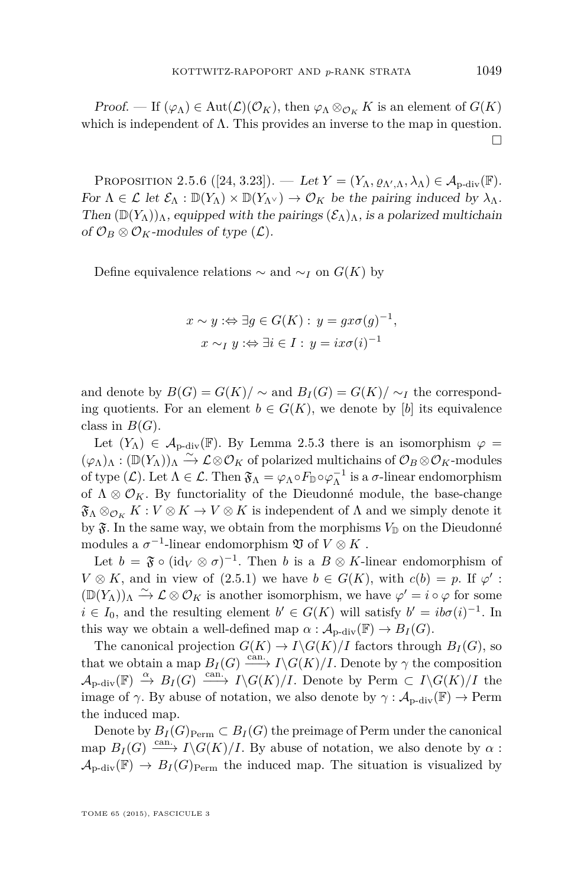*Proof.* — If $(\varphi_\Lambda) \in \mathrm{Aut}(\mathcal{L})(\mathcal{O}_K)$, then $\varphi_\Lambda \otimes_{\mathcal{O}_K} K$ is an element of $G(K)$ which is independent of $\Lambda$. This provides an inverse to the map in question. $\square$

Proposition 2.5.6 ([24, 3.23]). — *Let $Y = (Y_\Lambda, \varrho_{\Lambda',\Lambda}, \lambda_\Lambda) \in \mathcal{A}_{\text{p-div}}(\mathbb{F})$. For $\Lambda \in \mathcal{L}$ let $\mathcal{E}_\Lambda : \mathbb{D}(Y_\Lambda) \times \mathbb{D}(Y_{\Lambda^\vee}) \to \mathcal{O}_K$ be the pairing induced by $\lambda_\Lambda$. Then $(\mathbb{D}(Y_\Lambda))_\Lambda$, equipped with the pairings $(\mathcal{E}_\Lambda)_\Lambda$, is a polarized multichain of $\mathcal{O}_B \otimes \mathcal{O}_K$-modules of type $(\mathcal{L})$.*

Define equivalence relations $\sim$ and $\sim_I$ on $G(K)$ by

$$x \sim y :\Leftrightarrow \exists g \in G(K) : \; y = gx\sigma(g)^{-1},$$
$$x \sim_I y :\Leftrightarrow \exists i \in I : \; y = ix\sigma(i)^{-1}$$

and denote by $B(G) = G(K)/\sim$ and $B_I(G) = G(K)/\sim_I$ the corresponding quotients. For an element $b \in G(K)$, we denote by $[b]$ its equivalence class in $B(G)$.

Let $(Y_\Lambda) \in \mathcal{A}_{\text{p-div}}(\mathbb{F})$. By Lemma 2.5.3 there is an isomorphism $\varphi = (\varphi_\Lambda)_\Lambda : (\mathbb{D}(Y_\Lambda))_\Lambda \xrightarrow{\sim} \mathcal{L} \otimes \mathcal{O}_K$ of polarized multichains of $\mathcal{O}_B \otimes \mathcal{O}_K$-modules of type $(\mathcal{L})$. Let $\Lambda \in \mathcal{L}$. Then $\mathfrak{F}_\Lambda = \varphi_\Lambda \circ F_{\mathbb{D}} \circ \varphi_\Lambda^{-1}$ is a $\sigma$-linear endomorphism of $\Lambda \otimes \mathcal{O}_K$. By functoriality of the Dieudonné module, the base-change $\mathfrak{F}_\Lambda \otimes_{\mathcal{O}_K} K : V \otimes K \to V \otimes K$ is independent of $\Lambda$ and we simply denote it by $\mathfrak{F}$. In the same way, we obtain from the morphisms $V_{\mathbb{D}}$ on the Dieudonné modules a $\sigma^{-1}$-linear endomorphism $\mathfrak{V}$ of $V \otimes K$ .

Let $b = \mathfrak{F} \circ (\mathrm{id}_V \otimes \sigma)^{-1}$. Then $b$ is a $B \otimes K$-linear endomorphism of $V \otimes K$, and in view of (2.5.1) we have $b \in G(K)$, with $c(b) = p$. If $\varphi' : (\mathbb{D}(Y_\Lambda))_\Lambda \xrightarrow{\sim} \mathcal{L} \otimes \mathcal{O}_K$ is another isomorphism, we have $\varphi' = i \circ \varphi$ for some $i \in I_0$, and the resulting element $b' \in G(K)$ will satisfy $b' = ib\sigma(i)^{-1}$. In this way we obtain a well-defined map $\alpha : \mathcal{A}_{\text{p-div}}(\mathbb{F}) \to B_I(G)$.

The canonical projection $G(K) \to I\backslash G(K)/I$ factors through $B_I(G)$, so that we obtain a map $B_I(G) \xrightarrow{\text{can.}} I\backslash G(K)/I$. Denote by $\gamma$ the composition $\mathcal{A}_{\text{p-div}}(\mathbb{F}) \xrightarrow{\alpha} B_I(G) \xrightarrow{\text{can.}} I\backslash G(K)/I$. Denote by $\mathrm{Perm} \subset I\backslash G(K)/I$ the image of $\gamma$. By abuse of notation, we also denote by $\gamma : \mathcal{A}_{\text{p-div}}(\mathbb{F}) \to \mathrm{Perm}$ the induced map.

Denote by $B_I(G)_{\mathrm{Perm}} \subset B_I(G)$ the preimage of Perm under the canonical map $B_I(G) \xrightarrow{\text{can.}} I\backslash G(K)/I$. By abuse of notation, we also denote by $\alpha : \mathcal{A}_{\text{p-div}}(\mathbb{F}) \to B_I(G)_{\mathrm{Perm}}$ the induced map. The situation is visualized by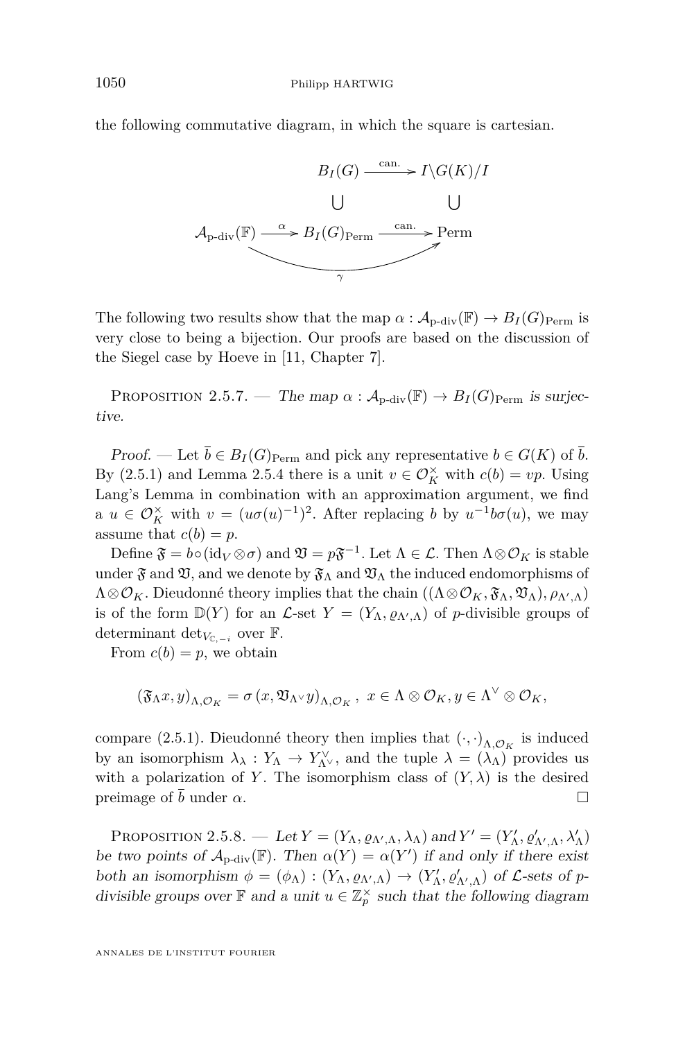the following commutative diagram, in which the square is cartesian.

$$
\begin{array}{ccccc}
 & & B_I(G) & \xrightarrow{\text{can.}} & I\backslash G(K)/I \\
 & & \cup & & \cup \\
\mathcal{A}_{\text{p-div}}(\mathbb{F}) & \xrightarrow{\alpha} & B_I(G)_{\text{Perm}} & \xrightarrow{\text{can.}} & \text{Perm}
\end{array}
$$

with $\gamma : \mathcal{A}_{\text{p-div}}(\mathbb{F}) \to \text{Perm}$ the composite.

The following two results show that the map $\alpha : \mathcal{A}_{\text{p-div}}(\mathbb{F}) \to B_I(G)_{\text{Perm}}$ is very close to being a bijection. Our proofs are based on the discussion of the Siegel case by Hoeve in [11, Chapter 7].

Proposition 2.5.7. — *The map $\alpha : \mathcal{A}_{\text{p-div}}(\mathbb{F}) \to B_I(G)_{\text{Perm}}$ is surjective.*

*Proof.* — Let $\bar{b} \in B_I(G)_{\text{Perm}}$ and pick any representative $b \in G(K)$ of $\bar{b}$. By (2.5.1) and Lemma 2.5.4 there is a unit $v \in \mathcal{O}_K^\times$ with $c(b) = vp$. Using Lang's Lemma in combination with an approximation argument, we find a $u \in \mathcal{O}_K^\times$ with $v = (u\sigma(u)^{-1})^2$. After replacing $b$ by $u^{-1}b\sigma(u)$, we may assume that $c(b) = p$.

Define $\mathfrak{F} = b \circ (\mathrm{id}_V \otimes \sigma)$ and $\mathfrak{V} = p\mathfrak{F}^{-1}$. Let $\Lambda \in \mathcal{L}$. Then $\Lambda \otimes \mathcal{O}_K$ is stable under $\mathfrak{F}$ and $\mathfrak{V}$, and we denote by $\mathfrak{F}_\Lambda$ and $\mathfrak{V}_\Lambda$ the induced endomorphisms of $\Lambda \otimes \mathcal{O}_K$. Dieudonné theory implies that the chain $((\Lambda \otimes \mathcal{O}_K, \mathfrak{F}_\Lambda, \mathfrak{V}_\Lambda), \rho_{\Lambda',\Lambda})$ is of the form $\mathbb{D}(Y)$ for an $\mathcal{L}$-set $Y = (Y_\Lambda, \varrho_{\Lambda',\Lambda})$ of $p$-divisible groups of determinant $\det_{V_{\mathbb{C},-i}}$ over $\mathbb{F}$.

From $c(b) = p$, we obtain

$$
(\mathfrak{F}_\Lambda x, y)_{\Lambda,\mathcal{O}_K} = \sigma\,(x, \mathfrak{V}_{\Lambda^\vee} y)_{\Lambda,\mathcal{O}_K},\ x \in \Lambda \otimes \mathcal{O}_K, y \in \Lambda^\vee \otimes \mathcal{O}_K,
$$

compare (2.5.1). Dieudonné theory then implies that $(\cdot,\cdot)_{\Lambda,\mathcal{O}_K}$ is induced by an isomorphism $\lambda_\lambda : Y_\Lambda \to Y_{\Lambda^\vee}^\vee$, and the tuple $\lambda = (\lambda_\Lambda)$ provides us with a polarization of $Y$. The isomorphism class of $(Y, \lambda)$ is the desired preimage of $\bar{b}$ under $\alpha$. □

Proposition 2.5.8. — *Let $Y = (Y_\Lambda, \varrho_{\Lambda',\Lambda}, \lambda_\Lambda)$ and $Y' = (Y'_\Lambda, \varrho'_{\Lambda',\Lambda}, \lambda'_\Lambda)$ be two points of $\mathcal{A}_{\text{p-div}}(\mathbb{F})$. Then $\alpha(Y) = \alpha(Y')$ if and only if there exist both an isomorphism $\phi = (\phi_\Lambda) : (Y_\Lambda, \varrho_{\Lambda',\Lambda}) \to (Y'_\Lambda, \varrho'_{\Lambda',\Lambda})$ of $\mathcal{L}$-sets of $p$-divisible groups over $\mathbb{F}$ and a unit $u \in \mathbb{Z}_p^\times$ such that the following diagram*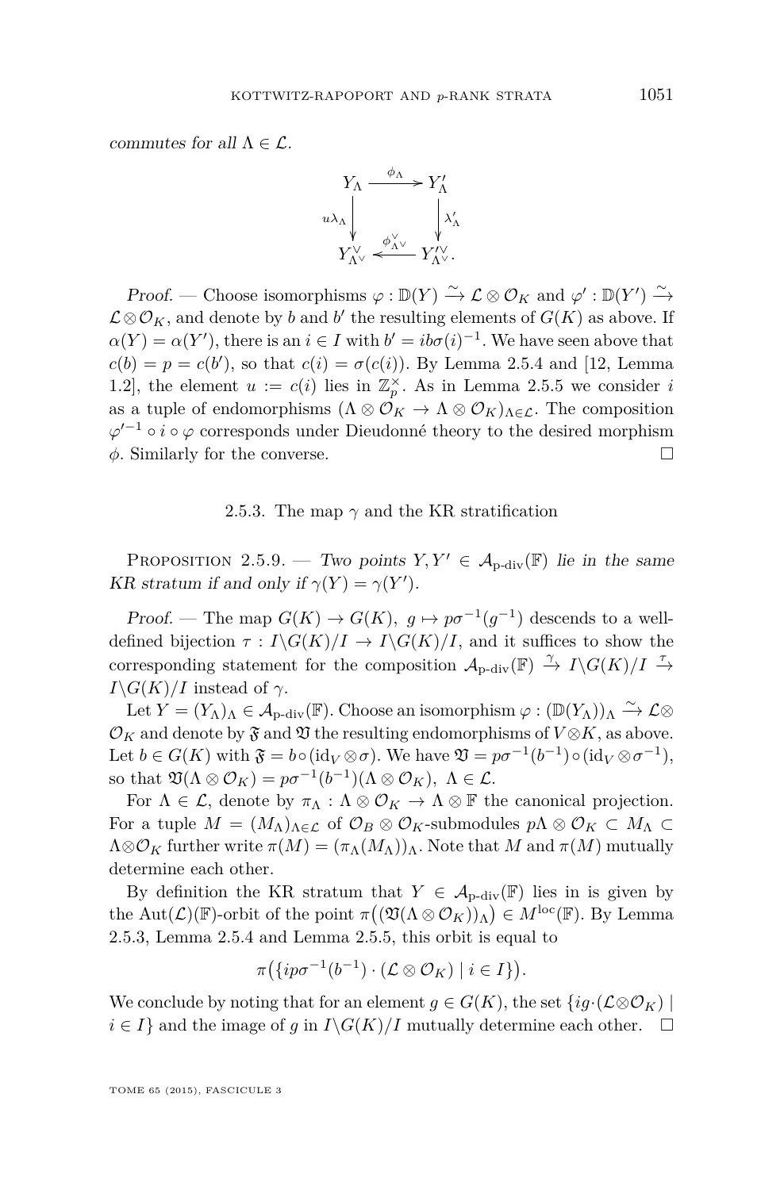commutes for all $\Lambda \in \mathcal{L}$.

$$\begin{array}{ccc} Y_\Lambda & \xrightarrow{\phi_\Lambda} & Y'_\Lambda \\ {\scriptstyle u\lambda_\Lambda}\downarrow & & \downarrow{\scriptstyle \lambda'_\Lambda} \\ Y^\vee_{\Lambda^\vee} & \xleftarrow{\phi^\vee_{\Lambda^\vee}} & Y'^\vee_{\Lambda^\vee}. \end{array}$$

*Proof.* — Choose isomorphisms $\varphi : \mathbb{D}(Y) \xrightarrow{\sim} \mathcal{L} \otimes \mathcal{O}_K$ and $\varphi' : \mathbb{D}(Y') \xrightarrow{\sim} \mathcal{L} \otimes \mathcal{O}_K$, and denote by $b$ and $b'$ the resulting elements of $G(K)$ as above. If $\alpha(Y) = \alpha(Y')$, there is an $i \in I$ with $b' = ib\sigma(i)^{-1}$. We have seen above that $c(b) = p = c(b')$, so that $c(i) = \sigma(c(i))$. By Lemma 2.5.4 and [12, Lemma 1.2], the element $u := c(i)$ lies in $\mathbb{Z}_p^\times$. As in Lemma 2.5.5 we consider $i$ as a tuple of endomorphisms $(\Lambda \otimes \mathcal{O}_K \to \Lambda \otimes \mathcal{O}_K)_{\Lambda \in \mathcal{L}}$. The composition $\varphi'^{-1} \circ i \circ \varphi$ corresponds under Dieudonné theory to the desired morphism $\phi$. Similarly for the converse. $\square$

### 2.5.3. The map $\gamma$ and the KR stratification

Proposition 2.5.9. — *Two points $Y, Y' \in \mathcal{A}_{\text{p-div}}(\mathbb{F})$ lie in the same KR stratum if and only if $\gamma(Y) = \gamma(Y')$.*

*Proof.* — The map $G(K) \to G(K),\ g \mapsto p\sigma^{-1}(g^{-1})$ descends to a well-defined bijection $\tau : I\backslash G(K)/I \to I\backslash G(K)/I$, and it suffices to show the corresponding statement for the composition $\mathcal{A}_{\text{p-div}}(\mathbb{F}) \xrightarrow{\gamma} I\backslash G(K)/I \xrightarrow{\tau} I\backslash G(K)/I$ instead of $\gamma$.

Let $Y = (Y_\Lambda)_\Lambda \in \mathcal{A}_{\text{p-div}}(\mathbb{F})$. Choose an isomorphism $\varphi : (\mathbb{D}(Y_\Lambda))_\Lambda \xrightarrow{\sim} \mathcal{L} \otimes \mathcal{O}_K$ and denote by $\mathfrak{F}$ and $\mathfrak{V}$ the resulting endomorphisms of $V \otimes K$, as above. Let $b \in G(K)$ with $\mathfrak{F} = b \circ (\mathrm{id}_V \otimes \sigma)$. We have $\mathfrak{V} = p\sigma^{-1}(b^{-1}) \circ (\mathrm{id}_V \otimes \sigma^{-1})$, so that $\mathfrak{V}(\Lambda \otimes \mathcal{O}_K) = p\sigma^{-1}(b^{-1})(\Lambda \otimes \mathcal{O}_K),\ \Lambda \in \mathcal{L}$.

For $\Lambda \in \mathcal{L}$, denote by $\pi_\Lambda : \Lambda \otimes \mathcal{O}_K \to \Lambda \otimes \mathbb{F}$ the canonical projection. For a tuple $M = (M_\Lambda)_{\Lambda \in \mathcal{L}}$ of $\mathcal{O}_B \otimes \mathcal{O}_K$-submodules $p\Lambda \otimes \mathcal{O}_K \subset M_\Lambda \subset \Lambda \otimes \mathcal{O}_K$ further write $\pi(M) = (\pi_\Lambda(M_\Lambda))_\Lambda$. Note that $M$ and $\pi(M)$ mutually determine each other.

By definition the KR stratum that $Y \in \mathcal{A}_{\text{p-div}}(\mathbb{F})$ lies in is given by the $\mathrm{Aut}(\mathcal{L})(\mathbb{F})$-orbit of the point $\pi\big((\mathfrak{V}(\Lambda \otimes \mathcal{O}_K))_\Lambda\big) \in M^{\text{loc}}(\mathbb{F})$. By Lemma 2.5.3, Lemma 2.5.4 and Lemma 2.5.5, this orbit is equal to

$$\pi\big(\{ip\sigma^{-1}(b^{-1}) \cdot (\mathcal{L} \otimes \mathcal{O}_K) \mid i \in I\}\big).$$

We conclude by noting that for an element $g \in G(K)$, the set $\{ig \cdot (\mathcal{L} \otimes \mathcal{O}_K) \mid i \in I\}$ and the image of $g$ in $I\backslash G(K)/I$ mutually determine each other. $\square$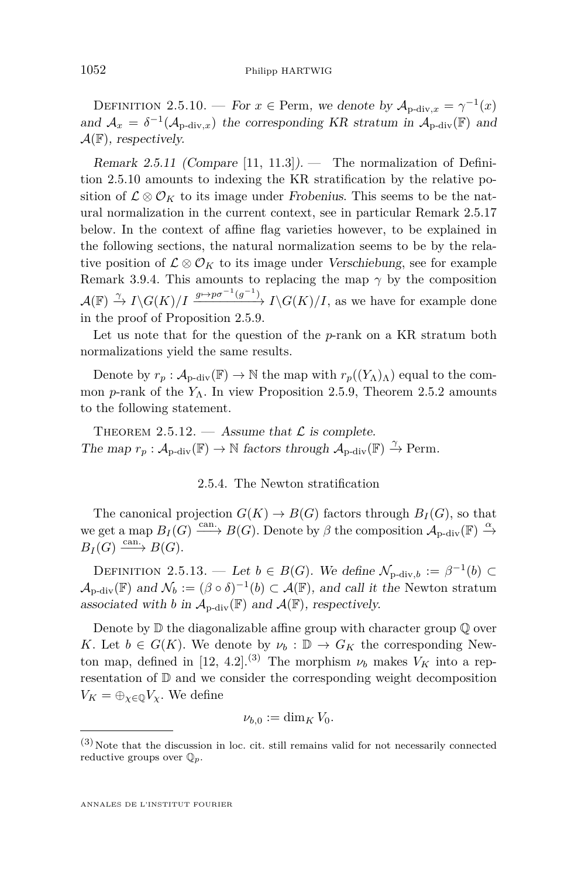Definition 2.5.10. — *For $x \in \mathrm{Perm}$, we denote by $\mathcal{A}_{\text{p-div},x} = \gamma^{-1}(x)$ and $\mathcal{A}_x = \delta^{-1}(\mathcal{A}_{\text{p-div},x})$ the corresponding KR stratum in $\mathcal{A}_{\text{p-div}}(\mathbb{F})$ and $\mathcal{A}(\mathbb{F})$, respectively.*

*Remark 2.5.11 (Compare* [11, 11.3]*).* — The normalization of Definition 2.5.10 amounts to indexing the KR stratification by the relative position of $\mathcal{L} \otimes \mathcal{O}_K$ to its image under *Frobenius*. This seems to be the natural normalization in the current context, see in particular Remark 2.5.17 below. In the context of affine flag varieties however, to be explained in the following sections, the natural normalization seems to be by the relative position of $\mathcal{L} \otimes \mathcal{O}_K$ to its image under *Verschiebung*, see for example Remark 3.9.4. This amounts to replacing the map $\gamma$ by the composition $\mathcal{A}(\mathbb{F}) \xrightarrow{\gamma} I\backslash G(K)/I \xrightarrow{g \mapsto p\sigma^{-1}(g^{-1})} I\backslash G(K)/I$, as we have for example done in the proof of Proposition 2.5.9.

Let us note that for the question of the $p$-rank on a KR stratum both normalizations yield the same results.

Denote by $r_p : \mathcal{A}_{\text{p-div}}(\mathbb{F}) \to \mathbb{N}$ the map with $r_p((Y_\Lambda)_\Lambda)$ equal to the common $p$-rank of the $Y_\Lambda$. In view Proposition 2.5.9, Theorem 2.5.2 amounts to the following statement.

Theorem 2.5.12. — *Assume that $\mathcal{L}$ is complete.*
*The map $r_p : \mathcal{A}_{\text{p-div}}(\mathbb{F}) \to \mathbb{N}$ factors through $\mathcal{A}_{\text{p-div}}(\mathbb{F}) \xrightarrow{\gamma} \mathrm{Perm}$.*

### 2.5.4. The Newton stratification

The canonical projection $G(K) \to B(G)$ factors through $B_I(G)$, so that we get a map $B_I(G) \xrightarrow{\text{can.}} B(G)$. Denote by $\beta$ the composition $\mathcal{A}_{\text{p-div}}(\mathbb{F}) \xrightarrow{\alpha} B_I(G) \xrightarrow{\text{can.}} B(G)$.

Definition 2.5.13. — *Let $b \in B(G)$. We define $\mathcal{N}_{\text{p-div},b} := \beta^{-1}(b) \subset \mathcal{A}_{\text{p-div}}(\mathbb{F})$ and $\mathcal{N}_b := (\beta \circ \delta)^{-1}(b) \subset \mathcal{A}(\mathbb{F})$, and call it the* Newton stratum *associated with $b$ in $\mathcal{A}_{\text{p-div}}(\mathbb{F})$ and $\mathcal{A}(\mathbb{F})$, respectively.*

Denote by $\mathbb{D}$ the diagonalizable affine group with character group $\mathbb{Q}$ over $K$. Let $b \in G(K)$. We denote by $\nu_b : \mathbb{D} \to G_K$ the corresponding Newton map, defined in [12, 4.2].(3) The morphism $\nu_b$ makes $V_K$ into a representation of $\mathbb{D}$ and we consider the corresponding weight decomposition $V_K = \oplus_{\chi \in \mathbb{Q}} V_\chi$. We define

$$\nu_{b,0} := \dim_K V_0.$$

(3) Note that the discussion in loc. cit. still remains valid for not necessarily connected reductive groups over $\mathbb{Q}_p$.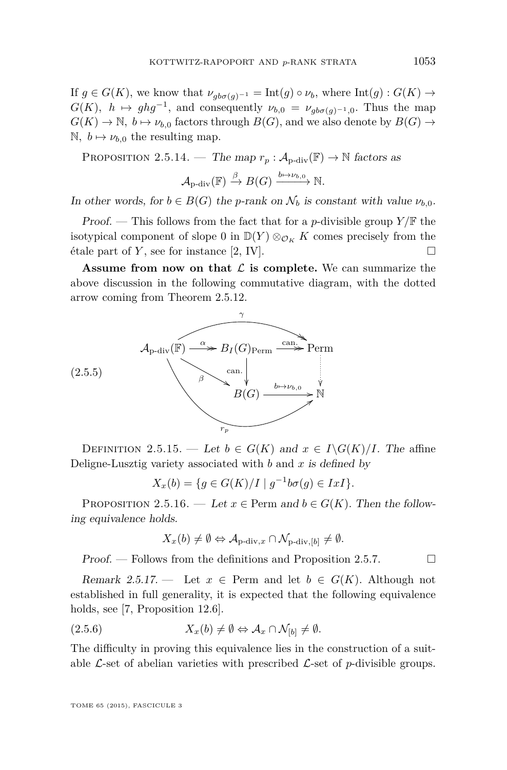If $g \in G(K)$, we know that $\nu_{gb\sigma(g)^{-1}} = \mathrm{Int}(g) \circ \nu_b$, where $\mathrm{Int}(g) : G(K) \to G(K)$, $h \mapsto ghg^{-1}$, and consequently $\nu_{b,0} = \nu_{gb\sigma(g)^{-1},0}$. Thus the map $G(K) \to \mathbb{N}$, $b \mapsto \nu_{b,0}$ factors through $B(G)$, and we also denote by $B(G) \to \mathbb{N}$, $b \mapsto \nu_{b,0}$ the resulting map.

Proposition 2.5.14. — *The map $r_p : \mathcal{A}_{\text{p-div}}(\mathbb{F}) \to \mathbb{N}$ factors as*

$$\mathcal{A}_{\text{p-div}}(\mathbb{F}) \xrightarrow{\beta} B(G) \xrightarrow{b \mapsto \nu_{b,0}} \mathbb{N}.$$

*In other words, for $b \in B(G)$ the $p$-rank on $\mathcal{N}_b$ is constant with value $\nu_{b,0}$.*

*Proof.* — This follows from the fact that for a $p$-divisible group $Y/\mathbb{F}$ the isotypical component of slope 0 in $\mathbb{D}(Y) \otimes_{\mathcal{O}_K} K$ comes precisely from the étale part of $Y$, see for instance [2, IV]. $\square$

**Assume from now on that $\mathcal{L}$ is complete.** We can summarize the above discussion in the following commutative diagram, with the dotted arrow coming from Theorem 2.5.12.

$$(2.5.5)\qquad \begin{array}{ccccc} & & \gamma & & \\ \mathcal{A}_{\text{p-div}}(\mathbb{F}) & \xrightarrow{\alpha} & B_I(G)_{\mathrm{Perm}} & \xrightarrow{\text{can.}} & \mathrm{Perm} \\ & \searrow^{\beta} & \downarrow{\scriptstyle\text{can.}} & & \vdots \\ & & B(G) & \xrightarrow{b \mapsto \nu_{b,0}} & \mathbb{N} \\ & & r_p & & \end{array}$$

Definition 2.5.15. — *Let $b \in G(K)$ and $x \in I \backslash G(K)/I$. The* affine Deligne-Lusztig variety *associated with $b$ and $x$ is defined by*

$$X_x(b) = \{g \in G(K)/I \mid g^{-1} b \sigma(g) \in IxI\}.$$

Proposition 2.5.16. — *Let $x \in \mathrm{Perm}$ and $b \in G(K)$. Then the following equivalence holds.*

$$X_x(b) \neq \emptyset \Leftrightarrow \mathcal{A}_{\text{p-div},x} \cap \mathcal{N}_{\text{p-div},[b]} \neq \emptyset.$$

*Proof.* — Follows from the definitions and Proposition 2.5.7. $\square$

*Remark 2.5.17.* — Let $x \in \mathrm{Perm}$ and let $b \in G(K)$. Although not established in full generality, it is expected that the following equivalence holds, see [7, Proposition 12.6].

$$(2.5.6)\qquad X_x(b) \neq \emptyset \Leftrightarrow \mathcal{A}_x \cap \mathcal{N}_{[b]} \neq \emptyset.$$

The difficulty in proving this equivalence lies in the construction of a suitable $\mathcal{L}$-set of abelian varieties with prescribed $\mathcal{L}$-set of $p$-divisible groups.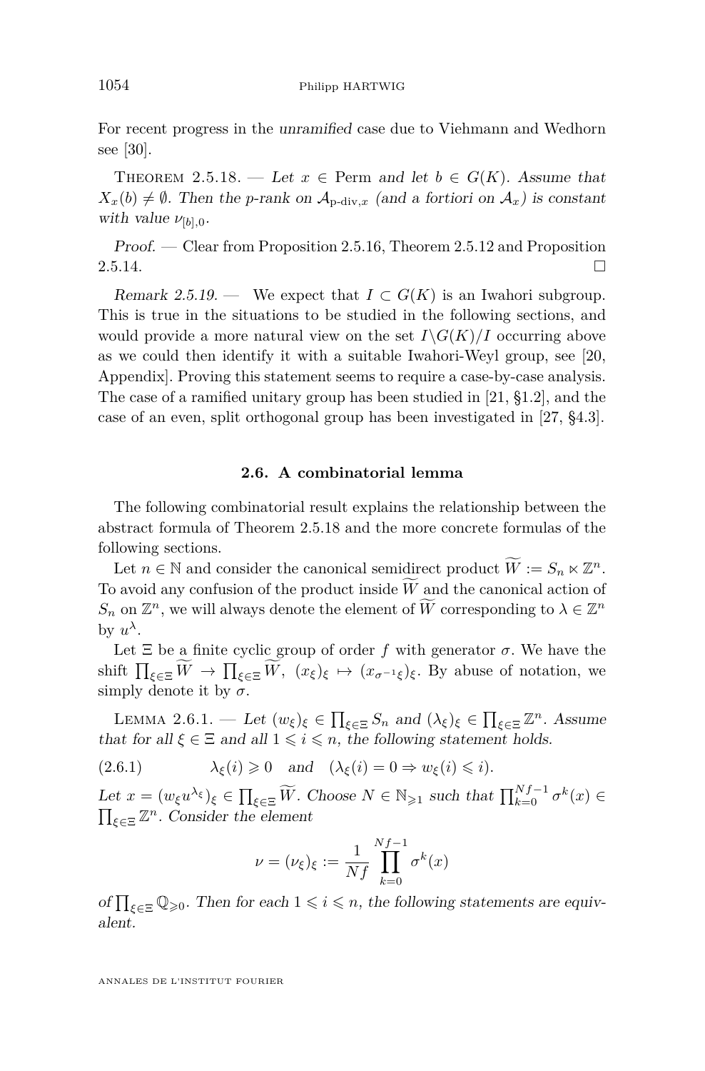For recent progress in the *unramified* case due to Viehmann and Wedhorn see [30].

Theorem 2.5.18. — *Let $x \in \mathrm{Perm}$ and let $b \in G(K)$. Assume that $X_x(b) \neq \emptyset$. Then the p-rank on $\mathcal{A}_{\text{p-div},x}$ (and a fortiori on $\mathcal{A}_x$) is constant with value $\nu_{[b],0}$.*

*Proof.* — Clear from Proposition 2.5.16, Theorem 2.5.12 and Proposition 2.5.14. □

*Remark 2.5.19.* — We expect that $I \subset G(K)$ is an Iwahori subgroup. This is true in the situations to be studied in the following sections, and would provide a more natural view on the set $I\backslash G(K)/I$ occurring above as we could then identify it with a suitable Iwahori-Weyl group, see [20, Appendix]. Proving this statement seems to require a case-by-case analysis. The case of a ramified unitary group has been studied in [21, §1.2], and the case of an even, split orthogonal group has been investigated in [27, §4.3].

## 2.6. A combinatorial lemma

The following combinatorial result explains the relationship between the abstract formula of Theorem 2.5.18 and the more concrete formulas of the following sections.

Let $n \in \mathbb{N}$ and consider the canonical semidirect product $\widetilde{W} := S_n \ltimes \mathbb{Z}^n$. To avoid any confusion of the product inside $\widetilde{W}$ and the canonical action of $S_n$ on $\mathbb{Z}^n$, we will always denote the element of $\widetilde{W}$ corresponding to $\lambda \in \mathbb{Z}^n$ by $u^\lambda$.

Let $\Xi$ be a finite cyclic group of order $f$ with generator $\sigma$. We have the shift $\prod_{\xi\in\Xi} \widetilde{W} \to \prod_{\xi\in\Xi} \widetilde{W}$, $(x_\xi)_\xi \mapsto (x_{\sigma^{-1}\xi})_\xi$. By abuse of notation, we simply denote it by $\sigma$.

Lemma 2.6.1. — *Let $(w_\xi)_\xi \in \prod_{\xi\in\Xi} S_n$ and $(\lambda_\xi)_\xi \in \prod_{\xi\in\Xi} \mathbb{Z}^n$. Assume that for all $\xi \in \Xi$ and all $1 \leqslant i \leqslant n$, the following statement holds.*

$$\lambda_\xi(i) \geqslant 0 \quad \text{and} \quad (\lambda_\xi(i) = 0 \Rightarrow w_\xi(i) \leqslant i). \tag{2.6.1}$$

*Let $x = (w_\xi u^{\lambda_\xi})_\xi \in \prod_{\xi\in\Xi} \widetilde{W}$. Choose $N \in \mathbb{N}_{\geqslant 1}$ such that $\prod_{k=0}^{Nf-1} \sigma^k(x) \in \prod_{\xi\in\Xi} \mathbb{Z}^n$. Consider the element*

$$\nu = (\nu_\xi)_\xi := \frac{1}{Nf} \prod_{k=0}^{Nf-1} \sigma^k(x)$$

*of $\prod_{\xi\in\Xi} \mathbb{Q}_{\geqslant 0}$. Then for each $1 \leqslant i \leqslant n$, the following statements are equivalent.*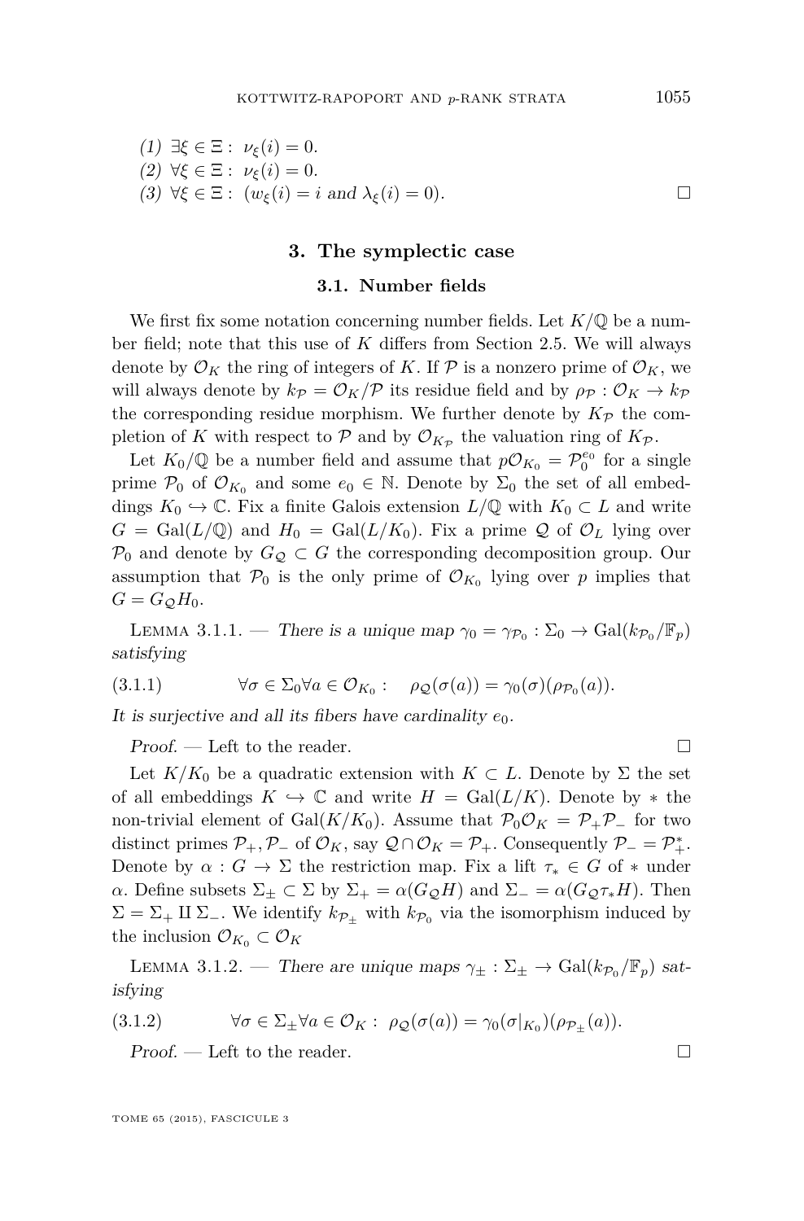(1) $\exists \xi \in \Xi : \ \nu_\xi(i) = 0$.
(2) $\forall \xi \in \Xi : \ \nu_\xi(i) = 0$.
(3) $\forall \xi \in \Xi : \ (w_\xi(i) = i$ *and* $\lambda_\xi(i) = 0)$. □

## 3. The symplectic case

### 3.1. Number fields

We first fix some notation concerning number fields. Let $K/\mathbb{Q}$ be a number field; note that this use of $K$ differs from Section 2.5. We will always denote by $\mathcal{O}_K$ the ring of integers of $K$. If $\mathcal{P}$ is a nonzero prime of $\mathcal{O}_K$, we will always denote by $k_\mathcal{P} = \mathcal{O}_K/\mathcal{P}$ its residue field and by $\rho_\mathcal{P} : \mathcal{O}_K \to k_\mathcal{P}$ the corresponding residue morphism. We further denote by $K_\mathcal{P}$ the completion of $K$ with respect to $\mathcal{P}$ and by $\mathcal{O}_{K_\mathcal{P}}$ the valuation ring of $K_\mathcal{P}$.

Let $K_0/\mathbb{Q}$ be a number field and assume that $p\mathcal{O}_{K_0} = \mathcal{P}_0^{e_0}$ for a single prime $\mathcal{P}_0$ of $\mathcal{O}_{K_0}$ and some $e_0 \in \mathbb{N}$. Denote by $\Sigma_0$ the set of all embeddings $K_0 \hookrightarrow \mathbb{C}$. Fix a finite Galois extension $L/\mathbb{Q}$ with $K_0 \subset L$ and write $G = \mathrm{Gal}(L/\mathbb{Q})$ and $H_0 = \mathrm{Gal}(L/K_0)$. Fix a prime $\mathcal{Q}$ of $\mathcal{O}_L$ lying over $\mathcal{P}_0$ and denote by $G_\mathcal{Q} \subset G$ the corresponding decomposition group. Our assumption that $\mathcal{P}_0$ is the only prime of $\mathcal{O}_{K_0}$ lying over $p$ implies that $G = G_\mathcal{Q} H_0$.

Lemma 3.1.1. — *There is a unique map $\gamma_0 = \gamma_{\mathcal{P}_0} : \Sigma_0 \to \mathrm{Gal}(k_{\mathcal{P}_0}/\mathbb{F}_p)$ satisfying*

$$\forall \sigma \in \Sigma_0 \forall a \in \mathcal{O}_{K_0} : \quad \rho_\mathcal{Q}(\sigma(a)) = \gamma_0(\sigma)(\rho_{\mathcal{P}_0}(a)). \tag{3.1.1}$$

*It is surjective and all its fibers have cardinality $e_0$.*

*Proof.* — Left to the reader. □

Let $K/K_0$ be a quadratic extension with $K \subset L$. Denote by $\Sigma$ the set of all embeddings $K \hookrightarrow \mathbb{C}$ and write $H = \mathrm{Gal}(L/K)$. Denote by $*$ the non-trivial element of $\mathrm{Gal}(K/K_0)$. Assume that $\mathcal{P}_0\mathcal{O}_K = \mathcal{P}_+\mathcal{P}_-$ for two distinct primes $\mathcal{P}_+, \mathcal{P}_-$ of $\mathcal{O}_K$, say $\mathcal{Q} \cap \mathcal{O}_K = \mathcal{P}_+$. Consequently $\mathcal{P}_- = \mathcal{P}_+^*$. Denote by $\alpha : G \to \Sigma$ the restriction map. Fix a lift $\tau_* \in G$ of $*$ under $\alpha$. Define subsets $\Sigma_\pm \subset \Sigma$ by $\Sigma_+ = \alpha(G_\mathcal{Q} H)$ and $\Sigma_- = \alpha(G_\mathcal{Q} \tau_* H)$. Then $\Sigma = \Sigma_+ \amalg \Sigma_-$. We identify $k_{\mathcal{P}_\pm}$ with $k_{\mathcal{P}_0}$ via the isomorphism induced by the inclusion $\mathcal{O}_{K_0} \subset \mathcal{O}_K$

Lemma 3.1.2. — *There are unique maps $\gamma_\pm : \Sigma_\pm \to \mathrm{Gal}(k_{\mathcal{P}_0}/\mathbb{F}_p)$ satisfying*

$$\forall \sigma \in \Sigma_\pm \forall a \in \mathcal{O}_K : \ \rho_\mathcal{Q}(\sigma(a)) = \gamma_0(\sigma|_{K_0})(\rho_{\mathcal{P}_\pm}(a)). \tag{3.1.2}$$

*Proof.* — Left to the reader. □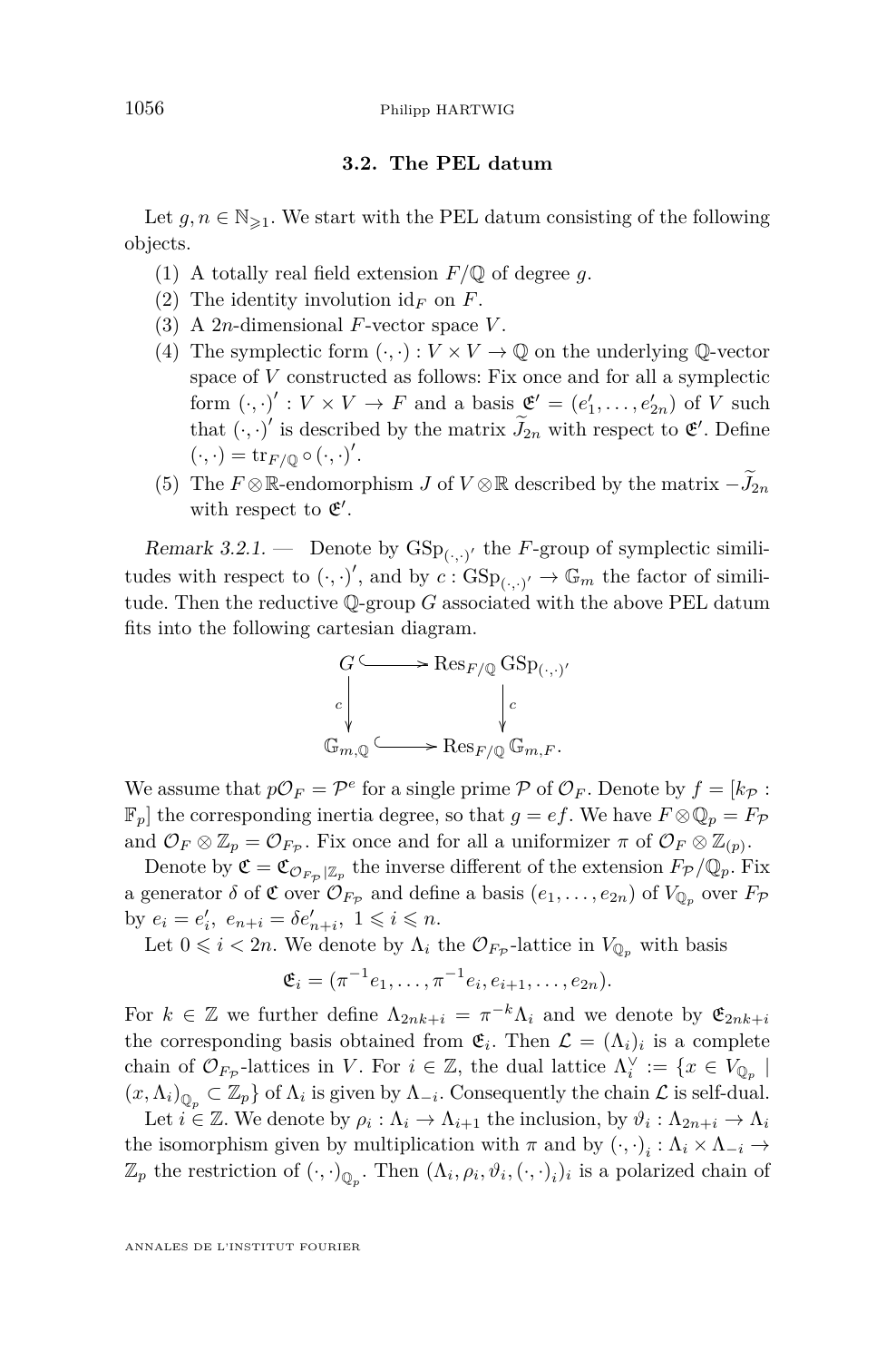### 3.2. The PEL datum

Let $g, n \in \mathbb{N}_{\geqslant 1}$. We start with the PEL datum consisting of the following objects.

1. A totally real field extension $F/\mathbb{Q}$ of degree $g$.
2. The identity involution $\mathrm{id}_F$ on $F$.
3. A $2n$-dimensional $F$-vector space $V$.
4. The symplectic form $(\cdot,\cdot) : V \times V \to \mathbb{Q}$ on the underlying $\mathbb{Q}$-vector space of $V$ constructed as follows: Fix once and for all a symplectic form $(\cdot,\cdot)' : V \times V \to F$ and a basis $\mathfrak{E}' = (e'_1, \dots, e'_{2n})$ of $V$ such that $(\cdot,\cdot)'$ is described by the matrix $\widetilde{J}_{2n}$ with respect to $\mathfrak{E}'$. Define $(\cdot,\cdot) = \mathrm{tr}_{F/\mathbb{Q}} \circ (\cdot,\cdot)'$.
5. The $F \otimes \mathbb{R}$-endomorphism $J$ of $V \otimes \mathbb{R}$ described by the matrix $-\widetilde{J}_{2n}$ with respect to $\mathfrak{E}'$.

*Remark 3.2.1.* — Denote by $\mathrm{GSp}_{(\cdot,\cdot)'}$ the $F$-group of symplectic similitudes with respect to $(\cdot,\cdot)'$, and by $c : \mathrm{GSp}_{(\cdot,\cdot)'} \to \mathbb{G}_m$ the factor of similitude. Then the reductive $\mathbb{Q}$-group $G$ associated with the above PEL datum fits into the following cartesian diagram.

$$\begin{array}{ccc} G & \hookrightarrow & \mathrm{Res}_{F/\mathbb{Q}} \mathrm{GSp}_{(\cdot,\cdot)'} \\ \downarrow{\scriptstyle c} & & \downarrow{\scriptstyle c} \\ \mathbb{G}_{m,\mathbb{Q}} & \hookrightarrow & \mathrm{Res}_{F/\mathbb{Q}} \mathbb{G}_{m,F}. \end{array}$$

We assume that $p\mathcal{O}_F = \mathcal{P}^e$ for a single prime $\mathcal{P}$ of $\mathcal{O}_F$. Denote by $f = [k_{\mathcal{P}} : \mathbb{F}_p]$ the corresponding inertia degree, so that $g = ef$. We have $F \otimes \mathbb{Q}_p = F_{\mathcal{P}}$ and $\mathcal{O}_F \otimes \mathbb{Z}_p = \mathcal{O}_{F_{\mathcal{P}}}$. Fix once and for all a uniformizer $\pi$ of $\mathcal{O}_F \otimes \mathbb{Z}_{(p)}$.

Denote by $\mathfrak{C} = \mathfrak{C}_{\mathcal{O}_{F_{\mathcal{P}}}|\mathbb{Z}_p}$ the inverse different of the extension $F_{\mathcal{P}}/\mathbb{Q}_p$. Fix a generator $\delta$ of $\mathfrak{C}$ over $\mathcal{O}_{F_{\mathcal{P}}}$ and define a basis $(e_1, \dots, e_{2n})$ of $V_{\mathbb{Q}_p}$ over $F_{\mathcal{P}}$ by $e_i = e'_i,\ e_{n+i} = \delta e'_{n+i},\ 1 \leqslant i \leqslant n$.

Let $0 \leqslant i < 2n$. We denote by $\Lambda_i$ the $\mathcal{O}_{F_{\mathcal{P}}}$-lattice in $V_{\mathbb{Q}_p}$ with basis

$$\mathfrak{E}_i = (\pi^{-1} e_1, \dots, \pi^{-1} e_i, e_{i+1}, \dots, e_{2n}).$$

For $k \in \mathbb{Z}$ we further define $\Lambda_{2nk+i} = \pi^{-k}\Lambda_i$ and we denote by $\mathfrak{E}_{2nk+i}$ the corresponding basis obtained from $\mathfrak{E}_i$. Then $\mathcal{L} = (\Lambda_i)_i$ is a complete chain of $\mathcal{O}_{F_{\mathcal{P}}}$-lattices in $V$. For $i \in \mathbb{Z}$, the dual lattice $\Lambda_i^\vee := \{x \in V_{\mathbb{Q}_p} \mid (x, \Lambda_i)_{\mathbb{Q}_p} \subset \mathbb{Z}_p\}$ of $\Lambda_i$ is given by $\Lambda_{-i}$. Consequently the chain $\mathcal{L}$ is self-dual.

Let $i \in \mathbb{Z}$. We denote by $\rho_i : \Lambda_i \to \Lambda_{i+1}$ the inclusion, by $\vartheta_i : \Lambda_{2n+i} \to \Lambda_i$ the isomorphism given by multiplication with $\pi$ and by $(\cdot,\cdot)_i : \Lambda_i \times \Lambda_{-i} \to \mathbb{Z}_p$ the restriction of $(\cdot,\cdot)_{\mathbb{Q}_p}$. Then $(\Lambda_i, \rho_i, \vartheta_i, (\cdot,\cdot)_i)_i$ is a polarized chain of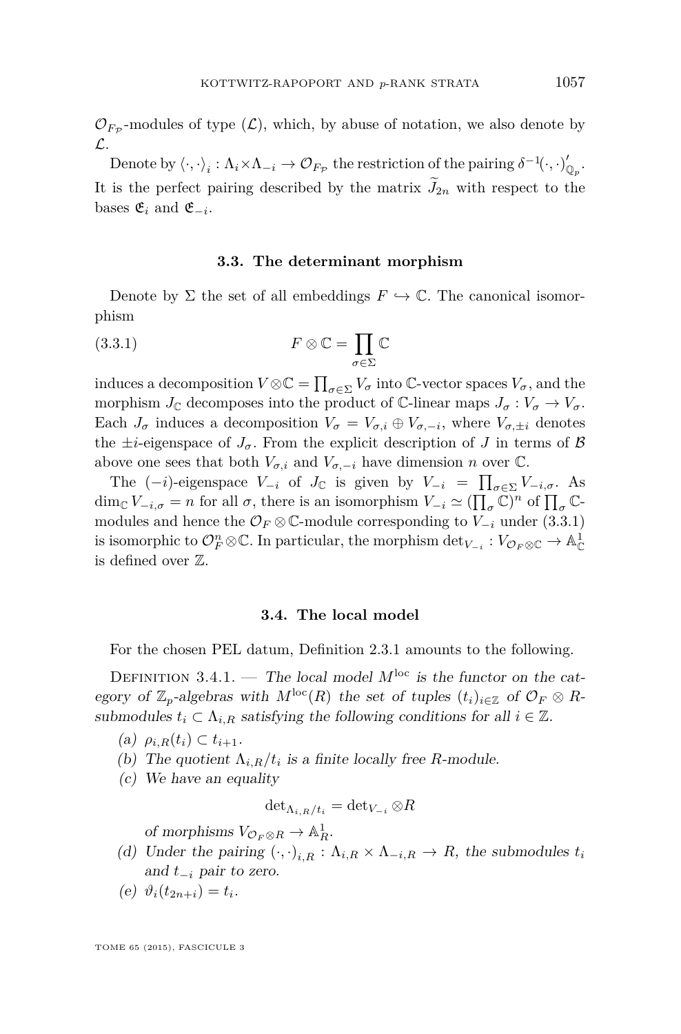$\mathcal{O}_{F_\mathcal{P}}$-modules of type ($\mathcal{L}$), which, by abuse of notation, we also denote by $\mathcal{L}$.

Denote by $\langle\cdot,\cdot\rangle_i : \Lambda_i \times \Lambda_{-i} \to \mathcal{O}_{F_\mathcal{P}}$ the restriction of the pairing $\delta^{-1}(\cdot,\cdot)'_{\mathbb{Q}_p}$. It is the perfect pairing described by the matrix $\widetilde{J}_{2n}$ with respect to the bases $\mathfrak{E}_i$ and $\mathfrak{E}_{-i}$.

### 3.3. The determinant morphism

Denote by $\Sigma$ the set of all embeddings $F \hookrightarrow \mathbb{C}$. The canonical isomorphism

$$F \otimes \mathbb{C} = \prod_{\sigma \in \Sigma} \mathbb{C} \tag{3.3.1}$$

induces a decomposition $V \otimes \mathbb{C} = \prod_{\sigma\in\Sigma} V_\sigma$ into $\mathbb{C}$-vector spaces $V_\sigma$, and the morphism $J_\mathbb{C}$ decomposes into the product of $\mathbb{C}$-linear maps $J_\sigma : V_\sigma \to V_\sigma$. Each $J_\sigma$ induces a decomposition $V_\sigma = V_{\sigma,i} \oplus V_{\sigma,-i}$, where $V_{\sigma,\pm i}$ denotes the $\pm i$-eigenspace of $J_\sigma$. From the explicit description of $J$ in terms of $\mathcal{B}$ above one sees that both $V_{\sigma,i}$ and $V_{\sigma,-i}$ have dimension $n$ over $\mathbb{C}$.

The $(-i)$-eigenspace $V_{-i}$ of $J_\mathbb{C}$ is given by $V_{-i} = \prod_{\sigma\in\Sigma} V_{-i,\sigma}$. As $\dim_\mathbb{C} V_{-i,\sigma} = n$ for all $\sigma$, there is an isomorphism $V_{-i} \simeq (\prod_\sigma \mathbb{C})^n$ of $\prod_\sigma \mathbb{C}$-modules and hence the $\mathcal{O}_F \otimes \mathbb{C}$-module corresponding to $V_{-i}$ under (3.3.1) is isomorphic to $\mathcal{O}_F^n \otimes \mathbb{C}$. In particular, the morphism $\det_{V_{-i}} : V_{\mathcal{O}_F\otimes\mathbb{C}} \to \mathbb{A}^1_\mathbb{C}$ is defined over $\mathbb{Z}$.

### 3.4. The local model

For the chosen PEL datum, Definition 2.3.1 amounts to the following.

Definition 3.4.1. — *The local model $M^{\mathrm{loc}}$ is the functor on the category of $\mathbb{Z}_p$-algebras with $M^{\mathrm{loc}}(R)$ the set of tuples $(t_i)_{i\in\mathbb{Z}}$ of $\mathcal{O}_F \otimes R$-submodules $t_i \subset \Lambda_{i,R}$ satisfying the following conditions for all $i \in \mathbb{Z}$.*

(a) *$\rho_{i,R}(t_i) \subset t_{i+1}$.*
(b) *The quotient $\Lambda_{i,R}/t_i$ is a finite locally free $R$-module.*
(c) *We have an equality*

$$\det_{\Lambda_{i,R}/t_i} = \det_{V_{-i}} \otimes R$$

*of morphisms $V_{\mathcal{O}_F\otimes R} \to \mathbb{A}^1_R$.*
(d) *Under the pairing $(\cdot,\cdot)_{i,R} : \Lambda_{i,R} \times \Lambda_{-i,R} \to R$, the submodules $t_i$ and $t_{-i}$ pair to zero.*
(e) *$\vartheta_i(t_{2n+i}) = t_i$.*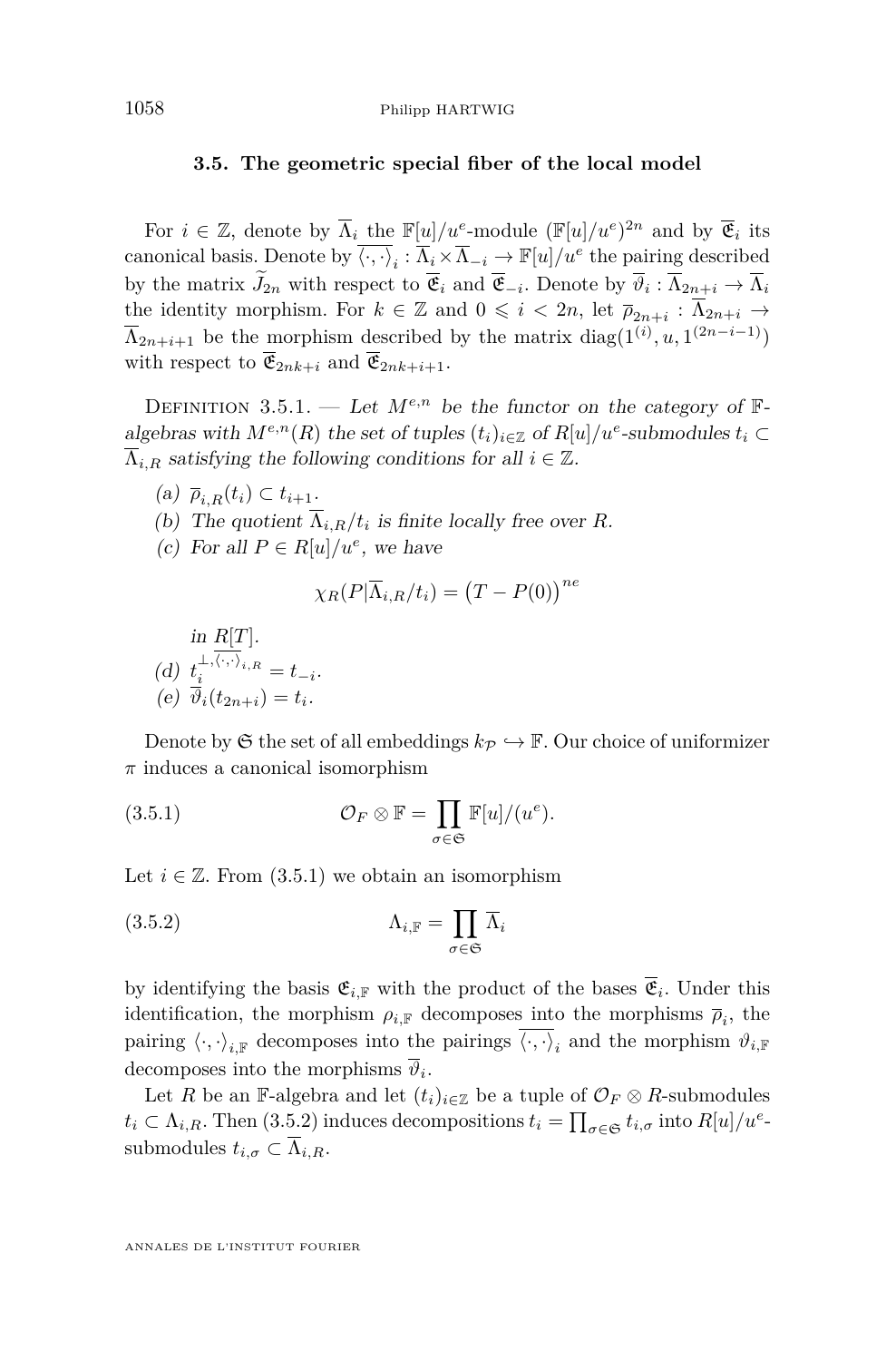### 3.5. The geometric special fiber of the local model

For $i \in \mathbb{Z}$, denote by $\overline{\Lambda}_i$ the $\mathbb{F}[u]/u^e$-module $(\mathbb{F}[u]/u^e)^{2n}$ and by $\overline{\mathfrak{E}}_i$ its canonical basis. Denote by $\overline{\langle \cdot , \cdot \rangle}_i : \overline{\Lambda}_i \times \overline{\Lambda}_{-i} \to \mathbb{F}[u]/u^e$ the pairing described by the matrix $\widetilde{J}_{2n}$ with respect to $\overline{\mathfrak{E}}_i$ and $\overline{\mathfrak{E}}_{-i}$. Denote by $\overline{\vartheta}_i : \overline{\Lambda}_{2n+i} \to \overline{\Lambda}_i$ the identity morphism. For $k \in \mathbb{Z}$ and $0 \leqslant i < 2n$, let $\overline{\rho}_{2n+i} : \overline{\Lambda}_{2n+i} \to \overline{\Lambda}_{2n+i+1}$ be the morphism described by the matrix $\operatorname{diag}(1^{(i)}, u, 1^{(2n-i-1)})$ with respect to $\overline{\mathfrak{E}}_{2nk+i}$ and $\overline{\mathfrak{E}}_{2nk+i+1}$.

Definition 3.5.1. — *Let $M^{e,n}$ be the functor on the category of $\mathbb{F}$-algebras with $M^{e,n}(R)$ the set of tuples $(t_i)_{i \in \mathbb{Z}}$ of $R[u]/u^e$-submodules $t_i \subset \overline{\Lambda}_{i,R}$ satisfying the following conditions for all $i \in \mathbb{Z}$.*

(a) $\overline{\rho}_{i,R}(t_i) \subset t_{i+1}$.

(b) *The quotient $\overline{\Lambda}_{i,R}/t_i$ is finite locally free over $R$.*

(c) *For all $P \in R[u]/u^e$, we have*

$$\chi_R(P|\overline{\Lambda}_{i,R}/t_i) = \big(T - P(0)\big)^{ne}$$

*in $R[T]$.*

(d) $t_i^{\perp, \overline{\langle \cdot , \cdot \rangle}_{i,R}} = t_{-i}$.

(e) $\overline{\vartheta}_i(t_{2n+i}) = t_i$.

Denote by $\mathfrak{S}$ the set of all embeddings $k_{\mathcal{P}} \hookrightarrow \mathbb{F}$. Our choice of uniformizer $\pi$ induces a canonical isomorphism

$$\mathcal{O}_F \otimes \mathbb{F} = \prod_{\sigma \in \mathfrak{S}} \mathbb{F}[u]/(u^e). \tag{3.5.1}$$

Let $i \in \mathbb{Z}$. From (3.5.1) we obtain an isomorphism

$$\Lambda_{i,\mathbb{F}} = \prod_{\sigma \in \mathfrak{S}} \overline{\Lambda}_i \tag{3.5.2}$$

by identifying the basis $\mathfrak{E}_{i,\mathbb{F}}$ with the product of the bases $\overline{\mathfrak{E}}_i$. Under this identification, the morphism $\rho_{i,\mathbb{F}}$ decomposes into the morphisms $\overline{\rho}_i$, the pairing $\langle \cdot , \cdot \rangle_{i,\mathbb{F}}$ decomposes into the pairings $\overline{\langle \cdot , \cdot \rangle}_i$ and the morphism $\vartheta_{i,\mathbb{F}}$ decomposes into the morphisms $\overline{\vartheta}_i$.

Let $R$ be an $\mathbb{F}$-algebra and let $(t_i)_{i \in \mathbb{Z}}$ be a tuple of $\mathcal{O}_F \otimes R$-submodules $t_i \subset \Lambda_{i,R}$. Then (3.5.2) induces decompositions $t_i = \prod_{\sigma \in \mathfrak{S}} t_{i,\sigma}$ into $R[u]/u^e$-submodules $t_{i,\sigma} \subset \overline{\Lambda}_{i,R}$.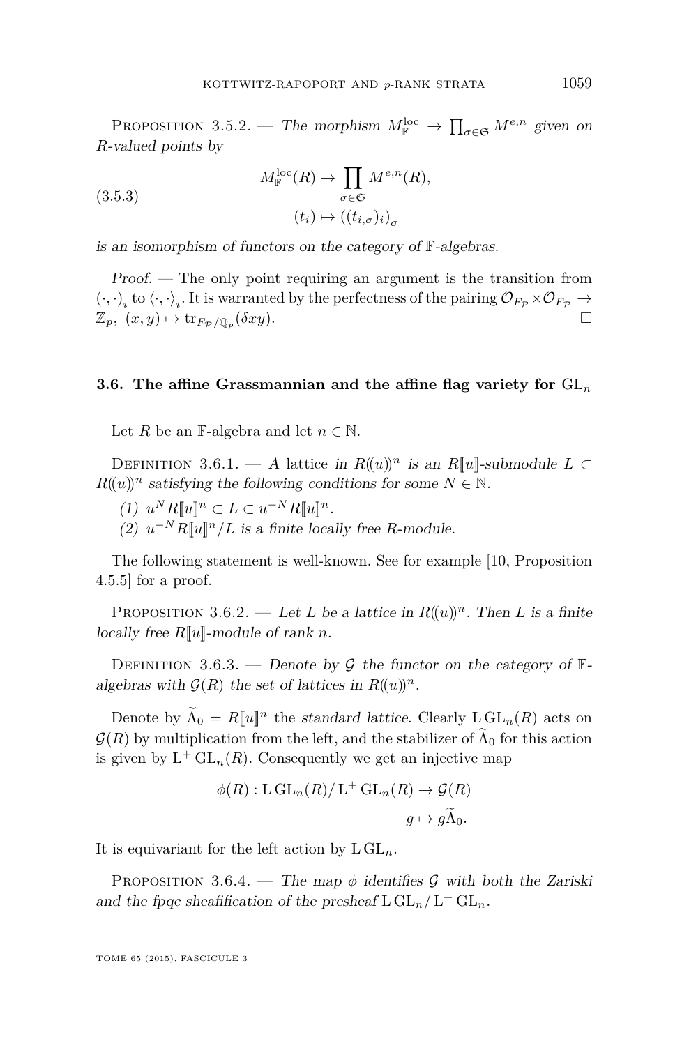Proposition 3.5.2. — *The morphism $M^{\mathrm{loc}}_{\mathbb{F}} \to \prod_{\sigma \in \mathfrak{S}} M^{e,n}$ given on $R$-valued points by*

$$M^{\mathrm{loc}}_{\mathbb{F}}(R) \to \prod_{\sigma \in \mathfrak{S}} M^{e,n}(R), \qquad (t_i) \mapsto ((t_{i,\sigma})_i)_\sigma \tag{3.5.3}$$

*is an isomorphism of functors on the category of $\mathbb{F}$-algebras.*

*Proof.* — The only point requiring an argument is the transition from $(\cdot,\cdot)_i$ to $\langle \cdot,\cdot \rangle_i$. It is warranted by the perfectness of the pairing $\mathcal{O}_{F_\mathcal{P}} \times \mathcal{O}_{F_\mathcal{P}} \to \mathbb{Z}_p$, $(x,y) \mapsto \mathrm{tr}_{F_\mathcal{P}/\mathbb{Q}_p}(\delta xy)$. □

### 3.6. The affine Grassmannian and the affine flag variety for $\mathrm{GL}_n$

Let $R$ be an $\mathbb{F}$-algebra and let $n \in \mathbb{N}$.

Definition 3.6.1. — *A* lattice *in $R(\!(u)\!)^n$ is an $R[\![u]\!]$-submodule $L \subset R(\!(u)\!)^n$ satisfying the following conditions for some $N \in \mathbb{N}$.*

*(1) $u^N R[\![u]\!]^n \subset L \subset u^{-N} R[\![u]\!]^n$.*

*(2) $u^{-N} R[\![u]\!]^n / L$ is a finite locally free $R$-module.*

The following statement is well-known. See for example [10, Proposition 4.5.5] for a proof.

Proposition 3.6.2. — *Let $L$ be a lattice in $R(\!(u)\!)^n$. Then $L$ is a finite locally free $R[\![u]\!]$-module of rank $n$.*

Definition 3.6.3. — *Denote by $\mathcal{G}$ the functor on the category of $\mathbb{F}$-algebras with $\mathcal{G}(R)$ the set of lattices in $R(\!(u)\!)^n$.*

Denote by $\widetilde{\Lambda}_0 = R[\![u]\!]^n$ the *standard lattice*. Clearly $\mathrm{L}\,\mathrm{GL}_n(R)$ acts on $\mathcal{G}(R)$ by multiplication from the left, and the stabilizer of $\widetilde{\Lambda}_0$ for this action is given by $\mathrm{L}^+\,\mathrm{GL}_n(R)$. Consequently we get an injective map

$$\phi(R) : \mathrm{L}\,\mathrm{GL}_n(R)/\,\mathrm{L}^+\,\mathrm{GL}_n(R) \to \mathcal{G}(R), \qquad g \mapsto g\widetilde{\Lambda}_0.$$

It is equivariant for the left action by $\mathrm{L}\,\mathrm{GL}_n$.

Proposition 3.6.4. — *The map $\phi$ identifies $\mathcal{G}$ with both the Zariski and the fpqc sheafification of the presheaf $\mathrm{L}\,\mathrm{GL}_n/\,\mathrm{L}^+\,\mathrm{GL}_n$.*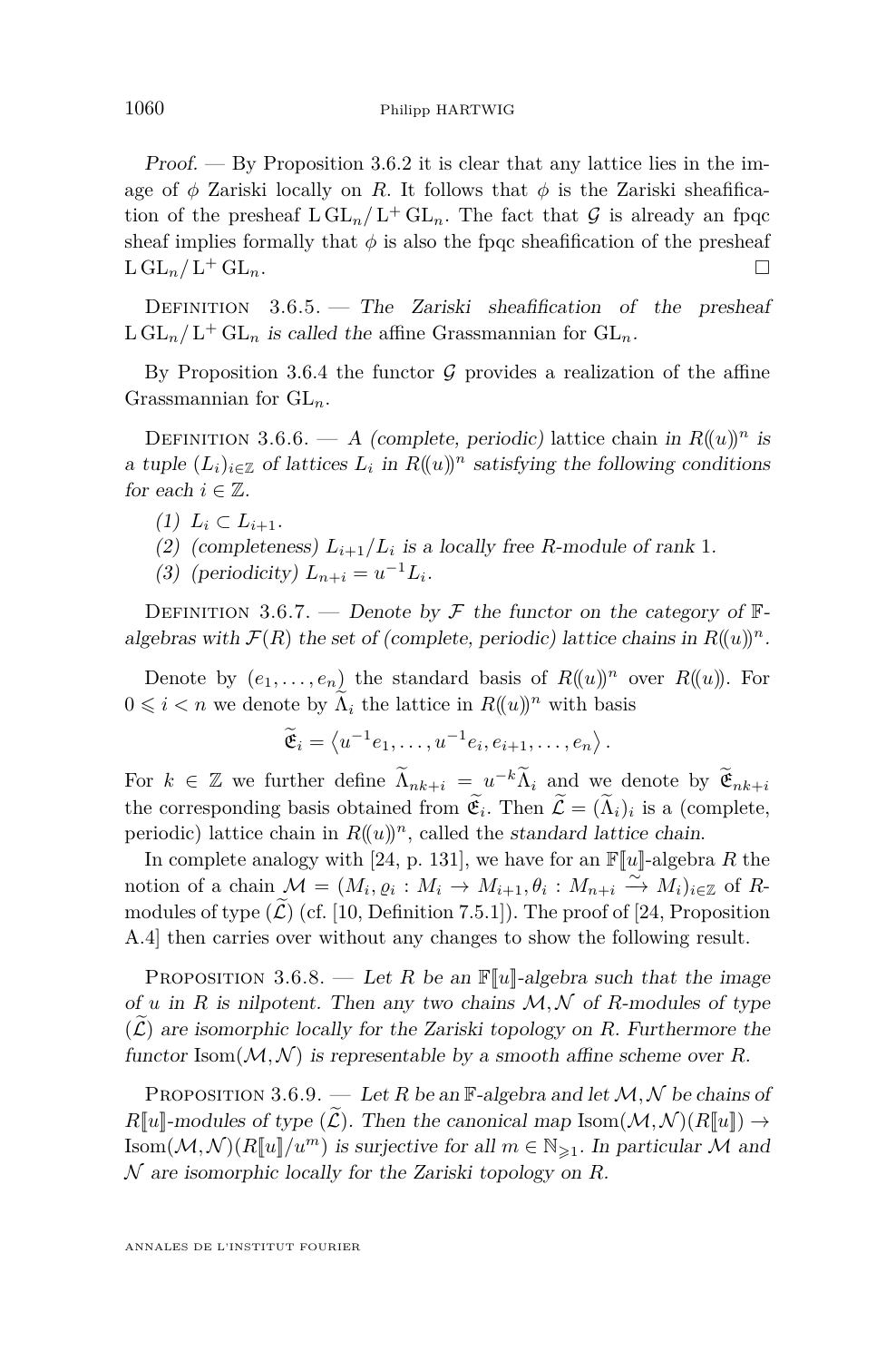*Proof.* — By Proposition 3.6.2 it is clear that any lattice lies in the image of $\phi$ Zariski locally on $R$. It follows that $\phi$ is the Zariski sheafification of the presheaf $\mathrm{L}\,\mathrm{GL}_n/\mathrm{L}^+\mathrm{GL}_n$. The fact that $\mathcal{G}$ is already an fpqc sheaf implies formally that $\phi$ is also the fpqc sheafification of the presheaf $\mathrm{L}\,\mathrm{GL}_n/\mathrm{L}^+\mathrm{GL}_n$. □

Definition 3.6.5. — *The Zariski sheafification of the presheaf $\mathrm{L}\,\mathrm{GL}_n/\mathrm{L}^+\mathrm{GL}_n$ is called the* affine Grassmannian for $\mathrm{GL}_n$.

By Proposition 3.6.4 the functor $\mathcal{G}$ provides a realization of the affine Grassmannian for $\mathrm{GL}_n$.

Definition 3.6.6. — *A (complete, periodic)* lattice chain *in $R(\!(u)\!)^n$ is a tuple $(L_i)_{i\in\mathbb{Z}}$ of lattices $L_i$ in $R(\!(u)\!)^n$ satisfying the following conditions for each $i \in \mathbb{Z}$.*

*(1) $L_i \subset L_{i+1}$.*

*(2) (completeness) $L_{i+1}/L_i$ is a locally free $R$-module of rank 1.*

*(3) (periodicity) $L_{n+i} = u^{-1}L_i$.*

Definition 3.6.7. — *Denote by $\mathcal{F}$ the functor on the category of $\mathbb{F}$-algebras with $\mathcal{F}(R)$ the set of (complete, periodic) lattice chains in $R(\!(u)\!)^n$.*

Denote by $(e_1,\dots,e_n)$ the standard basis of $R(\!(u)\!)^n$ over $R(\!(u)\!)$. For $0 \leqslant i < n$ we denote by $\widetilde{\Lambda}_i$ the lattice in $R(\!(u)\!)^n$ with basis

$$\widetilde{\mathfrak{E}}_i = \left\langle u^{-1}e_1,\dots,u^{-1}e_i,e_{i+1},\dots,e_n\right\rangle.$$

For $k \in \mathbb{Z}$ we further define $\widetilde{\Lambda}_{nk+i} = u^{-k}\widetilde{\Lambda}_i$ and we denote by $\widetilde{\mathfrak{E}}_{nk+i}$ the corresponding basis obtained from $\widetilde{\mathfrak{E}}_i$. Then $\widetilde{\mathcal{L}} = (\widetilde{\Lambda}_i)_i$ is a (complete, periodic) lattice chain in $R(\!(u)\!)^n$, called the *standard lattice chain*.

In complete analogy with [24, p. 131], we have for an $\mathbb{F}[\![u]\!]$-algebra $R$ the notion of a chain $\mathcal{M} = (M_i, \varrho_i : M_i \to M_{i+1}, \theta_i : M_{n+i} \xrightarrow{\sim} M_i)_{i\in\mathbb{Z}}$ of $R$-modules of type $(\widetilde{\mathcal{L}})$ (cf. [10, Definition 7.5.1]). The proof of [24, Proposition A.4] then carries over without any changes to show the following result.

Proposition 3.6.8. — *Let $R$ be an $\mathbb{F}[\![u]\!]$-algebra such that the image of $u$ in $R$ is nilpotent. Then any two chains $\mathcal{M},\mathcal{N}$ of $R$-modules of type $(\widetilde{\mathcal{L}})$ are isomorphic locally for the Zariski topology on $R$. Furthermore the functor $\mathrm{Isom}(\mathcal{M},\mathcal{N})$ is representable by a smooth affine scheme over $R$.*

Proposition 3.6.9. — *Let $R$ be an $\mathbb{F}$-algebra and let $\mathcal{M},\mathcal{N}$ be chains of $R[\![u]\!]$-modules of type $(\widetilde{\mathcal{L}})$. Then the canonical map $\mathrm{Isom}(\mathcal{M},\mathcal{N})(R[\![u]\!]) \to \mathrm{Isom}(\mathcal{M},\mathcal{N})(R[\![u]\!]/u^m)$ is surjective for all $m \in \mathbb{N}_{\geqslant 1}$. In particular $\mathcal{M}$ and $\mathcal{N}$ are isomorphic locally for the Zariski topology on $R$.*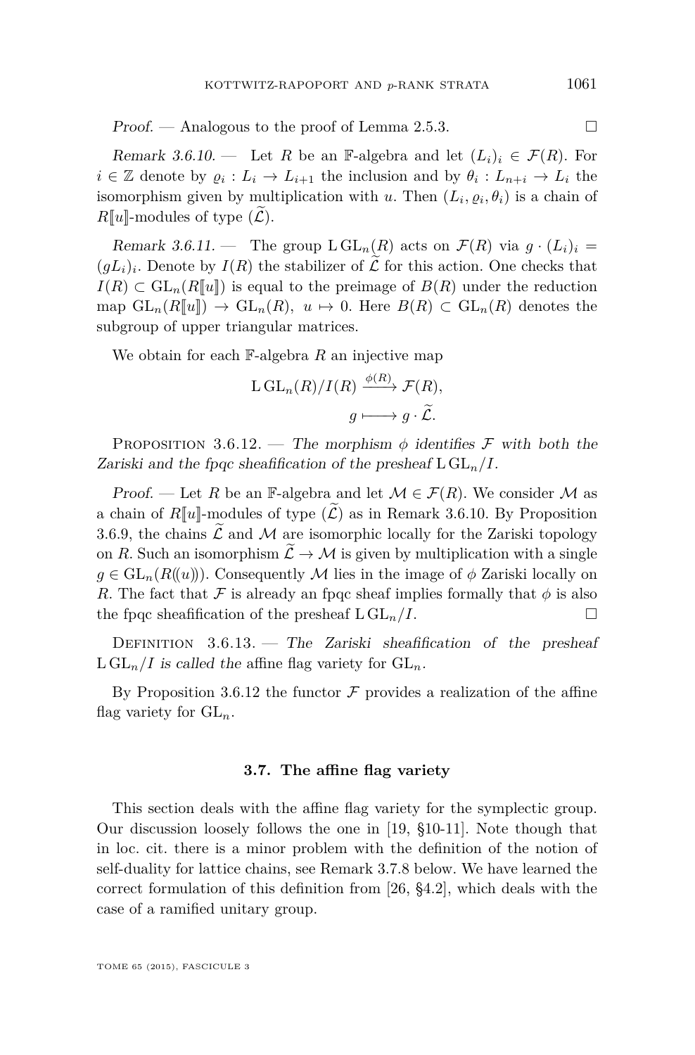*Proof.* — Analogous to the proof of Lemma 2.5.3. □

*Remark 3.6.10.* — Let $R$ be an $\mathbb{F}$-algebra and let $(L_i)_i \in \mathcal{F}(R)$. For $i \in \mathbb{Z}$ denote by $\varrho_i : L_i \to L_{i+1}$ the inclusion and by $\theta_i : L_{n+i} \to L_i$ the isomorphism given by multiplication with $u$. Then $(L_i, \varrho_i, \theta_i)$ is a chain of $R[\![u]\!]$-modules of type $(\widetilde{\mathcal{L}})$.

*Remark 3.6.11.* — The group $\mathrm{L}\,\mathrm{GL}_n(R)$ acts on $\mathcal{F}(R)$ via $g \cdot (L_i)_i = (gL_i)_i$. Denote by $I(R)$ the stabilizer of $\widetilde{\mathcal{L}}$ for this action. One checks that $I(R) \subset \mathrm{GL}_n(R[\![u]\!])$ is equal to the preimage of $B(R)$ under the reduction map $\mathrm{GL}_n(R[\![u]\!]) \to \mathrm{GL}_n(R)$, $u \mapsto 0$. Here $B(R) \subset \mathrm{GL}_n(R)$ denotes the subgroup of upper triangular matrices.

We obtain for each $\mathbb{F}$-algebra $R$ an injective map

$$\mathrm{L}\,\mathrm{GL}_n(R)/I(R) \xrightarrow{\phi(R)} \mathcal{F}(R),$$
$$g \longmapsto g \cdot \widetilde{\mathcal{L}}.$$

Proposition 3.6.12. — *The morphism $\phi$ identifies $\mathcal{F}$ with both the Zariski and the fpqc sheafification of the presheaf* $\mathrm{L}\,\mathrm{GL}_n/I$.

*Proof.* — Let $R$ be an $\mathbb{F}$-algebra and let $\mathcal{M} \in \mathcal{F}(R)$. We consider $\mathcal{M}$ as a chain of $R[\![u]\!]$-modules of type $(\widetilde{\mathcal{L}})$ as in Remark 3.6.10. By Proposition 3.6.9, the chains $\widetilde{\mathcal{L}}$ and $\mathcal{M}$ are isomorphic locally for the Zariski topology on $R$. Such an isomorphism $\widetilde{\mathcal{L}} \to \mathcal{M}$ is given by multiplication with a single $g \in \mathrm{GL}_n(R(\!(u)\!))$. Consequently $\mathcal{M}$ lies in the image of $\phi$ Zariski locally on $R$. The fact that $\mathcal{F}$ is already an fpqc sheaf implies formally that $\phi$ is also the fpqc sheafification of the presheaf $\mathrm{L}\,\mathrm{GL}_n/I$. □

Definition 3.6.13. — *The Zariski sheafification of the presheaf* $\mathrm{L}\,\mathrm{GL}_n/I$ *is called the* affine flag variety *for* $\mathrm{GL}_n$.

By Proposition 3.6.12 the functor $\mathcal{F}$ provides a realization of the affine flag variety for $\mathrm{GL}_n$.

### 3.7. The affine flag variety

This section deals with the affine flag variety for the symplectic group. Our discussion loosely follows the one in [19, §10-11]. Note though that in loc. cit. there is a minor problem with the definition of the notion of self-duality for lattice chains, see Remark 3.7.8 below. We have learned the correct formulation of this definition from [26, §4.2], which deals with the case of a ramified unitary group.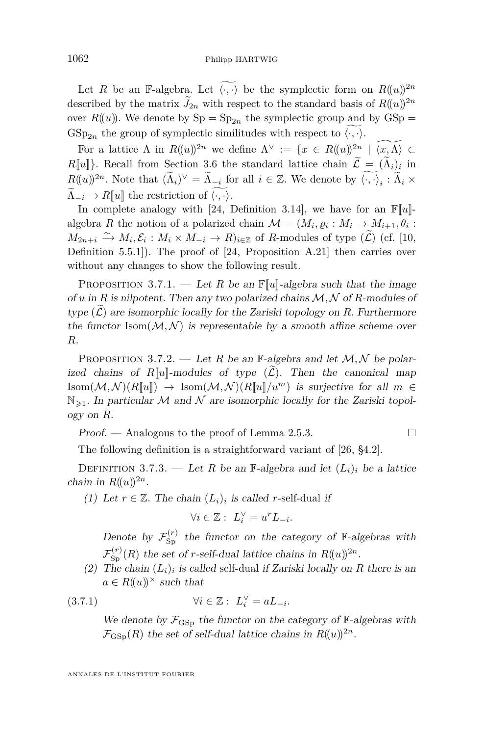Let $R$ be an $\mathbb{F}$-algebra. Let $\widetilde{\langle\cdot,\cdot\rangle}$ be the symplectic form on $R(\!(u)\!)^{2n}$ described by the matrix $\widetilde{J}_{2n}$ with respect to the standard basis of $R(\!(u)\!)^{2n}$ over $R(\!(u)\!)$. We denote by $\mathrm{Sp} = \mathrm{Sp}_{2n}$ the symplectic group and by $\mathrm{GSp} = \mathrm{GSp}_{2n}$ the group of symplectic similitudes with respect to $\widetilde{\langle\cdot,\cdot\rangle}$.

For a lattice $\Lambda$ in $R(\!(u)\!)^{2n}$ we define $\Lambda^\vee := \{x \in R(\!(u)\!)^{2n} \mid \widetilde{\langle x, \Lambda\rangle} \subset R[\![u]\!]\}$. Recall from Section 3.6 the standard lattice chain $\widetilde{\mathcal{L}} = (\widetilde{\Lambda}_i)_i$ in $R(\!(u)\!)^{2n}$. Note that $(\widetilde{\Lambda}_i)^\vee = \widetilde{\Lambda}_{-i}$ for all $i \in \mathbb{Z}$. We denote by $\widetilde{\langle\cdot,\cdot\rangle}_i : \widetilde{\Lambda}_i \times \widetilde{\Lambda}_{-i} \to R[\![u]\!]$ the restriction of $\widetilde{\langle\cdot,\cdot\rangle}$.

In complete analogy with [24, Definition 3.14], we have for an $\mathbb{F}[\![u]\!]$-algebra $R$ the notion of a polarized chain $\mathcal{M} = (M_i, \varrho_i : M_i \to M_{i+1}, \theta_i : M_{2n+i} \xrightarrow{\sim} M_i, \mathcal{E}_i : M_i \times M_{-i} \to R)_{i\in\mathbb{Z}}$ of $R$-modules of type $(\widetilde{\mathcal{L}})$ (cf. [10, Definition 5.5.1]). The proof of [24, Proposition A.21] then carries over without any changes to show the following result.

Proposition 3.7.1. — *Let $R$ be an $\mathbb{F}[\![u]\!]$-algebra such that the image of $u$ in $R$ is nilpotent. Then any two polarized chains $\mathcal{M}, \mathcal{N}$ of $R$-modules of type $(\widetilde{\mathcal{L}})$ are isomorphic locally for the Zariski topology on $R$. Furthermore the functor $\mathrm{Isom}(\mathcal{M}, \mathcal{N})$ is representable by a smooth affine scheme over $R$.*

Proposition 3.7.2. — *Let $R$ be an $\mathbb{F}$-algebra and let $\mathcal{M}, \mathcal{N}$ be polarized chains of $R[\![u]\!]$-modules of type $(\widetilde{\mathcal{L}})$. Then the canonical map $\mathrm{Isom}(\mathcal{M}, \mathcal{N})(R[\![u]\!]) \to \mathrm{Isom}(\mathcal{M}, \mathcal{N})(R[\![u]\!]/u^m)$ is surjective for all $m \in \mathbb{N}_{\geqslant 1}$. In particular $\mathcal{M}$ and $\mathcal{N}$ are isomorphic locally for the Zariski topology on $R$.*

*Proof.* — Analogous to the proof of Lemma 2.5.3. □

The following definition is a straightforward variant of [26, §4.2].

Definition 3.7.3. — *Let $R$ be an $\mathbb{F}$-algebra and let $(L_i)_i$ be a lattice chain in $R(\!(u)\!)^{2n}$.*

*(1) Let $r \in \mathbb{Z}$. The chain $(L_i)_i$ is called $r$-*self-dual *if*

$$\forall i \in \mathbb{Z} : \ L_i^\vee = u^r L_{-i}.$$

*Denote by $\mathcal{F}_{\mathrm{Sp}}^{(r)}$ the functor on the category of $\mathbb{F}$-algebras with $\mathcal{F}_{\mathrm{Sp}}^{(r)}(R)$ the set of $r$-self-dual lattice chains in $R(\!(u)\!)^{2n}$.*

*(2) The chain $(L_i)_i$ is called* self-dual *if Zariski locally on $R$ there is an $a \in R(\!(u)\!)^\times$ such that*

$$\forall i \in \mathbb{Z} : \ L_i^\vee = a L_{-i}. \tag{3.7.1}$$

*We denote by $\mathcal{F}_{\mathrm{GSp}}$ the functor on the category of $\mathbb{F}$-algebras with $\mathcal{F}_{\mathrm{GSp}}(R)$ the set of self-dual lattice chains in $R(\!(u)\!)^{2n}$.*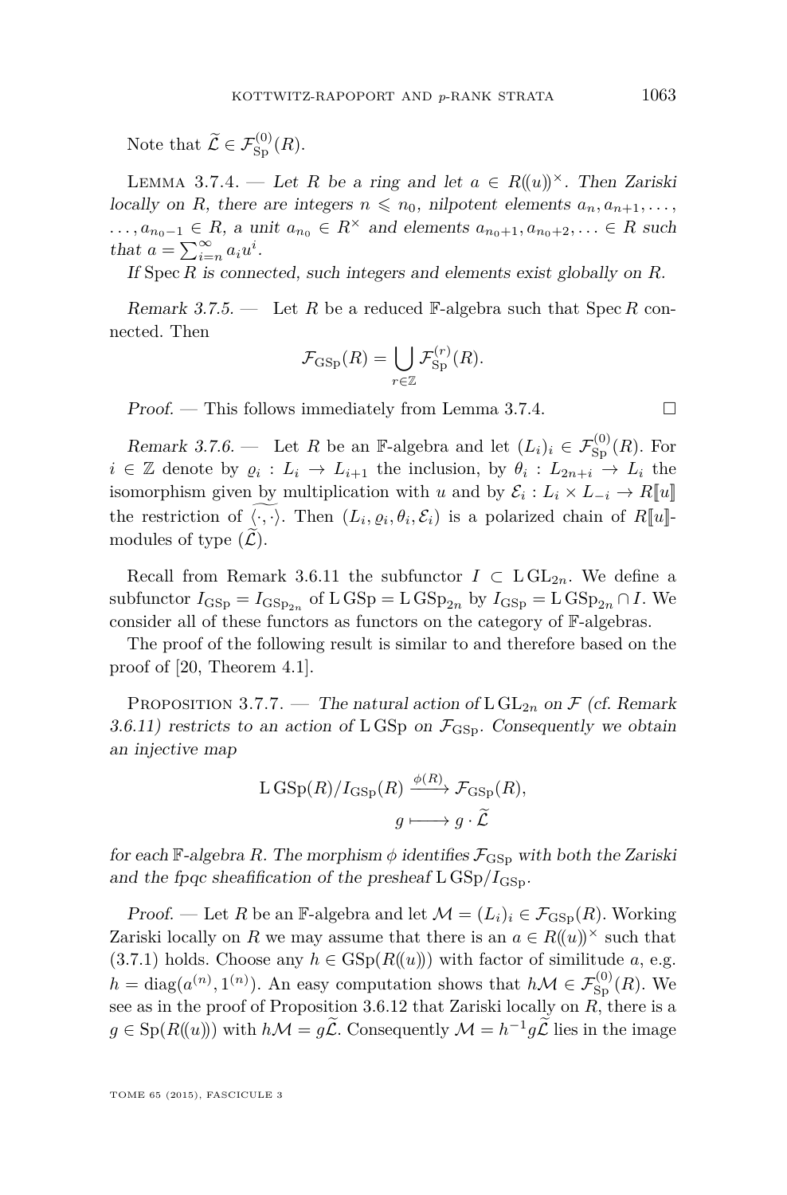Note that $\widetilde{\mathcal{L}} \in \mathcal{F}_{\mathrm{Sp}}^{(0)}(R)$.

Lemma 3.7.4. — *Let $R$ be a ring and let $a \in R(\!(u)\!)^\times$. Then Zariski locally on $R$, there are integers $n \leqslant n_0$, nilpotent elements $a_n, a_{n+1}, \dots, \dots, a_{n_0-1} \in R$, a unit $a_{n_0} \in R^\times$ and elements $a_{n_0+1}, a_{n_0+2}, \dots \in R$ such that $a = \sum_{i=n}^{\infty} a_i u^i$.*

*If $\operatorname{Spec} R$ is connected, such integers and elements exist globally on $R$.*

*Remark 3.7.5.* — Let $R$ be a reduced $\mathbb{F}$-algebra such that $\operatorname{Spec} R$ connected. Then

$$\mathcal{F}_{\mathrm{GSp}}(R) = \bigcup_{r \in \mathbb{Z}} \mathcal{F}_{\mathrm{Sp}}^{(r)}(R).$$

*Proof.* — This follows immediately from Lemma 3.7.4. □

*Remark 3.7.6.* — Let $R$ be an $\mathbb{F}$-algebra and let $(L_i)_i \in \mathcal{F}_{\mathrm{Sp}}^{(0)}(R)$. For $i \in \mathbb{Z}$ denote by $\varrho_i : L_i \to L_{i+1}$ the inclusion, by $\theta_i : L_{2n+i} \to L_i$ the isomorphism given by multiplication with $u$ and by $\mathcal{E}_i : L_i \times L_{-i} \to R[\![u]\!]$ the restriction of $\widetilde{\langle \cdot, \cdot \rangle}$. Then $(L_i, \varrho_i, \theta_i, \mathcal{E}_i)$ is a polarized chain of $R[\![u]\!]$-modules of type $(\widetilde{\mathcal{L}})$.

Recall from Remark 3.6.11 the subfunctor $I \subset \mathrm{L}\,\mathrm{GL}_{2n}$. We define a subfunctor $I_{\mathrm{GSp}} = I_{\mathrm{GSp}_{2n}}$ of $\mathrm{L}\,\mathrm{GSp} = \mathrm{L}\,\mathrm{GSp}_{2n}$ by $I_{\mathrm{GSp}} = \mathrm{L}\,\mathrm{GSp}_{2n} \cap I$. We consider all of these functors as functors on the category of $\mathbb{F}$-algebras.

The proof of the following result is similar to and therefore based on the proof of [20, Theorem 4.1].

Proposition 3.7.7. — *The natural action of $\mathrm{L}\,\mathrm{GL}_{2n}$ on $\mathcal{F}$ (cf. Remark 3.6.11) restricts to an action of $\mathrm{L}\,\mathrm{GSp}$ on $\mathcal{F}_{\mathrm{GSp}}$. Consequently we obtain an injective map*

$$\mathrm{L}\,\mathrm{GSp}(R)/I_{\mathrm{GSp}}(R) \xrightarrow{\phi(R)} \mathcal{F}_{\mathrm{GSp}}(R),$$
$$g \longmapsto g \cdot \widetilde{\mathcal{L}}$$

*for each $\mathbb{F}$-algebra $R$. The morphism $\phi$ identifies $\mathcal{F}_{\mathrm{GSp}}$ with both the Zariski and the fpqc sheafification of the presheaf $\mathrm{L}\,\mathrm{GSp}/I_{\mathrm{GSp}}$.*

*Proof.* — Let $R$ be an $\mathbb{F}$-algebra and let $\mathcal{M} = (L_i)_i \in \mathcal{F}_{\mathrm{GSp}}(R)$. Working Zariski locally on $R$ we may assume that there is an $a \in R(\!(u)\!)^\times$ such that (3.7.1) holds. Choose any $h \in \mathrm{GSp}(R(\!(u)\!))$ with factor of similitude $a$, e.g. $h = \operatorname{diag}(a^{(n)}, 1^{(n)})$. An easy computation shows that $h\mathcal{M} \in \mathcal{F}_{\mathrm{Sp}}^{(0)}(R)$. We see as in the proof of Proposition 3.6.12 that Zariski locally on $R$, there is a $g \in \mathrm{Sp}(R(\!(u)\!))$ with $h\mathcal{M} = g\widetilde{\mathcal{L}}$. Consequently $\mathcal{M} = h^{-1}g\widetilde{\mathcal{L}}$ lies in the image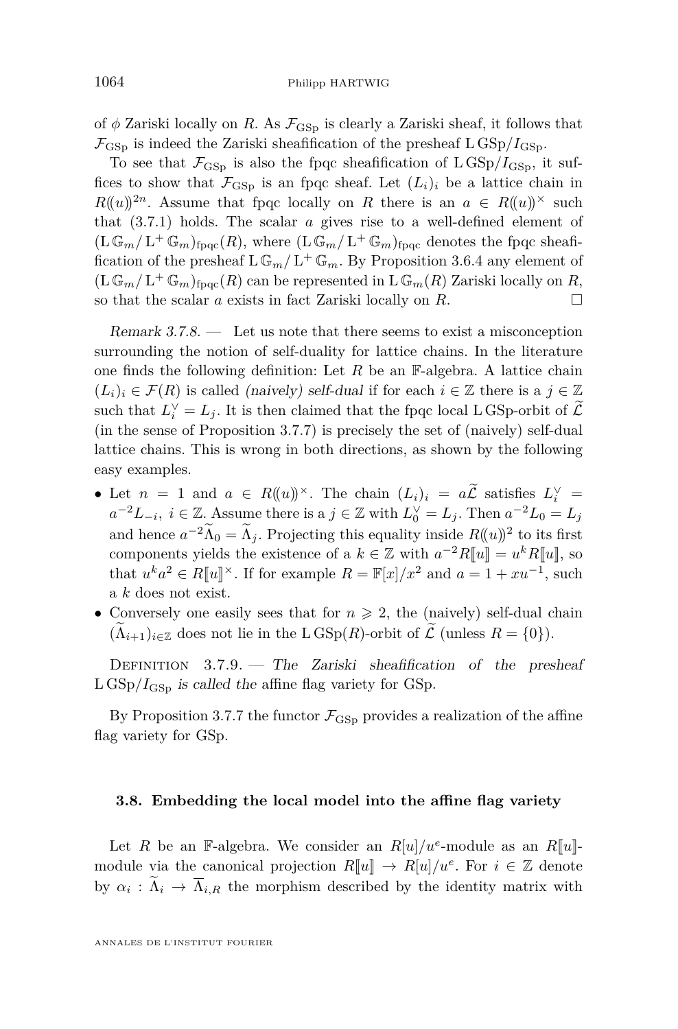of $\phi$ Zariski locally on $R$. As $\mathcal{F}_{\mathrm{GSp}}$ is clearly a Zariski sheaf, it follows that $\mathcal{F}_{\mathrm{GSp}}$ is indeed the Zariski sheafification of the presheaf $\mathrm{L}\,\mathrm{GSp}/I_{\mathrm{GSp}}$.

To see that $\mathcal{F}_{\mathrm{GSp}}$ is also the fpqc sheafification of $\mathrm{L}\,\mathrm{GSp}/I_{\mathrm{GSp}}$, it suffices to show that $\mathcal{F}_{\mathrm{GSp}}$ is an fpqc sheaf. Let $(L_i)_i$ be a lattice chain in $R(\!(u)\!)^{2n}$. Assume that fpqc locally on $R$ there is an $a \in R(\!(u)\!)^\times$ such that (3.7.1) holds. The scalar $a$ gives rise to a well-defined element of $(\mathrm{L}\,\mathbb{G}_m/\mathrm{L}^+\,\mathbb{G}_m)_{\mathrm{fpqc}}(R)$, where $(\mathrm{L}\,\mathbb{G}_m/\mathrm{L}^+\,\mathbb{G}_m)_{\mathrm{fpqc}}$ denotes the fpqc sheafification of the presheaf $\mathrm{L}\,\mathbb{G}_m/\mathrm{L}^+\,\mathbb{G}_m$. By Proposition 3.6.4 any element of $(\mathrm{L}\,\mathbb{G}_m/\mathrm{L}^+\,\mathbb{G}_m)_{\mathrm{fpqc}}(R)$ can be represented in $\mathrm{L}\,\mathbb{G}_m(R)$ Zariski locally on $R$, so that the scalar $a$ exists in fact Zariski locally on $R$. □

*Remark 3.7.8.* — Let us note that there seems to exist a misconception surrounding the notion of self-duality for lattice chains. In the literature one finds the following definition: Let $R$ be an $\mathbb{F}$-algebra. A lattice chain $(L_i)_i \in \mathcal{F}(R)$ is called *(naively) self-dual* if for each $i \in \mathbb{Z}$ there is a $j \in \mathbb{Z}$ such that $L_i^\vee = L_j$. It is then claimed that the fpqc local $\mathrm{L}\,\mathrm{GSp}$-orbit of $\widetilde{\mathcal{L}}$ (in the sense of Proposition 3.7.7) is precisely the set of (naively) self-dual lattice chains. This is wrong in both directions, as shown by the following easy examples.

- Let $n = 1$ and $a \in R(\!(u)\!)^\times$. The chain $(L_i)_i = a\widetilde{\mathcal{L}}$ satisfies $L_i^\vee = a^{-2}L_{-i}$, $i \in \mathbb{Z}$. Assume there is a $j \in \mathbb{Z}$ with $L_0^\vee = L_j$. Then $a^{-2}L_0 = L_j$ and hence $a^{-2}\widetilde{\Lambda}_0 = \widetilde{\Lambda}_j$. Projecting this equality inside $R(\!(u)\!)^2$ to its first components yields the existence of a $k \in \mathbb{Z}$ with $a^{-2}R[\![u]\!] = u^k R[\![u]\!]$, so that $u^k a^2 \in R[\![u]\!]^\times$. If for example $R = \mathbb{F}[x]/x^2$ and $a = 1 + xu^{-1}$, such a $k$ does not exist.
- Conversely one easily sees that for $n \geqslant 2$, the (naively) self-dual chain $(\widetilde{\Lambda}_{i+1})_{i\in\mathbb{Z}}$ does not lie in the $\mathrm{L}\,\mathrm{GSp}(R)$-orbit of $\widetilde{\mathcal{L}}$ (unless $R = \{0\}$).

Definition 3.7.9. — *The Zariski sheafification of the presheaf* $\mathrm{L}\,\mathrm{GSp}/I_{\mathrm{GSp}}$ *is called the* affine flag variety *for GSp.*

By Proposition 3.7.7 the functor $\mathcal{F}_{\mathrm{GSp}}$ provides a realization of the affine flag variety for GSp.

### 3.8. Embedding the local model into the affine flag variety

Let $R$ be an $\mathbb{F}$-algebra. We consider an $R[u]/u^e$-module as an $R[\![u]\!]$-module via the canonical projection $R[\![u]\!] \to R[u]/u^e$. For $i \in \mathbb{Z}$ denote by $\alpha_i : \widetilde{\Lambda}_i \to \overline{\Lambda}_{i,R}$ the morphism described by the identity matrix with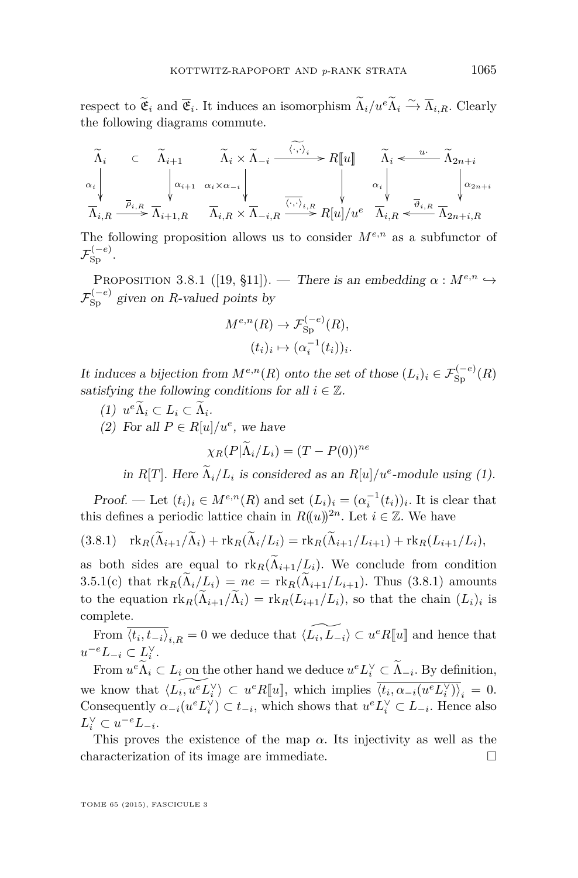respect to $\widetilde{\mathfrak{E}}_i$ and $\overline{\mathfrak{E}}_i$. It induces an isomorphism $\widetilde{\Lambda}_i/u^e\widetilde{\Lambda}_i \xrightarrow{\sim} \overline{\Lambda}_{i,R}$. Clearly the following diagrams commute.

$$
\begin{array}{ccc}
\widetilde{\Lambda}_i & \subset & \widetilde{\Lambda}_{i+1} \\
\downarrow{\scriptstyle \alpha_i} & & \downarrow{\scriptstyle \alpha_{i+1}} \\
\overline{\Lambda}_{i,R} & \xrightarrow{\overline{\rho}_{i,R}} & \overline{\Lambda}_{i+1,R}
\end{array}
\qquad
\begin{array}{ccc}
\widetilde{\Lambda}_i \times \widetilde{\Lambda}_{-i} & \xrightarrow{\widetilde{\langle\cdot,\cdot\rangle}_i} & R[\![u]\!] \\
\downarrow{\scriptstyle \alpha_i \times \alpha_{-i}} & & \downarrow \\
\overline{\Lambda}_{i,R} \times \overline{\Lambda}_{-i,R} & \xrightarrow{\overline{\langle\cdot,\cdot\rangle}_{i,R}} & R[u]/u^e
\end{array}
\qquad
\begin{array}{ccc}
\widetilde{\Lambda}_i & \xleftarrow{u\cdot} & \widetilde{\Lambda}_{2n+i} \\
\downarrow{\scriptstyle \alpha_i} & & \downarrow{\scriptstyle \alpha_{2n+i}} \\
\overline{\Lambda}_{i,R} & \xleftarrow{\overline{\vartheta}_{i,R}} & \overline{\Lambda}_{2n+i,R}
\end{array}
$$

The following proposition allows us to consider $M^{e,n}$ as a subfunctor of $\mathcal{F}^{(-e)}_{\mathrm{Sp}}$.

Proposition 3.8.1 ([19, §11]). — *There is an embedding $\alpha : M^{e,n} \hookrightarrow \mathcal{F}^{(-e)}_{\mathrm{Sp}}$ given on $R$-valued points by*

$$
\begin{aligned}
M^{e,n}(R) &\to \mathcal{F}^{(-e)}_{\mathrm{Sp}}(R),\\
(t_i)_i &\mapsto (\alpha_i^{-1}(t_i))_i.
\end{aligned}
$$

*It induces a bijection from $M^{e,n}(R)$ onto the set of those $(L_i)_i \in \mathcal{F}^{(-e)}_{\mathrm{Sp}}(R)$ satisfying the following conditions for all $i \in \mathbb{Z}$.*

1. $u^e\widetilde{\Lambda}_i \subset L_i \subset \widetilde{\Lambda}_i$.
2. *For all $P \in R[u]/u^e$, we have*

$$\chi_R(P|\widetilde{\Lambda}_i/L_i) = (T - P(0))^{ne}$$

*in $R[T]$. Here $\widetilde{\Lambda}_i/L_i$ is considered as an $R[u]/u^e$-module using (1).*

*Proof.* — Let $(t_i)_i \in M^{e,n}(R)$ and set $(L_i)_i = (\alpha_i^{-1}(t_i))_i$. It is clear that this defines a periodic lattice chain in $R(\!(u)\!)^{2n}$. Let $i \in \mathbb{Z}$. We have

$$\mathrm{rk}_R(\widetilde{\Lambda}_{i+1}/\widetilde{\Lambda}_i) + \mathrm{rk}_R(\widetilde{\Lambda}_i/L_i) = \mathrm{rk}_R(\widetilde{\Lambda}_{i+1}/L_{i+1}) + \mathrm{rk}_R(L_{i+1}/L_i), \tag{3.8.1}$$

as both sides are equal to $\mathrm{rk}_R(\widetilde{\Lambda}_{i+1}/L_i)$. We conclude from condition 3.5.1(c) that $\mathrm{rk}_R(\widetilde{\Lambda}_i/L_i) = ne = \mathrm{rk}_R(\widetilde{\Lambda}_{i+1}/L_{i+1})$. Thus (3.8.1) amounts to the equation $\mathrm{rk}_R(\widetilde{\Lambda}_{i+1}/\widetilde{\Lambda}_i) = \mathrm{rk}_R(L_{i+1}/L_i)$, so that the chain $(L_i)_i$ is complete.

From $\overline{\langle t_i, t_{-i}\rangle}_{i,R} = 0$ we deduce that $\widetilde{\langle L_i, L_{-i}\rangle} \subset u^eR[\![u]\!]$ and hence that $u^{-e}L_{-i} \subset L_i^\vee$.

From $u^e\widetilde{\Lambda}_i \subset L_i$ on the other hand we deduce $u^eL_i^\vee \subset \widetilde{\Lambda}_{-i}$. By definition, we know that $\widetilde{\langle L_i, u^eL_i^\vee\rangle} \subset u^eR[\![u]\!]$, which implies $\overline{\langle t_i, \alpha_{-i}(u^eL_i^\vee)\rangle}_i = 0$. Consequently $\alpha_{-i}(u^eL_i^\vee) \subset t_{-i}$, which shows that $u^eL_i^\vee \subset L_{-i}$. Hence also $L_i^\vee \subset u^{-e}L_{-i}$.

This proves the existence of the map $\alpha$. Its injectivity as well as the characterization of its image are immediate. $\square$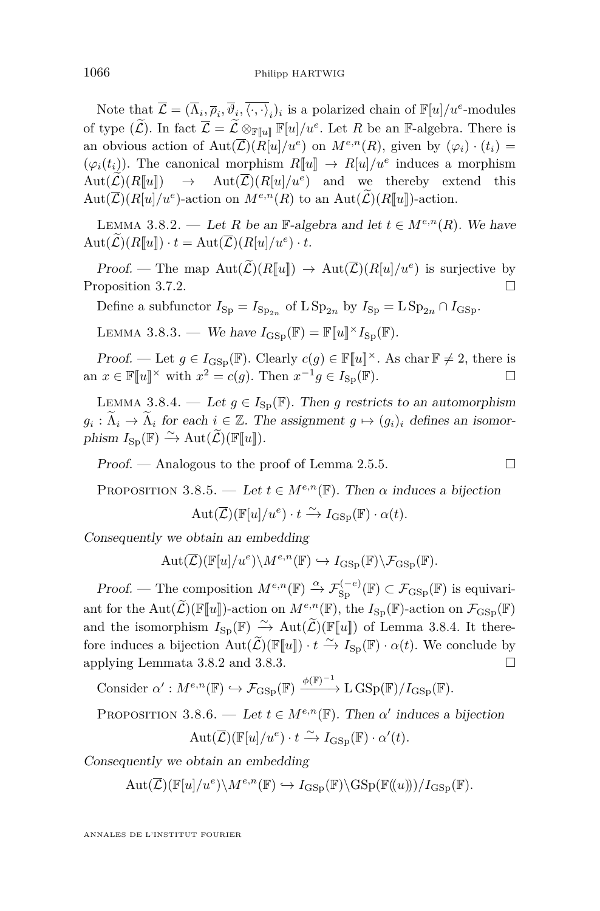Note that $\overline{\mathcal{L}} = (\overline{\Lambda}_i, \overline{\rho}_i, \overline{\vartheta}_i, \overline{\langle\cdot,\cdot\rangle}_i)_i$ is a polarized chain of $\mathbb{F}[u]/u^e$-modules of type $(\widetilde{\mathcal{L}})$. In fact $\overline{\mathcal{L}} = \widetilde{\mathcal{L}} \otimes_{\mathbb{F}[\![u]\!]} \mathbb{F}[u]/u^e$. Let $R$ be an $\mathbb{F}$-algebra. There is an obvious action of $\operatorname{Aut}(\overline{\mathcal{L}})(R[u]/u^e)$ on $M^{e,n}(R)$, given by $(\varphi_i)\cdot(t_i) = (\varphi_i(t_i))$. The canonical morphism $R[\![u]\!] \to R[u]/u^e$ induces a morphism $\operatorname{Aut}(\widetilde{\mathcal{L}})(R[\![u]\!]) \to \operatorname{Aut}(\overline{\mathcal{L}})(R[u]/u^e)$ and we thereby extend this $\operatorname{Aut}(\overline{\mathcal{L}})(R[u]/u^e)$-action on $M^{e,n}(R)$ to an $\operatorname{Aut}(\widetilde{\mathcal{L}})(R[\![u]\!])$-action.

Lemma 3.8.2. — *Let $R$ be an $\mathbb{F}$-algebra and let $t \in M^{e,n}(R)$. We have $\operatorname{Aut}(\widetilde{\mathcal{L}})(R[\![u]\!]) \cdot t = \operatorname{Aut}(\overline{\mathcal{L}})(R[u]/u^e) \cdot t$.*

*Proof.* — The map $\operatorname{Aut}(\widetilde{\mathcal{L}})(R[\![u]\!]) \to \operatorname{Aut}(\overline{\mathcal{L}})(R[u]/u^e)$ is surjective by Proposition 3.7.2. □

Define a subfunctor $I_{\mathrm{Sp}} = I_{\mathrm{Sp}_{2n}}$ of $\mathrm{L}\,\mathrm{Sp}_{2n}$ by $I_{\mathrm{Sp}} = \mathrm{L}\,\mathrm{Sp}_{2n} \cap I_{\mathrm{GSp}}$.

Lemma 3.8.3. — *We have $I_{\mathrm{GSp}}(\mathbb{F}) = \mathbb{F}[\![u]\!]^\times I_{\mathrm{Sp}}(\mathbb{F})$.*

*Proof.* — Let $g \in I_{\mathrm{GSp}}(\mathbb{F})$. Clearly $c(g) \in \mathbb{F}[\![u]\!]^\times$. As $\operatorname{char} \mathbb{F} \neq 2$, there is an $x \in \mathbb{F}[\![u]\!]^\times$ with $x^2 = c(g)$. Then $x^{-1}g \in I_{\mathrm{Sp}}(\mathbb{F})$. □

Lemma 3.8.4. — *Let $g \in I_{\mathrm{Sp}}(\mathbb{F})$. Then $g$ restricts to an automorphism $g_i : \widetilde{\Lambda}_i \to \widetilde{\Lambda}_i$ for each $i \in \mathbb{Z}$. The assignment $g \mapsto (g_i)_i$ defines an isomorphism $I_{\mathrm{Sp}}(\mathbb{F}) \xrightarrow{\sim} \operatorname{Aut}(\widetilde{\mathcal{L}})(\mathbb{F}[\![u]\!])$.*

*Proof.* — Analogous to the proof of Lemma 2.5.5. □

Proposition 3.8.5. — *Let $t \in M^{e,n}(\mathbb{F})$. Then $\alpha$ induces a bijection*

$$\operatorname{Aut}(\overline{\mathcal{L}})(\mathbb{F}[u]/u^e) \cdot t \xrightarrow{\sim} I_{\mathrm{GSp}}(\mathbb{F}) \cdot \alpha(t).$$

*Consequently we obtain an embedding*

$$\operatorname{Aut}(\overline{\mathcal{L}})(\mathbb{F}[u]/u^e)\backslash M^{e,n}(\mathbb{F}) \hookrightarrow I_{\mathrm{GSp}}(\mathbb{F})\backslash \mathcal{F}_{\mathrm{GSp}}(\mathbb{F}).$$

*Proof.* — The composition $M^{e,n}(\mathbb{F}) \xrightarrow{\alpha} \mathcal{F}_{\mathrm{Sp}}^{(-e)}(\mathbb{F}) \subset \mathcal{F}_{\mathrm{GSp}}(\mathbb{F})$ is equivariant for the $\operatorname{Aut}(\widetilde{\mathcal{L}})(\mathbb{F}[\![u]\!])$-action on $M^{e,n}(\mathbb{F})$, the $I_{\mathrm{Sp}}(\mathbb{F})$-action on $\mathcal{F}_{\mathrm{GSp}}(\mathbb{F})$ and the isomorphism $I_{\mathrm{Sp}}(\mathbb{F}) \xrightarrow{\sim} \operatorname{Aut}(\widetilde{\mathcal{L}})(\mathbb{F}[\![u]\!])$ of Lemma 3.8.4. It therefore induces a bijection $\operatorname{Aut}(\widetilde{\mathcal{L}})(\mathbb{F}[\![u]\!]) \cdot t \xrightarrow{\sim} I_{\mathrm{Sp}}(\mathbb{F}) \cdot \alpha(t)$. We conclude by applying Lemmata 3.8.2 and 3.8.3. □

Consider $\alpha' : M^{e,n}(\mathbb{F}) \hookrightarrow \mathcal{F}_{\mathrm{GSp}}(\mathbb{F}) \xrightarrow{\phi(\mathbb{F})^{-1}} \mathrm{L}\,\mathrm{GSp}(\mathbb{F})/I_{\mathrm{GSp}}(\mathbb{F})$.

Proposition 3.8.6. — *Let $t \in M^{e,n}(\mathbb{F})$. Then $\alpha'$ induces a bijection*

$$\operatorname{Aut}(\overline{\mathcal{L}})(\mathbb{F}[u]/u^e) \cdot t \xrightarrow{\sim} I_{\mathrm{GSp}}(\mathbb{F}) \cdot \alpha'(t).$$

*Consequently we obtain an embedding*

$$\operatorname{Aut}(\overline{\mathcal{L}})(\mathbb{F}[u]/u^e)\backslash M^{e,n}(\mathbb{F}) \hookrightarrow I_{\mathrm{GSp}}(\mathbb{F})\backslash \mathrm{GSp}(\mathbb{F}(\!(u)\!))/I_{\mathrm{GSp}}(\mathbb{F}).$$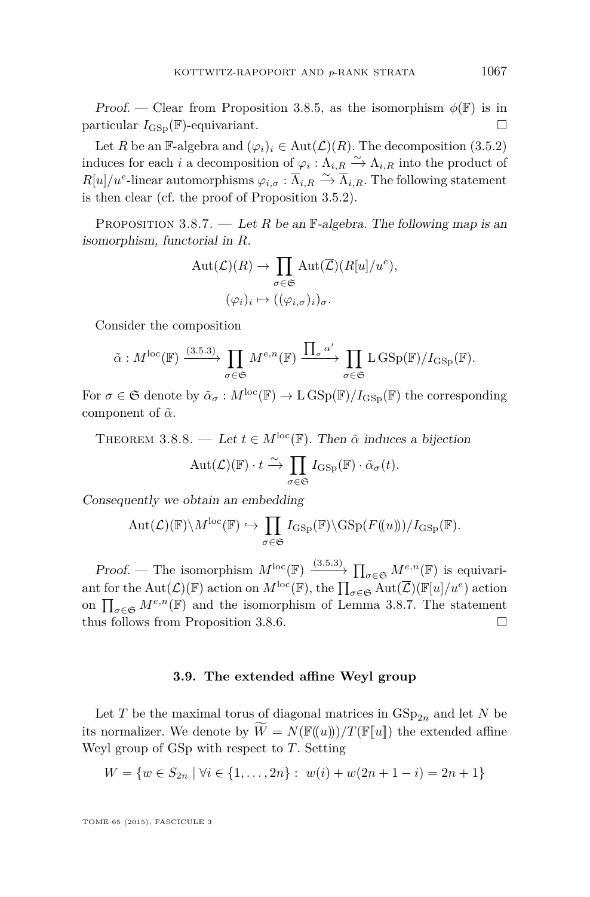*Proof.* — Clear from Proposition 3.8.5, as the isomorphism $\phi(\mathbb{F})$ is in particular $I_{\mathrm{GSp}}(\mathbb{F})$-equivariant. □

Let $R$ be an $\mathbb{F}$-algebra and $(\varphi_i)_i \in \mathrm{Aut}(\mathcal{L})(R)$. The decomposition (3.5.2) induces for each $i$ a decomposition of $\varphi_i : \Lambda_{i,R} \xrightarrow{\sim} \Lambda_{i,R}$ into the product of $R[u]/u^e$-linear automorphisms $\varphi_{i,\sigma} : \overline{\Lambda}_{i,R} \xrightarrow{\sim} \overline{\Lambda}_{i,R}$. The following statement is then clear (cf. the proof of Proposition 3.5.2).

Proposition 3.8.7. — *Let $R$ be an $\mathbb{F}$-algebra. The following map is an isomorphism, functorial in $R$.*

$$\mathrm{Aut}(\mathcal{L})(R) \to \prod_{\sigma \in \mathfrak{S}} \mathrm{Aut}(\overline{\mathcal{L}})(R[u]/u^e),$$
$$(\varphi_i)_i \mapsto ((\varphi_{i,\sigma})_i)_\sigma.$$

Consider the composition

$$\tilde{\alpha} : M^{\mathrm{loc}}(\mathbb{F}) \xrightarrow{(3.5.3)} \prod_{\sigma \in \mathfrak{S}} M^{e,n}(\mathbb{F}) \xrightarrow{\prod_\sigma \alpha'} \prod_{\sigma \in \mathfrak{S}} \mathrm{L}\,\mathrm{GSp}(\mathbb{F})/I_{\mathrm{GSp}}(\mathbb{F}).$$

For $\sigma \in \mathfrak{S}$ denote by $\tilde{\alpha}_\sigma : M^{\mathrm{loc}}(\mathbb{F}) \to \mathrm{L}\,\mathrm{GSp}(\mathbb{F})/I_{\mathrm{GSp}}(\mathbb{F})$ the corresponding component of $\tilde{\alpha}$.

Theorem 3.8.8. — *Let $t \in M^{\mathrm{loc}}(\mathbb{F})$. Then $\tilde{\alpha}$ induces a bijection*

$$\mathrm{Aut}(\mathcal{L})(\mathbb{F}) \cdot t \xrightarrow{\sim} \prod_{\sigma \in \mathfrak{S}} I_{\mathrm{GSp}}(\mathbb{F}) \cdot \tilde{\alpha}_\sigma(t).$$

*Consequently we obtain an embedding*

$$\mathrm{Aut}(\mathcal{L})(\mathbb{F}) \backslash M^{\mathrm{loc}}(\mathbb{F}) \hookrightarrow \prod_{\sigma \in \mathfrak{S}} I_{\mathrm{GSp}}(\mathbb{F}) \backslash \mathrm{GSp}(F(\!(u)\!))/I_{\mathrm{GSp}}(\mathbb{F}).$$

*Proof.* — The isomorphism $M^{\mathrm{loc}}(\mathbb{F}) \xrightarrow{(3.5.3)} \prod_{\sigma \in \mathfrak{S}} M^{e,n}(\mathbb{F})$ is equivariant for the $\mathrm{Aut}(\mathcal{L})(\mathbb{F})$ action on $M^{\mathrm{loc}}(\mathbb{F})$, the $\prod_{\sigma \in \mathfrak{S}} \mathrm{Aut}(\overline{\mathcal{L}})(\mathbb{F}[u]/u^e)$ action on $\prod_{\sigma \in \mathfrak{S}} M^{e,n}(\mathbb{F})$ and the isomorphism of Lemma 3.8.7. The statement thus follows from Proposition 3.8.6. □

### 3.9. The extended affine Weyl group

Let $T$ be the maximal torus of diagonal matrices in $\mathrm{GSp}_{2n}$ and let $N$ be its normalizer. We denote by $\widetilde{W} = N(\mathbb{F}(\!(u)\!))/T(\mathbb{F}[\![u]\!])$ the extended affine Weyl group of GSp with respect to $T$. Setting

$$W = \{w \in S_{2n} \mid \forall i \in \{1, \dots, 2n\} : \ w(i) + w(2n+1-i) = 2n+1\}$$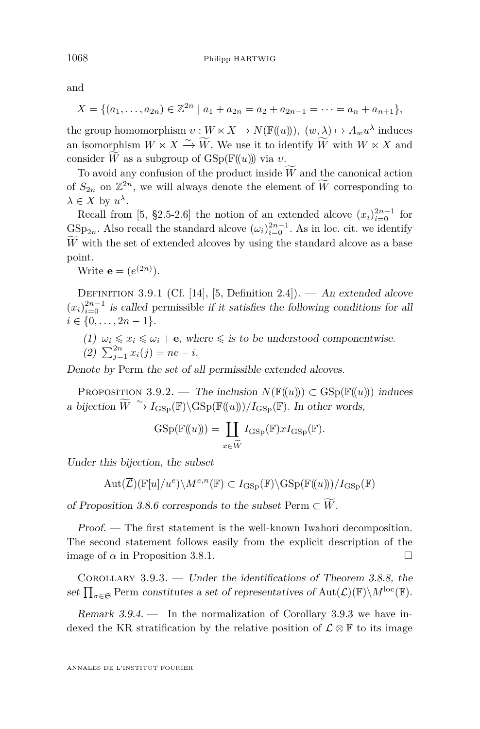and

$$X = \{(a_1, \dots, a_{2n}) \in \mathbb{Z}^{2n} \mid a_1 + a_{2n} = a_2 + a_{2n-1} = \dots = a_n + a_{n+1}\},$$

the group homomorphism $\upsilon : W \ltimes X \to N(\mathbb{F}(\!(u)\!))$, $(w, \lambda) \mapsto A_w u^\lambda$ induces an isomorphism $W \ltimes X \xrightarrow{\sim} \widetilde{W}$. We use it to identify $\widetilde{W}$ with $W \ltimes X$ and consider $\widetilde{W}$ as a subgroup of $\mathrm{GSp}(\mathbb{F}(\!(u)\!))$ via $\upsilon$.

To avoid any confusion of the product inside $\widetilde{W}$ and the canonical action of $S_{2n}$ on $\mathbb{Z}^{2n}$, we will always denote the element of $\widetilde{W}$ corresponding to $\lambda \in X$ by $u^\lambda$.

Recall from [5, §2.5-2.6] the notion of an extended alcove $(x_i)_{i=0}^{2n-1}$ for $\mathrm{GSp}_{2n}$. Also recall the standard alcove $(\omega_i)_{i=0}^{2n-1}$. As in loc. cit. we identify $\widetilde{W}$ with the set of extended alcoves by using the standard alcove as a base point.

Write $\mathbf{e} = (e^{(2n)})$.

Definition 3.9.1 (Cf. [14], [5, Definition 2.4]). — *An extended alcove $(x_i)_{i=0}^{2n-1}$ is called* permissible *if it satisfies the following conditions for all $i \in \{0, \dots, 2n-1\}$.*

*(1) $\omega_i \leqslant x_i \leqslant \omega_i + \mathbf{e}$, where $\leqslant$ is to be understood componentwise.*
*(2) $\sum_{j=1}^{2n} x_i(j) = ne - i$.*

*Denote by* Perm *the set of all permissible extended alcoves.*

Proposition 3.9.2. — *The inclusion $N(\mathbb{F}(\!(u)\!)) \subset \mathrm{GSp}(\mathbb{F}(\!(u)\!))$ induces a bijection $\widetilde{W} \xrightarrow{\sim} I_{\mathrm{GSp}}(\mathbb{F})\backslash \mathrm{GSp}(\mathbb{F}(\!(u)\!))/I_{\mathrm{GSp}}(\mathbb{F})$. In other words,*

$$\mathrm{GSp}(\mathbb{F}(\!(u)\!)) = \coprod_{x \in \widetilde{W}} I_{\mathrm{GSp}}(\mathbb{F}) x I_{\mathrm{GSp}}(\mathbb{F}).$$

*Under this bijection, the subset*

$$\mathrm{Aut}(\overline{\mathcal{L}})(\mathbb{F}[u]/u^e)\backslash M^{e,n}(\mathbb{F}) \subset I_{\mathrm{GSp}}(\mathbb{F})\backslash \mathrm{GSp}(\mathbb{F}(\!(u)\!))/I_{\mathrm{GSp}}(\mathbb{F})$$

*of Proposition 3.8.6 corresponds to the subset* $\mathrm{Perm} \subset \widetilde{W}$.

*Proof.* — The first statement is the well-known Iwahori decomposition. The second statement follows easily from the explicit description of the image of $\alpha$ in Proposition 3.8.1. □

Corollary 3.9.3. — *Under the identifications of Theorem 3.8.8, the set $\prod_{\sigma \in \mathfrak{S}} \mathrm{Perm}$ constitutes a set of representatives of $\mathrm{Aut}(\mathcal{L})(\mathbb{F})\backslash M^{\mathrm{loc}}(\mathbb{F})$.*

*Remark 3.9.4.* — In the normalization of Corollary 3.9.3 we have indexed the KR stratification by the relative position of $\mathcal{L} \otimes \mathbb{F}$ to its image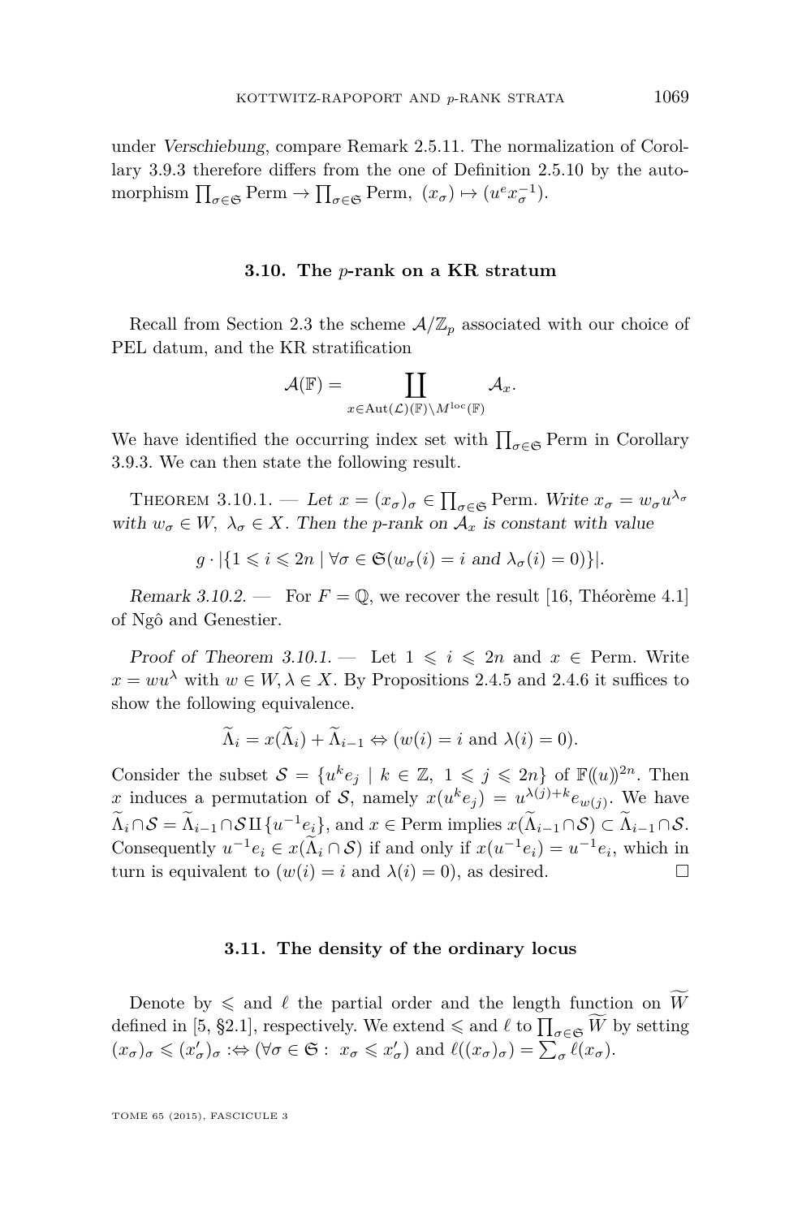under *Verschiebung*, compare Remark 2.5.11. The normalization of Corollary 3.9.3 therefore differs from the one of Definition 2.5.10 by the automorphism $\prod_{\sigma\in\mathfrak{S}} \mathrm{Perm} \to \prod_{\sigma\in\mathfrak{S}} \mathrm{Perm},\ (x_\sigma) \mapsto (u^e x_\sigma^{-1})$.

### 3.10. The $p$-rank on a KR stratum

Recall from Section 2.3 the scheme $\mathcal{A}/\mathbb{Z}_p$ associated with our choice of PEL datum, and the KR stratification

$$\mathcal{A}(\mathbb{F}) = \coprod_{x\in \mathrm{Aut}(\mathcal{L})(\mathbb{F})\backslash M^{\mathrm{loc}}(\mathbb{F})} \mathcal{A}_x.$$

We have identified the occurring index set with $\prod_{\sigma\in\mathfrak{S}} \mathrm{Perm}$ in Corollary 3.9.3. We can then state the following result.

Theorem 3.10.1. — *Let $x = (x_\sigma)_\sigma \in \prod_{\sigma\in\mathfrak{S}} \mathrm{Perm}$. Write $x_\sigma = w_\sigma u^{\lambda_\sigma}$ with $w_\sigma \in W,\ \lambda_\sigma \in X$. Then the $p$-rank on $\mathcal{A}_x$ is constant with value*

$$g\cdot |\{1 \leqslant i \leqslant 2n \mid \forall \sigma \in \mathfrak{S}(w_\sigma(i) = i \text{ and } \lambda_\sigma(i) = 0)\}|.$$

*Remark 3.10.2.* — For $F = \mathbb{Q}$, we recover the result [16, Théorème 4.1] of Ngô and Genestier.

*Proof of Theorem 3.10.1.* — Let $1 \leqslant i \leqslant 2n$ and $x \in \mathrm{Perm}$. Write $x = wu^\lambda$ with $w\in W, \lambda \in X$. By Propositions 2.4.5 and 2.4.6 it suffices to show the following equivalence.

$$\widetilde{\Lambda}_i = x(\widetilde{\Lambda}_i) + \widetilde{\Lambda}_{i-1} \Leftrightarrow (w(i) = i \text{ and } \lambda(i) = 0).$$

Consider the subset $\mathcal{S} = \{u^k e_j \mid k \in \mathbb{Z},\ 1 \leqslant j \leqslant 2n\}$ of $\mathbb{F}(\!(u)\!)^{2n}$. Then $x$ induces a permutation of $\mathcal{S}$, namely $x(u^k e_j) = u^{\lambda(j)+k} e_{w(j)}$. We have $\widetilde{\Lambda}_i \cap \mathcal{S} = \widetilde{\Lambda}_{i-1} \cap \mathcal{S} \amalg \{u^{-1}e_i\}$, and $x \in \mathrm{Perm}$ implies $x(\widetilde{\Lambda}_{i-1}\cap\mathcal{S}) \subset \widetilde{\Lambda}_{i-1}\cap \mathcal{S}$. Consequently $u^{-1}e_i \in x(\widetilde{\Lambda}_i \cap \mathcal{S})$ if and only if $x(u^{-1}e_i) = u^{-1}e_i$, which in turn is equivalent to $(w(i) = i$ and $\lambda(i) = 0)$, as desired. $\square$

### 3.11. The density of the ordinary locus

Denote by $\leqslant$ and $\ell$ the partial order and the length function on $\widetilde{W}$ defined in [5, §2.1], respectively. We extend $\leqslant$ and $\ell$ to $\prod_{\sigma\in\mathfrak{S}} \widetilde{W}$ by setting $(x_\sigma)_\sigma \leqslant (x'_\sigma)_\sigma :\Leftrightarrow (\forall \sigma \in \mathfrak{S}:\ x_\sigma \leqslant x'_\sigma)$ and $\ell((x_\sigma)_\sigma) = \sum_\sigma \ell(x_\sigma)$.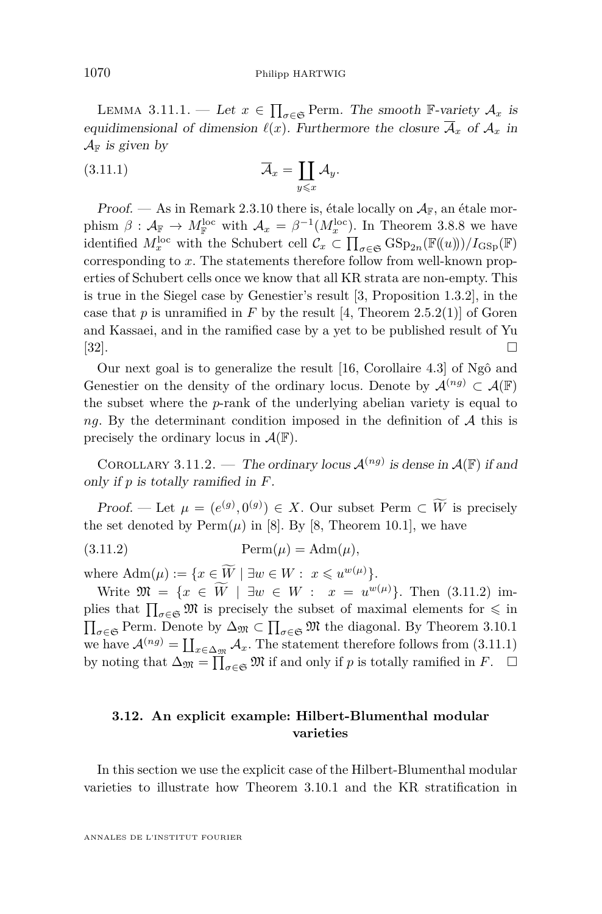Lemma 3.11.1. — *Let $x \in \prod_{\sigma\in\mathfrak{S}} \mathrm{Perm}$. The smooth $\mathbb{F}$-variety $\mathcal{A}_x$ is equidimensional of dimension $\ell(x)$. Furthermore the closure $\overline{\mathcal{A}}_x$ of $\mathcal{A}_x$ in $\mathcal{A}_{\mathbb{F}}$ is given by*

$$\overline{\mathcal{A}}_x = \coprod_{y\leqslant x} \mathcal{A}_y. \tag{3.11.1}$$

*Proof.* — As in Remark 2.3.10 there is, étale locally on $\mathcal{A}_{\mathbb{F}}$, an étale morphism $\beta : \mathcal{A}_{\mathbb{F}} \to M^{\mathrm{loc}}_{\mathbb{F}}$ with $\mathcal{A}_x = \beta^{-1}(M^{\mathrm{loc}}_x)$. In Theorem 3.8.8 we have identified $M^{\mathrm{loc}}_x$ with the Schubert cell $\mathcal{C}_x \subset \prod_{\sigma\in\mathfrak{S}} \mathrm{GSp}_{2n}(\mathbb{F}((u)))/I_{\mathrm{GSp}}(\mathbb{F})$ corresponding to $x$. The statements therefore follow from well-known properties of Schubert cells once we know that all KR strata are non-empty. This is true in the Siegel case by Genestier's result [3, Proposition 1.3.2], in the case that $p$ is unramified in $F$ by the result [4, Theorem 2.5.2(1)] of Goren and Kassaei, and in the ramified case by a yet to be published result of Yu [32]. $\square$

Our next goal is to generalize the result [16, Corollaire 4.3] of Ngô and Genestier on the density of the ordinary locus. Denote by $\mathcal{A}^{(ng)} \subset \mathcal{A}(\mathbb{F})$ the subset where the $p$-rank of the underlying abelian variety is equal to $ng$. By the determinant condition imposed in the definition of $\mathcal{A}$ this is precisely the ordinary locus in $\mathcal{A}(\mathbb{F})$.

Corollary 3.11.2. — *The ordinary locus $\mathcal{A}^{(ng)}$ is dense in $\mathcal{A}(\mathbb{F})$ if and only if $p$ is totally ramified in $F$.*

*Proof.* — Let $\mu = (e^{(g)}, 0^{(g)}) \in X$. Our subset $\mathrm{Perm} \subset \widetilde{W}$ is precisely the set denoted by $\mathrm{Perm}(\mu)$ in [8]. By [8, Theorem 10.1], we have

$$\mathrm{Perm}(\mu) = \mathrm{Adm}(\mu), \tag{3.11.2}$$

where $\mathrm{Adm}(\mu) := \{x \in \widetilde{W} \mid \exists w \in W : \; x \leqslant u^{w(\mu)}\}$.

Write $\mathfrak{M} = \{x \in \widetilde{W} \mid \exists w \in W : \; x = u^{w(\mu)}\}$. Then (3.11.2) implies that $\prod_{\sigma\in\mathfrak{S}} \mathfrak{M}$ is precisely the subset of maximal elements for $\leqslant$ in $\prod_{\sigma\in\mathfrak{S}} \mathrm{Perm}$. Denote by $\Delta_{\mathfrak{M}} \subset \prod_{\sigma\in\mathfrak{S}} \mathfrak{M}$ the diagonal. By Theorem 3.10.1 we have $\mathcal{A}^{(ng)} = \coprod_{x\in\Delta_{\mathfrak{M}}} \mathcal{A}_x$. The statement therefore follows from (3.11.1) by noting that $\Delta_{\mathfrak{M}} = \prod_{\sigma\in\mathfrak{S}} \mathfrak{M}$ if and only if $p$ is totally ramified in $F$. $\square$

### 3.12. An explicit example: Hilbert-Blumenthal modular varieties

In this section we use the explicit case of the Hilbert-Blumenthal modular varieties to illustrate how Theorem 3.10.1 and the KR stratification in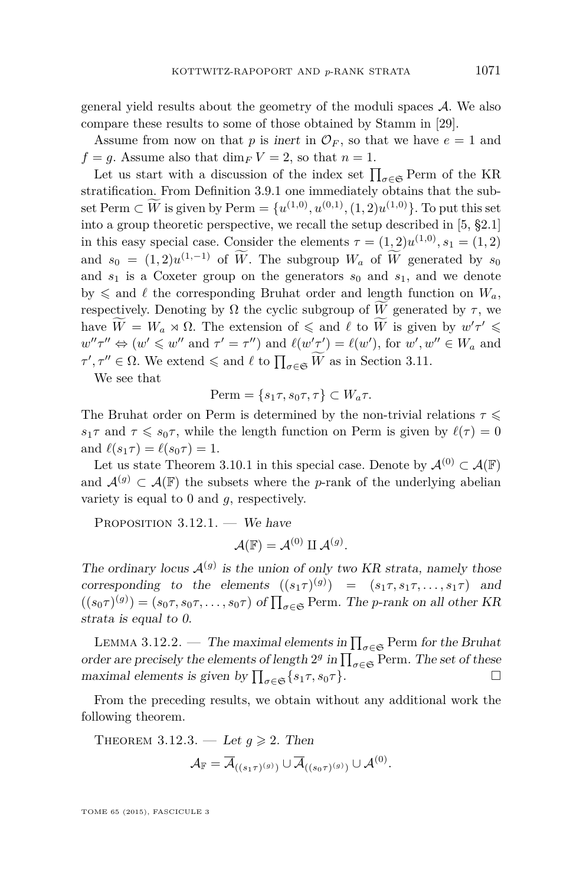general yield results about the geometry of the moduli spaces $\mathcal{A}$. We also compare these results to some of those obtained by Stamm in [29].

Assume from now on that $p$ is *inert* in $\mathcal{O}_F$, so that we have $e = 1$ and $f = g$. Assume also that $\dim_F V = 2$, so that $n = 1$.

Let us start with a discussion of the index set $\prod_{\sigma \in \mathfrak{S}} \mathrm{Perm}$ of the KR stratification. From Definition 3.9.1 one immediately obtains that the subset $\mathrm{Perm} \subset \widetilde{W}$ is given by $\mathrm{Perm} = \{u^{(1,0)}, u^{(0,1)}, (1,2)u^{(1,0)}\}$. To put this set into a group theoretic perspective, we recall the setup described in [5, §2.1] in this easy special case. Consider the elements $\tau = (1,2)u^{(1,0)}$, $s_1 = (1,2)$ and $s_0 = (1,2)u^{(1,-1)}$ of $\widetilde{W}$. The subgroup $W_a$ of $\widetilde{W}$ generated by $s_0$ and $s_1$ is a Coxeter group on the generators $s_0$ and $s_1$, and we denote by $\leqslant$ and $\ell$ the corresponding Bruhat order and length function on $W_a$, respectively. Denoting by $\Omega$ the cyclic subgroup of $\widetilde{W}$ generated by $\tau$, we have $\widetilde{W} = W_a \rtimes \Omega$. The extension of $\leqslant$ and $\ell$ to $\widetilde{W}$ is given by $w'\tau' \leqslant w''\tau'' \Leftrightarrow (w' \leqslant w'' \text{ and } \tau' = \tau'')$ and $\ell(w'\tau') = \ell(w')$, for $w', w'' \in W_a$ and $\tau', \tau'' \in \Omega$. We extend $\leqslant$ and $\ell$ to $\prod_{\sigma \in \mathfrak{S}} \widetilde{W}$ as in Section 3.11.

We see that

$$\mathrm{Perm} = \{s_1\tau, s_0\tau, \tau\} \subset W_a\tau.$$

The Bruhat order on Perm is determined by the non-trivial relations $\tau \leqslant s_1\tau$ and $\tau \leqslant s_0\tau$, while the length function on Perm is given by $\ell(\tau) = 0$ and $\ell(s_1\tau) = \ell(s_0\tau) = 1$.

Let us state Theorem 3.10.1 in this special case. Denote by $\mathcal{A}^{(0)} \subset \mathcal{A}(\mathbb{F})$ and $\mathcal{A}^{(g)} \subset \mathcal{A}(\mathbb{F})$ the subsets where the $p$-rank of the underlying abelian variety is equal to $0$ and $g$, respectively.

Proposition 3.12.1. — *We have*

$$\mathcal{A}(\mathbb{F}) = \mathcal{A}^{(0)} \amalg \mathcal{A}^{(g)}.$$

*The ordinary locus $\mathcal{A}^{(g)}$ is the union of only two KR strata, namely those corresponding to the elements $((s_1\tau)^{(g)}) = (s_1\tau, s_1\tau, \ldots, s_1\tau)$ and $((s_0\tau)^{(g)}) = (s_0\tau, s_0\tau, \ldots, s_0\tau)$ of $\prod_{\sigma \in \mathfrak{S}} \mathrm{Perm}$. The $p$-rank on all other KR strata is equal to $0$.*

Lemma 3.12.2. — *The maximal elements in $\prod_{\sigma \in \mathfrak{S}} \mathrm{Perm}$ for the Bruhat order are precisely the elements of length $2^g$ in $\prod_{\sigma \in \mathfrak{S}} \mathrm{Perm}$. The set of these maximal elements is given by $\prod_{\sigma \in \mathfrak{S}} \{s_1\tau, s_0\tau\}$.* □

From the preceding results, we obtain without any additional work the following theorem.

Theorem 3.12.3. — *Let $g \geqslant 2$. Then*

$$\mathcal{A}_{\mathbb{F}} = \overline{\mathcal{A}}_{((s_1\tau)^{(g)})} \cup \overline{\mathcal{A}}_{((s_0\tau)^{(g)})} \cup \mathcal{A}^{(0)}.$$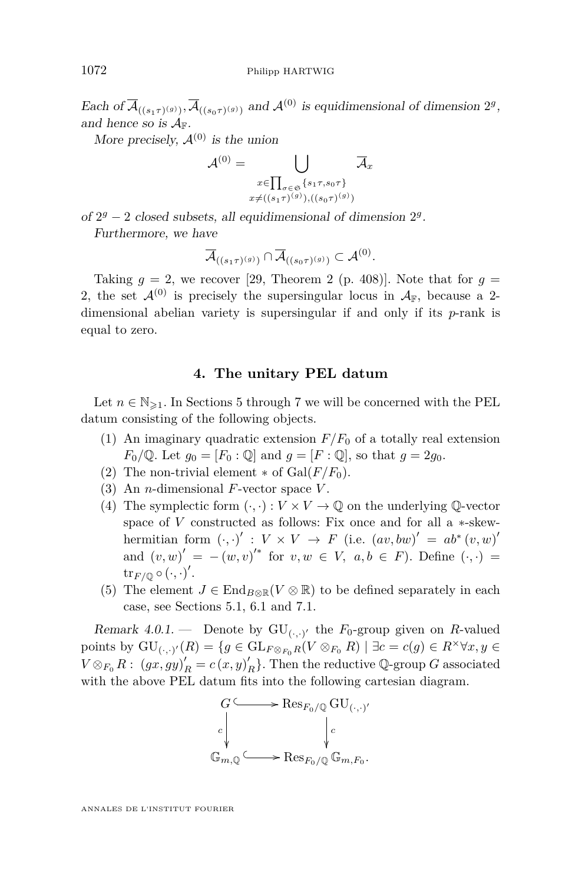*Each of* $\overline{\mathcal{A}}_{((s_1\tau)^{(g)})}, \overline{\mathcal{A}}_{((s_0\tau)^{(g)})}$ *and* $\mathcal{A}^{(0)}$ *is equidimensional of dimension* $2^g$*, and hence so is* $\mathcal{A}_{\mathbb{F}}$*.*

*More precisely,* $\mathcal{A}^{(0)}$ *is the union*

$$\mathcal{A}^{(0)} = \bigcup_{\substack{x\in\prod_{\sigma\in\mathfrak{S}}\{s_1\tau, s_0\tau\}\\ x\neq((s_1\tau)^{(g)}),((s_0\tau)^{(g)})}} \overline{\mathcal{A}}_x$$

*of* $2^g-2$ *closed subsets, all equidimensional of dimension* $2^g$*.*

*Furthermore, we have*

$$\overline{\mathcal{A}}_{((s_1\tau)^{(g)})} \cap \overline{\mathcal{A}}_{((s_0\tau)^{(g)})} \subset \mathcal{A}^{(0)}.$$

Taking $g=2$, we recover [29, Theorem 2 (p. 408)]. Note that for $g=2$, the set $\mathcal{A}^{(0)}$ is precisely the supersingular locus in $\mathcal{A}_{\mathbb{F}}$, because a 2-dimensional abelian variety is supersingular if and only if its $p$-rank is equal to zero.

## 4. The unitary PEL datum

Let $n\in\mathbb{N}_{\geqslant 1}$. In Sections 5 through 7 we will be concerned with the PEL datum consisting of the following objects.

1. An imaginary quadratic extension $F/F_0$ of a totally real extension $F_0/\mathbb{Q}$. Let $g_0=[F_0:\mathbb{Q}]$ and $g=[F:\mathbb{Q}]$, so that $g=2g_0$.
2. The non-trivial element $*$ of $\mathrm{Gal}(F/F_0)$.
3. An $n$-dimensional $F$-vector space $V$.
4. The symplectic form $(\cdot,\cdot): V\times V\to\mathbb{Q}$ on the underlying $\mathbb{Q}$-vector space of $V$ constructed as follows: Fix once and for all a $*$-skew-hermitian form $(\cdot,\cdot)' : V\times V\to F$ (i.e. $(av,bw)' = ab^*(v,w)'$ and $(v,w)' = -(w,v)'^*$ for $v,w\in V,\ a,b\in F$). Define $(\cdot,\cdot) = \mathrm{tr}_{F/\mathbb{Q}}\circ(\cdot,\cdot)'$.
5. The element $J\in\mathrm{End}_{B\otimes\mathbb{R}}(V\otimes\mathbb{R})$ to be defined separately in each case, see Sections 5.1, 6.1 and 7.1.

*Remark 4.0.1.* — Denote by $\mathrm{GU}_{(\cdot,\cdot)'}$ the $F_0$-group given on $R$-valued points by $\mathrm{GU}_{(\cdot,\cdot)'}(R) = \{g\in\mathrm{GL}_{F\otimes_{F_0}R}(V\otimes_{F_0}R)\mid \exists c=c(g)\in R^\times \forall x,y\in V\otimes_{F_0}R:\ (gx,gy)'_R = c\,(x,y)'_R\}$. Then the reductive $\mathbb{Q}$-group $G$ associated with the above PEL datum fits into the following cartesian diagram.

$$\begin{array}{ccc}
G & \hookrightarrow & \mathrm{Res}_{F_0/\mathbb{Q}}\,\mathrm{GU}_{(\cdot,\cdot)'} \\
\downarrow{\scriptstyle c} & & \downarrow{\scriptstyle c} \\
\mathbb{G}_{m,\mathbb{Q}} & \hookrightarrow & \mathrm{Res}_{F_0/\mathbb{Q}}\,\mathbb{G}_{m,F_0}.
\end{array}$$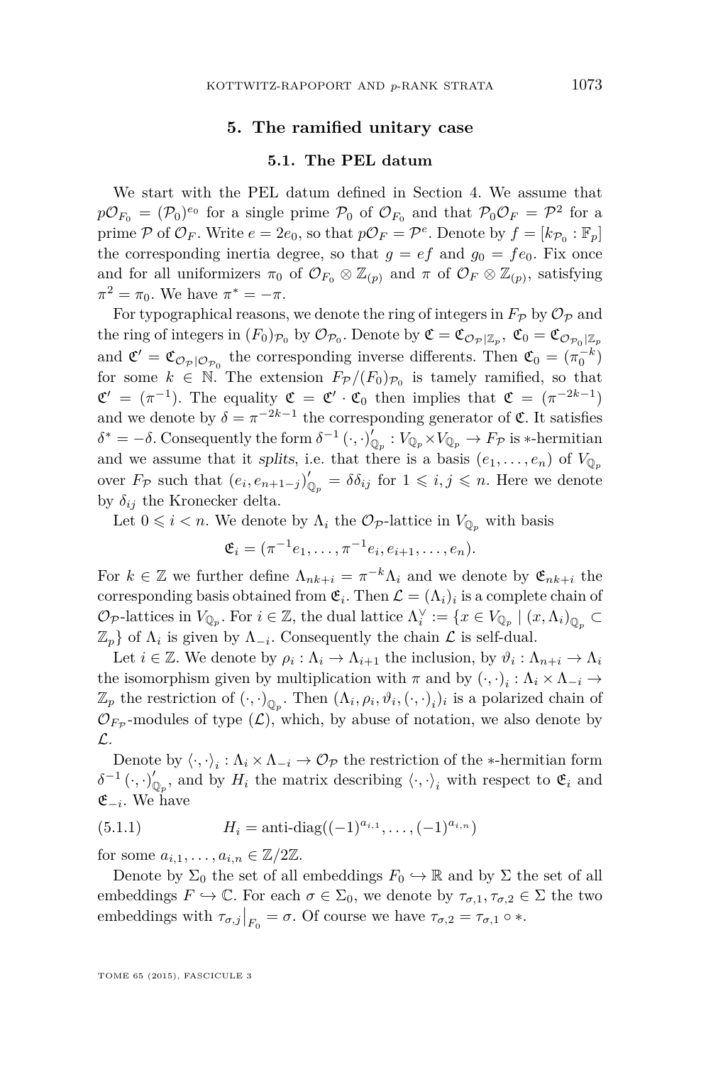## 5. The ramified unitary case

### 5.1. The PEL datum

We start with the PEL datum defined in Section 4. We assume that $p\mathcal{O}_{F_0} = (\mathcal{P}_0)^{e_0}$ for a single prime $\mathcal{P}_0$ of $\mathcal{O}_{F_0}$ and that $\mathcal{P}_0\mathcal{O}_F = \mathcal{P}^2$ for a prime $\mathcal{P}$ of $\mathcal{O}_F$. Write $e = 2e_0$, so that $p\mathcal{O}_F = \mathcal{P}^e$. Denote by $f = [k_{\mathcal{P}_0} : \mathbb{F}_p]$ the corresponding inertia degree, so that $g = ef$ and $g_0 = fe_0$. Fix once and for all uniformizers $\pi_0$ of $\mathcal{O}_{F_0} \otimes \mathbb{Z}_{(p)}$ and $\pi$ of $\mathcal{O}_F \otimes \mathbb{Z}_{(p)}$, satisfying $\pi^2 = \pi_0$. We have $\pi^* = -\pi$.

For typographical reasons, we denote the ring of integers in $F_{\mathcal{P}}$ by $\mathcal{O}_{\mathcal{P}}$ and the ring of integers in $(F_0)_{\mathcal{P}_0}$ by $\mathcal{O}_{\mathcal{P}_0}$. Denote by $\mathfrak{C} = \mathfrak{C}_{\mathcal{O}_{\mathcal{P}}|\mathbb{Z}_p}$, $\mathfrak{C}_0 = \mathfrak{C}_{\mathcal{O}_{\mathcal{P}_0}|\mathbb{Z}_p}$ and $\mathfrak{C}' = \mathfrak{C}_{\mathcal{O}_{\mathcal{P}}|\mathcal{O}_{\mathcal{P}_0}}$ the corresponding inverse differents. Then $\mathfrak{C}_0 = (\pi_0^{-k})$ for some $k \in \mathbb{N}$. The extension $F_{\mathcal{P}}/(F_0)_{\mathcal{P}_0}$ is tamely ramified, so that $\mathfrak{C}' = (\pi^{-1})$. The equality $\mathfrak{C} = \mathfrak{C}' \cdot \mathfrak{C}_0$ then implies that $\mathfrak{C} = (\pi^{-2k-1})$ and we denote by $\delta = \pi^{-2k-1}$ the corresponding generator of $\mathfrak{C}$. It satisfies $\delta^* = -\delta$. Consequently the form $\delta^{-1}(\cdot,\cdot)'_{\mathbb{Q}_p} : V_{\mathbb{Q}_p} \times V_{\mathbb{Q}_p} \to F_{\mathcal{P}}$ is $*$-hermitian and we assume that it *splits*, i.e. that there is a basis $(e_1, \ldots, e_n)$ of $V_{\mathbb{Q}_p}$ over $F_{\mathcal{P}}$ such that $(e_i, e_{n+1-j})'_{\mathbb{Q}_p} = \delta\delta_{ij}$ for $1 \leqslant i, j \leqslant n$. Here we denote by $\delta_{ij}$ the Kronecker delta.

Let $0 \leqslant i < n$. We denote by $\Lambda_i$ the $\mathcal{O}_{\mathcal{P}}$-lattice in $V_{\mathbb{Q}_p}$ with basis

$$\mathfrak{E}_i = (\pi^{-1}e_1, \ldots, \pi^{-1}e_i, e_{i+1}, \ldots, e_n).$$

For $k \in \mathbb{Z}$ we further define $\Lambda_{nk+i} = \pi^{-k}\Lambda_i$ and we denote by $\mathfrak{E}_{nk+i}$ the corresponding basis obtained from $\mathfrak{E}_i$. Then $\mathcal{L} = (\Lambda_i)_i$ is a complete chain of $\mathcal{O}_{\mathcal{P}}$-lattices in $V_{\mathbb{Q}_p}$. For $i \in \mathbb{Z}$, the dual lattice $\Lambda_i^\vee := \{x \in V_{\mathbb{Q}_p} \mid (x, \Lambda_i)_{\mathbb{Q}_p} \subset \mathbb{Z}_p\}$ of $\Lambda_i$ is given by $\Lambda_{-i}$. Consequently the chain $\mathcal{L}$ is self-dual.

Let $i \in \mathbb{Z}$. We denote by $\rho_i : \Lambda_i \to \Lambda_{i+1}$ the inclusion, by $\vartheta_i : \Lambda_{n+i} \to \Lambda_i$ the isomorphism given by multiplication with $\pi$ and by $(\cdot,\cdot)_i : \Lambda_i \times \Lambda_{-i} \to \mathbb{Z}_p$ the restriction of $(\cdot,\cdot)_{\mathbb{Q}_p}$. Then $(\Lambda_i, \rho_i, \vartheta_i, (\cdot,\cdot)_i)_i$ is a polarized chain of $\mathcal{O}_{F_{\mathcal{P}}}$-modules of type $(\mathcal{L})$, which, by abuse of notation, we also denote by $\mathcal{L}$.

Denote by $\langle\cdot,\cdot\rangle_i : \Lambda_i \times \Lambda_{-i} \to \mathcal{O}_{\mathcal{P}}$ the restriction of the $*$-hermitian form $\delta^{-1}(\cdot,\cdot)'_{\mathbb{Q}_p}$, and by $H_i$ the matrix describing $\langle\cdot,\cdot\rangle_i$ with respect to $\mathfrak{E}_i$ and $\mathfrak{E}_{-i}$. We have

$$H_i = \text{anti-diag}((-1)^{a_{i,1}}, \ldots, (-1)^{a_{i,n}}) \tag{5.1.1}$$

for some $a_{i,1}, \ldots, a_{i,n} \in \mathbb{Z}/2\mathbb{Z}$.

Denote by $\Sigma_0$ the set of all embeddings $F_0 \hookrightarrow \mathbb{R}$ and by $\Sigma$ the set of all embeddings $F \hookrightarrow \mathbb{C}$. For each $\sigma \in \Sigma_0$, we denote by $\tau_{\sigma,1}, \tau_{\sigma,2} \in \Sigma$ the two embeddings with $\tau_{\sigma,j}\big|_{F_0} = \sigma$. Of course we have $\tau_{\sigma,2} = \tau_{\sigma,1} \circ *$.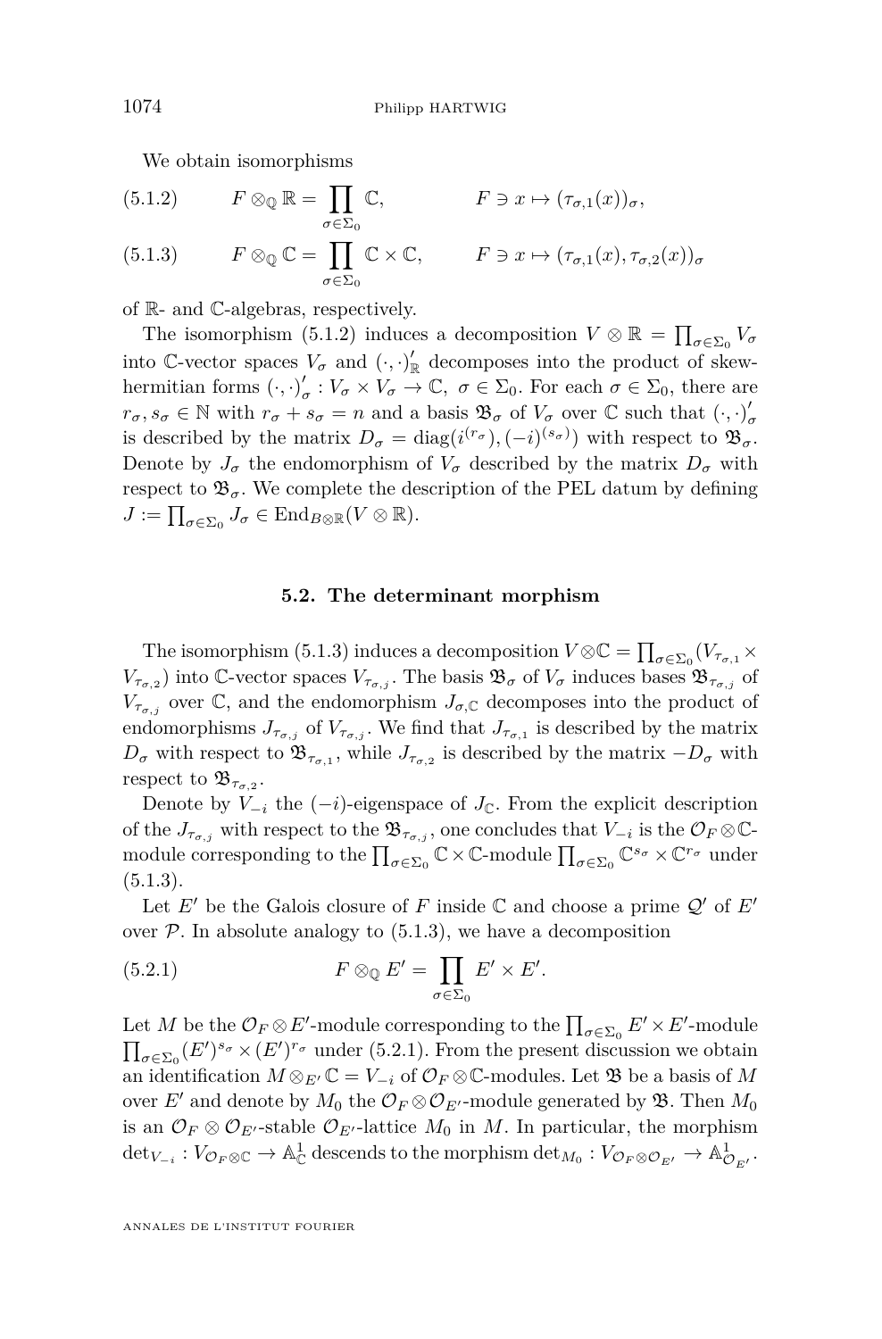We obtain isomorphisms

$$F \otimes_{\mathbb{Q}} \mathbb{R} = \prod_{\sigma \in \Sigma_0} \mathbb{C}, \qquad F \ni x \mapsto (\tau_{\sigma,1}(x))_\sigma, \tag{5.1.2}$$

$$F \otimes_{\mathbb{Q}} \mathbb{C} = \prod_{\sigma \in \Sigma_0} \mathbb{C} \times \mathbb{C}, \qquad F \ni x \mapsto (\tau_{\sigma,1}(x), \tau_{\sigma,2}(x))_\sigma \tag{5.1.3}$$

of $\mathbb{R}$- and $\mathbb{C}$-algebras, respectively.

The isomorphism (5.1.2) induces a decomposition $V \otimes \mathbb{R} = \prod_{\sigma \in \Sigma_0} V_\sigma$ into $\mathbb{C}$-vector spaces $V_\sigma$ and $(\cdot,\cdot)'_{\mathbb{R}}$ decomposes into the product of skew-hermitian forms $(\cdot,\cdot)'_\sigma : V_\sigma \times V_\sigma \to \mathbb{C}$, $\sigma \in \Sigma_0$. For each $\sigma \in \Sigma_0$, there are $r_\sigma, s_\sigma \in \mathbb{N}$ with $r_\sigma + s_\sigma = n$ and a basis $\mathfrak{B}_\sigma$ of $V_\sigma$ over $\mathbb{C}$ such that $(\cdot,\cdot)'_\sigma$ is described by the matrix $D_\sigma = \operatorname{diag}(i^{(r_\sigma)}, (-i)^{(s_\sigma)})$ with respect to $\mathfrak{B}_\sigma$. Denote by $J_\sigma$ the endomorphism of $V_\sigma$ described by the matrix $D_\sigma$ with respect to $\mathfrak{B}_\sigma$. We complete the description of the PEL datum by defining $J := \prod_{\sigma \in \Sigma_0} J_\sigma \in \operatorname{End}_{B \otimes \mathbb{R}}(V \otimes \mathbb{R})$.

## 5.2. The determinant morphism

The isomorphism (5.1.3) induces a decomposition $V \otimes \mathbb{C} = \prod_{\sigma \in \Sigma_0} (V_{\tau_{\sigma,1}} \times V_{\tau_{\sigma,2}})$ into $\mathbb{C}$-vector spaces $V_{\tau_{\sigma,j}}$. The basis $\mathfrak{B}_\sigma$ of $V_\sigma$ induces bases $\mathfrak{B}_{\tau_{\sigma,j}}$ of $V_{\tau_{\sigma,j}}$ over $\mathbb{C}$, and the endomorphism $J_{\sigma,\mathbb{C}}$ decomposes into the product of endomorphisms $J_{\tau_{\sigma,j}}$ of $V_{\tau_{\sigma,j}}$. We find that $J_{\tau_{\sigma,1}}$ is described by the matrix $D_\sigma$ with respect to $\mathfrak{B}_{\tau_{\sigma,1}}$, while $J_{\tau_{\sigma,2}}$ is described by the matrix $-D_\sigma$ with respect to $\mathfrak{B}_{\tau_{\sigma,2}}$.

Denote by $V_{-i}$ the $(-i)$-eigenspace of $J_{\mathbb{C}}$. From the explicit description of the $J_{\tau_{\sigma,j}}$ with respect to the $\mathfrak{B}_{\tau_{\sigma,j}}$, one concludes that $V_{-i}$ is the $\mathcal{O}_F \otimes \mathbb{C}$-module corresponding to the $\prod_{\sigma \in \Sigma_0} \mathbb{C} \times \mathbb{C}$-module $\prod_{\sigma \in \Sigma_0} \mathbb{C}^{s_\sigma} \times \mathbb{C}^{r_\sigma}$ under (5.1.3).

Let $E'$ be the Galois closure of $F$ inside $\mathbb{C}$ and choose a prime $\mathcal{Q}'$ of $E'$ over $\mathcal{P}$. In absolute analogy to (5.1.3), we have a decomposition

$$F \otimes_{\mathbb{Q}} E' = \prod_{\sigma \in \Sigma_0} E' \times E'. \tag{5.2.1}$$

Let $M$ be the $\mathcal{O}_F \otimes E'$-module corresponding to the $\prod_{\sigma \in \Sigma_0} E' \times E'$-module $\prod_{\sigma \in \Sigma_0} (E')^{s_\sigma} \times (E')^{r_\sigma}$ under (5.2.1). From the present discussion we obtain an identification $M \otimes_{E'} \mathbb{C} = V_{-i}$ of $\mathcal{O}_F \otimes \mathbb{C}$-modules. Let $\mathfrak{B}$ be a basis of $M$ over $E'$ and denote by $M_0$ the $\mathcal{O}_F \otimes \mathcal{O}_{E'}$-module generated by $\mathfrak{B}$. Then $M_0$ is an $\mathcal{O}_F \otimes \mathcal{O}_{E'}$-stable $\mathcal{O}_{E'}$-lattice $M_0$ in $M$. In particular, the morphism $\det_{V_{-i}} : V_{\mathcal{O}_F \otimes \mathbb{C}} \to \mathbb{A}^1_{\mathbb{C}}$ descends to the morphism $\det_{M_0} : V_{\mathcal{O}_F \otimes \mathcal{O}_{E'}} \to \mathbb{A}^1_{\mathcal{O}_{E'}}$.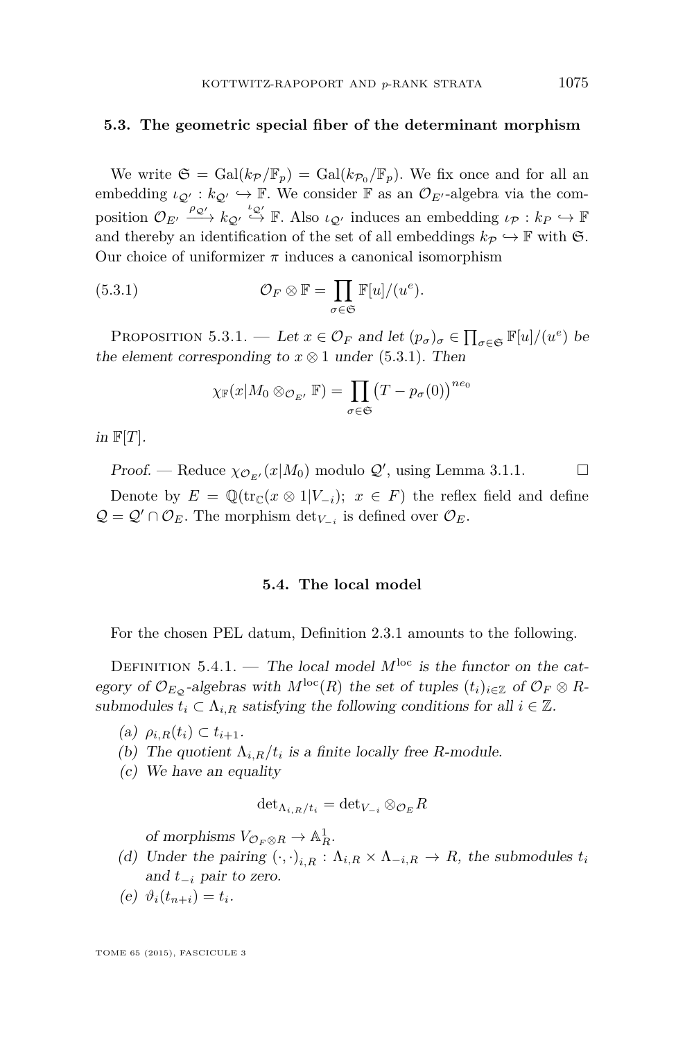### 5.3. The geometric special fiber of the determinant morphism

We write $\mathfrak{S} = \mathrm{Gal}(k_{\mathcal{P}}/\mathbb{F}_p) = \mathrm{Gal}(k_{\mathcal{P}_0}/\mathbb{F}_p)$. We fix once and for all an embedding $\iota_{\mathcal{Q}'} : k_{\mathcal{Q}'} \hookrightarrow \mathbb{F}$. We consider $\mathbb{F}$ as an $\mathcal{O}_{E'}$-algebra via the composition $\mathcal{O}_{E'} \xrightarrow{\rho_{\mathcal{Q}'}} k_{\mathcal{Q}'} \overset{\iota_{\mathcal{Q}'}}{\hookrightarrow} \mathbb{F}$. Also $\iota_{\mathcal{Q}'}$ induces an embedding $\iota_{\mathcal{P}} : k_P \hookrightarrow \mathbb{F}$ and thereby an identification of the set of all embeddings $k_{\mathcal{P}} \hookrightarrow \mathbb{F}$ with $\mathfrak{S}$. Our choice of uniformizer $\pi$ induces a canonical isomorphism

$$\mathcal{O}_F \otimes \mathbb{F} = \prod_{\sigma \in \mathfrak{S}} \mathbb{F}[u]/(u^e). \tag{5.3.1}$$

Proposition 5.3.1. — *Let $x \in \mathcal{O}_F$ and let $(p_\sigma)_\sigma \in \prod_{\sigma \in \mathfrak{S}} \mathbb{F}[u]/(u^e)$ be the element corresponding to $x \otimes 1$ under (5.3.1). Then*

$$\chi_{\mathbb{F}}(x|M_0 \otimes_{\mathcal{O}_{E'}} \mathbb{F}) = \prod_{\sigma \in \mathfrak{S}} \big(T - p_\sigma(0)\big)^{ne_0}$$

*in $\mathbb{F}[T]$.*

*Proof.* — Reduce $\chi_{\mathcal{O}_{E'}}(x|M_0)$ modulo $\mathcal{Q}'$, using Lemma 3.1.1. □

Denote by $E = \mathbb{Q}(\mathrm{tr}_{\mathbb{C}}(x \otimes 1|V_{-i});\ x \in F)$ the reflex field and define $\mathcal{Q} = \mathcal{Q}' \cap \mathcal{O}_E$. The morphism $\det_{V_{-i}}$ is defined over $\mathcal{O}_E$.

### 5.4. The local model

For the chosen PEL datum, Definition 2.3.1 amounts to the following.

Definition 5.4.1. — *The local model $M^{\mathrm{loc}}$ is the functor on the category of $\mathcal{O}_{E_{\mathcal{Q}}}$-algebras with $M^{\mathrm{loc}}(R)$ the set of tuples $(t_i)_{i\in\mathbb{Z}}$ of $\mathcal{O}_F \otimes R$-submodules $t_i \subset \Lambda_{i,R}$ satisfying the following conditions for all $i \in \mathbb{Z}$.*

- (a) *$\rho_{i,R}(t_i) \subset t_{i+1}$.*
- (b) *The quotient $\Lambda_{i,R}/t_i$ is a finite locally free $R$-module.*
- (c) *We have an equality*

  $$\det_{\Lambda_{i,R}/t_i} = \det_{V_{-i}} \otimes_{\mathcal{O}_E} R$$

  *of morphisms $V_{\mathcal{O}_F \otimes R} \to \mathbb{A}^1_R$.*
- (d) *Under the pairing $(\cdot,\cdot)_{i,R} : \Lambda_{i,R} \times \Lambda_{-i,R} \to R$, the submodules $t_i$ and $t_{-i}$ pair to zero.*
- (e) *$\vartheta_i(t_{n+i}) = t_i$.*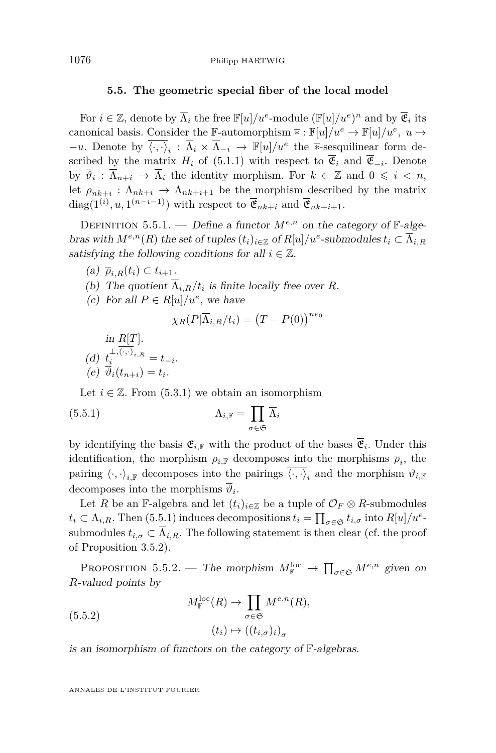### 5.5. The geometric special fiber of the local model

For $i \in \mathbb{Z}$, denote by $\overline{\Lambda}_i$ the free $\mathbb{F}[u]/u^e$-module $(\mathbb{F}[u]/u^e)^n$ and by $\overline{\mathfrak{E}}_i$ its canonical basis. Consider the $\mathbb{F}$-automorphism $\overline{*} : \mathbb{F}[u]/u^e \to \mathbb{F}[u]/u^e$, $u \mapsto -u$. Denote by $\overline{\langle \cdot, \cdot \rangle}_i : \overline{\Lambda}_i \times \overline{\Lambda}_{-i} \to \mathbb{F}[u]/u^e$ the $\overline{*}$-sesquilinear form described by the matrix $H_i$ of (5.1.1) with respect to $\overline{\mathfrak{E}}_i$ and $\overline{\mathfrak{E}}_{-i}$. Denote by $\overline{\vartheta}_i : \overline{\Lambda}_{n+i} \to \overline{\Lambda}_i$ the identity morphism. For $k \in \mathbb{Z}$ and $0 \leqslant i < n$, let $\overline{\rho}_{nk+i} : \overline{\Lambda}_{nk+i} \to \overline{\Lambda}_{nk+i+1}$ be the morphism described by the matrix $\operatorname{diag}(1^{(i)}, u, 1^{(n-i-1)})$ with respect to $\overline{\mathfrak{E}}_{nk+i}$ and $\overline{\mathfrak{E}}_{nk+i+1}$.

Definition 5.5.1. — *Define a functor $M^{e,n}$ on the category of $\mathbb{F}$-algebras with $M^{e,n}(R)$ the set of tuples $(t_i)_{i\in\mathbb{Z}}$ of $R[u]/u^e$-submodules $t_i \subset \overline{\Lambda}_{i,R}$ satisfying the following conditions for all $i \in \mathbb{Z}$.*

(a) $\overline{\rho}_{i,R}(t_i) \subset t_{i+1}$.

(b) *The quotient $\overline{\Lambda}_{i,R}/t_i$ is finite locally free over $R$.*

(c) *For all $P \in R[u]/u^e$, we have*

$$\chi_R(P|\overline{\Lambda}_{i,R}/t_i) = \big(T - P(0)\big)^{ne_0}$$

*in $R[T]$.*

(d) $t_i^{\perp, \overline{\langle \cdot,\cdot \rangle}_{i,R}} = t_{-i}$.

(e) $\overline{\vartheta}_i(t_{n+i}) = t_i$.

Let $i \in \mathbb{Z}$. From (5.3.1) we obtain an isomorphism

$$\Lambda_{i,\mathbb{F}} = \prod_{\sigma\in\mathfrak{S}} \overline{\Lambda}_i \tag{5.5.1}$$

by identifying the basis $\mathfrak{E}_{i,\mathbb{F}}$ with the product of the bases $\overline{\mathfrak{E}}_i$. Under this identification, the morphism $\rho_{i,\mathbb{F}}$ decomposes into the morphisms $\overline{\rho}_i$, the pairing $\langle \cdot, \cdot \rangle_{i,\mathbb{F}}$ decomposes into the pairings $\overline{\langle \cdot, \cdot \rangle}_i$ and the morphism $\vartheta_{i,\mathbb{F}}$ decomposes into the morphisms $\overline{\vartheta}_i$.

Let $R$ be an $\mathbb{F}$-algebra and let $(t_i)_{i\in\mathbb{Z}}$ be a tuple of $\mathcal{O}_F \otimes R$-submodules $t_i \subset \Lambda_{i,R}$. Then (5.5.1) induces decompositions $t_i = \prod_{\sigma\in\mathfrak{S}} t_{i,\sigma}$ into $R[u]/u^e$-submodules $t_{i,\sigma} \subset \overline{\Lambda}_{i,R}$. The following statement is then clear (cf. the proof of Proposition 3.5.2).

Proposition 5.5.2. — *The morphism $M^{\mathrm{loc}}_{\mathbb{F}} \to \prod_{\sigma\in\mathfrak{S}} M^{e,n}$ given on $R$-valued points by*

$$\begin{aligned} M^{\mathrm{loc}}_{\mathbb{F}}(R) &\to \prod_{\sigma\in\mathfrak{S}} M^{e,n}(R), \\ (t_i) &\mapsto ((t_{i,\sigma})_i)_\sigma \end{aligned} \tag{5.5.2}$$

*is an isomorphism of functors on the category of $\mathbb{F}$-algebras.*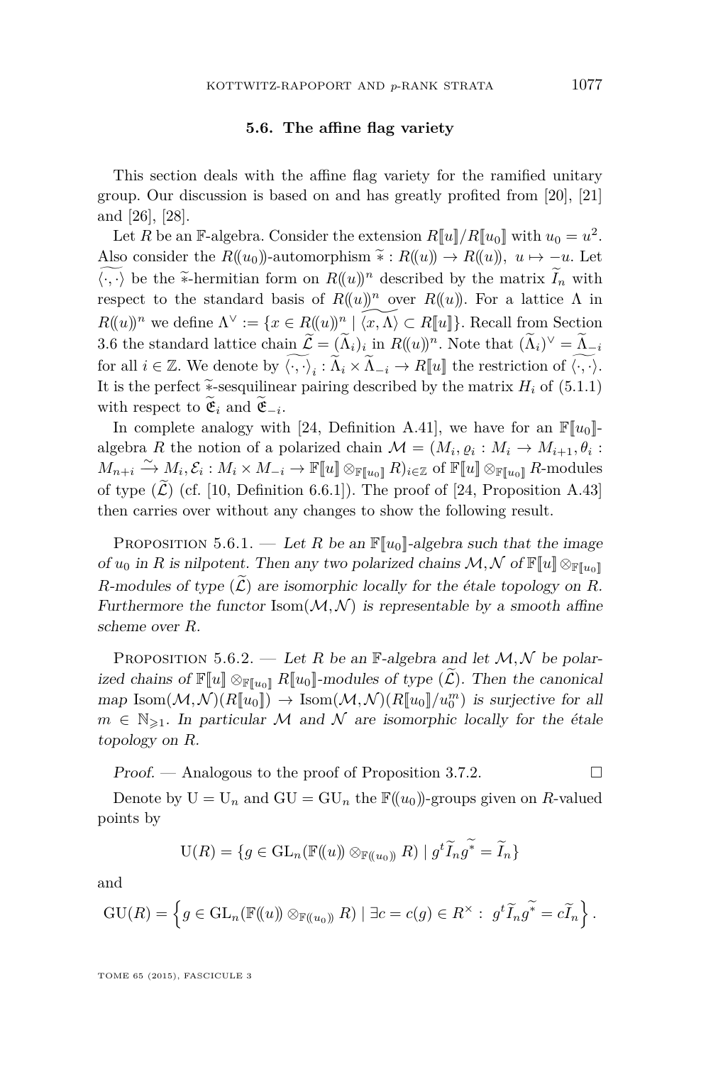### 5.6. The affine flag variety

This section deals with the affine flag variety for the ramified unitary group. Our discussion is based on and has greatly profited from [20], [21] and [26], [28].

Let $R$ be an $\mathbb{F}$-algebra. Consider the extension $R[\![u]\!]/R[\![u_0]\!]$ with $u_0 = u^2$. Also consider the $R(\!(u_0)\!)$-automorphism $\widetilde{*} : R(\!(u)\!) \to R(\!(u)\!),\ u \mapsto -u$. Let $\widetilde{\langle \cdot, \cdot \rangle}$ be the $\widetilde{*}$-hermitian form on $R(\!(u)\!)^n$ described by the matrix $\widetilde{I}_n$ with respect to the standard basis of $R(\!(u)\!)^n$ over $R(\!(u)\!)$. For a lattice $\Lambda$ in $R(\!(u)\!)^n$ we define $\Lambda^\vee := \{x \in R(\!(u)\!)^n \mid \widetilde{\langle x, \Lambda \rangle} \subset R[\![u]\!]\}$. Recall from Section 3.6 the standard lattice chain $\widetilde{\mathcal{L}} = (\widetilde{\Lambda}_i)_i$ in $R(\!(u)\!)^n$. Note that $(\widetilde{\Lambda}_i)^\vee = \widetilde{\Lambda}_{-i}$ for all $i \in \mathbb{Z}$. We denote by $\widetilde{\langle \cdot, \cdot \rangle}_i : \widetilde{\Lambda}_i \times \widetilde{\Lambda}_{-i} \to R[\![u]\!]$ the restriction of $\widetilde{\langle \cdot, \cdot \rangle}$. It is the perfect $\widetilde{*}$-sesquilinear pairing described by the matrix $H_i$ of (5.1.1) with respect to $\widetilde{\mathfrak{E}}_i$ and $\widetilde{\mathfrak{E}}_{-i}$.

In complete analogy with [24, Definition A.41], we have for an $\mathbb{F}[\![u_0]\!]$-algebra $R$ the notion of a polarized chain $\mathcal{M} = (M_i, \varrho_i : M_i \to M_{i+1}, \theta_i : M_{n+i} \xrightarrow{\sim} M_i, \mathcal{E}_i : M_i \times M_{-i} \to \mathbb{F}[\![u]\!] \otimes_{\mathbb{F}[\![u_0]\!]} R)_{i \in \mathbb{Z}}$ of $\mathbb{F}[\![u]\!] \otimes_{\mathbb{F}[\![u_0]\!]} R$-modules of type $(\widetilde{\mathcal{L}})$ (cf. [10, Definition 6.6.1]). The proof of [24, Proposition A.43] then carries over without any changes to show the following result.

Proposition 5.6.1. — *Let $R$ be an $\mathbb{F}[\![u_0]\!]$-algebra such that the image of $u_0$ in $R$ is nilpotent. Then any two polarized chains $\mathcal{M}, \mathcal{N}$ of $\mathbb{F}[\![u]\!] \otimes_{\mathbb{F}[\![u_0]\!]} R$-modules of type $(\widetilde{\mathcal{L}})$ are isomorphic locally for the étale topology on $R$. Furthermore the functor* $\mathrm{Isom}(\mathcal{M}, \mathcal{N})$ *is representable by a smooth affine scheme over $R$.*

Proposition 5.6.2. — *Let $R$ be an $\mathbb{F}$-algebra and let $\mathcal{M}, \mathcal{N}$ be polarized chains of $\mathbb{F}[\![u]\!] \otimes_{\mathbb{F}[\![u_0]\!]} R[\![u_0]\!]$-modules of type $(\widetilde{\mathcal{L}})$. Then the canonical map* $\mathrm{Isom}(\mathcal{M}, \mathcal{N})(R[\![u_0]\!]) \to \mathrm{Isom}(\mathcal{M}, \mathcal{N})(R[\![u_0]\!]/u_0^m)$ *is surjective for all $m \in \mathbb{N}_{\geqslant 1}$. In particular $\mathcal{M}$ and $\mathcal{N}$ are isomorphic locally for the étale topology on $R$.*

*Proof.* — Analogous to the proof of Proposition 3.7.2. □

Denote by $\mathrm{U} = \mathrm{U}_n$ and $\mathrm{GU} = \mathrm{GU}_n$ the $\mathbb{F}(\!(u_0)\!)$-groups given on $R$-valued points by

$$\mathrm{U}(R) = \{g \in \mathrm{GL}_n(\mathbb{F}(\!(u)\!) \otimes_{\mathbb{F}(\!(u_0)\!)} R) \mid g^t \widetilde{I}_n g^{\widetilde{*}} = \widetilde{I}_n\}$$

and

$$\mathrm{GU}(R) = \left\{g \in \mathrm{GL}_n(\mathbb{F}(\!(u)\!) \otimes_{\mathbb{F}(\!(u_0)\!)} R) \mid \exists c = c(g) \in R^\times :\ g^t \widetilde{I}_n g^{\widetilde{*}} = c \widetilde{I}_n \right\}.$$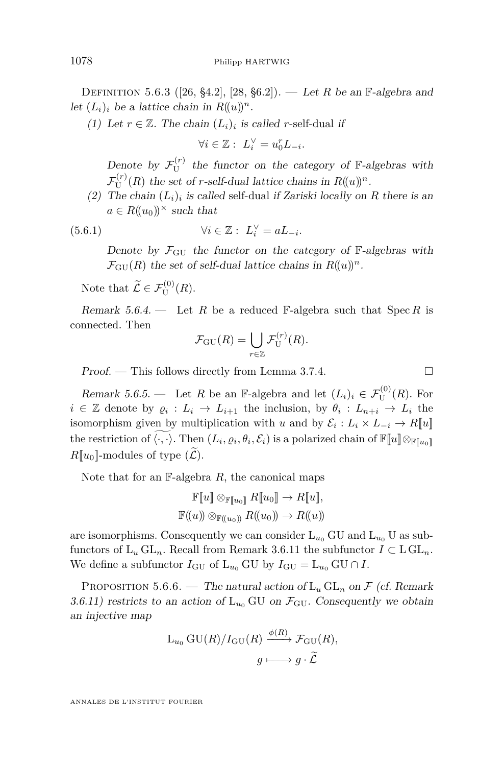Definition 5.6.3 ([26, §4.2], [28, §6.2]). — *Let $R$ be an $\mathbb{F}$-algebra and let $(L_i)_i$ be a lattice chain in $R(\!(u)\!)^n$.*

*(1) Let $r \in \mathbb{Z}$. The chain $(L_i)_i$ is called* $r$-self-dual *if*

$$\forall i \in \mathbb{Z}: \; L_i^\vee = u_0^r L_{-i}.$$

*Denote by $\mathcal{F}_{\mathrm{U}}^{(r)}$ the functor on the category of $\mathbb{F}$-algebras with $\mathcal{F}_{\mathrm{U}}^{(r)}(R)$ the set of $r$-self-dual lattice chains in $R(\!(u)\!)^n$.*

*(2) The chain $(L_i)_i$ is called* self-dual *if Zariski locally on $R$ there is an $a \in R(\!(u_0)\!)^\times$ such that*

$$\forall i \in \mathbb{Z}: \; L_i^\vee = a L_{-i}. \tag{5.6.1}$$

*Denote by $\mathcal{F}_{\mathrm{GU}}$ the functor on the category of $\mathbb{F}$-algebras with $\mathcal{F}_{\mathrm{GU}}(R)$ the set of self-dual lattice chains in $R(\!(u)\!)^n$.*

Note that $\widetilde{\mathcal{L}} \in \mathcal{F}_{\mathrm{U}}^{(0)}(R)$.

*Remark 5.6.4.* — Let $R$ be a reduced $\mathbb{F}$-algebra such that $\operatorname{Spec} R$ is connected. Then

$$\mathcal{F}_{\mathrm{GU}}(R) = \bigcup_{r \in \mathbb{Z}} \mathcal{F}_{\mathrm{U}}^{(r)}(R).$$

*Proof.* — This follows directly from Lemma 3.7.4. □

*Remark 5.6.5.* — Let $R$ be an $\mathbb{F}$-algebra and let $(L_i)_i \in \mathcal{F}_{\mathrm{U}}^{(0)}(R)$. For $i \in \mathbb{Z}$ denote by $\varrho_i : L_i \to L_{i+1}$ the inclusion, by $\theta_i : L_{n+i} \to L_i$ the isomorphism given by multiplication with $u$ and by $\mathcal{E}_i : L_i \times L_{-i} \to R[\![u]\!]$ the restriction of $\widetilde{\langle \cdot, \cdot \rangle}$. Then $(L_i, \varrho_i, \theta_i, \mathcal{E}_i)$ is a polarized chain of $\mathbb{F}[\![u]\!] \otimes_{\mathbb{F}[\![u_0]\!]} R[\![u_0]\!]$-modules of type $(\widetilde{\mathcal{L}})$.

Note that for an $\mathbb{F}$-algebra $R$, the canonical maps

$$\mathbb{F}[\![u]\!] \otimes_{\mathbb{F}[\![u_0]\!]} R[\![u_0]\!] \to R[\![u]\!],$$
$$\mathbb{F}(\!(u)\!) \otimes_{\mathbb{F}(\!(u_0)\!)} R(\!(u_0)\!) \to R(\!(u)\!)$$

are isomorphisms. Consequently we can consider $\mathrm{L}_{u_0}\mathrm{GU}$ and $\mathrm{L}_{u_0}\mathrm{U}$ as subfunctors of $\mathrm{L}_u \mathrm{GL}_n$. Recall from Remark 3.6.11 the subfunctor $I \subset \mathrm{L}\,\mathrm{GL}_n$. We define a subfunctor $I_{\mathrm{GU}}$ of $\mathrm{L}_{u_0}\mathrm{GU}$ by $I_{\mathrm{GU}} = \mathrm{L}_{u_0}\mathrm{GU} \cap I$.

Proposition 5.6.6. — *The natural action of $\mathrm{L}_u \mathrm{GL}_n$ on $\mathcal{F}$ (cf. Remark 3.6.11) restricts to an action of $\mathrm{L}_{u_0}\mathrm{GU}$ on $\mathcal{F}_{\mathrm{GU}}$. Consequently we obtain an injective map*

$$\mathrm{L}_{u_0}\mathrm{GU}(R)/I_{\mathrm{GU}}(R) \xrightarrow{\phi(R)} \mathcal{F}_{\mathrm{GU}}(R),$$
$$g \longmapsto g \cdot \widetilde{\mathcal{L}}$$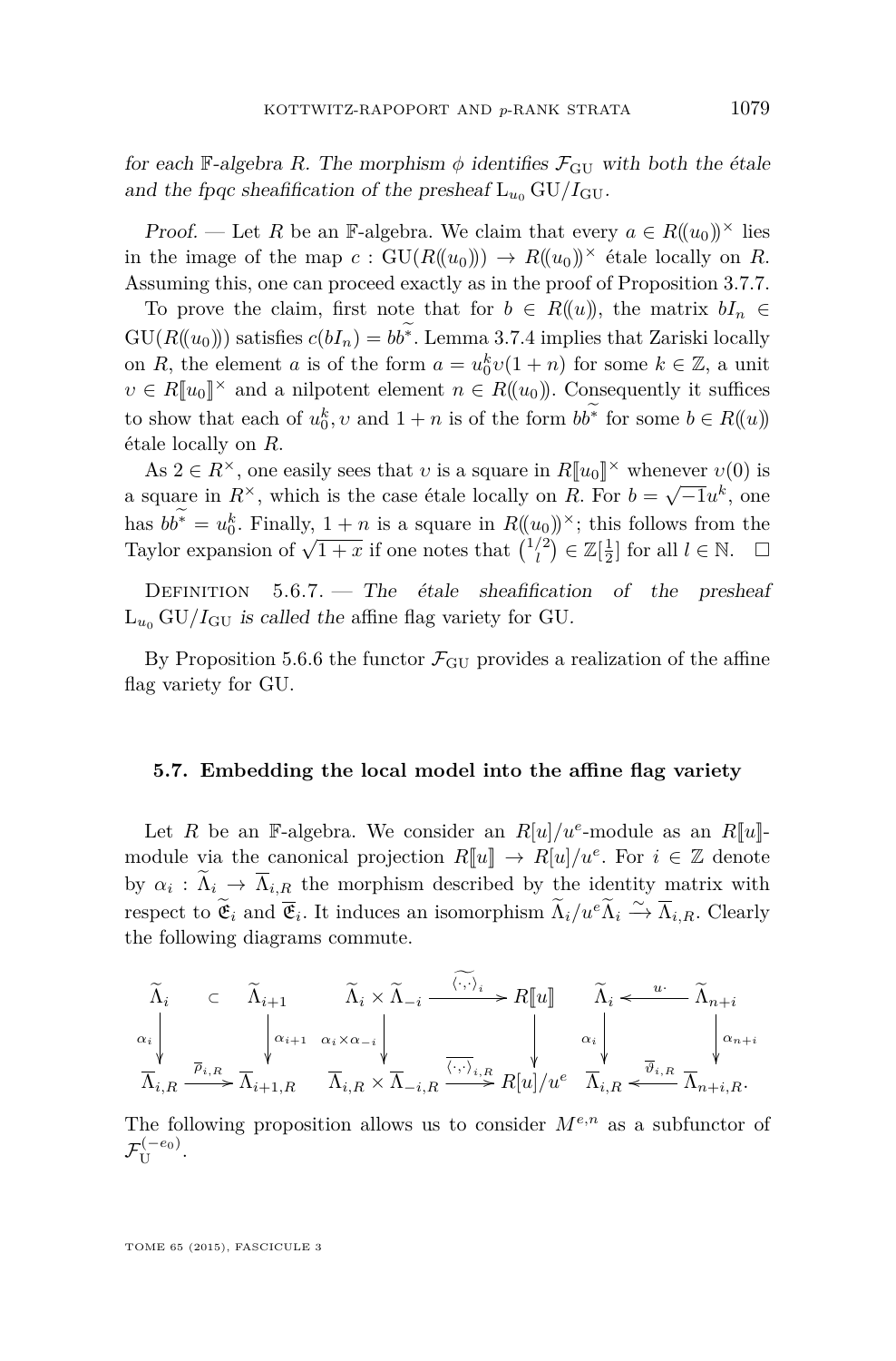*for each $\mathbb{F}$-algebra $R$. The morphism $\phi$ identifies $\mathcal{F}_{\mathrm{GU}}$ with both the étale and the fpqc sheafification of the presheaf $\mathrm{L}_{u_0}\,\mathrm{GU}/I_{\mathrm{GU}}$.*

*Proof.* — Let $R$ be an $\mathbb{F}$-algebra. We claim that every $a \in R(\!(u_0)\!)^\times$ lies in the image of the map $c : \mathrm{GU}(R(\!(u_0)\!)) \to R(\!(u_0)\!)^\times$ étale locally on $R$. Assuming this, one can proceed exactly as in the proof of Proposition 3.7.7.

To prove the claim, first note that for $b \in R(\!(u)\!)$, the matrix $bI_n \in \mathrm{GU}(R(\!(u_0)\!))$ satisfies $c(bI_n) = b\widetilde{b^*}$. Lemma 3.7.4 implies that Zariski locally on $R$, the element $a$ is of the form $a = u_0^k \upsilon(1+n)$ for some $k \in \mathbb{Z}$, a unit $\upsilon \in R[\![u_0]\!]^\times$ and a nilpotent element $n \in R(\!(u_0)\!)$. Consequently it suffices to show that each of $u_0^k, \upsilon$ and $1+n$ is of the form $b\widetilde{b^*}$ for some $b \in R(\!(u)\!)$ étale locally on $R$.

As $2 \in R^\times$, one easily sees that $\upsilon$ is a square in $R[\![u_0]\!]^\times$ whenever $\upsilon(0)$ is a square in $R^\times$, which is the case étale locally on $R$. For $b = \sqrt{-1}u^k$, one has $b\widetilde{b^*} = u_0^k$. Finally, $1+n$ is a square in $R(\!(u_0)\!)^\times$; this follows from the Taylor expansion of $\sqrt{1+x}$ if one notes that $\binom{1/2}{l} \in \mathbb{Z}[\frac{1}{2}]$ for all $l \in \mathbb{N}$. $\square$

Definition 5.6.7. — *The étale sheafification of the presheaf $\mathrm{L}_{u_0}\,\mathrm{GU}/I_{\mathrm{GU}}$ is called the* affine flag variety for GU.

By Proposition 5.6.6 the functor $\mathcal{F}_{\mathrm{GU}}$ provides a realization of the affine flag variety for GU.

### 5.7. Embedding the local model into the affine flag variety

Let $R$ be an $\mathbb{F}$-algebra. We consider an $R[u]/u^e$-module as an $R[\![u]\!]$-module via the canonical projection $R[\![u]\!] \to R[u]/u^e$. For $i \in \mathbb{Z}$ denote by $\alpha_i : \widetilde{\Lambda}_i \to \overline{\Lambda}_{i,R}$ the morphism described by the identity matrix with respect to $\widetilde{\mathfrak{E}}_i$ and $\overline{\mathfrak{E}}_i$. It induces an isomorphism $\widetilde{\Lambda}_i/u^e\widetilde{\Lambda}_i \xrightarrow{\sim} \overline{\Lambda}_{i,R}$. Clearly the following diagrams commute.

$$
\begin{array}{ccc}
\widetilde{\Lambda}_i & \subset & \widetilde{\Lambda}_{i+1} \\
\downarrow{\scriptstyle \alpha_i} & & \downarrow{\scriptstyle \alpha_{i+1}} \\
\overline{\Lambda}_{i,R} & \xrightarrow{\overline{\rho}_{i,R}} & \overline{\Lambda}_{i+1,R}
\end{array}
\qquad
\begin{array}{ccc}
\widetilde{\Lambda}_i \times \widetilde{\Lambda}_{-i} & \xrightarrow{\widetilde{\langle\cdot,\cdot\rangle}_i} & R[\![u]\!] \\
\downarrow{\scriptstyle \alpha_i\times\alpha_{-i}} & & \downarrow \\
\overline{\Lambda}_{i,R} \times \overline{\Lambda}_{-i,R} & \xrightarrow{\overline{\langle\cdot,\cdot\rangle}_{i,R}} & R[u]/u^e
\end{array}
\qquad
\begin{array}{ccc}
\widetilde{\Lambda}_i & \xleftarrow{u\cdot} & \widetilde{\Lambda}_{n+i} \\
\downarrow{\scriptstyle \alpha_i} & & \downarrow{\scriptstyle \alpha_{n+i}} \\
\overline{\Lambda}_{i,R} & \xleftarrow{\overline{\vartheta}_{i,R}} & \overline{\Lambda}_{n+i,R}.
\end{array}
$$

The following proposition allows us to consider $M^{e,n}$ as a subfunctor of $\mathcal{F}_{\mathrm{U}}^{(-e_0)}$.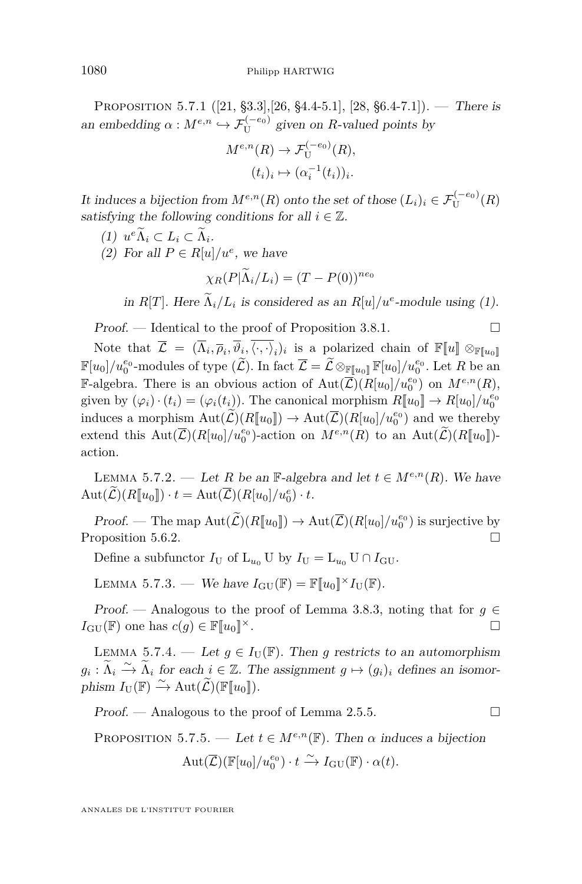Proposition 5.7.1 ([21, §3.3],[26, §4.4-5.1], [28, §6.4-7.1]). — *There is an embedding $\alpha : M^{e,n} \hookrightarrow \mathcal{F}_{\mathrm{U}}^{(-e_0)}$ given on $R$-valued points by*

$$M^{e,n}(R) \to \mathcal{F}_{\mathrm{U}}^{(-e_0)}(R),$$
$$(t_i)_i \mapsto (\alpha_i^{-1}(t_i))_i.$$

*It induces a bijection from $M^{e,n}(R)$ onto the set of those $(L_i)_i \in \mathcal{F}_{\mathrm{U}}^{(-e_0)}(R)$ satisfying the following conditions for all $i \in \mathbb{Z}$.*

*(1) $u^e \widetilde{\Lambda}_i \subset L_i \subset \widetilde{\Lambda}_i$.*

*(2) For all $P \in R[u]/u^e$, we have*

$$\chi_R(P|\widetilde{\Lambda}_i/L_i) = (T - P(0))^{ne_0}$$

*in $R[T]$. Here $\widetilde{\Lambda}_i/L_i$ is considered as an $R[u]/u^e$-module using (1).*

*Proof.* — Identical to the proof of Proposition 3.8.1. □

Note that $\overline{\mathcal{L}} = (\overline{\Lambda}_i, \overline{\rho}_i, \overline{\vartheta}_i, \overline{\langle \cdot, \cdot \rangle}_i)_i$ is a polarized chain of $\mathbb{F}[\![u]\!] \otimes_{\mathbb{F}[\![u_0]\!]} \mathbb{F}[u_0]/u_0^{e_0}$-modules of type $(\widetilde{\mathcal{L}})$. In fact $\overline{\mathcal{L}} = \widetilde{\mathcal{L}} \otimes_{\mathbb{F}[\![u_0]\!]} \mathbb{F}[u_0]/u_0^{e_0}$. Let $R$ be an $\mathbb{F}$-algebra. There is an obvious action of $\mathrm{Aut}(\overline{\mathcal{L}})(R[u_0]/u_0^{e_0})$ on $M^{e,n}(R)$, given by $(\varphi_i) \cdot (t_i) = (\varphi_i(t_i))$. The canonical morphism $R[\![u_0]\!] \to R[u_0]/u_0^{e_0}$ induces a morphism $\mathrm{Aut}(\widetilde{\mathcal{L}})(R[\![u_0]\!]) \to \mathrm{Aut}(\overline{\mathcal{L}})(R[u_0]/u_0^{e_0})$ and we thereby extend this $\mathrm{Aut}(\overline{\mathcal{L}})(R[u_0]/u_0^{e_0})$-action on $M^{e,n}(R)$ to an $\mathrm{Aut}(\widetilde{\mathcal{L}})(R[\![u_0]\!])$-action.

Lemma 5.7.2. — *Let $R$ be an $\mathbb{F}$-algebra and let $t \in M^{e,n}(R)$. We have $\mathrm{Aut}(\widetilde{\mathcal{L}})(R[\![u_0]\!]) \cdot t = \mathrm{Aut}(\overline{\mathcal{L}})(R[u_0]/u_0^{e}) \cdot t$.*

*Proof.* — The map $\mathrm{Aut}(\widetilde{\mathcal{L}})(R[\![u_0]\!]) \to \mathrm{Aut}(\overline{\mathcal{L}})(R[u_0]/u_0^{e_0})$ is surjective by Proposition 5.6.2. □

Define a subfunctor $I_{\mathrm{U}}$ of $\mathrm{L}_{u_0}\,\mathrm{U}$ by $I_{\mathrm{U}} = \mathrm{L}_{u_0}\,\mathrm{U} \cap I_{\mathrm{GU}}$.

Lemma 5.7.3. — *We have $I_{\mathrm{GU}}(\mathbb{F}) = \mathbb{F}[\![u_0]\!]^\times I_{\mathrm{U}}(\mathbb{F})$.*

*Proof.* — Analogous to the proof of Lemma 3.8.3, noting that for $g \in I_{\mathrm{GU}}(\mathbb{F})$ one has $c(g) \in \mathbb{F}[\![u_0]\!]^\times$. □

Lemma 5.7.4. — *Let $g \in I_{\mathrm{U}}(\mathbb{F})$. Then $g$ restricts to an automorphism $g_i : \widetilde{\Lambda}_i \xrightarrow{\sim} \widetilde{\Lambda}_i$ for each $i \in \mathbb{Z}$. The assignment $g \mapsto (g_i)_i$ defines an isomorphism $I_{\mathrm{U}}(\mathbb{F}) \xrightarrow{\sim} \mathrm{Aut}(\widetilde{\mathcal{L}})(\mathbb{F}[\![u_0]\!])$.*

*Proof.* — Analogous to the proof of Lemma 2.5.5. □

Proposition 5.7.5. — *Let $t \in M^{e,n}(\mathbb{F})$. Then $\alpha$ induces a bijection*

$$\mathrm{Aut}(\overline{\mathcal{L}})(\mathbb{F}[u_0]/u_0^{e_0}) \cdot t \xrightarrow{\sim} I_{\mathrm{GU}}(\mathbb{F}) \cdot \alpha(t).$$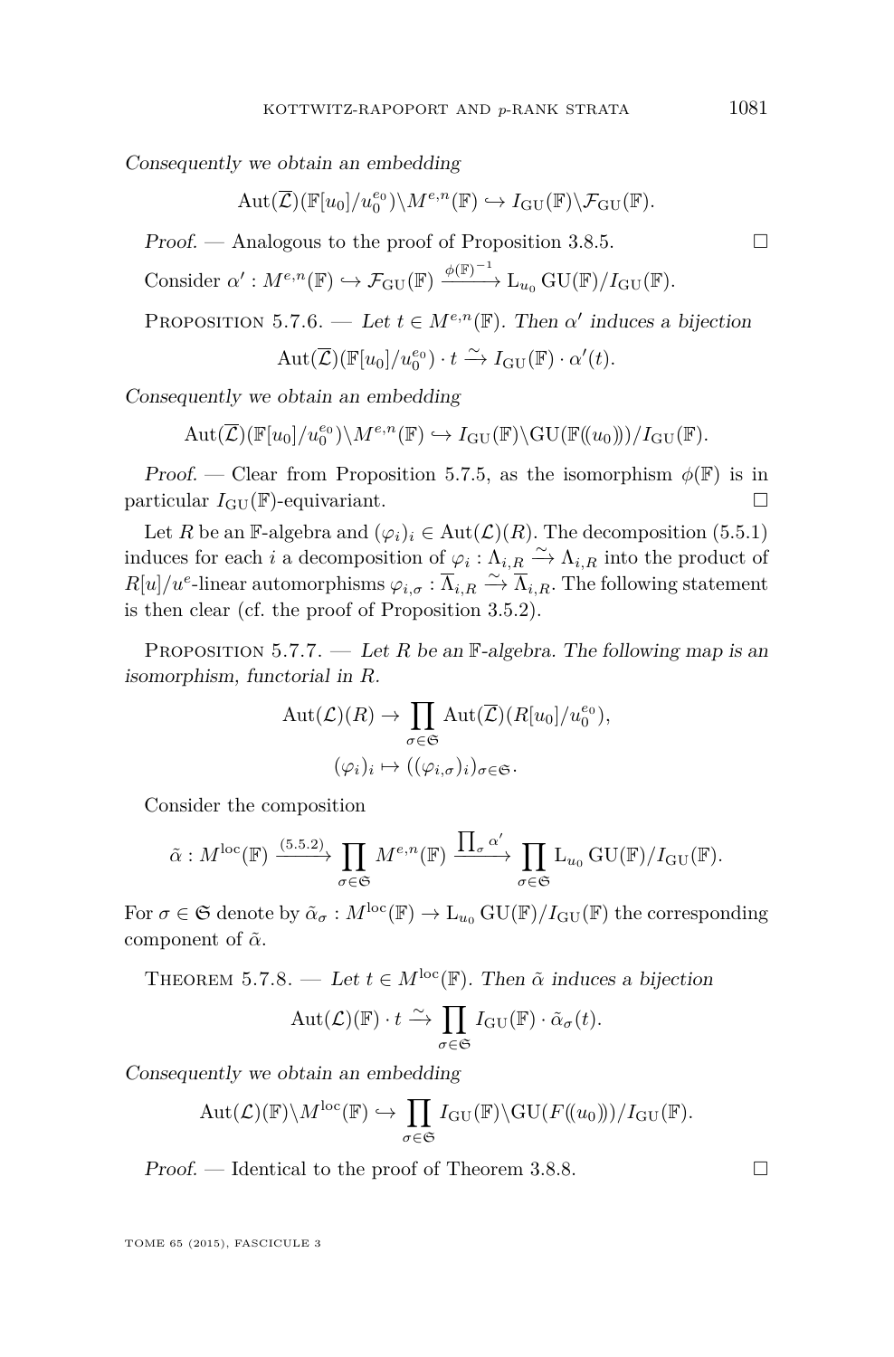*Consequently we obtain an embedding*

$$\mathrm{Aut}(\overline{\mathcal{L}})(\mathbb{F}[u_0]/u_0^{e_0})\backslash M^{e,n}(\mathbb{F}) \hookrightarrow I_{\mathrm{GU}}(\mathbb{F})\backslash \mathcal{F}_{\mathrm{GU}}(\mathbb{F}).$$

*Proof.* — Analogous to the proof of Proposition 3.8.5. □

Consider $\alpha' : M^{e,n}(\mathbb{F}) \hookrightarrow \mathcal{F}_{\mathrm{GU}}(\mathbb{F}) \xrightarrow{\phi(\mathbb{F})^{-1}} \mathrm{L}_{u_0}\,\mathrm{GU}(\mathbb{F})/I_{\mathrm{GU}}(\mathbb{F})$.

Proposition 5.7.6. — *Let $t \in M^{e,n}(\mathbb{F})$. Then $\alpha'$ induces a bijection*

$$\mathrm{Aut}(\overline{\mathcal{L}})(\mathbb{F}[u_0]/u_0^{e_0}) \cdot t \xrightarrow{\sim} I_{\mathrm{GU}}(\mathbb{F}) \cdot \alpha'(t).$$

*Consequently we obtain an embedding*

$$\mathrm{Aut}(\overline{\mathcal{L}})(\mathbb{F}[u_0]/u_0^{e_0})\backslash M^{e,n}(\mathbb{F}) \hookrightarrow I_{\mathrm{GU}}(\mathbb{F})\backslash \mathrm{GU}(\mathbb{F}(\!(u_0)\!))/I_{\mathrm{GU}}(\mathbb{F}).$$

*Proof.* — Clear from Proposition 5.7.5, as the isomorphism $\phi(\mathbb{F})$ is in particular $I_{\mathrm{GU}}(\mathbb{F})$-equivariant. □

Let $R$ be an $\mathbb{F}$-algebra and $(\varphi_i)_i \in \mathrm{Aut}(\mathcal{L})(R)$. The decomposition (5.5.1) induces for each $i$ a decomposition of $\varphi_i : \Lambda_{i,R} \xrightarrow{\sim} \Lambda_{i,R}$ into the product of $R[u]/u^e$-linear automorphisms $\varphi_{i,\sigma} : \overline{\Lambda}_{i,R} \xrightarrow{\sim} \overline{\Lambda}_{i,R}$. The following statement is then clear (cf. the proof of Proposition 3.5.2).

Proposition 5.7.7. — *Let $R$ be an $\mathbb{F}$-algebra. The following map is an isomorphism, functorial in $R$.*

$$\mathrm{Aut}(\mathcal{L})(R) \to \prod_{\sigma\in\mathfrak{S}} \mathrm{Aut}(\overline{\mathcal{L}})(R[u_0]/u_0^{e_0}),$$
$$(\varphi_i)_i \mapsto ((\varphi_{i,\sigma})_i)_{\sigma\in\mathfrak{S}}.$$

Consider the composition

$$\tilde{\alpha} : M^{\mathrm{loc}}(\mathbb{F}) \xrightarrow{(5.5.2)} \prod_{\sigma\in\mathfrak{S}} M^{e,n}(\mathbb{F}) \xrightarrow{\prod_\sigma \alpha'} \prod_{\sigma\in\mathfrak{S}} \mathrm{L}_{u_0}\,\mathrm{GU}(\mathbb{F})/I_{\mathrm{GU}}(\mathbb{F}).$$

For $\sigma \in \mathfrak{S}$ denote by $\tilde{\alpha}_\sigma : M^{\mathrm{loc}}(\mathbb{F}) \to \mathrm{L}_{u_0}\,\mathrm{GU}(\mathbb{F})/I_{\mathrm{GU}}(\mathbb{F})$ the corresponding component of $\tilde{\alpha}$.

Theorem 5.7.8. — *Let $t \in M^{\mathrm{loc}}(\mathbb{F})$. Then $\tilde{\alpha}$ induces a bijection*

$$\mathrm{Aut}(\mathcal{L})(\mathbb{F}) \cdot t \xrightarrow{\sim} \prod_{\sigma\in\mathfrak{S}} I_{\mathrm{GU}}(\mathbb{F}) \cdot \tilde{\alpha}_\sigma(t).$$

*Consequently we obtain an embedding*

$$\mathrm{Aut}(\mathcal{L})(\mathbb{F})\backslash M^{\mathrm{loc}}(\mathbb{F}) \hookrightarrow \prod_{\sigma\in\mathfrak{S}} I_{\mathrm{GU}}(\mathbb{F})\backslash \mathrm{GU}(F(\!(u_0)\!))/I_{\mathrm{GU}}(\mathbb{F}).$$

*Proof.* — Identical to the proof of Theorem 3.8.8. □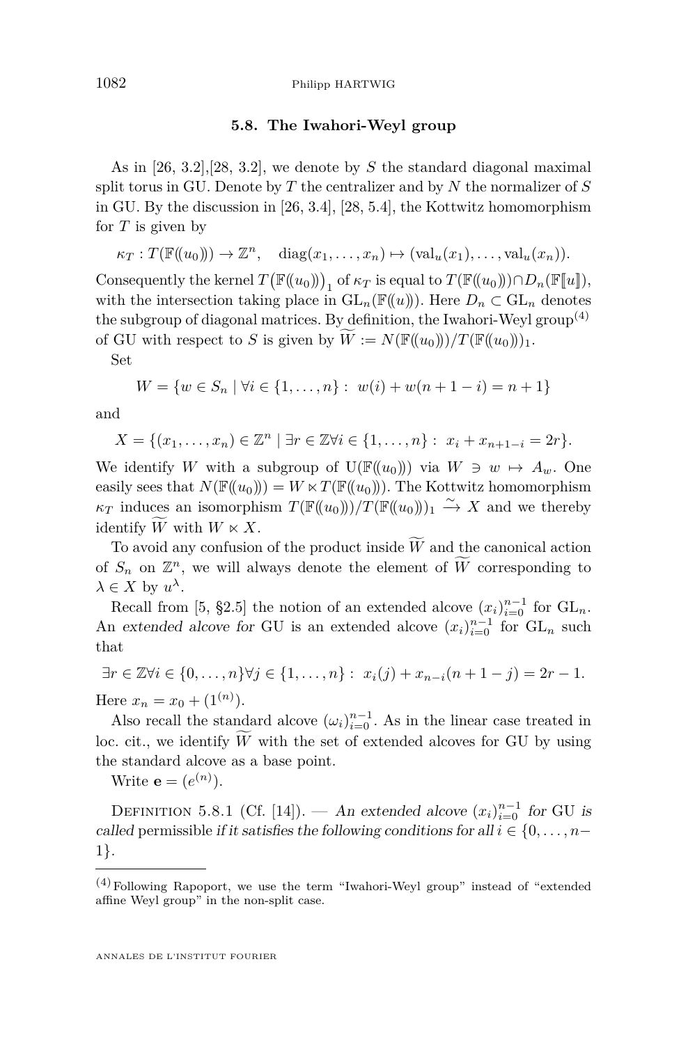### 5.8. The Iwahori-Weyl group

As in [26, 3.2],[28, 3.2], we denote by $S$ the standard diagonal maximal split torus in GU. Denote by $T$ the centralizer and by $N$ the normalizer of $S$ in GU. By the discussion in [26, 3.4], [28, 5.4], the Kottwitz homomorphism for $T$ is given by

$$\kappa_T : T(\mathbb{F}(\!(u_0)\!)) \to \mathbb{Z}^n, \quad \operatorname{diag}(x_1, \dots, x_n) \mapsto (\operatorname{val}_u(x_1), \dots, \operatorname{val}_u(x_n)).$$

Consequently the kernel $T\big(\mathbb{F}(\!(u_0)\!)\big)_1$ of $\kappa_T$ is equal to $T(\mathbb{F}(\!(u_0)\!)) \cap D_n(\mathbb{F}[\![u]\!])$, with the intersection taking place in $\mathrm{GL}_n(\mathbb{F}(\!(u)\!))$. Here $D_n \subset \mathrm{GL}_n$ denotes the subgroup of diagonal matrices. By definition, the Iwahori-Weyl group[4] of GU with respect to $S$ is given by $\widetilde{W} := N(\mathbb{F}(\!(u_0)\!))/T(\mathbb{F}(\!(u_0)\!))_1$.

Set

$$W = \{w \in S_n \mid \forall i \in \{1, \dots, n\} : \ w(i) + w(n+1-i) = n+1\}$$

and

$$X = \{(x_1, \dots, x_n) \in \mathbb{Z}^n \mid \exists r \in \mathbb{Z} \forall i \in \{1, \dots, n\} : \ x_i + x_{n+1-i} = 2r\}.$$

We identify $W$ with a subgroup of $\mathrm{U}(\mathbb{F}(\!(u_0)\!))$ via $W \ni w \mapsto A_w$. One easily sees that $N(\mathbb{F}(\!(u_0)\!)) = W \ltimes T(\mathbb{F}(\!(u_0)\!))$. The Kottwitz homomorphism $\kappa_T$ induces an isomorphism $T(\mathbb{F}(\!(u_0)\!))/T(\mathbb{F}(\!(u_0)\!))_1 \xrightarrow{\sim} X$ and we thereby identify $\widetilde{W}$ with $W \ltimes X$.

To avoid any confusion of the product inside $\widetilde{W}$ and the canonical action of $S_n$ on $\mathbb{Z}^n$, we will always denote the element of $\widetilde{W}$ corresponding to $\lambda \in X$ by $u^\lambda$.

Recall from [5, §2.5] the notion of an extended alcove $(x_i)_{i=0}^{n-1}$ for $\mathrm{GL}_n$. An *extended alcove for* GU is an extended alcove $(x_i)_{i=0}^{n-1}$ for $\mathrm{GL}_n$ such that

$$\exists r \in \mathbb{Z} \forall i \in \{0, \dots, n\} \forall j \in \{1, \dots, n\} : \ x_i(j) + x_{n-i}(n+1-j) = 2r - 1.$$

Here $x_n = x_0 + (1^{(n)})$.

Also recall the standard alcove $(\omega_i)_{i=0}^{n-1}$. As in the linear case treated in loc. cit., we identify $\widetilde{W}$ with the set of extended alcoves for GU by using the standard alcove as a base point.

Write $\mathbf{e} = (e^{(n)})$.

Definition 5.8.1 (Cf. [14]). — *An extended alcove $(x_i)_{i=0}^{n-1}$ for* GU *is called* permissible *if it satisfies the following conditions for all $i \in \{0, \dots, n-1\}$.*

---

[4] Following Rapoport, we use the term "Iwahori-Weyl group" instead of "extended affine Weyl group" in the non-split case.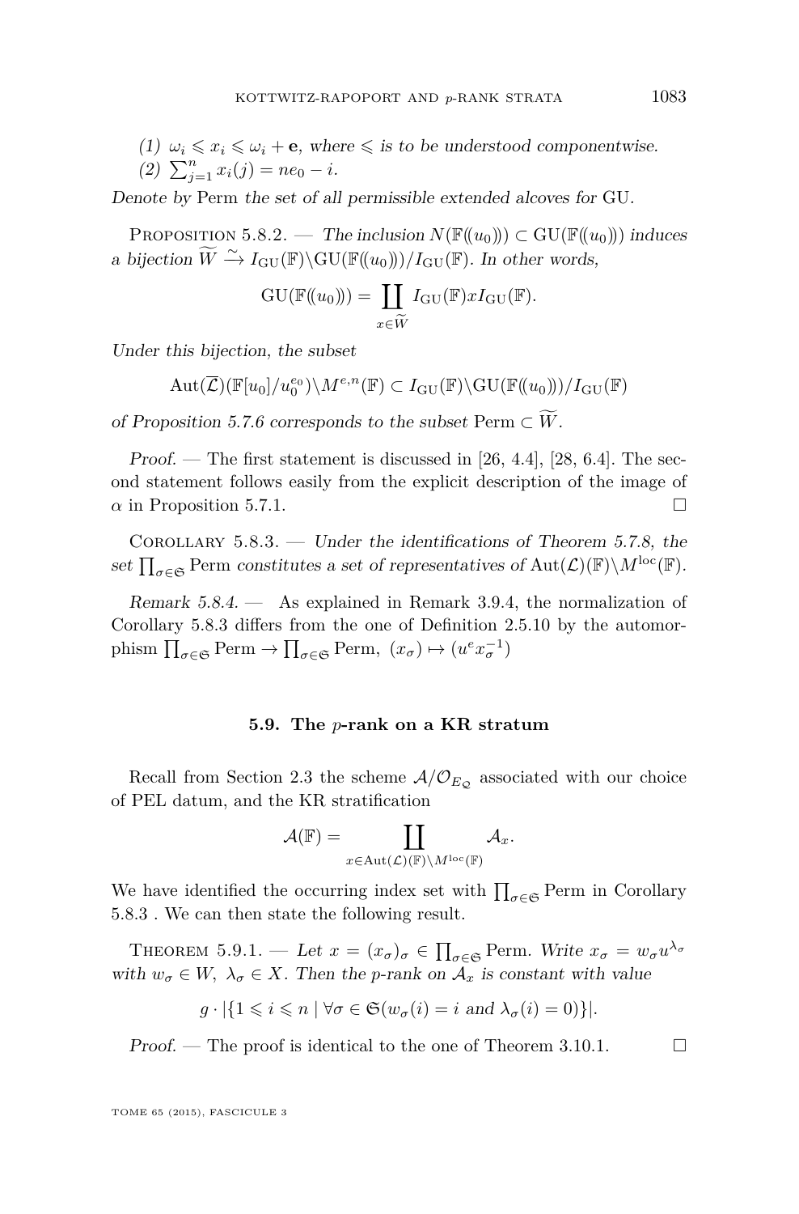(1) $\omega_i \leqslant x_i \leqslant \omega_i + \mathbf{e}$, where $\leqslant$ is to be understood componentwise.
(2) $\sum_{j=1}^{n} x_i(j) = ne_0 - i$.

Denote by Perm the set of all permissible extended alcoves for GU.

Proposition 5.8.2. — *The inclusion $N(\mathbb{F}(\!(u_0)\!)) \subset \mathrm{GU}(\mathbb{F}(\!(u_0)\!))$ induces a bijection $\widetilde{W} \xrightarrow{\sim} I_{\mathrm{GU}}(\mathbb{F})\backslash \mathrm{GU}(\mathbb{F}(\!(u_0)\!))/I_{\mathrm{GU}}(\mathbb{F})$. In other words,*

$$\mathrm{GU}(\mathbb{F}(\!(u_0)\!)) = \coprod_{x \in \widetilde{W}} I_{\mathrm{GU}}(\mathbb{F}) x I_{\mathrm{GU}}(\mathbb{F}).$$

*Under this bijection, the subset*

$$\mathrm{Aut}(\overline{\mathcal{L}})(\mathbb{F}[u_0]/u_0^{e_0})\backslash M^{e,n}(\mathbb{F}) \subset I_{\mathrm{GU}}(\mathbb{F})\backslash \mathrm{GU}(\mathbb{F}(\!(u_0)\!))/I_{\mathrm{GU}}(\mathbb{F})$$

*of Proposition 5.7.6 corresponds to the subset* Perm $\subset \widetilde{W}$.

*Proof.* — The first statement is discussed in [26, 4.4], [28, 6.4]. The second statement follows easily from the explicit description of the image of $\alpha$ in Proposition 5.7.1. □

Corollary 5.8.3. — *Under the identifications of Theorem 5.7.8, the set $\prod_{\sigma \in \mathfrak{S}}$ Perm constitutes a set of representatives of $\mathrm{Aut}(\mathcal{L})(\mathbb{F})\backslash M^{\mathrm{loc}}(\mathbb{F})$.*

*Remark 5.8.4.* — As explained in Remark 3.9.4, the normalization of Corollary 5.8.3 differs from the one of Definition 2.5.10 by the automorphism $\prod_{\sigma \in \mathfrak{S}} \mathrm{Perm} \to \prod_{\sigma \in \mathfrak{S}} \mathrm{Perm},\ (x_\sigma) \mapsto (u^e x_\sigma^{-1})$

### 5.9. The $p$-rank on a KR stratum

Recall from Section 2.3 the scheme $\mathcal{A}/\mathcal{O}_{E_{\mathcal{Q}}}$ associated with our choice of PEL datum, and the KR stratification

$$\mathcal{A}(\mathbb{F}) = \coprod_{x \in \mathrm{Aut}(\mathcal{L})(\mathbb{F})\backslash M^{\mathrm{loc}}(\mathbb{F})} \mathcal{A}_x.$$

We have identified the occurring index set with $\prod_{\sigma \in \mathfrak{S}}$ Perm in Corollary 5.8.3 . We can then state the following result.

Theorem 5.9.1. — *Let $x = (x_\sigma)_\sigma \in \prod_{\sigma \in \mathfrak{S}}$ Perm. Write $x_\sigma = w_\sigma u^{\lambda_\sigma}$ with $w_\sigma \in W,\ \lambda_\sigma \in X$. Then the $p$-rank on $\mathcal{A}_x$ is constant with value*

$$g \cdot |\{1 \leqslant i \leqslant n \mid \forall \sigma \in \mathfrak{S}(w_\sigma(i) = i \text{ and } \lambda_\sigma(i) = 0)\}|.$$

*Proof.* — The proof is identical to the one of Theorem 3.10.1. □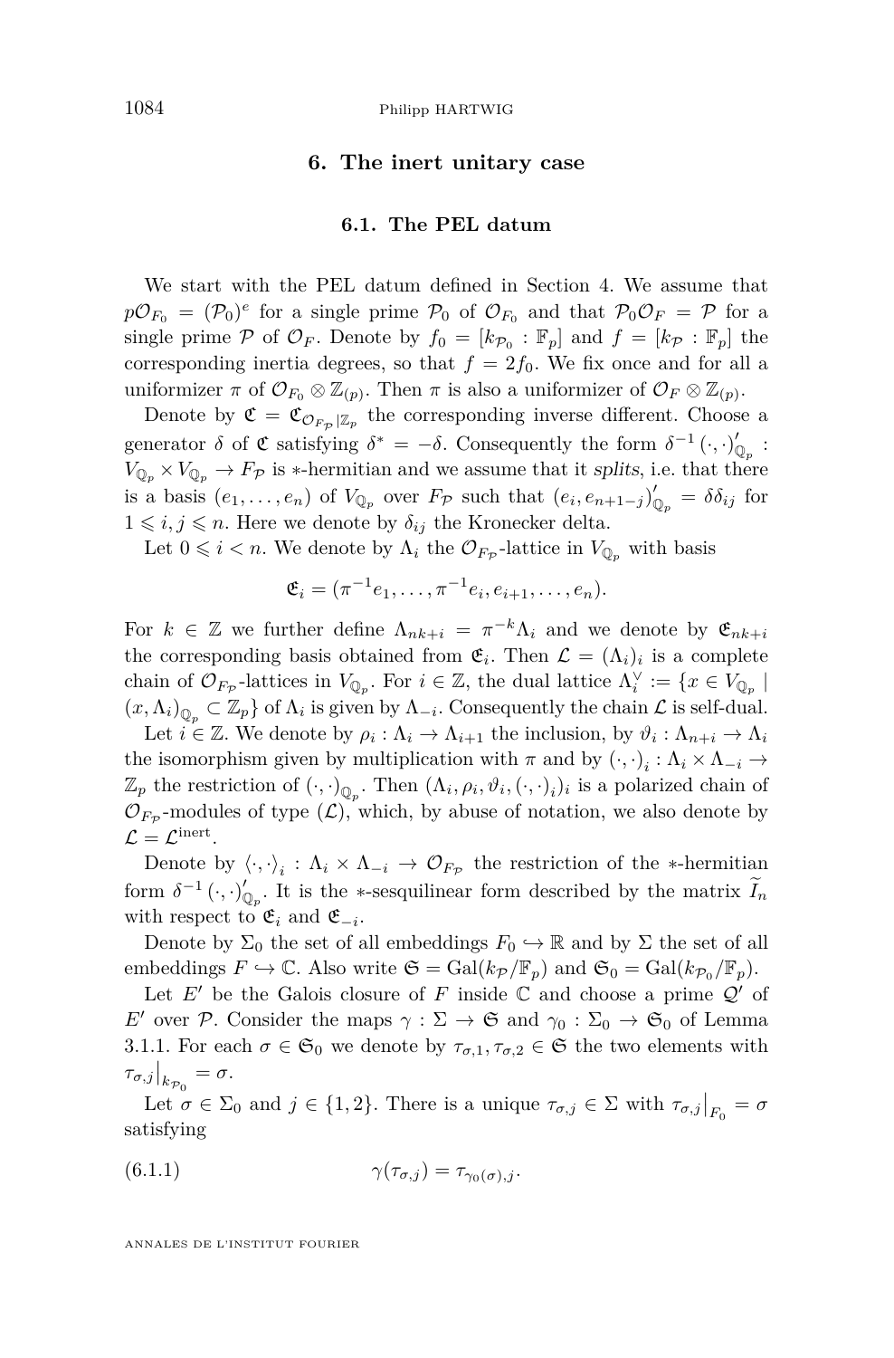## 6. The inert unitary case

### 6.1. The PEL datum

We start with the PEL datum defined in Section 4. We assume that $p\mathcal{O}_{F_0} = (\mathcal{P}_0)^e$ for a single prime $\mathcal{P}_0$ of $\mathcal{O}_{F_0}$ and that $\mathcal{P}_0\mathcal{O}_F = \mathcal{P}$ for a single prime $\mathcal{P}$ of $\mathcal{O}_F$. Denote by $f_0 = [k_{\mathcal{P}_0} : \mathbb{F}_p]$ and $f = [k_{\mathcal{P}} : \mathbb{F}_p]$ the corresponding inertia degrees, so that $f = 2f_0$. We fix once and for all a uniformizer $\pi$ of $\mathcal{O}_{F_0} \otimes \mathbb{Z}_{(p)}$. Then $\pi$ is also a uniformizer of $\mathcal{O}_F \otimes \mathbb{Z}_{(p)}$.

Denote by $\mathfrak{C} = \mathfrak{C}_{\mathcal{O}_{F_{\mathcal{P}}}|\mathbb{Z}_p}$ the corresponding inverse different. Choose a generator $\delta$ of $\mathfrak{C}$ satisfying $\delta^* = -\delta$. Consequently the form $\delta^{-1}(\cdot,\cdot)'_{\mathbb{Q}_p} : V_{\mathbb{Q}_p} \times V_{\mathbb{Q}_p} \to F_{\mathcal{P}}$ is $*$-hermitian and we assume that it *splits*, i.e. that there is a basis $(e_1, \dots, e_n)$ of $V_{\mathbb{Q}_p}$ over $F_{\mathcal{P}}$ such that $(e_i, e_{n+1-j})'_{\mathbb{Q}_p} = \delta\delta_{ij}$ for $1 \leqslant i, j \leqslant n$. Here we denote by $\delta_{ij}$ the Kronecker delta.

Let $0 \leqslant i < n$. We denote by $\Lambda_i$ the $\mathcal{O}_{F_{\mathcal{P}}}$-lattice in $V_{\mathbb{Q}_p}$ with basis

$$\mathfrak{E}_i = (\pi^{-1}e_1, \dots, \pi^{-1}e_i, e_{i+1}, \dots, e_n).$$

For $k \in \mathbb{Z}$ we further define $\Lambda_{nk+i} = \pi^{-k}\Lambda_i$ and we denote by $\mathfrak{E}_{nk+i}$ the corresponding basis obtained from $\mathfrak{E}_i$. Then $\mathcal{L} = (\Lambda_i)_i$ is a complete chain of $\mathcal{O}_{F_{\mathcal{P}}}$-lattices in $V_{\mathbb{Q}_p}$. For $i \in \mathbb{Z}$, the dual lattice $\Lambda_i^\vee := \{x \in V_{\mathbb{Q}_p} \mid (x, \Lambda_i)_{\mathbb{Q}_p} \subset \mathbb{Z}_p\}$ of $\Lambda_i$ is given by $\Lambda_{-i}$. Consequently the chain $\mathcal{L}$ is self-dual.

Let $i \in \mathbb{Z}$. We denote by $\rho_i : \Lambda_i \to \Lambda_{i+1}$ the inclusion, by $\vartheta_i : \Lambda_{n+i} \to \Lambda_i$ the isomorphism given by multiplication with $\pi$ and by $(\cdot,\cdot)_i : \Lambda_i \times \Lambda_{-i} \to \mathbb{Z}_p$ the restriction of $(\cdot,\cdot)_{\mathbb{Q}_p}$. Then $(\Lambda_i, \rho_i, \vartheta_i, (\cdot,\cdot)_i)_i$ is a polarized chain of $\mathcal{O}_{F_{\mathcal{P}}}$-modules of type $(\mathcal{L})$, which, by abuse of notation, we also denote by $\mathcal{L} = \mathcal{L}^{\text{inert}}$.

Denote by $\langle\cdot,\cdot\rangle_i : \Lambda_i \times \Lambda_{-i} \to \mathcal{O}_{F_{\mathcal{P}}}$ the restriction of the $*$-hermitian form $\delta^{-1}(\cdot,\cdot)'_{\mathbb{Q}_p}$. It is the $*$-sesquilinear form described by the matrix $\widetilde{I}_n$ with respect to $\mathfrak{E}_i$ and $\mathfrak{E}_{-i}$.

Denote by $\Sigma_0$ the set of all embeddings $F_0 \hookrightarrow \mathbb{R}$ and by $\Sigma$ the set of all embeddings $F \hookrightarrow \mathbb{C}$. Also write $\mathfrak{S} = \mathrm{Gal}(k_{\mathcal{P}}/\mathbb{F}_p)$ and $\mathfrak{S}_0 = \mathrm{Gal}(k_{\mathcal{P}_0}/\mathbb{F}_p)$.

Let $E'$ be the Galois closure of $F$ inside $\mathbb{C}$ and choose a prime $\mathcal{Q}'$ of $E'$ over $\mathcal{P}$. Consider the maps $\gamma : \Sigma \to \mathfrak{S}$ and $\gamma_0 : \Sigma_0 \to \mathfrak{S}_0$ of Lemma 3.1.1. For each $\sigma \in \mathfrak{S}_0$ we denote by $\tau_{\sigma,1}, \tau_{\sigma,2} \in \mathfrak{S}$ the two elements with $\tau_{\sigma,j}\big|_{k_{\mathcal{P}_0}} = \sigma$.

Let $\sigma \in \Sigma_0$ and $j \in \{1, 2\}$. There is a unique $\tau_{\sigma,j} \in \Sigma$ with $\tau_{\sigma,j}\big|_{F_0} = \sigma$ satisfying

$$\gamma(\tau_{\sigma,j}) = \tau_{\gamma_0(\sigma),j}. \tag{6.1.1}$$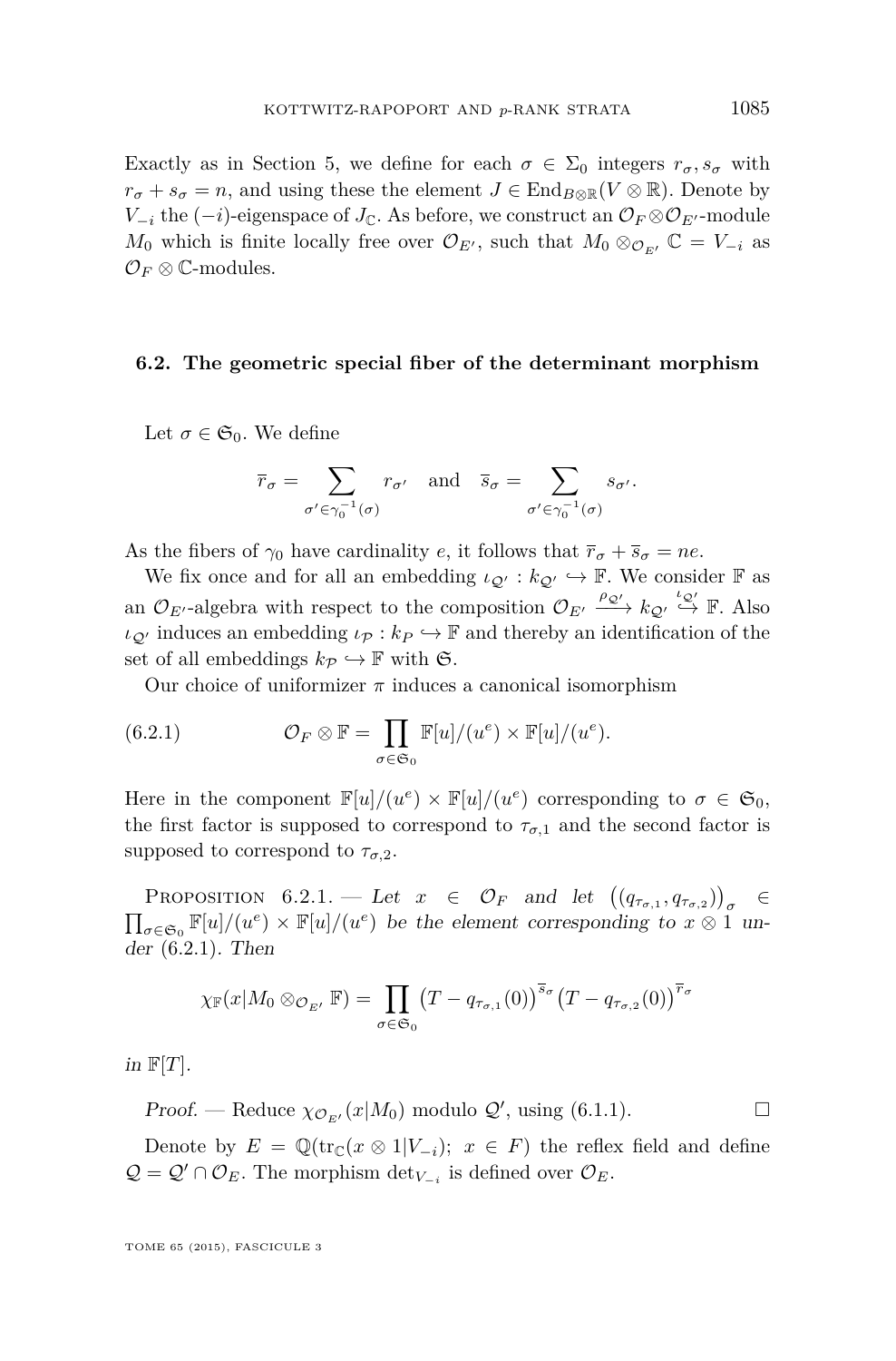Exactly as in Section 5, we define for each $\sigma \in \Sigma_0$ integers $r_\sigma, s_\sigma$ with $r_\sigma + s_\sigma = n$, and using these the element $J \in \mathrm{End}_{B\otimes\mathbb{R}}(V \otimes \mathbb{R})$. Denote by $V_{-i}$ the $(-i)$-eigenspace of $J_{\mathbb{C}}$. As before, we construct an $\mathcal{O}_F \otimes \mathcal{O}_{E'}$-module $M_0$ which is finite locally free over $\mathcal{O}_{E'}$, such that $M_0 \otimes_{\mathcal{O}_{E'}} \mathbb{C} = V_{-i}$ as $\mathcal{O}_F \otimes \mathbb{C}$-modules.

### 6.2. The geometric special fiber of the determinant morphism

Let $\sigma \in \mathfrak{S}_0$. We define

$$\overline{r}_\sigma = \sum_{\sigma' \in \gamma_0^{-1}(\sigma)} r_{\sigma'} \quad \text{and} \quad \overline{s}_\sigma = \sum_{\sigma' \in \gamma_0^{-1}(\sigma)} s_{\sigma'}.$$

As the fibers of $\gamma_0$ have cardinality $e$, it follows that $\overline{r}_\sigma + \overline{s}_\sigma = ne$.

We fix once and for all an embedding $\iota_{\mathcal{Q}'} : k_{\mathcal{Q}'} \hookrightarrow \mathbb{F}$. We consider $\mathbb{F}$ as an $\mathcal{O}_{E'}$-algebra with respect to the composition $\mathcal{O}_{E'} \xrightarrow{\rho_{\mathcal{Q}'}} k_{\mathcal{Q}'} \overset{\iota_{\mathcal{Q}'}}{\hookrightarrow} \mathbb{F}$. Also $\iota_{\mathcal{Q}'}$ induces an embedding $\iota_{\mathcal{P}} : k_P \hookrightarrow \mathbb{F}$ and thereby an identification of the set of all embeddings $k_{\mathcal{P}} \hookrightarrow \mathbb{F}$ with $\mathfrak{S}$.

Our choice of uniformizer $\pi$ induces a canonical isomorphism

$$\mathcal{O}_F \otimes \mathbb{F} = \prod_{\sigma \in \mathfrak{S}_0} \mathbb{F}[u]/(u^e) \times \mathbb{F}[u]/(u^e). \tag{6.2.1}$$

Here in the component $\mathbb{F}[u]/(u^e) \times \mathbb{F}[u]/(u^e)$ corresponding to $\sigma \in \mathfrak{S}_0$, the first factor is supposed to correspond to $\tau_{\sigma,1}$ and the second factor is supposed to correspond to $\tau_{\sigma,2}$.

Proposition 6.2.1. — *Let $x \in \mathcal{O}_F$ and let $\big((q_{\tau_{\sigma,1}}, q_{\tau_{\sigma,2}})\big)_\sigma \in \prod_{\sigma\in\mathfrak{S}_0} \mathbb{F}[u]/(u^e) \times \mathbb{F}[u]/(u^e)$ be the element corresponding to $x \otimes 1$ under* (6.2.1). *Then*

$$\chi_{\mathbb{F}}(x | M_0 \otimes_{\mathcal{O}_{E'}} \mathbb{F}) = \prod_{\sigma \in \mathfrak{S}_0} \big(T - q_{\tau_{\sigma,1}}(0)\big)^{\overline{s}_\sigma} \big(T - q_{\tau_{\sigma,2}}(0)\big)^{\overline{r}_\sigma}$$

*in* $\mathbb{F}[T]$.

*Proof.* — Reduce $\chi_{\mathcal{O}_{E'}}(x|M_0)$ modulo $\mathcal{Q}'$, using (6.1.1). □

Denote by $E = \mathbb{Q}(\mathrm{tr}_{\mathbb{C}}(x \otimes 1 | V_{-i});\ x \in F)$ the reflex field and define $\mathcal{Q} = \mathcal{Q}' \cap \mathcal{O}_E$. The morphism $\det_{V_{-i}}$ is defined over $\mathcal{O}_E$.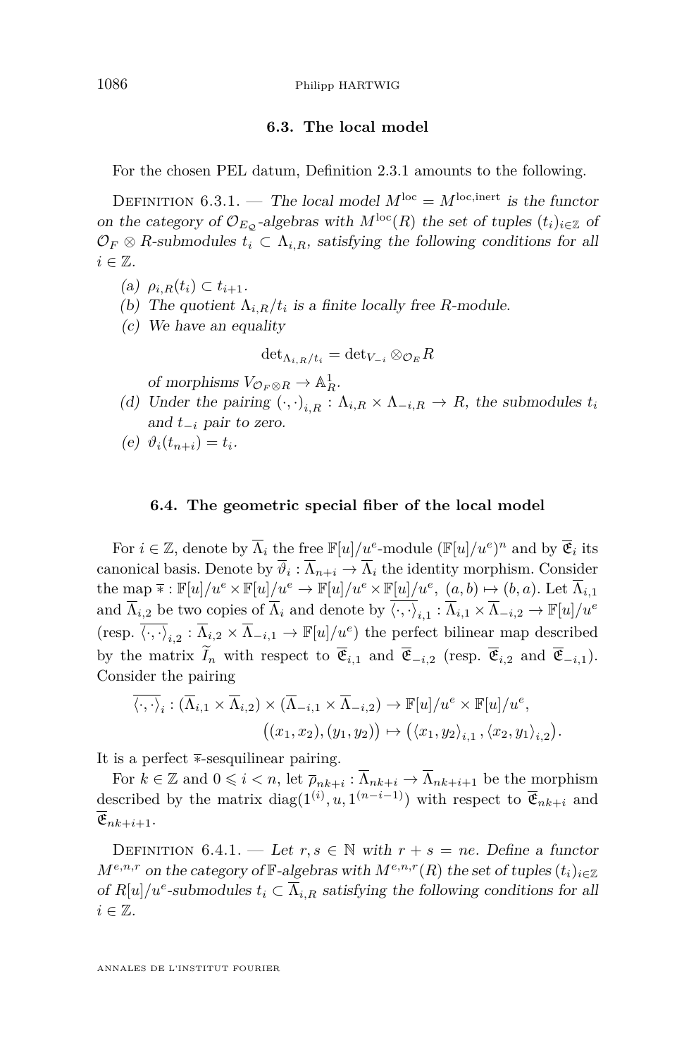### 6.3. The local model

For the chosen PEL datum, Definition 2.3.1 amounts to the following.

Definition 6.3.1. — *The local model $M^{\mathrm{loc}} = M^{\mathrm{loc,inert}}$ is the functor on the category of $\mathcal{O}_{E_\mathcal{Q}}$-algebras with $M^{\mathrm{loc}}(R)$ the set of tuples $(t_i)_{i\in\mathbb{Z}}$ of $\mathcal{O}_F \otimes R$-submodules $t_i \subset \Lambda_{i,R}$, satisfying the following conditions for all $i \in \mathbb{Z}$.*

*(a) $\rho_{i,R}(t_i) \subset t_{i+1}$.*

*(b) The quotient $\Lambda_{i,R}/t_i$ is a finite locally free $R$-module.*

*(c) We have an equality*

$$\det_{\Lambda_{i,R}/t_i} = \det_{V_{-i}} \otimes_{\mathcal{O}_E} R$$

*of morphisms $V_{\mathcal{O}_F\otimes R} \to \mathbb{A}^1_R$.*

*(d) Under the pairing $(\cdot,\cdot)_{i,R} : \Lambda_{i,R} \times \Lambda_{-i,R} \to R$, the submodules $t_i$ and $t_{-i}$ pair to zero.*

*(e) $\vartheta_i(t_{n+i}) = t_i$.*

### 6.4. The geometric special fiber of the local model

For $i \in \mathbb{Z}$, denote by $\overline{\Lambda}_i$ the free $\mathbb{F}[u]/u^e$-module $(\mathbb{F}[u]/u^e)^n$ and by $\overline{\mathfrak{E}}_i$ its canonical basis. Denote by $\overline{\vartheta}_i : \overline{\Lambda}_{n+i} \to \overline{\Lambda}_i$ the identity morphism. Consider the map $\overline{*} : \mathbb{F}[u]/u^e \times \mathbb{F}[u]/u^e \to \mathbb{F}[u]/u^e \times \mathbb{F}[u]/u^e,\ (a,b) \mapsto (b,a)$. Let $\overline{\Lambda}_{i,1}$ and $\overline{\Lambda}_{i,2}$ be two copies of $\overline{\Lambda}_i$ and denote by $\overline{\langle\cdot,\cdot\rangle}_{i,1} : \overline{\Lambda}_{i,1} \times \overline{\Lambda}_{-i,2} \to \mathbb{F}[u]/u^e$ (resp. $\overline{\langle\cdot,\cdot\rangle}_{i,2} : \overline{\Lambda}_{i,2} \times \overline{\Lambda}_{-i,1} \to \mathbb{F}[u]/u^e$) the perfect bilinear map described by the matrix $\widetilde{I}_n$ with respect to $\overline{\mathfrak{E}}_{i,1}$ and $\overline{\mathfrak{E}}_{-i,2}$ (resp. $\overline{\mathfrak{E}}_{i,2}$ and $\overline{\mathfrak{E}}_{-i,1}$). Consider the pairing

$$\begin{aligned}\overline{\langle\cdot,\cdot\rangle}_i : (\overline{\Lambda}_{i,1} \times \overline{\Lambda}_{i,2}) \times (\overline{\Lambda}_{-i,1} \times \overline{\Lambda}_{-i,2}) &\to \mathbb{F}[u]/u^e \times \mathbb{F}[u]/u^e,\\ \big((x_1,x_2),(y_1,y_2)\big) &\mapsto \big(\langle x_1,y_2\rangle_{i,1}, \langle x_2,y_1\rangle_{i,2}\big).\end{aligned}$$

It is a perfect $\overline{*}$-sesquilinear pairing.

For $k \in \mathbb{Z}$ and $0 \leqslant i < n$, let $\overline{\rho}_{nk+i} : \overline{\Lambda}_{nk+i} \to \overline{\Lambda}_{nk+i+1}$ be the morphism described by the matrix $\mathrm{diag}(1^{(i)}, u, 1^{(n-i-1)})$ with respect to $\overline{\mathfrak{E}}_{nk+i}$ and $\overline{\mathfrak{E}}_{nk+i+1}$.

Definition 6.4.1. — *Let $r, s \in \mathbb{N}$ with $r + s = ne$. Define a functor $M^{e,n,r}$ on the category of $\mathbb{F}$-algebras with $M^{e,n,r}(R)$ the set of tuples $(t_i)_{i\in\mathbb{Z}}$ of $R[u]/u^e$-submodules $t_i \subset \overline{\Lambda}_{i,R}$ satisfying the following conditions for all $i \in \mathbb{Z}$.*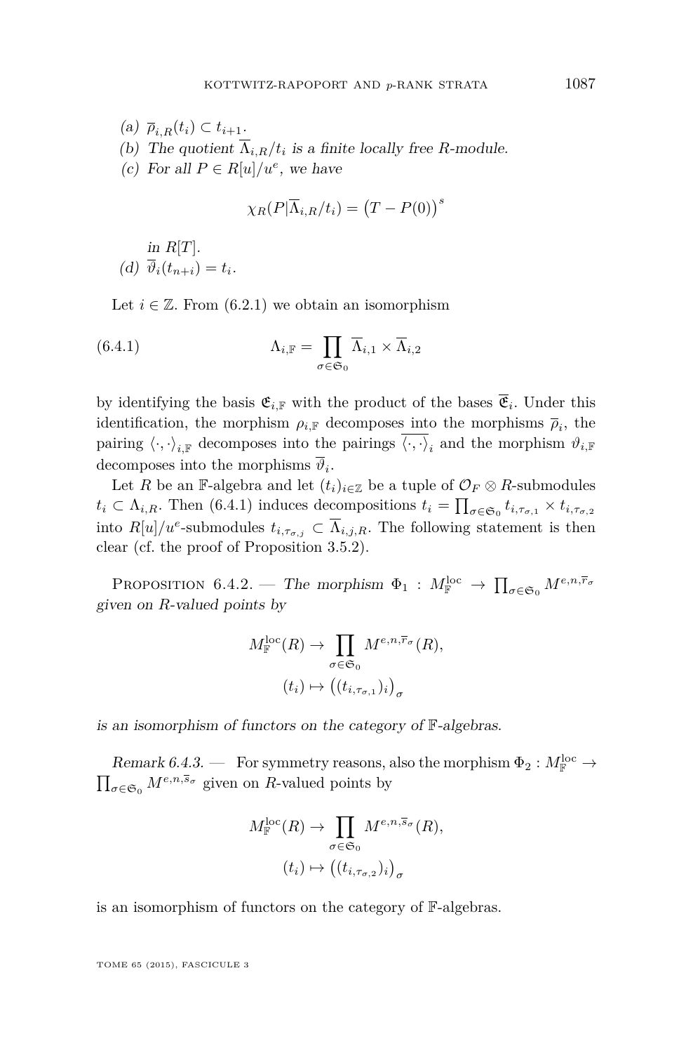(a) $\overline{\rho}_{i,R}(t_i) \subset t_{i+1}$.

(b) *The quotient* $\overline{\Lambda}_{i,R}/t_i$ *is a finite locally free* $R$*-module.*

(c) *For all* $P \in R[u]/u^e$*, we have*

$$\chi_R(P|\overline{\Lambda}_{i,R}/t_i) = \big(T - P(0)\big)^s$$

*in* $R[T]$.

(d) $\overline{\vartheta}_i(t_{n+i}) = t_i$.

Let $i \in \mathbb{Z}$. From (6.2.1) we obtain an isomorphism

$$\Lambda_{i,\mathbb{F}} = \prod_{\sigma \in \mathfrak{S}_0} \overline{\Lambda}_{i,1} \times \overline{\Lambda}_{i,2} \tag{6.4.1}$$

by identifying the basis $\mathfrak{E}_{i,\mathbb{F}}$ with the product of the bases $\overline{\mathfrak{E}}_i$. Under this identification, the morphism $\rho_{i,\mathbb{F}}$ decomposes into the morphisms $\overline{\rho}_i$, the pairing $\langle \cdot, \cdot \rangle_{i,\mathbb{F}}$ decomposes into the pairings $\overline{\langle \cdot, \cdot \rangle}_i$ and the morphism $\vartheta_{i,\mathbb{F}}$ decomposes into the morphisms $\overline{\vartheta}_i$.

Let $R$ be an $\mathbb{F}$-algebra and let $(t_i)_{i \in \mathbb{Z}}$ be a tuple of $\mathcal{O}_F \otimes R$-submodules $t_i \subset \Lambda_{i,R}$. Then (6.4.1) induces decompositions $t_i = \prod_{\sigma \in \mathfrak{S}_0} t_{i,\tau_{\sigma,1}} \times t_{i,\tau_{\sigma,2}}$ into $R[u]/u^e$-submodules $t_{i,\tau_{\sigma,j}} \subset \overline{\Lambda}_{i,j,R}$. The following statement is then clear (cf. the proof of Proposition 3.5.2).

Proposition 6.4.2. — *The morphism* $\Phi_1 : M^{\mathrm{loc}}_{\mathbb{F}} \to \prod_{\sigma \in \mathfrak{S}_0} M^{e,n,\overline{r}_\sigma}$ *given on* $R$*-valued points by*

$$M^{\mathrm{loc}}_{\mathbb{F}}(R) \to \prod_{\sigma \in \mathfrak{S}_0} M^{e,n,\overline{r}_\sigma}(R),$$
$$(t_i) \mapsto \big((t_{i,\tau_{\sigma,1}})_i\big)_\sigma$$

*is an isomorphism of functors on the category of* $\mathbb{F}$*-algebras.*

*Remark 6.4.3.* — For symmetry reasons, also the morphism $\Phi_2 : M^{\mathrm{loc}}_{\mathbb{F}} \to \prod_{\sigma \in \mathfrak{S}_0} M^{e,n,\overline{s}_\sigma}$ given on $R$-valued points by

$$M^{\mathrm{loc}}_{\mathbb{F}}(R) \to \prod_{\sigma \in \mathfrak{S}_0} M^{e,n,\overline{s}_\sigma}(R),$$
$$(t_i) \mapsto \big((t_{i,\tau_{\sigma,2}})_i\big)_\sigma$$

is an isomorphism of functors on the category of $\mathbb{F}$-algebras.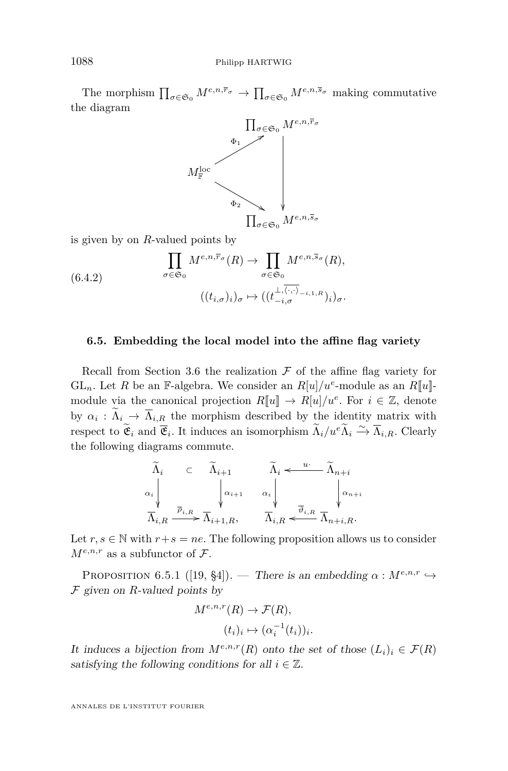The morphism $\prod_{\sigma\in\mathfrak{S}_0} M^{e,n,\overline{r}_\sigma} \to \prod_{\sigma\in\mathfrak{S}_0} M^{e,n,\overline{s}_\sigma}$ making commutative the diagram

$$
\begin{array}{ccc}
 & & \prod_{\sigma\in\mathfrak{S}_0} M^{e,n,\overline{r}_\sigma} \\
 & \overset{\Phi_1}{\nearrow} & \\
M^{\mathrm{loc}}_{\mathbb{F}} & & \Big\downarrow \\
 & \underset{\Phi_2}{\searrow} & \\
 & & \prod_{\sigma\in\mathfrak{S}_0} M^{e,n,\overline{s}_\sigma}
\end{array}
$$

is given by on $R$-valued points by

$$
\begin{aligned}
\prod_{\sigma\in\mathfrak{S}_0} M^{e,n,\overline{r}_\sigma}(R) &\to \prod_{\sigma\in\mathfrak{S}_0} M^{e,n,\overline{s}_\sigma}(R), \\
((t_{i,\sigma})_i)_\sigma &\mapsto ((t_{-i,\sigma}^{\perp,\overline{\langle\cdot,\cdot\rangle}_{-i,1,R}})_i)_\sigma.
\end{aligned}
\tag{6.4.2}
$$

## 6.5. Embedding the local model into the affine flag variety

Recall from Section 3.6 the realization $\mathcal{F}$ of the affine flag variety for $\mathrm{GL}_n$. Let $R$ be an $\mathbb{F}$-algebra. We consider an $R[u]/u^e$-module as an $R[\![u]\!]$-module via the canonical projection $R[\![u]\!] \to R[u]/u^e$. For $i\in\mathbb{Z}$, denote by $\alpha_i : \widetilde{\Lambda}_i \to \overline{\Lambda}_{i,R}$ the morphism described by the identity matrix with respect to $\widetilde{\mathfrak{E}}_i$ and $\overline{\mathfrak{E}}_i$. It induces an isomorphism $\widetilde{\Lambda}_i/u^e\widetilde{\Lambda}_i \xrightarrow{\sim} \overline{\Lambda}_{i,R}$. Clearly the following diagrams commute.

$$
\begin{array}{ccc}
\widetilde{\Lambda}_i & \subset & \widetilde{\Lambda}_{i+1} \\
\downarrow{\scriptstyle \alpha_i} & & \downarrow{\scriptstyle \alpha_{i+1}} \\
\overline{\Lambda}_{i,R} & \xrightarrow{\overline{\rho}_{i,R}} & \overline{\Lambda}_{i+1,R},
\end{array}
\qquad
\begin{array}{ccc}
\widetilde{\Lambda}_i & \xleftarrow{u\cdot} & \widetilde{\Lambda}_{n+i} \\
\downarrow{\scriptstyle \alpha_i} & & \downarrow{\scriptstyle \alpha_{n+i}} \\
\overline{\Lambda}_{i,R} & \xleftarrow{\overline{\vartheta}_{i,R}} & \overline{\Lambda}_{n+i,R}.
\end{array}
$$

Let $r,s\in\mathbb{N}$ with $r+s=ne$. The following proposition allows us to consider $M^{e,n,r}$ as a subfunctor of $\mathcal{F}$.

Proposition 6.5.1 ([19, §4]). — *There is an embedding $\alpha : M^{e,n,r} \hookrightarrow \mathcal{F}$ given on $R$-valued points by*

$$
\begin{aligned}
M^{e,n,r}(R) &\to \mathcal{F}(R), \\
(t_i)_i &\mapsto (\alpha_i^{-1}(t_i))_i.
\end{aligned}
$$

*It induces a bijection from $M^{e,n,r}(R)$ onto the set of those $(L_i)_i \in \mathcal{F}(R)$ satisfying the following conditions for all $i\in\mathbb{Z}$.*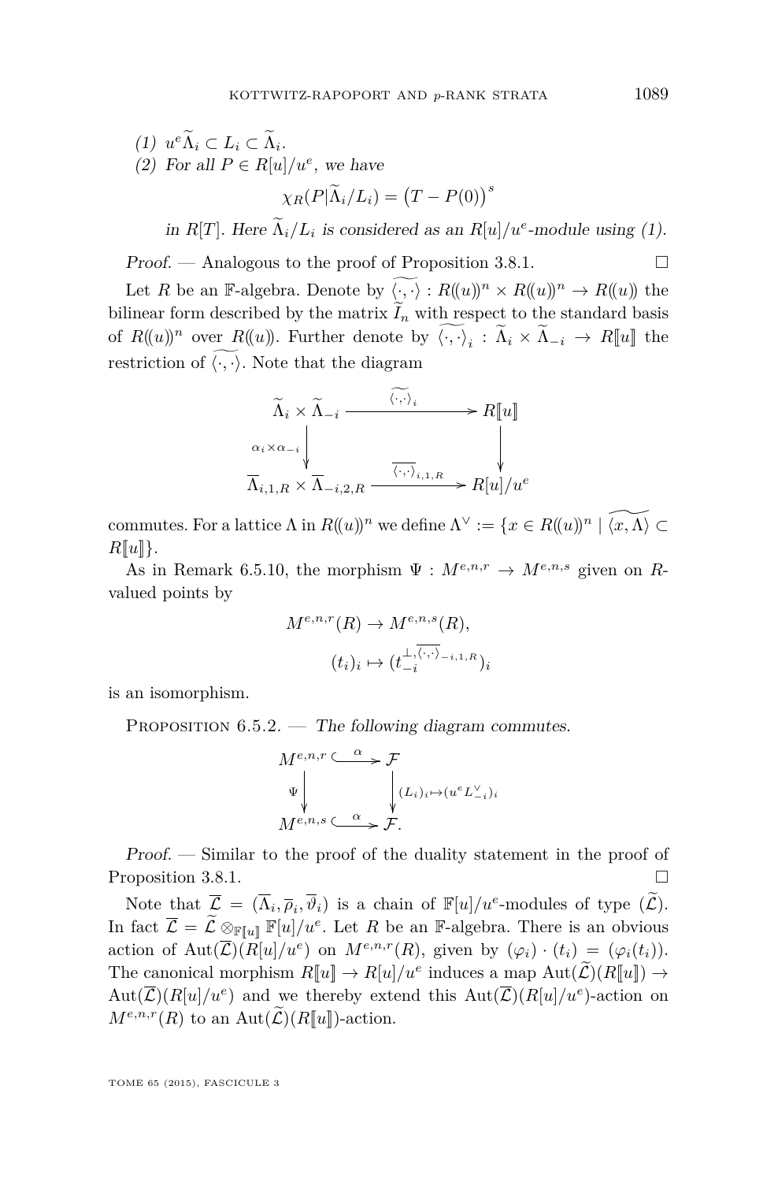(1) $u^e\widetilde{\Lambda}_i \subset L_i \subset \widetilde{\Lambda}_i$.

(2) *For all* $P \in R[u]/u^e$, *we have*

$$\chi_R(P|\widetilde{\Lambda}_i/L_i) = \big(T - P(0)\big)^s$$

*in* $R[T]$. *Here* $\widetilde{\Lambda}_i/L_i$ *is considered as an* $R[u]/u^e$*-module using (1).*

*Proof.* — Analogous to the proof of Proposition 3.8.1. $\square$

Let $R$ be an $\mathbb{F}$-algebra. Denote by $\widetilde{\langle\cdot,\cdot\rangle} : R(\!(u)\!)^n \times R(\!(u)\!)^n \to R(\!(u)\!)$ the bilinear form described by the matrix $\widetilde{I}_n$ with respect to the standard basis of $R(\!(u)\!)^n$ over $R(\!(u)\!)$. Further denote by $\widetilde{\langle\cdot,\cdot\rangle}_i : \widetilde{\Lambda}_i \times \widetilde{\Lambda}_{-i} \to R[\![u]\!]$ the restriction of $\widetilde{\langle\cdot,\cdot\rangle}$. Note that the diagram

$$\begin{array}{ccc}
\widetilde{\Lambda}_i \times \widetilde{\Lambda}_{-i} & \xrightarrow{\widetilde{\langle\cdot,\cdot\rangle}_i} & R[\![u]\!] \\
\Big\downarrow{\scriptstyle \alpha_i \times \alpha_{-i}} & & \Big\downarrow \\
\overline{\Lambda}_{i,1,R} \times \overline{\Lambda}_{-i,2,R} & \xrightarrow{\overline{\langle\cdot,\cdot\rangle}_{i,1,R}} & R[u]/u^e
\end{array}$$

commutes. For a lattice $\Lambda$ in $R(\!(u)\!)^n$ we define $\Lambda^\vee := \{x \in R(\!(u)\!)^n \mid \widetilde{\langle x, \Lambda\rangle} \subset R[\![u]\!]\}$.

As in Remark 6.5.10, the morphism $\Psi : M^{e,n,r} \to M^{e,n,s}$ given on $R$-valued points by

$$M^{e,n,r}(R) \to M^{e,n,s}(R),$$

$$(t_i)_i \mapsto (t_{-i}^{\perp,\overline{\langle\cdot,\cdot\rangle}_{-i,1,R}})_i$$

is an isomorphism.

Proposition 6.5.2. — *The following diagram commutes.*

$$\begin{array}{ccc}
M^{e,n,r} & \xhookrightarrow{\alpha} & \mathcal{F} \\
\Big\downarrow{\scriptstyle \Psi} & & \Big\downarrow{\scriptstyle (L_i)_i \mapsto (u^e L_{-i}^\vee)_i} \\
M^{e,n,s} & \xhookrightarrow{\alpha} & \mathcal{F}.
\end{array}$$

*Proof.* — Similar to the proof of the duality statement in the proof of Proposition 3.8.1. $\square$

Note that $\overline{\mathcal{L}} = (\overline{\Lambda}_i, \overline{\rho}_i, \overline{\vartheta}_i)$ is a chain of $\mathbb{F}[u]/u^e$-modules of type $(\widetilde{\mathcal{L}})$. In fact $\overline{\mathcal{L}} = \widetilde{\mathcal{L}} \otimes_{\mathbb{F}[\![u]\!]} \mathbb{F}[u]/u^e$. Let $R$ be an $\mathbb{F}$-algebra. There is an obvious action of $\mathrm{Aut}(\overline{\mathcal{L}})(R[u]/u^e)$ on $M^{e,n,r}(R)$, given by $(\varphi_i) \cdot (t_i) = (\varphi_i(t_i))$. The canonical morphism $R[\![u]\!] \to R[u]/u^e$ induces a map $\mathrm{Aut}(\widetilde{\mathcal{L}})(R[\![u]\!]) \to \mathrm{Aut}(\overline{\mathcal{L}})(R[u]/u^e)$ and we thereby extend this $\mathrm{Aut}(\overline{\mathcal{L}})(R[u]/u^e)$-action on $M^{e,n,r}(R)$ to an $\mathrm{Aut}(\widetilde{\mathcal{L}})(R[\![u]\!])$-action.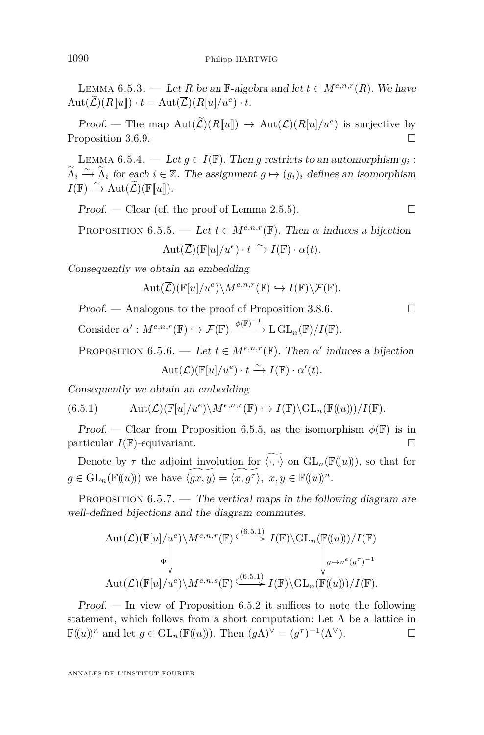Lemma 6.5.3. — *Let $R$ be an $\mathbb{F}$-algebra and let $t \in M^{e,n,r}(R)$. We have $\mathrm{Aut}(\widetilde{\mathcal{L}})(R[\![u]\!]) \cdot t = \mathrm{Aut}(\overline{\mathcal{L}})(R[u]/u^e) \cdot t$.*

*Proof.* — The map $\mathrm{Aut}(\widetilde{\mathcal{L}})(R[\![u]\!]) \to \mathrm{Aut}(\overline{\mathcal{L}})(R[u]/u^e)$ is surjective by Proposition 3.6.9. □

Lemma 6.5.4. — *Let $g \in I(\mathbb{F})$. Then $g$ restricts to an automorphism $g_i : \widetilde{\Lambda}_i \xrightarrow{\sim} \widetilde{\Lambda}_i$ for each $i \in \mathbb{Z}$. The assignment $g \mapsto (g_i)_i$ defines an isomorphism $I(\mathbb{F}) \xrightarrow{\sim} \mathrm{Aut}(\widetilde{\mathcal{L}})(\mathbb{F}[\![u]\!])$.*

*Proof.* — Clear (cf. the proof of Lemma 2.5.5). □

Proposition 6.5.5. — *Let $t \in M^{e,n,r}(\mathbb{F})$. Then $\alpha$ induces a bijection*

$$\mathrm{Aut}(\overline{\mathcal{L}})(\mathbb{F}[u]/u^e) \cdot t \xrightarrow{\sim} I(\mathbb{F}) \cdot \alpha(t).$$

*Consequently we obtain an embedding*

$$\mathrm{Aut}(\overline{\mathcal{L}})(\mathbb{F}[u]/u^e)\backslash M^{e,n,r}(\mathbb{F}) \hookrightarrow I(\mathbb{F})\backslash \mathcal{F}(\mathbb{F}).$$

*Proof.* — Analogous to the proof of Proposition 3.8.6. □

Consider $\alpha' : M^{e,n,r}(\mathbb{F}) \hookrightarrow \mathcal{F}(\mathbb{F}) \xrightarrow{\phi(\mathbb{F})^{-1}} \mathrm{L}\,\mathrm{GL}_n(\mathbb{F})/I(\mathbb{F})$.

Proposition 6.5.6. — *Let $t \in M^{e,n,r}(\mathbb{F})$. Then $\alpha'$ induces a bijection*

$$\mathrm{Aut}(\overline{\mathcal{L}})(\mathbb{F}[u]/u^e) \cdot t \xrightarrow{\sim} I(\mathbb{F}) \cdot \alpha'(t).$$

*Consequently we obtain an embedding*

$$\mathrm{Aut}(\overline{\mathcal{L}})(\mathbb{F}[u]/u^e)\backslash M^{e,n,r}(\mathbb{F}) \hookrightarrow I(\mathbb{F})\backslash \mathrm{GL}_n(\mathbb{F}(\!(u)\!))/I(\mathbb{F}). \tag{6.5.1}$$

*Proof.* — Clear from Proposition 6.5.5, as the isomorphism $\phi(\mathbb{F})$ is in particular $I(\mathbb{F})$-equivariant. □

Denote by $\tau$ the adjoint involution for $\widetilde{\langle\cdot,\cdot\rangle}$ on $\mathrm{GL}_n(\mathbb{F}(\!(u)\!))$, so that for $g \in \mathrm{GL}_n(\mathbb{F}(\!(u)\!))$ we have $\widetilde{\langle gx, y\rangle} = \widetilde{\langle x, g^\tau\rangle}$, $x, y \in \mathbb{F}(\!(u)\!)^n$.

Proposition 6.5.7. — *The vertical maps in the following diagram are well-defined bijections and the diagram commutes.*

$$\begin{array}{ccc}
\mathrm{Aut}(\overline{\mathcal{L}})(\mathbb{F}[u]/u^e)\backslash M^{e,n,r}(\mathbb{F}) & \xrightarrow{(6.5.1)} & I(\mathbb{F})\backslash \mathrm{GL}_n(\mathbb{F}(\!(u)\!))/I(\mathbb{F}) \\
\Big\downarrow \Psi & & \Big\downarrow g\mapsto u^e(g^\tau)^{-1} \\
\mathrm{Aut}(\overline{\mathcal{L}})(\mathbb{F}[u]/u^e)\backslash M^{e,n,s}(\mathbb{F}) & \xrightarrow{(6.5.1)} & I(\mathbb{F})\backslash \mathrm{GL}_n(\mathbb{F}(\!(u)\!))/I(\mathbb{F}).
\end{array}$$

*Proof.* — In view of Proposition 6.5.2 it suffices to note the following statement, which follows from a short computation: Let $\Lambda$ be a lattice in $\mathbb{F}(\!(u)\!)^n$ and let $g \in \mathrm{GL}_n(\mathbb{F}(\!(u)\!))$. Then $(g\Lambda)^\vee = (g^\tau)^{-1}(\Lambda^\vee)$. □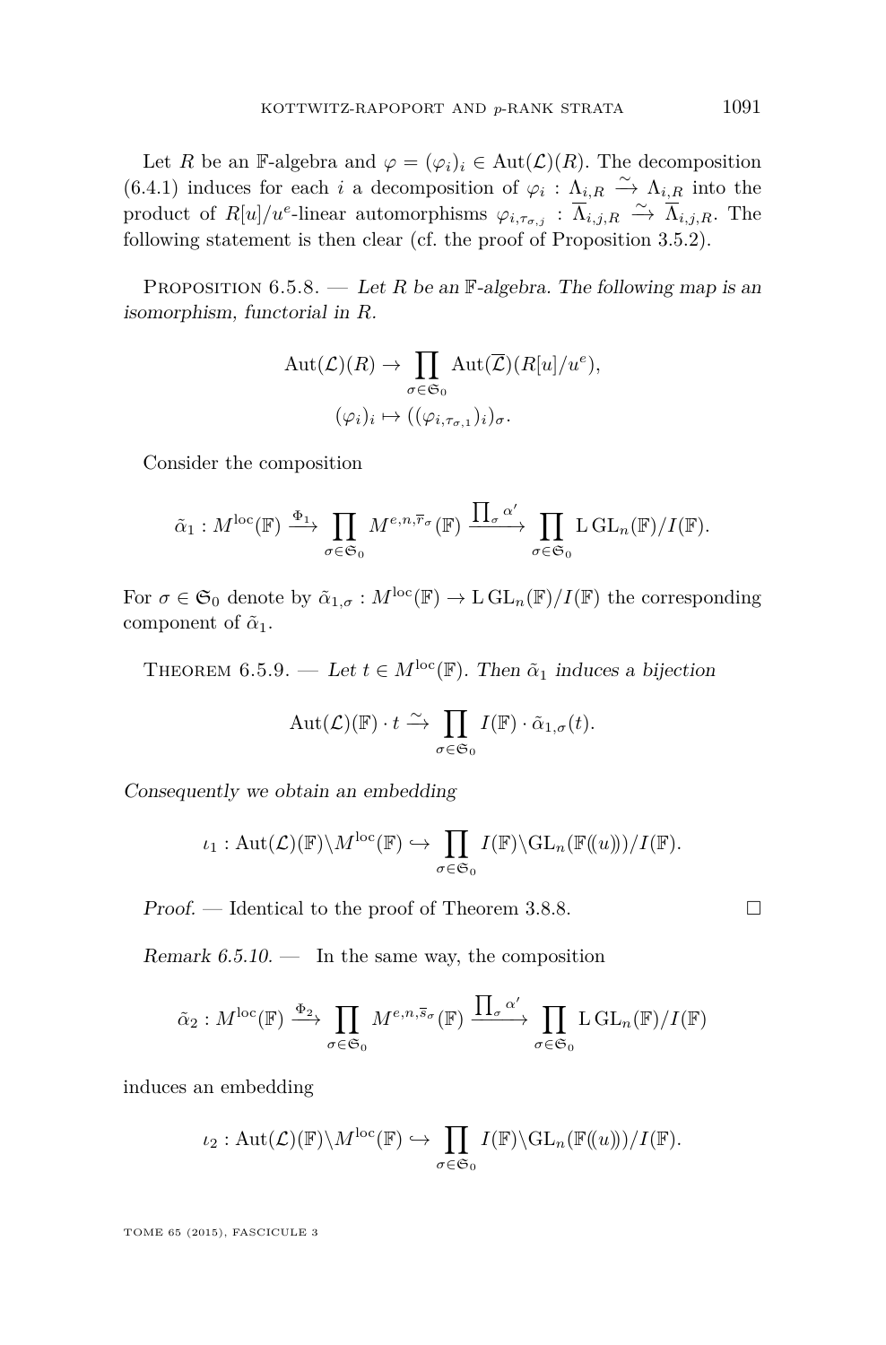Let $R$ be an $\mathbb{F}$-algebra and $\varphi = (\varphi_i)_i \in \mathrm{Aut}(\mathcal{L})(R)$. The decomposition (6.4.1) induces for each $i$ a decomposition of $\varphi_i : \Lambda_{i,R} \xrightarrow{\sim} \Lambda_{i,R}$ into the product of $R[u]/u^e$-linear automorphisms $\varphi_{i,\tau_{\sigma,j}} : \overline{\Lambda}_{i,j,R} \xrightarrow{\sim} \overline{\Lambda}_{i,j,R}$. The following statement is then clear (cf. the proof of Proposition 3.5.2).

Proposition 6.5.8. — *Let $R$ be an $\mathbb{F}$-algebra. The following map is an isomorphism, functorial in $R$.*

$$\mathrm{Aut}(\mathcal{L})(R) \to \prod_{\sigma \in \mathfrak{S}_0} \mathrm{Aut}(\overline{\mathcal{L}})(R[u]/u^e),$$
$$(\varphi_i)_i \mapsto ((\varphi_{i,\tau_{\sigma,1}})_i)_\sigma.$$

Consider the composition

$$\tilde{\alpha}_1 : M^{\mathrm{loc}}(\mathbb{F}) \xrightarrow{\Phi_1} \prod_{\sigma \in \mathfrak{S}_0} M^{e,n,\overline{r}_\sigma}(\mathbb{F}) \xrightarrow{\prod_\sigma \alpha'} \prod_{\sigma \in \mathfrak{S}_0} \mathrm{L}\,\mathrm{GL}_n(\mathbb{F})/I(\mathbb{F}).$$

For $\sigma \in \mathfrak{S}_0$ denote by $\tilde{\alpha}_{1,\sigma} : M^{\mathrm{loc}}(\mathbb{F}) \to \mathrm{L}\,\mathrm{GL}_n(\mathbb{F})/I(\mathbb{F})$ the corresponding component of $\tilde{\alpha}_1$.

Theorem 6.5.9. — *Let $t \in M^{\mathrm{loc}}(\mathbb{F})$. Then $\tilde{\alpha}_1$ induces a bijection*

$$\mathrm{Aut}(\mathcal{L})(\mathbb{F}) \cdot t \xrightarrow{\sim} \prod_{\sigma \in \mathfrak{S}_0} I(\mathbb{F}) \cdot \tilde{\alpha}_{1,\sigma}(t).$$

*Consequently we obtain an embedding*

$$\iota_1 : \mathrm{Aut}(\mathcal{L})(\mathbb{F})\backslash M^{\mathrm{loc}}(\mathbb{F}) \hookrightarrow \prod_{\sigma \in \mathfrak{S}_0} I(\mathbb{F})\backslash \mathrm{GL}_n(\mathbb{F}(\!(u)\!))/I(\mathbb{F}).$$

*Proof.* — Identical to the proof of Theorem 3.8.8. □

*Remark 6.5.10.* — In the same way, the composition

$$\tilde{\alpha}_2 : M^{\mathrm{loc}}(\mathbb{F}) \xrightarrow{\Phi_2} \prod_{\sigma \in \mathfrak{S}_0} M^{e,n,\overline{s}_\sigma}(\mathbb{F}) \xrightarrow{\prod_\sigma \alpha'} \prod_{\sigma \in \mathfrak{S}_0} \mathrm{L}\,\mathrm{GL}_n(\mathbb{F})/I(\mathbb{F})$$

induces an embedding

$$\iota_2 : \mathrm{Aut}(\mathcal{L})(\mathbb{F})\backslash M^{\mathrm{loc}}(\mathbb{F}) \hookrightarrow \prod_{\sigma \in \mathfrak{S}_0} I(\mathbb{F})\backslash \mathrm{GL}_n(\mathbb{F}(\!(u)\!))/I(\mathbb{F}).$$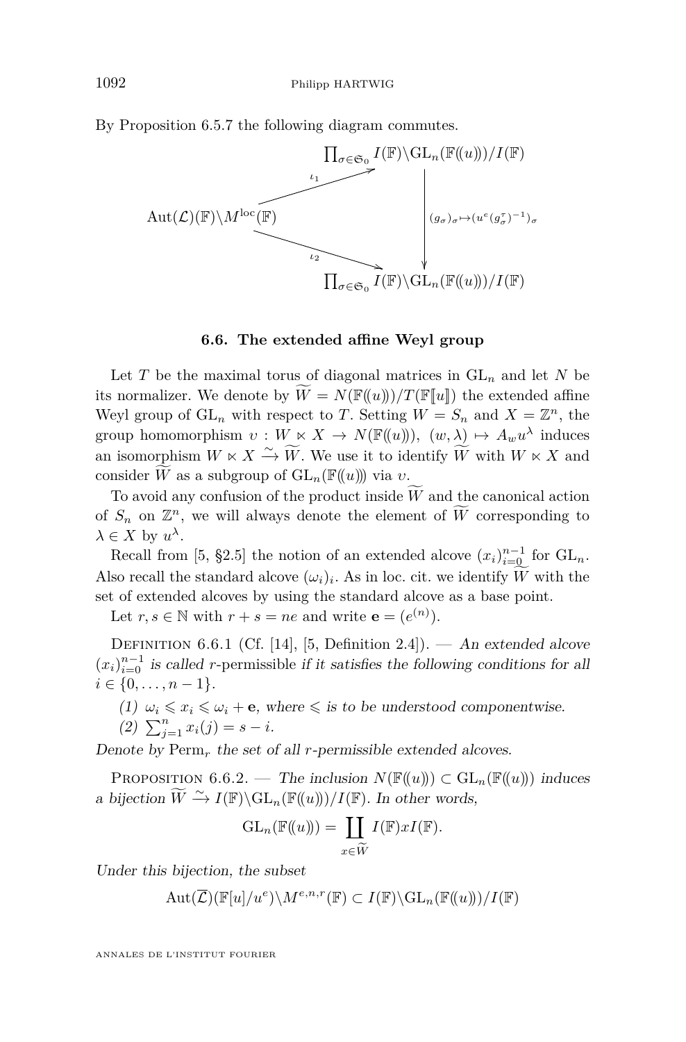By Proposition 6.5.7 the following diagram commutes.

$$\begin{array}{ccc} & & \prod_{\sigma\in\mathfrak{S}_0} I(\mathbb{F})\backslash \mathrm{GL}_n(\mathbb{F}(\!(u)\!))/I(\mathbb{F}) \\ & \overset{\iota_1}{\nearrow} & \Big\downarrow {\scriptstyle (g_\sigma)_\sigma \mapsto (u^e (g_\sigma^\tau)^{-1})_\sigma} \\ \mathrm{Aut}(\mathcal{L})(\mathbb{F})\backslash M^{\mathrm{loc}}(\mathbb{F}) & & \\ & \underset{\iota_2}{\searrow} & \\ & & \prod_{\sigma\in\mathfrak{S}_0} I(\mathbb{F})\backslash \mathrm{GL}_n(\mathbb{F}(\!(u)\!))/I(\mathbb{F}) \end{array}$$

### 6.6. The extended affine Weyl group

Let $T$ be the maximal torus of diagonal matrices in $\mathrm{GL}_n$ and let $N$ be its normalizer. We denote by $\widetilde{W} = N(\mathbb{F}(\!(u)\!))/T(\mathbb{F}[\![u]\!])$ the extended affine Weyl group of $\mathrm{GL}_n$ with respect to $T$. Setting $W = S_n$ and $X = \mathbb{Z}^n$, the group homomorphism $\upsilon : W \ltimes X \to N(\mathbb{F}(\!(u)\!))$, $(w, \lambda) \mapsto A_w u^\lambda$ induces an isomorphism $W \ltimes X \xrightarrow{\sim} \widetilde{W}$. We use it to identify $\widetilde{W}$ with $W \ltimes X$ and consider $\widetilde{W}$ as a subgroup of $\mathrm{GL}_n(\mathbb{F}(\!(u)\!))$ via $\upsilon$.

To avoid any confusion of the product inside $\widetilde{W}$ and the canonical action of $S_n$ on $\mathbb{Z}^n$, we will always denote the element of $\widetilde{W}$ corresponding to $\lambda \in X$ by $u^\lambda$.

Recall from [5, §2.5] the notion of an extended alcove $(x_i)_{i=0}^{n-1}$ for $\mathrm{GL}_n$. Also recall the standard alcove $(\omega_i)_i$. As in loc. cit. we identify $\widetilde{W}$ with the set of extended alcoves by using the standard alcove as a base point.

Let $r, s \in \mathbb{N}$ with $r + s = ne$ and write $\mathbf{e} = (e^{(n)})$.

Definition 6.6.1 (Cf. [14], [5, Definition 2.4]). — *An extended alcove $(x_i)_{i=0}^{n-1}$ is called* $r$-permissible *if it satisfies the following conditions for all $i \in \{0, \dots, n-1\}$.*

*(1) $\omega_i \leqslant x_i \leqslant \omega_i + \mathbf{e}$, where $\leqslant$ is to be understood componentwise.*
*(2) $\sum_{j=1}^n x_i(j) = s - i$.*

*Denote by $\mathrm{Perm}_r$ the set of all $r$-permissible extended alcoves.*

Proposition 6.6.2. — *The inclusion $N(\mathbb{F}(\!(u)\!)) \subset \mathrm{GL}_n(\mathbb{F}(\!(u)\!))$ induces a bijection $\widetilde{W} \xrightarrow{\sim} I(\mathbb{F})\backslash \mathrm{GL}_n(\mathbb{F}(\!(u)\!))/I(\mathbb{F})$. In other words,*

$$\mathrm{GL}_n(\mathbb{F}(\!(u)\!)) = \coprod_{x\in\widetilde{W}} I(\mathbb{F}) x I(\mathbb{F}).$$

*Under this bijection, the subset*

$$\mathrm{Aut}(\overline{\mathcal{L}})(\mathbb{F}[u]/u^e)\backslash M^{e,n,r}(\mathbb{F}) \subset I(\mathbb{F})\backslash \mathrm{GL}_n(\mathbb{F}(\!(u)\!))/I(\mathbb{F})$$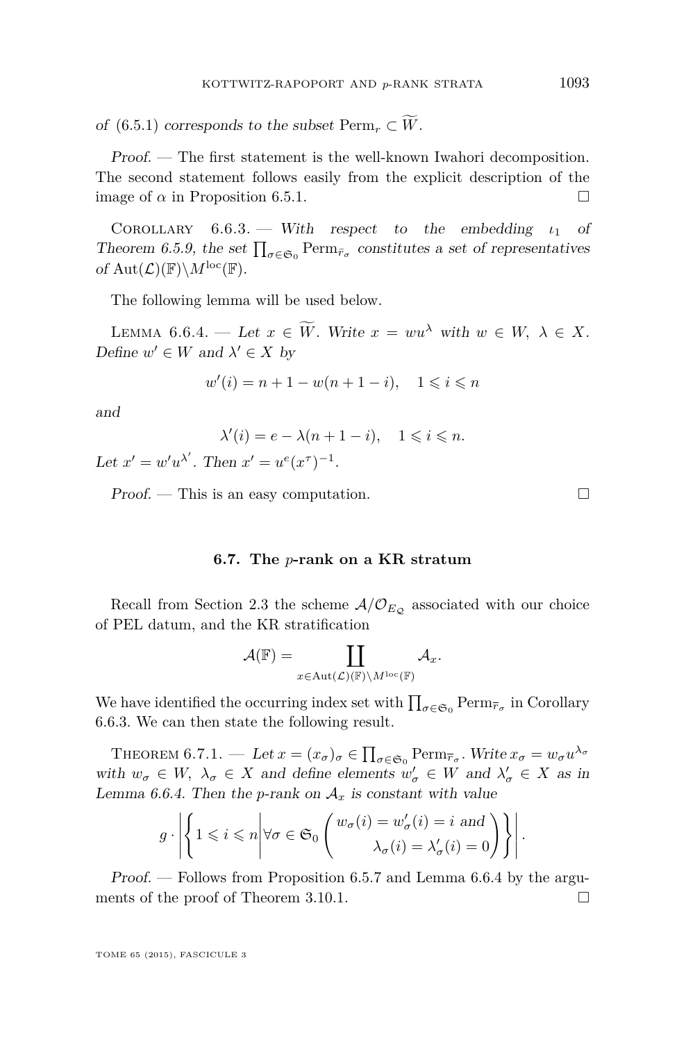*of* (6.5.1) *corresponds to the subset* $\mathrm{Perm}_r \subset \widetilde{W}$.

*Proof*. — The first statement is the well-known Iwahori decomposition. The second statement follows easily from the explicit description of the image of $\alpha$ in Proposition 6.5.1. □

Corollary 6.6.3. — *With respect to the embedding* $\iota_1$ *of Theorem 6.5.9, the set* $\prod_{\sigma\in\mathfrak{S}_0} \mathrm{Perm}_{\bar{r}_\sigma}$ *constitutes a set of representatives of* $\mathrm{Aut}(\mathcal{L})(\mathbb{F})\backslash M^{\mathrm{loc}}(\mathbb{F})$.

The following lemma will be used below.

Lemma 6.6.4. — *Let* $x \in \widetilde{W}$. *Write* $x = wu^{\lambda}$ *with* $w \in W$, $\lambda \in X$. *Define* $w' \in W$ *and* $\lambda' \in X$ *by*

$$w'(i) = n + 1 - w(n + 1 - i), \quad 1 \leqslant i \leqslant n$$

*and*

$$\lambda'(i) = e - \lambda(n + 1 - i), \quad 1 \leqslant i \leqslant n.$$

*Let* $x' = w'u^{\lambda'}$. *Then* $x' = u^e (x^\tau)^{-1}$.

*Proof*. — This is an easy computation. □

### 6.7. The $p$-rank on a KR stratum

Recall from Section 2.3 the scheme $\mathcal{A}/\mathcal{O}_{E_\mathcal{Q}}$ associated with our choice of PEL datum, and the KR stratification

$$\mathcal{A}(\mathbb{F}) = \coprod_{x\in \mathrm{Aut}(\mathcal{L})(\mathbb{F})\backslash M^{\mathrm{loc}}(\mathbb{F})} \mathcal{A}_x.$$

We have identified the occurring index set with $\prod_{\sigma\in\mathfrak{S}_0} \mathrm{Perm}_{\bar{r}_\sigma}$ in Corollary 6.6.3. We can then state the following result.

Theorem 6.7.1. — *Let* $x = (x_\sigma)_\sigma \in \prod_{\sigma\in\mathfrak{S}_0} \mathrm{Perm}_{\bar{r}_\sigma}$. *Write* $x_\sigma = w_\sigma u^{\lambda_\sigma}$ *with* $w_\sigma \in W$, $\lambda_\sigma \in X$ *and define elements* $w'_\sigma \in W$ *and* $\lambda'_\sigma \in X$ *as in Lemma 6.6.4. Then the* $p$*-rank on* $\mathcal{A}_x$ *is constant with value*

$$g \cdot \left| \left\{ 1 \leqslant i \leqslant n \,\middle|\, \forall \sigma \in \mathfrak{S}_0 \begin{pmatrix} w_\sigma(i) = w'_\sigma(i) = i \text{ and} \\ \lambda_\sigma(i) = \lambda'_\sigma(i) = 0 \end{pmatrix} \right\} \right|.$$

*Proof*. — Follows from Proposition 6.5.7 and Lemma 6.6.4 by the arguments of the proof of Theorem 3.10.1. □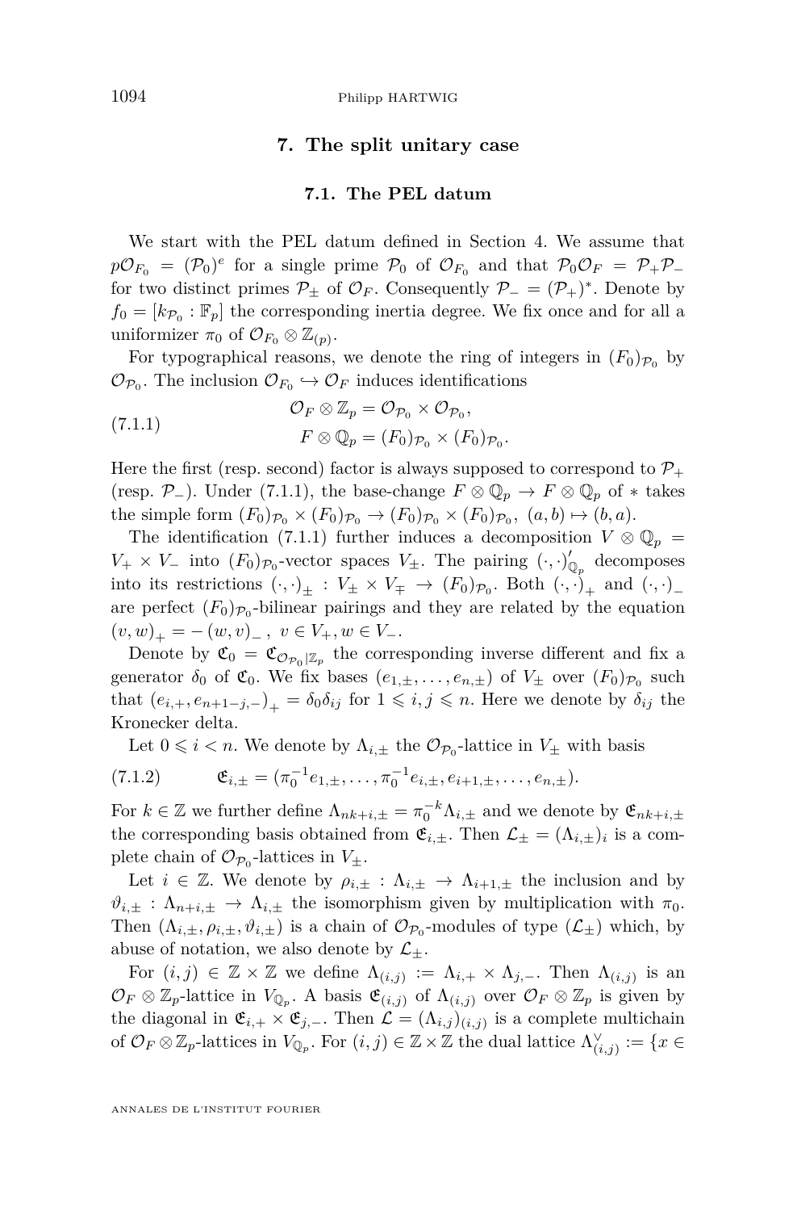## 7. The split unitary case

### 7.1. The PEL datum

We start with the PEL datum defined in Section 4. We assume that $p\mathcal{O}_{F_0} = (\mathcal{P}_0)^e$ for a single prime $\mathcal{P}_0$ of $\mathcal{O}_{F_0}$ and that $\mathcal{P}_0\mathcal{O}_F = \mathcal{P}_+\mathcal{P}_-$ for two distinct primes $\mathcal{P}_\pm$ of $\mathcal{O}_F$. Consequently $\mathcal{P}_- = (\mathcal{P}_+)^*$. Denote by $f_0 = [k_{\mathcal{P}_0} : \mathbb{F}_p]$ the corresponding inertia degree. We fix once and for all a uniformizer $\pi_0$ of $\mathcal{O}_{F_0} \otimes \mathbb{Z}_{(p)}$.

For typographical reasons, we denote the ring of integers in $(F_0)_{\mathcal{P}_0}$ by $\mathcal{O}_{\mathcal{P}_0}$. The inclusion $\mathcal{O}_{F_0} \hookrightarrow \mathcal{O}_F$ induces identifications

$$\begin{aligned} \mathcal{O}_F \otimes \mathbb{Z}_p &= \mathcal{O}_{\mathcal{P}_0} \times \mathcal{O}_{\mathcal{P}_0}, \\ F \otimes \mathbb{Q}_p &= (F_0)_{\mathcal{P}_0} \times (F_0)_{\mathcal{P}_0}. \end{aligned} \tag{7.1.1}$$

Here the first (resp. second) factor is always supposed to correspond to $\mathcal{P}_+$ (resp. $\mathcal{P}_-$). Under (7.1.1), the base-change $F \otimes \mathbb{Q}_p \to F \otimes \mathbb{Q}_p$ of $*$ takes the simple form $(F_0)_{\mathcal{P}_0} \times (F_0)_{\mathcal{P}_0} \to (F_0)_{\mathcal{P}_0} \times (F_0)_{\mathcal{P}_0}$, $(a,b) \mapsto (b,a)$.

The identification (7.1.1) further induces a decomposition $V \otimes \mathbb{Q}_p = V_+ \times V_-$ into $(F_0)_{\mathcal{P}_0}$-vector spaces $V_\pm$. The pairing $(\cdot,\cdot)'_{\mathbb{Q}_p}$ decomposes into its restrictions $(\cdot,\cdot)_\pm : V_\pm \times V_\mp \to (F_0)_{\mathcal{P}_0}$. Both $(\cdot,\cdot)_+$ and $(\cdot,\cdot)_-$ are perfect $(F_0)_{\mathcal{P}_0}$-bilinear pairings and they are related by the equation $(v,w)_+ = -(w,v)_-$, $v \in V_+, w \in V_-$.

Denote by $\mathfrak{C}_0 = \mathfrak{C}_{\mathcal{O}_{\mathcal{P}_0}|\mathbb{Z}_p}$ the corresponding inverse different and fix a generator $\delta_0$ of $\mathfrak{C}_0$. We fix bases $(e_{1,\pm},\dots,e_{n,\pm})$ of $V_\pm$ over $(F_0)_{\mathcal{P}_0}$ such that $(e_{i,+}, e_{n+1-j,-})_+ = \delta_0\delta_{ij}$ for $1 \leqslant i,j \leqslant n$. Here we denote by $\delta_{ij}$ the Kronecker delta.

Let $0 \leqslant i < n$. We denote by $\Lambda_{i,\pm}$ the $\mathcal{O}_{\mathcal{P}_0}$-lattice in $V_\pm$ with basis

$$\mathfrak{E}_{i,\pm} = (\pi_0^{-1}e_{1,\pm},\dots,\pi_0^{-1}e_{i,\pm}, e_{i+1,\pm},\dots,e_{n,\pm}). \tag{7.1.2}$$

For $k \in \mathbb{Z}$ we further define $\Lambda_{nk+i,\pm} = \pi_0^{-k}\Lambda_{i,\pm}$ and we denote by $\mathfrak{E}_{nk+i,\pm}$ the corresponding basis obtained from $\mathfrak{E}_{i,\pm}$. Then $\mathcal{L}_\pm = (\Lambda_{i,\pm})_i$ is a complete chain of $\mathcal{O}_{\mathcal{P}_0}$-lattices in $V_\pm$.

Let $i \in \mathbb{Z}$. We denote by $\rho_{i,\pm} : \Lambda_{i,\pm} \to \Lambda_{i+1,\pm}$ the inclusion and by $\vartheta_{i,\pm} : \Lambda_{n+i,\pm} \to \Lambda_{i,\pm}$ the isomorphism given by multiplication with $\pi_0$. Then $(\Lambda_{i,\pm}, \rho_{i,\pm}, \vartheta_{i,\pm})$ is a chain of $\mathcal{O}_{\mathcal{P}_0}$-modules of type $(\mathcal{L}_\pm)$ which, by abuse of notation, we also denote by $\mathcal{L}_\pm$.

For $(i,j) \in \mathbb{Z} \times \mathbb{Z}$ we define $\Lambda_{(i,j)} := \Lambda_{i,+} \times \Lambda_{j,-}$. Then $\Lambda_{(i,j)}$ is an $\mathcal{O}_F \otimes \mathbb{Z}_p$-lattice in $V_{\mathbb{Q}_p}$. A basis $\mathfrak{E}_{(i,j)}$ of $\Lambda_{(i,j)}$ over $\mathcal{O}_F \otimes \mathbb{Z}_p$ is given by the diagonal in $\mathfrak{E}_{i,+} \times \mathfrak{E}_{j,-}$. Then $\mathcal{L} = (\Lambda_{i,j})_{(i,j)}$ is a complete multichain of $\mathcal{O}_F \otimes \mathbb{Z}_p$-lattices in $V_{\mathbb{Q}_p}$. For $(i,j) \in \mathbb{Z} \times \mathbb{Z}$ the dual lattice $\Lambda^\vee_{(i,j)} := \{x \in$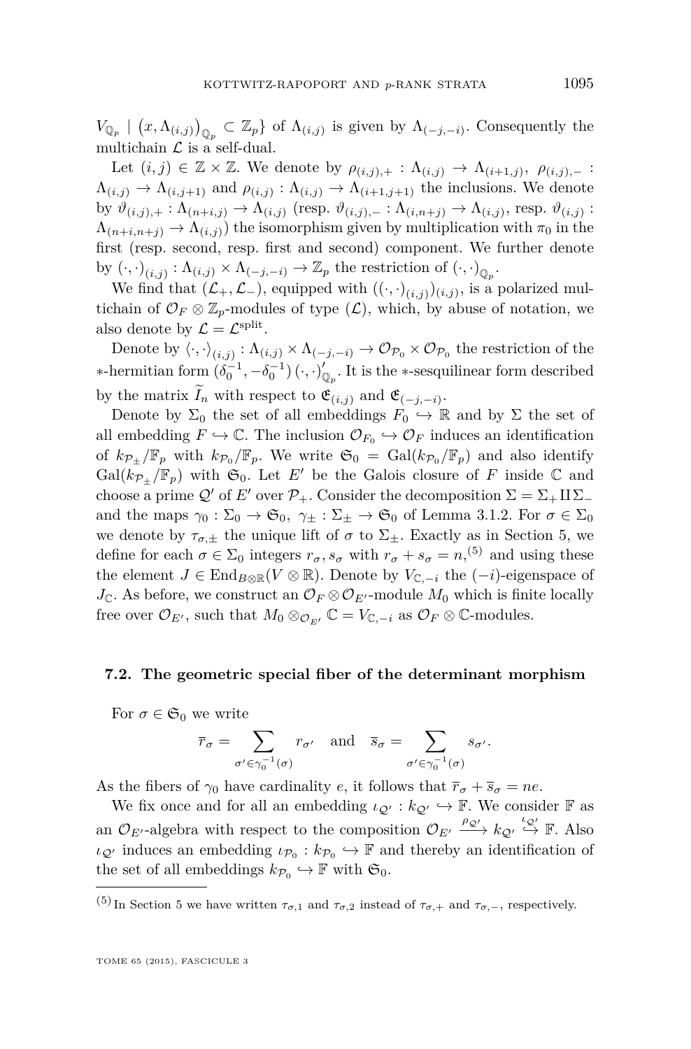$V_{\mathbb{Q}_p} \mid \left(x, \Lambda_{(i,j)}\right)_{\mathbb{Q}_p} \subset \mathbb{Z}_p\}$ of $\Lambda_{(i,j)}$ is given by $\Lambda_{(-j,-i)}$. Consequently the multichain $\mathcal{L}$ is a self-dual.

Let $(i,j) \in \mathbb{Z} \times \mathbb{Z}$. We denote by $\rho_{(i,j),+} : \Lambda_{(i,j)} \to \Lambda_{(i+1,j)}$, $\rho_{(i,j),-} : \Lambda_{(i,j)} \to \Lambda_{(i,j+1)}$ and $\rho_{(i,j)} : \Lambda_{(i,j)} \to \Lambda_{(i+1,j+1)}$ the inclusions. We denote by $\vartheta_{(i,j),+} : \Lambda_{(n+i,j)} \to \Lambda_{(i,j)}$ (resp. $\vartheta_{(i,j),-} : \Lambda_{(i,n+j)} \to \Lambda_{(i,j)}$, resp. $\vartheta_{(i,j)} : \Lambda_{(n+i,n+j)} \to \Lambda_{(i,j)}$) the isomorphism given by multiplication with $\pi_0$ in the first (resp. second, resp. first and second) component. We further denote by $(\cdot,\cdot)_{(i,j)} : \Lambda_{(i,j)} \times \Lambda_{(-j,-i)} \to \mathbb{Z}_p$ the restriction of $(\cdot,\cdot)_{\mathbb{Q}_p}$.

We find that $(\mathcal{L}_+, \mathcal{L}_-)$, equipped with $((\cdot,\cdot)_{(i,j)})_{(i,j)}$, is a polarized multichain of $\mathcal{O}_F \otimes \mathbb{Z}_p$-modules of type $(\mathcal{L})$, which, by abuse of notation, we also denote by $\mathcal{L} = \mathcal{L}^{\mathrm{split}}$.

Denote by $\langle \cdot,\cdot \rangle_{(i,j)} : \Lambda_{(i,j)} \times \Lambda_{(-j,-i)} \to \mathcal{O}_{\mathcal{P}_0} \times \mathcal{O}_{\mathcal{P}_0}$ the restriction of the $*$-hermitian form $(\delta_0^{-1}, -\delta_0^{-1})\,(\cdot,\cdot)'_{\mathbb{Q}_p}$. It is the $*$-sesquilinear form described by the matrix $\widetilde{I}_n$ with respect to $\mathfrak{E}_{(i,j)}$ and $\mathfrak{E}_{(-j,-i)}$.

Denote by $\Sigma_0$ the set of all embeddings $F_0 \hookrightarrow \mathbb{R}$ and by $\Sigma$ the set of all embedding $F \hookrightarrow \mathbb{C}$. The inclusion $\mathcal{O}_{F_0} \hookrightarrow \mathcal{O}_F$ induces an identification of $k_{\mathcal{P}_\pm}/\mathbb{F}_p$ with $k_{\mathcal{P}_0}/\mathbb{F}_p$. We write $\mathfrak{S}_0 = \mathrm{Gal}(k_{\mathcal{P}_0}/\mathbb{F}_p)$ and also identify $\mathrm{Gal}(k_{\mathcal{P}_\pm}/\mathbb{F}_p)$ with $\mathfrak{S}_0$. Let $E'$ be the Galois closure of $F$ inside $\mathbb{C}$ and choose a prime $\mathcal{Q}'$ of $E'$ over $\mathcal{P}_+$. Consider the decomposition $\Sigma = \Sigma_+ \amalg \Sigma_-$ and the maps $\gamma_0 : \Sigma_0 \to \mathfrak{S}_0$, $\gamma_\pm : \Sigma_\pm \to \mathfrak{S}_0$ of Lemma 3.1.2. For $\sigma \in \Sigma_0$ we denote by $\tau_{\sigma,\pm}$ the unique lift of $\sigma$ to $\Sigma_\pm$. Exactly as in Section 5, we define for each $\sigma \in \Sigma_0$ integers $r_\sigma, s_\sigma$ with $r_\sigma + s_\sigma = n$,[5] and using these the element $J \in \mathrm{End}_{B\otimes\mathbb{R}}(V \otimes \mathbb{R})$. Denote by $V_{\mathbb{C},-i}$ the $(-i)$-eigenspace of $J_{\mathbb{C}}$. As before, we construct an $\mathcal{O}_F \otimes \mathcal{O}_{E'}$-module $M_0$ which is finite locally free over $\mathcal{O}_{E'}$, such that $M_0 \otimes_{\mathcal{O}_{E'}} \mathbb{C} = V_{\mathbb{C},-i}$ as $\mathcal{O}_F \otimes \mathbb{C}$-modules.

### 7.2. The geometric special fiber of the determinant morphism

For $\sigma \in \mathfrak{S}_0$ we write

$$\overline{r}_\sigma = \sum_{\sigma' \in \gamma_0^{-1}(\sigma)} r_{\sigma'} \quad \text{and} \quad \overline{s}_\sigma = \sum_{\sigma' \in \gamma_0^{-1}(\sigma)} s_{\sigma'}.$$

As the fibers of $\gamma_0$ have cardinality $e$, it follows that $\overline{r}_\sigma + \overline{s}_\sigma = ne$.

We fix once and for all an embedding $\iota_{\mathcal{Q}'} : k_{\mathcal{Q}'} \hookrightarrow \mathbb{F}$. We consider $\mathbb{F}$ as an $\mathcal{O}_{E'}$-algebra with respect to the composition $\mathcal{O}_{E'} \xrightarrow{\rho_{\mathcal{Q}'}} k_{\mathcal{Q}'} \overset{\iota_{\mathcal{Q}'}}{\hookrightarrow} \mathbb{F}$. Also $\iota_{\mathcal{Q}'}$ induces an embedding $\iota_{\mathcal{P}_0} : k_{\mathcal{P}_0} \hookrightarrow \mathbb{F}$ and thereby an identification of the set of all embeddings $k_{\mathcal{P}_0} \hookrightarrow \mathbb{F}$ with $\mathfrak{S}_0$.

---

[5] In Section 5 we have written $\tau_{\sigma,1}$ and $\tau_{\sigma,2}$ instead of $\tau_{\sigma,+}$ and $\tau_{\sigma,-}$, respectively.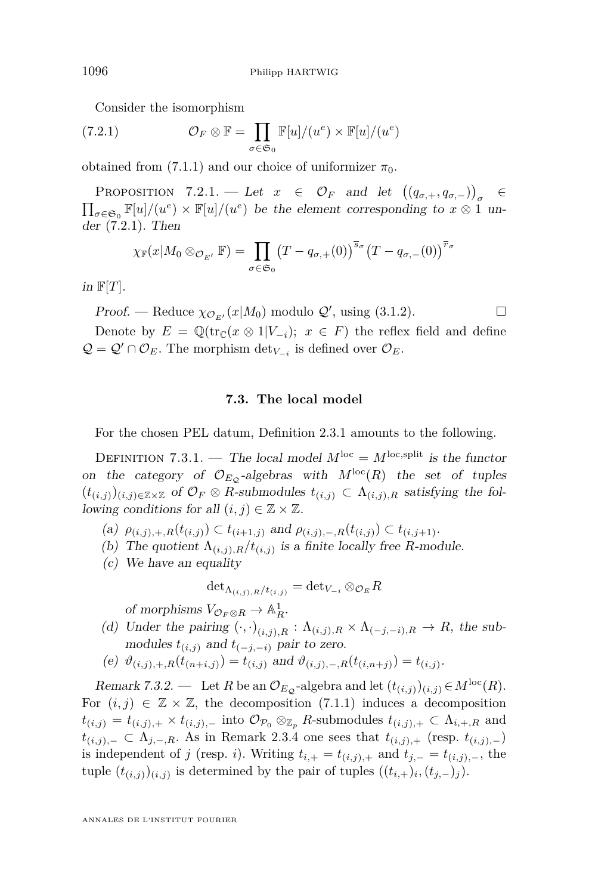Consider the isomorphism

$$\mathcal{O}_F \otimes \mathbb{F} = \prod_{\sigma \in \mathfrak{S}_0} \mathbb{F}[u]/(u^e) \times \mathbb{F}[u]/(u^e) \tag{7.2.1}$$

obtained from (7.1.1) and our choice of uniformizer $\pi_0$.

Proposition 7.2.1. — *Let $x \in \mathcal{O}_F$ and let $\left((q_{\sigma,+}, q_{\sigma,-})\right)_\sigma \in \prod_{\sigma \in \mathfrak{S}_0} \mathbb{F}[u]/(u^e) \times \mathbb{F}[u]/(u^e)$ be the element corresponding to $x \otimes 1$ under (7.2.1). Then*

$$\chi_{\mathbb{F}}(x | M_0 \otimes_{\mathcal{O}_{E'}} \mathbb{F}) = \prod_{\sigma \in \mathfrak{S}_0} \left(T - q_{\sigma,+}(0)\right)^{\overline{s}_\sigma} \left(T - q_{\sigma,-}(0)\right)^{\overline{r}_\sigma}$$

*in $\mathbb{F}[T]$.*

*Proof.* — Reduce $\chi_{\mathcal{O}_{E'}}(x | M_0)$ modulo $\mathcal{Q}'$, using (3.1.2). □

Denote by $E = \mathbb{Q}(\mathrm{tr}_{\mathbb{C}}(x \otimes 1 | V_{-i});\ x \in F)$ the reflex field and define $\mathcal{Q} = \mathcal{Q}' \cap \mathcal{O}_E$. The morphism $\det_{V_{-i}}$ is defined over $\mathcal{O}_E$.

### 7.3. The local model

For the chosen PEL datum, Definition 2.3.1 amounts to the following.

Definition 7.3.1. — *The local model $M^{\mathrm{loc}} = M^{\mathrm{loc,split}}$ is the functor on the category of $\mathcal{O}_{E_{\mathcal{Q}}}$-algebras with $M^{\mathrm{loc}}(R)$ the set of tuples $(t_{(i,j)})_{(i,j) \in \mathbb{Z} \times \mathbb{Z}}$ of $\mathcal{O}_F \otimes R$-submodules $t_{(i,j)} \subset \Lambda_{(i,j),R}$ satisfying the following conditions for all $(i,j) \in \mathbb{Z} \times \mathbb{Z}$.*

*(a) $\rho_{(i,j),+,R}(t_{(i,j)}) \subset t_{(i+1,j)}$ and $\rho_{(i,j),-,R}(t_{(i,j)}) \subset t_{(i,j+1)}$.*

*(b) The quotient $\Lambda_{(i,j),R}/t_{(i,j)}$ is a finite locally free $R$-module.*

*(c) We have an equality*

$$\det_{\Lambda_{(i,j),R}/t_{(i,j)}} = \det_{V_{-i}} \otimes_{\mathcal{O}_E} R$$

*of morphisms $V_{\mathcal{O}_F \otimes R} \to \mathbb{A}^1_R$.*

*(d) Under the pairing $(\cdot,\cdot)_{(i,j),R} : \Lambda_{(i,j),R} \times \Lambda_{(-j,-i),R} \to R$, the submodules $t_{(i,j)}$ and $t_{(-j,-i)}$ pair to zero.*

*(e) $\vartheta_{(i,j),+,R}(t_{(n+i,j)}) = t_{(i,j)}$ and $\vartheta_{(i,j),-,R}(t_{(i,n+j)}) = t_{(i,j)}$.*

*Remark 7.3.2.* — Let $R$ be an $\mathcal{O}_{E_{\mathcal{Q}}}$-algebra and let $(t_{(i,j)})_{(i,j)} \in M^{\mathrm{loc}}(R)$. For $(i,j) \in \mathbb{Z} \times \mathbb{Z}$, the decomposition (7.1.1) induces a decomposition $t_{(i,j)} = t_{(i,j),+} \times t_{(i,j),-}$ into $\mathcal{O}_{\mathcal{P}_0} \otimes_{\mathbb{Z}_p} R$-submodules $t_{(i,j),+} \subset \Lambda_{i,+,R}$ and $t_{(i,j),-} \subset \Lambda_{j,-,R}$. As in Remark 2.3.4 one sees that $t_{(i,j),+}$ (resp. $t_{(i,j),-}$) is independent of $j$ (resp. $i$). Writing $t_{i,+} = t_{(i,j),+}$ and $t_{j,-} = t_{(i,j),-}$, the tuple $(t_{(i,j)})_{(i,j)}$ is determined by the pair of tuples $((t_{i,+})_i, (t_{j,-})_j)$.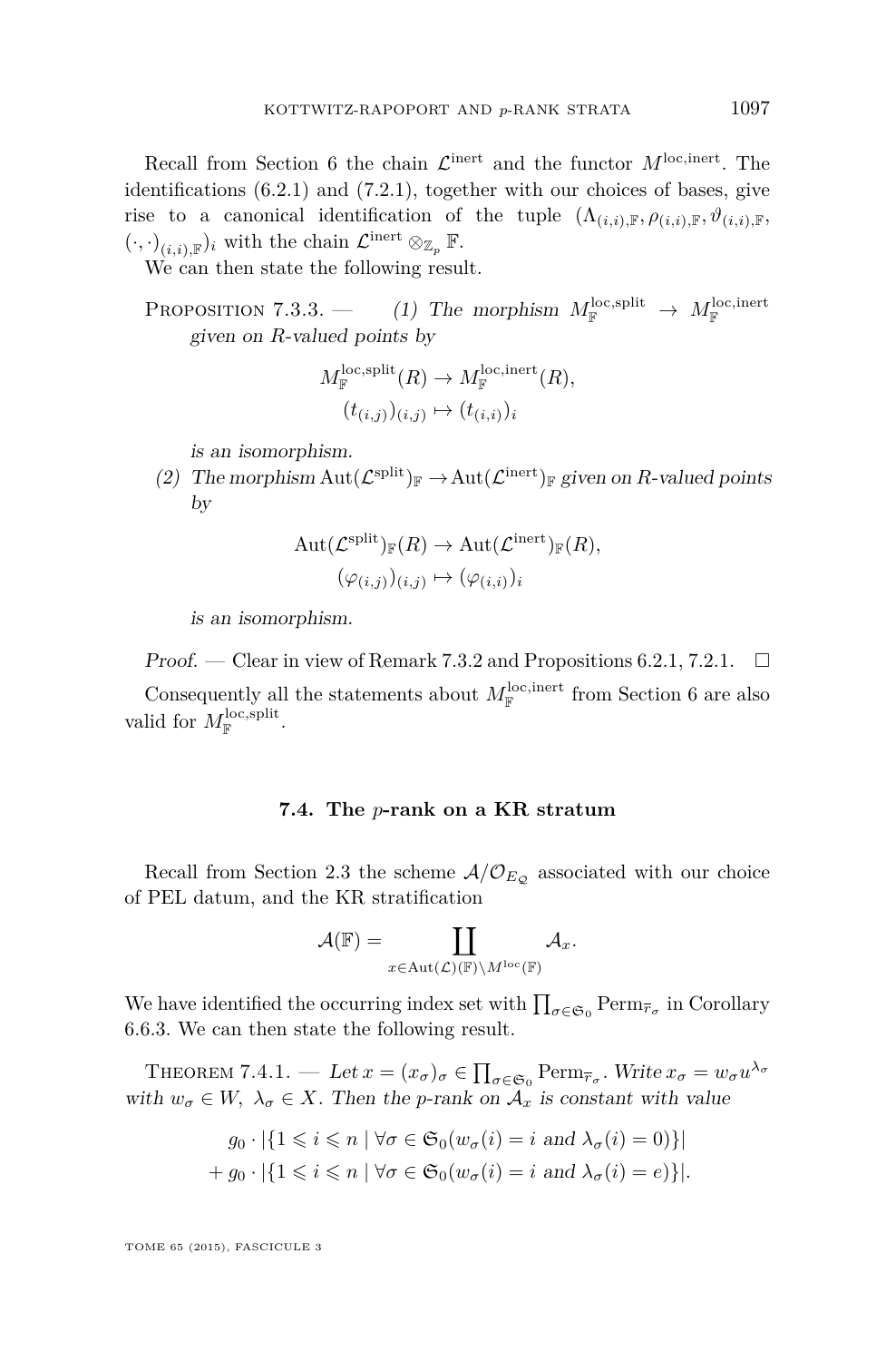Recall from Section 6 the chain $\mathcal{L}^{\mathrm{inert}}$ and the functor $M^{\mathrm{loc,inert}}$. The identifications (6.2.1) and (7.2.1), together with our choices of bases, give rise to a canonical identification of the tuple $(\Lambda_{(i,i),\mathbb{F}}, \rho_{(i,i),\mathbb{F}}, \vartheta_{(i,i),\mathbb{F}}, (\cdot,\cdot)_{(i,i),\mathbb{F}})_i$ with the chain $\mathcal{L}^{\mathrm{inert}} \otimes_{\mathbb{Z}_p} \mathbb{F}$.

We can then state the following result.

Proposition 7.3.3. — *(1) The morphism $M^{\mathrm{loc,split}}_{\mathbb{F}} \to M^{\mathrm{loc,inert}}_{\mathbb{F}}$ given on $R$-valued points by*

$$M^{\mathrm{loc,split}}_{\mathbb{F}}(R) \to M^{\mathrm{loc,inert}}_{\mathbb{F}}(R),$$
$$(t_{(i,j)})_{(i,j)} \mapsto (t_{(i,i)})_i$$

*is an isomorphism.*

*(2) The morphism $\mathrm{Aut}(\mathcal{L}^{\mathrm{split}})_{\mathbb{F}} \to \mathrm{Aut}(\mathcal{L}^{\mathrm{inert}})_{\mathbb{F}}$ given on $R$-valued points by*

$$\mathrm{Aut}(\mathcal{L}^{\mathrm{split}})_{\mathbb{F}}(R) \to \mathrm{Aut}(\mathcal{L}^{\mathrm{inert}})_{\mathbb{F}}(R),$$
$$(\varphi_{(i,j)})_{(i,j)} \mapsto (\varphi_{(i,i)})_i$$

*is an isomorphism.*

*Proof.* — Clear in view of Remark 7.3.2 and Propositions 6.2.1, 7.2.1. $\square$

Consequently all the statements about $M^{\mathrm{loc,inert}}_{\mathbb{F}}$ from Section 6 are also valid for $M^{\mathrm{loc,split}}_{\mathbb{F}}$.

## 7.4. The $p$-rank on a KR stratum

Recall from Section 2.3 the scheme $\mathcal{A}/\mathcal{O}_{E_{\mathcal{Q}}}$ associated with our choice of PEL datum, and the KR stratification

$$\mathcal{A}(\mathbb{F}) = \coprod_{x \in \mathrm{Aut}(\mathcal{L})(\mathbb{F}) \backslash M^{\mathrm{loc}}(\mathbb{F})} \mathcal{A}_x.$$

We have identified the occurring index set with $\prod_{\sigma \in \mathfrak{S}_0} \mathrm{Perm}_{\overline{r}_\sigma}$ in Corollary 6.6.3. We can then state the following result.

Theorem 7.4.1. — *Let $x = (x_\sigma)_\sigma \in \prod_{\sigma \in \mathfrak{S}_0} \mathrm{Perm}_{\overline{r}_\sigma}$. Write $x_\sigma = w_\sigma u^{\lambda_\sigma}$ with $w_\sigma \in W$, $\lambda_\sigma \in X$. Then the $p$-rank on $\mathcal{A}_x$ is constant with value*

$$g_0 \cdot |\{1 \leqslant i \leqslant n \mid \forall \sigma \in \mathfrak{S}_0 (w_\sigma(i) = i \text{ and } \lambda_\sigma(i) = 0)\}|$$
$$+ \, g_0 \cdot |\{1 \leqslant i \leqslant n \mid \forall \sigma \in \mathfrak{S}_0 (w_\sigma(i) = i \text{ and } \lambda_\sigma(i) = e)\}|.$$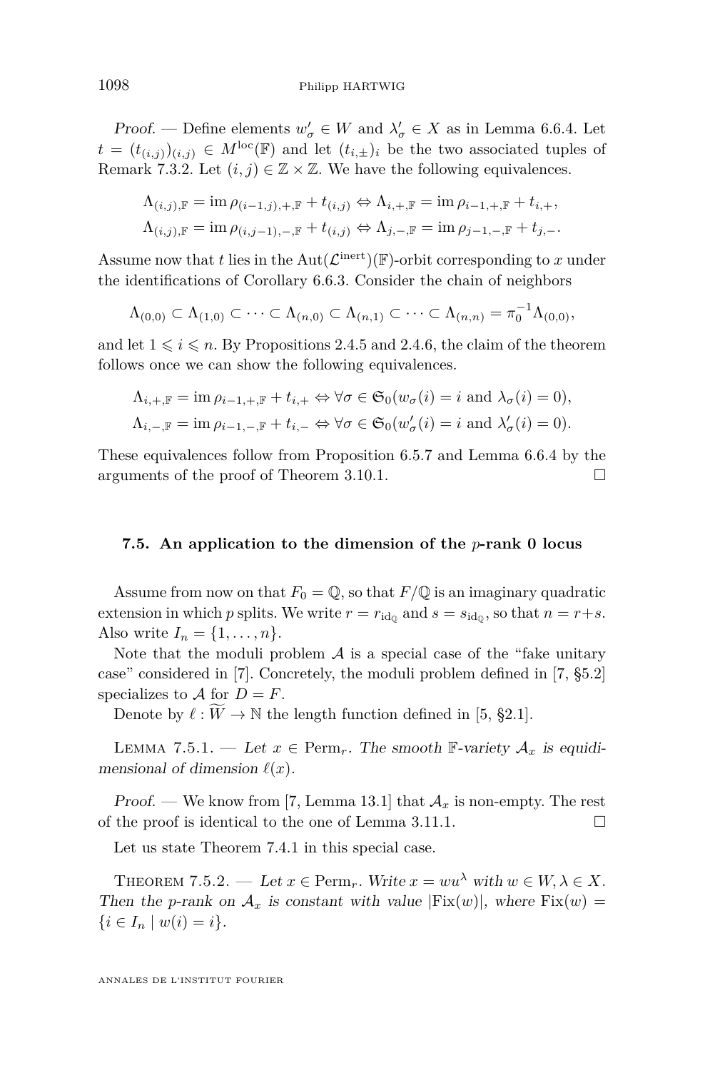*Proof.* — Define elements $w'_\sigma \in W$ and $\lambda'_\sigma \in X$ as in Lemma 6.6.4. Let $t = (t_{(i,j)})_{(i,j)} \in M^{\mathrm{loc}}(\mathbb{F})$ and let $(t_{i,\pm})_i$ be the two associated tuples of Remark 7.3.2. Let $(i,j) \in \mathbb{Z} \times \mathbb{Z}$. We have the following equivalences.

$$\Lambda_{(i,j),\mathbb{F}} = \operatorname{im} \rho_{(i-1,j),+,\mathbb{F}} + t_{(i,j)} \Leftrightarrow \Lambda_{i,+,\mathbb{F}} = \operatorname{im} \rho_{i-1,+,\mathbb{F}} + t_{i,+},$$
$$\Lambda_{(i,j),\mathbb{F}} = \operatorname{im} \rho_{(i,j-1),-,\mathbb{F}} + t_{(i,j)} \Leftrightarrow \Lambda_{j,-,\mathbb{F}} = \operatorname{im} \rho_{j-1,-,\mathbb{F}} + t_{j,-}.$$

Assume now that $t$ lies in the $\operatorname{Aut}(\mathcal{L}^{\mathrm{inert}})(\mathbb{F})$-orbit corresponding to $x$ under the identifications of Corollary 6.6.3. Consider the chain of neighbors

$$\Lambda_{(0,0)} \subset \Lambda_{(1,0)} \subset \cdots \subset \Lambda_{(n,0)} \subset \Lambda_{(n,1)} \subset \cdots \subset \Lambda_{(n,n)} = \pi_0^{-1}\Lambda_{(0,0)},$$

and let $1 \leqslant i \leqslant n$. By Propositions 2.4.5 and 2.4.6, the claim of the theorem follows once we can show the following equivalences.

$$\Lambda_{i,+,\mathbb{F}} = \operatorname{im} \rho_{i-1,+,\mathbb{F}} + t_{i,+} \Leftrightarrow \forall \sigma \in \mathfrak{S}_0 (w_\sigma(i) = i \text{ and } \lambda_\sigma(i) = 0),$$
$$\Lambda_{i,-,\mathbb{F}} = \operatorname{im} \rho_{i-1,-,\mathbb{F}} + t_{i,-} \Leftrightarrow \forall \sigma \in \mathfrak{S}_0 (w'_\sigma(i) = i \text{ and } \lambda'_\sigma(i) = 0).$$

These equivalences follow from Proposition 6.5.7 and Lemma 6.6.4 by the arguments of the proof of Theorem 3.10.1. $\square$

### 7.5. An application to the dimension of the $p$-rank 0 locus

Assume from now on that $F_0 = \mathbb{Q}$, so that $F/\mathbb{Q}$ is an imaginary quadratic extension in which $p$ splits. We write $r = r_{\mathrm{id}_\mathbb{Q}}$ and $s = s_{\mathrm{id}_\mathbb{Q}}$, so that $n = r+s$. Also write $I_n = \{1, \ldots, n\}$.

Note that the moduli problem $\mathcal{A}$ is a special case of the "fake unitary case" considered in [7]. Concretely, the moduli problem defined in [7, §5.2] specializes to $\mathcal{A}$ for $D = F$.

Denote by $\ell : \widetilde{W} \to \mathbb{N}$ the length function defined in [5, §2.1].

Lemma 7.5.1. — *Let $x \in \mathrm{Perm}_r$. The smooth $\mathbb{F}$-variety $\mathcal{A}_x$ is equidimensional of dimension $\ell(x)$.*

*Proof.* — We know from [7, Lemma 13.1] that $\mathcal{A}_x$ is non-empty. The rest of the proof is identical to the one of Lemma 3.11.1. $\square$

Let us state Theorem 7.4.1 in this special case.

Theorem 7.5.2. — *Let $x \in \mathrm{Perm}_r$. Write $x = wu^\lambda$ with $w \in W, \lambda \in X$. Then the $p$-rank on $\mathcal{A}_x$ is constant with value $|\mathrm{Fix}(w)|$, where $\mathrm{Fix}(w) = \{i \in I_n \mid w(i) = i\}$.*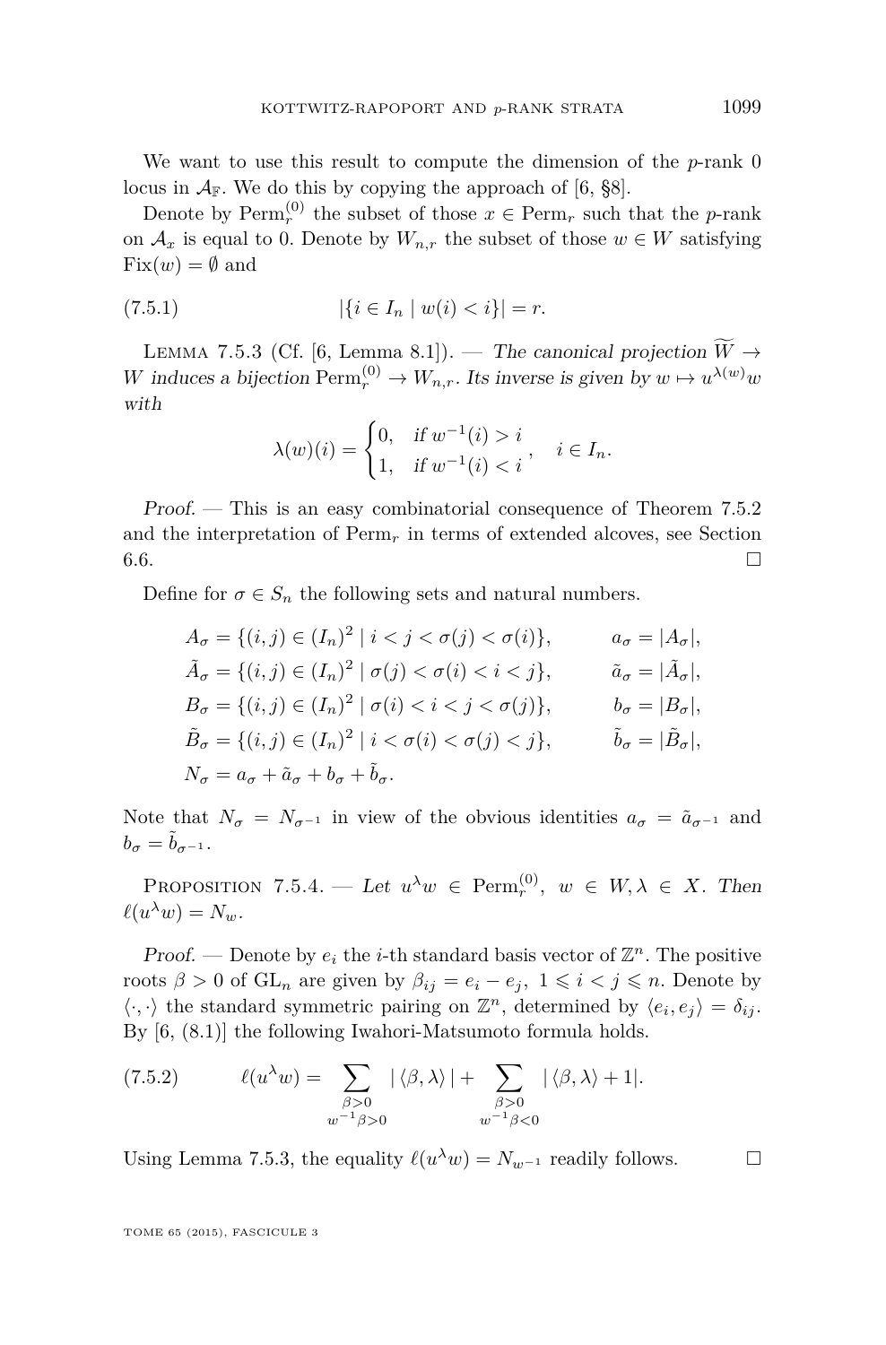We want to use this result to compute the dimension of the $p$-rank 0 locus in $\mathcal{A}_{\mathbb{F}}$. We do this by copying the approach of [6, §8].

Denote by $\mathrm{Perm}_r^{(0)}$ the subset of those $x \in \mathrm{Perm}_r$ such that the $p$-rank on $\mathcal{A}_x$ is equal to 0. Denote by $W_{n,r}$ the subset of those $w \in W$ satisfying $\mathrm{Fix}(w) = \emptyset$ and

$$|\{i \in I_n \mid w(i) < i\}| = r. \tag{7.5.1}$$

Lemma 7.5.3 (Cf. [6, Lemma 8.1]). — *The canonical projection $\widetilde{W} \to W$ induces a bijection $\mathrm{Perm}_r^{(0)} \to W_{n,r}$. Its inverse is given by $w \mapsto u^{\lambda(w)} w$ with*

$$\lambda(w)(i) = \begin{cases} 0, & \text{if } w^{-1}(i) > i \\ 1, & \text{if } w^{-1}(i) < i \end{cases}, \quad i \in I_n.$$

*Proof.* — This is an easy combinatorial consequence of Theorem 7.5.2 and the interpretation of $\mathrm{Perm}_r$ in terms of extended alcoves, see Section 6.6. □

Define for $\sigma \in S_n$ the following sets and natural numbers.

$$\begin{aligned}
A_\sigma &= \{(i,j) \in (I_n)^2 \mid i < j < \sigma(j) < \sigma(i)\}, & a_\sigma &= |A_\sigma|, \\
\tilde{A}_\sigma &= \{(i,j) \in (I_n)^2 \mid \sigma(j) < \sigma(i) < i < j\}, & \tilde{a}_\sigma &= |\tilde{A}_\sigma|, \\
B_\sigma &= \{(i,j) \in (I_n)^2 \mid \sigma(i) < i < j < \sigma(j)\}, & b_\sigma &= |B_\sigma|, \\
\tilde{B}_\sigma &= \{(i,j) \in (I_n)^2 \mid i < \sigma(i) < \sigma(j) < j\}, & \tilde{b}_\sigma &= |\tilde{B}_\sigma|, \\
N_\sigma &= a_\sigma + \tilde{a}_\sigma + b_\sigma + \tilde{b}_\sigma.
\end{aligned}$$

Note that $N_\sigma = N_{\sigma^{-1}}$ in view of the obvious identities $a_\sigma = \tilde{a}_{\sigma^{-1}}$ and $b_\sigma = \tilde{b}_{\sigma^{-1}}$.

Proposition 7.5.4. — *Let $u^\lambda w \in \mathrm{Perm}_r^{(0)}$, $w \in W, \lambda \in X$. Then $\ell(u^\lambda w) = N_w$.*

*Proof.* — Denote by $e_i$ the $i$-th standard basis vector of $\mathbb{Z}^n$. The positive roots $\beta > 0$ of $\mathrm{GL}_n$ are given by $\beta_{ij} = e_i - e_j$, $1 \leqslant i < j \leqslant n$. Denote by $\langle \cdot, \cdot \rangle$ the standard symmetric pairing on $\mathbb{Z}^n$, determined by $\langle e_i, e_j \rangle = \delta_{ij}$. By [6, (8.1)] the following Iwahori-Matsumoto formula holds.

$$\ell(u^\lambda w) = \sum_{\substack{\beta > 0 \\ w^{-1}\beta > 0}} |\langle \beta, \lambda \rangle| + \sum_{\substack{\beta > 0 \\ w^{-1}\beta < 0}} |\langle \beta, \lambda \rangle + 1|. \tag{7.5.2}$$

Using Lemma 7.5.3, the equality $\ell(u^\lambda w) = N_{w^{-1}}$ readily follows. □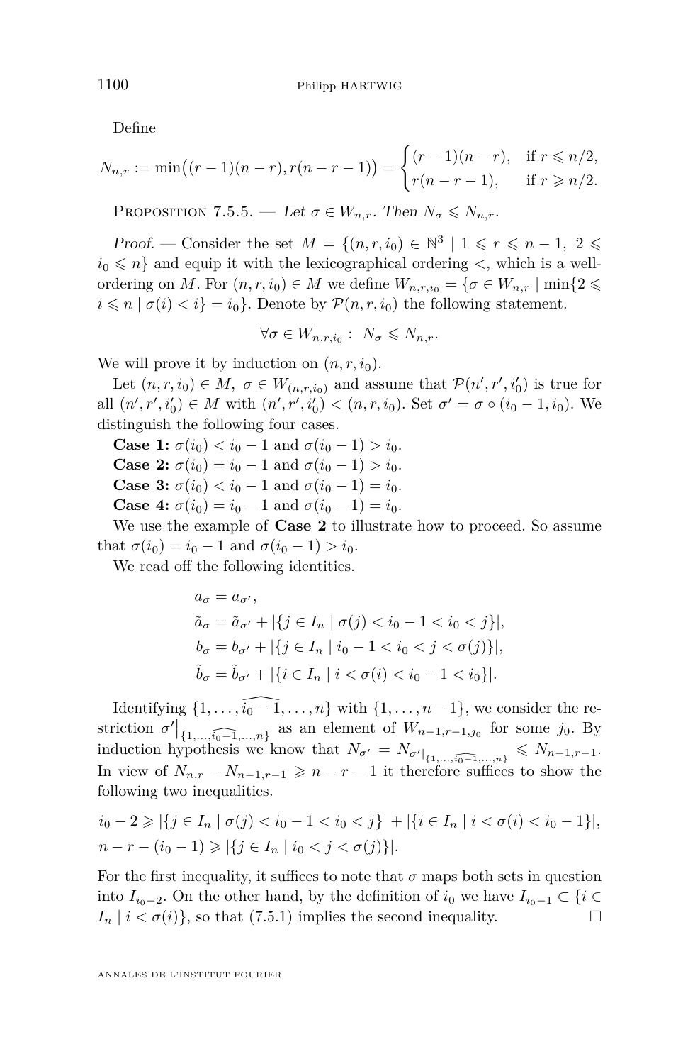Define

$$N_{n,r} := \min\big((r-1)(n-r), r(n-r-1)\big) = \begin{cases} (r-1)(n-r), & \text{if } r \leqslant n/2, \\ r(n-r-1), & \text{if } r \geqslant n/2. \end{cases}$$

Proposition 7.5.5. — *Let $\sigma \in W_{n,r}$. Then $N_\sigma \leqslant N_{n,r}$.*

*Proof.* — Consider the set $M = \{(n,r,i_0) \in \mathbb{N}^3 \mid 1 \leqslant r \leqslant n-1,\ 2 \leqslant i_0 \leqslant n\}$ and equip it with the lexicographical ordering $<$, which is a well-ordering on $M$. For $(n,r,i_0) \in M$ we define $W_{n,r,i_0} = \{\sigma \in W_{n,r} \mid \min\{2 \leqslant i \leqslant n \mid \sigma(i) < i\} = i_0\}$. Denote by $\mathcal{P}(n,r,i_0)$ the following statement.

$$\forall \sigma \in W_{n,r,i_0} :\ N_\sigma \leqslant N_{n,r}.$$

We will prove it by induction on $(n,r,i_0)$.

Let $(n,r,i_0) \in M,\ \sigma \in W_{(n,r,i_0)}$ and assume that $\mathcal{P}(n',r',i_0')$ is true for all $(n',r',i_0') \in M$ with $(n',r',i_0') < (n,r,i_0)$. Set $\sigma' = \sigma \circ (i_0 - 1, i_0)$. We distinguish the following four cases.

**Case 1:** $\sigma(i_0) < i_0 - 1$ and $\sigma(i_0 - 1) > i_0$.

**Case 2:** $\sigma(i_0) = i_0 - 1$ and $\sigma(i_0 - 1) > i_0$.

**Case 3:** $\sigma(i_0) < i_0 - 1$ and $\sigma(i_0 - 1) = i_0$.

**Case 4:** $\sigma(i_0) = i_0 - 1$ and $\sigma(i_0 - 1) = i_0$.

We use the example of **Case 2** to illustrate how to proceed. So assume that $\sigma(i_0) = i_0 - 1$ and $\sigma(i_0 - 1) > i_0$.

We read off the following identities.

$$\begin{aligned}
a_\sigma &= a_{\sigma'}, \\
\tilde{a}_\sigma &= \tilde{a}_{\sigma'} + |\{j \in I_n \mid \sigma(j) < i_0 - 1 < i_0 < j\}|, \\
b_\sigma &= b_{\sigma'} + |\{j \in I_n \mid i_0 - 1 < i_0 < j < \sigma(j)\}|, \\
\tilde{b}_\sigma &= \tilde{b}_{\sigma'} + |\{i \in I_n \mid i < \sigma(i) < i_0 - 1 < i_0\}|.
\end{aligned}$$

Identifying $\{1, \ldots, \widehat{i_0 - 1}, \ldots, n\}$ with $\{1, \ldots, n-1\}$, we consider the restriction $\sigma'\big|_{\{1,\ldots,\widehat{i_0-1},\ldots,n\}}$ as an element of $W_{n-1,r-1,j_0}$ for some $j_0$. By induction hypothesis we know that $N_{\sigma'} = N_{\sigma'|_{\{1,\ldots,\widehat{i_0-1},\ldots,n\}}} \leqslant N_{n-1,r-1}$. In view of $N_{n,r} - N_{n-1,r-1} \geqslant n - r - 1$ it therefore suffices to show the following two inequalities.

$$\begin{aligned}
&i_0 - 2 \geqslant |\{j \in I_n \mid \sigma(j) < i_0 - 1 < i_0 < j\}| + |\{i \in I_n \mid i < \sigma(i) < i_0 - 1\}|, \\
&n - r - (i_0 - 1) \geqslant |\{j \in I_n \mid i_0 < j < \sigma(j)\}|.
\end{aligned}$$

For the first inequality, it suffices to note that $\sigma$ maps both sets in question into $I_{i_0-2}$. On the other hand, by the definition of $i_0$ we have $I_{i_0-1} \subset \{i \in I_n \mid i < \sigma(i)\}$, so that (7.5.1) implies the second inequality. □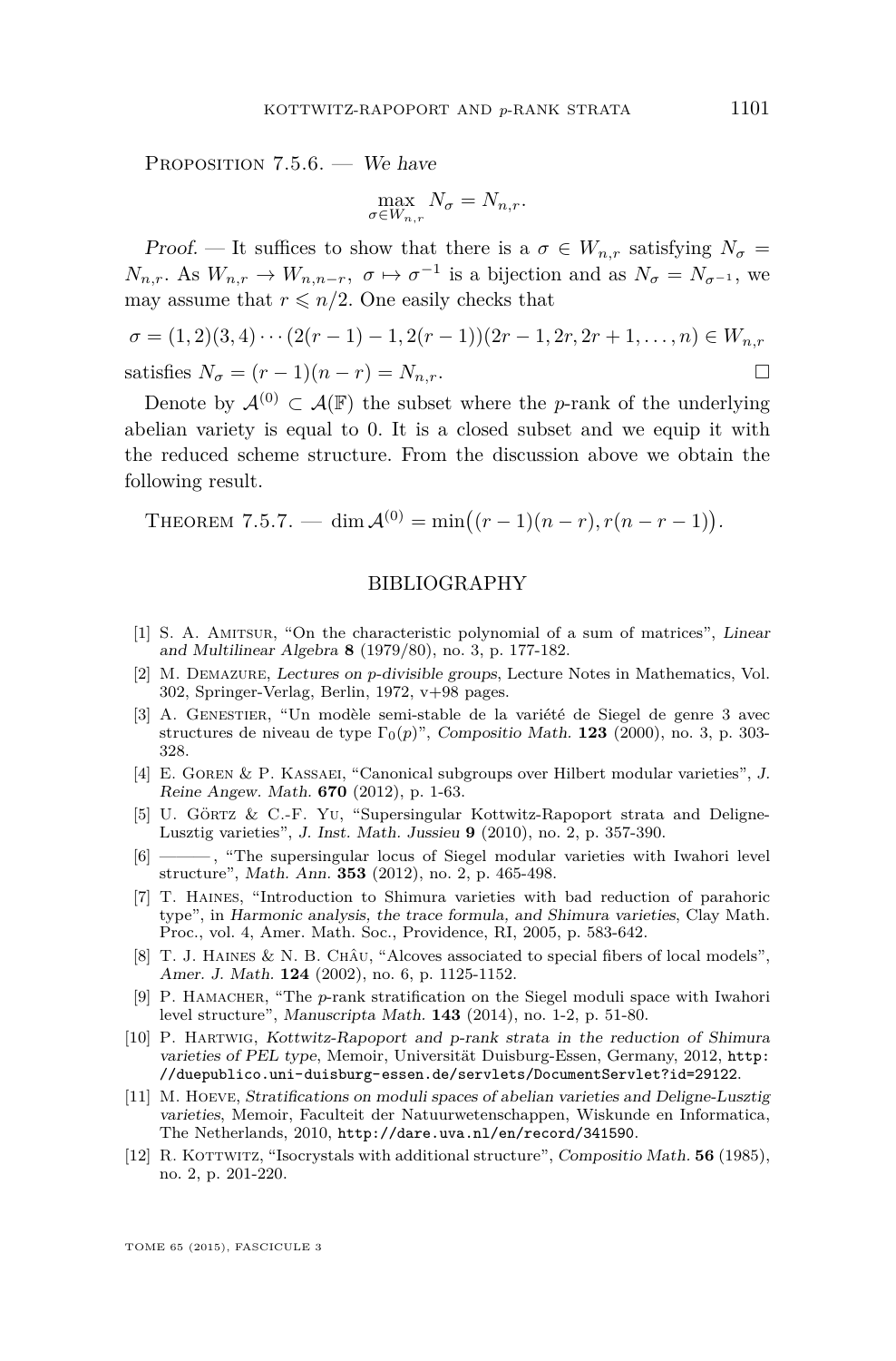Proposition 7.5.6. — *We have*

$$\max_{\sigma \in W_{n,r}} N_\sigma = N_{n,r}.$$

*Proof.* — It suffices to show that there is a $\sigma \in W_{n,r}$ satisfying $N_\sigma = N_{n,r}$. As $W_{n,r} \to W_{n,n-r}$, $\sigma \mapsto \sigma^{-1}$ is a bijection and as $N_\sigma = N_{\sigma^{-1}}$, we may assume that $r \leqslant n/2$. One easily checks that

$$\sigma = (1,2)(3,4)\cdots(2(r-1)-1, 2(r-1))(2r-1, 2r, 2r+1, \ldots, n) \in W_{n,r}$$

satisfies $N_\sigma = (r-1)(n-r) = N_{n,r}$. □

Denote by $\mathcal{A}^{(0)} \subset \mathcal{A}(\mathbb{F})$ the subset where the $p$-rank of the underlying abelian variety is equal to 0. It is a closed subset and we equip it with the reduced scheme structure. From the discussion above we obtain the following result.

Theorem 7.5.7. — $\dim \mathcal{A}^{(0)} = \min\big((r-1)(n-r), r(n-r-1)\big)$.

## BIBLIOGRAPHY

[1] S. A. Amitsur, "On the characteristic polynomial of a sum of matrices", *Linear and Multilinear Algebra* **8** (1979/80), no. 3, p. 177-182.

[2] M. Demazure, *Lectures on p-divisible groups*, Lecture Notes in Mathematics, Vol. 302, Springer-Verlag, Berlin, 1972, v+98 pages.

[3] A. Genestier, "Un modèle semi-stable de la variété de Siegel de genre 3 avec structures de niveau de type $\Gamma_0(p)$", *Compositio Math.* **123** (2000), no. 3, p. 303-328.

[4] E. Goren & P. Kassaei, "Canonical subgroups over Hilbert modular varieties", *J. Reine Angew. Math.* **670** (2012), p. 1-63.

[5] U. Görtz & C.-F. Yu, "Supersingular Kottwitz-Rapoport strata and Deligne-Lusztig varieties", *J. Inst. Math. Jussieu* **9** (2010), no. 2, p. 357-390.

[6] ———, "The supersingular locus of Siegel modular varieties with Iwahori level structure", *Math. Ann.* **353** (2012), no. 2, p. 465-498.

[7] T. Haines, "Introduction to Shimura varieties with bad reduction of parahoric type", in *Harmonic analysis, the trace formula, and Shimura varieties*, Clay Math. Proc., vol. 4, Amer. Math. Soc., Providence, RI, 2005, p. 583-642.

[8] T. J. Haines & N. B. Châu, "Alcoves associated to special fibers of local models", *Amer. J. Math.* **124** (2002), no. 6, p. 1125-1152.

[9] P. Hamacher, "The $p$-rank stratification on the Siegel moduli space with Iwahori level structure", *Manuscripta Math.* **143** (2014), no. 1-2, p. 51-80.

[10] P. Hartwig, *Kottwitz-Rapoport and p-rank strata in the reduction of Shimura varieties of PEL type*, Memoir, Universität Duisburg-Essen, Germany, 2012, http://duepublico.uni-duisburg-essen.de/servlets/DocumentServlet?id=29122.

[11] M. Hoeve, *Stratifications on moduli spaces of abelian varieties and Deligne-Lusztig varieties*, Memoir, Faculteit der Natuurwetenschappen, Wiskunde en Informatica, The Netherlands, 2010, http://dare.uva.nl/en/record/341590.

[12] R. Kottwitz, "Isocrystals with additional structure", *Compositio Math.* **56** (1985), no. 2, p. 201-220.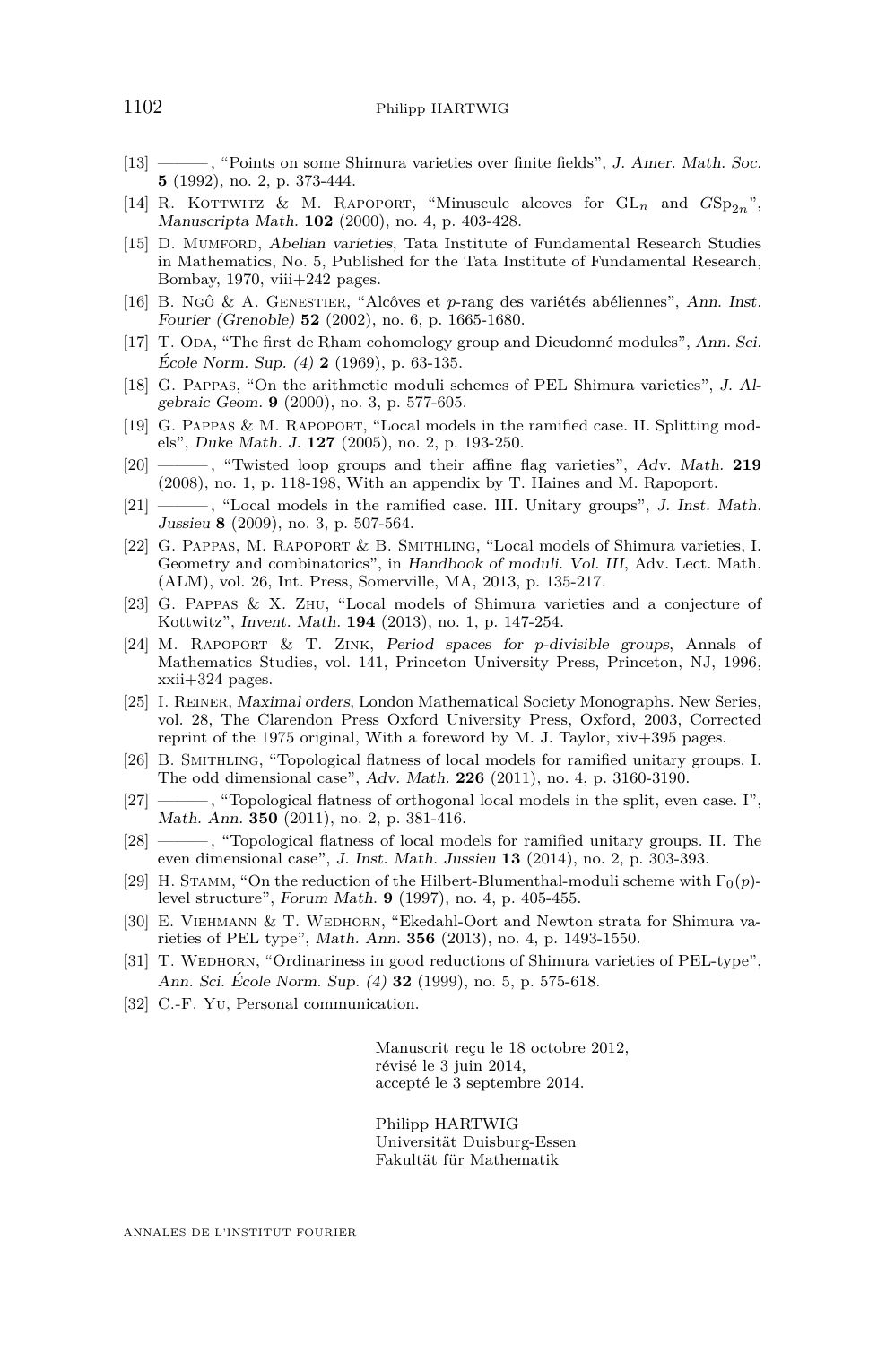[13] ———, "Points on some Shimura varieties over finite fields", *J. Amer. Math. Soc.* **5** (1992), no. 2, p. 373-444.

[14] R. Kottwitz & M. Rapoport, "Minuscule alcoves for $\mathrm{GL}_n$ and $G\mathrm{Sp}_{2n}$", *Manuscripta Math.* **102** (2000), no. 4, p. 403-428.

[15] D. Mumford, *Abelian varieties*, Tata Institute of Fundamental Research Studies in Mathematics, No. 5, Published for the Tata Institute of Fundamental Research, Bombay, 1970, viii+242 pages.

[16] B. Ngô & A. Genestier, "Alcôves et $p$-rang des variétés abéliennes", *Ann. Inst. Fourier (Grenoble)* **52** (2002), no. 6, p. 1665-1680.

[17] T. Oda, "The first de Rham cohomology group and Dieudonné modules", *Ann. Sci. École Norm. Sup. (4)* **2** (1969), p. 63-135.

[18] G. Pappas, "On the arithmetic moduli schemes of PEL Shimura varieties", *J. Algebraic Geom.* **9** (2000), no. 3, p. 577-605.

[19] G. Pappas & M. Rapoport, "Local models in the ramified case. II. Splitting models", *Duke Math. J.* **127** (2005), no. 2, p. 193-250.

[20] ———, "Twisted loop groups and their affine flag varieties", *Adv. Math.* **219** (2008), no. 1, p. 118-198, With an appendix by T. Haines and M. Rapoport.

[21] ———, "Local models in the ramified case. III. Unitary groups", *J. Inst. Math. Jussieu* **8** (2009), no. 3, p. 507-564.

[22] G. Pappas, M. Rapoport & B. Smithling, "Local models of Shimura varieties, I. Geometry and combinatorics", in *Handbook of moduli. Vol. III*, Adv. Lect. Math. (ALM), vol. 26, Int. Press, Somerville, MA, 2013, p. 135-217.

[23] G. Pappas & X. Zhu, "Local models of Shimura varieties and a conjecture of Kottwitz", *Invent. Math.* **194** (2013), no. 1, p. 147-254.

[24] M. Rapoport & T. Zink, *Period spaces for p-divisible groups*, Annals of Mathematics Studies, vol. 141, Princeton University Press, Princeton, NJ, 1996, xxii+324 pages.

[25] I. Reiner, *Maximal orders*, London Mathematical Society Monographs. New Series, vol. 28, The Clarendon Press Oxford University Press, Oxford, 2003, Corrected reprint of the 1975 original, With a foreword by M. J. Taylor, xiv+395 pages.

[26] B. Smithling, "Topological flatness of local models for ramified unitary groups. I. The odd dimensional case", *Adv. Math.* **226** (2011), no. 4, p. 3160-3190.

[27] ———, "Topological flatness of orthogonal local models in the split, even case. I", *Math. Ann.* **350** (2011), no. 2, p. 381-416.

[28] ———, "Topological flatness of local models for ramified unitary groups. II. The even dimensional case", *J. Inst. Math. Jussieu* **13** (2014), no. 2, p. 303-393.

[29] H. Stamm, "On the reduction of the Hilbert-Blumenthal-moduli scheme with $\Gamma_0(p)$-level structure", *Forum Math.* **9** (1997), no. 4, p. 405-455.

[30] E. Viehmann & T. Wedhorn, "Ekedahl-Oort and Newton strata for Shimura varieties of PEL type", *Math. Ann.* **356** (2013), no. 4, p. 1493-1550.

[31] T. Wedhorn, "Ordinariness in good reductions of Shimura varieties of PEL-type", *Ann. Sci. École Norm. Sup. (4)* **32** (1999), no. 5, p. 575-618.

[32] C.-F. Yu, Personal communication.

Manuscrit reçu le 18 octobre 2012,
révisé le 3 juin 2014,
accepté le 3 septembre 2014.

Philipp HARTWIG
Universität Duisburg-Essen
Fakultät für Mathematik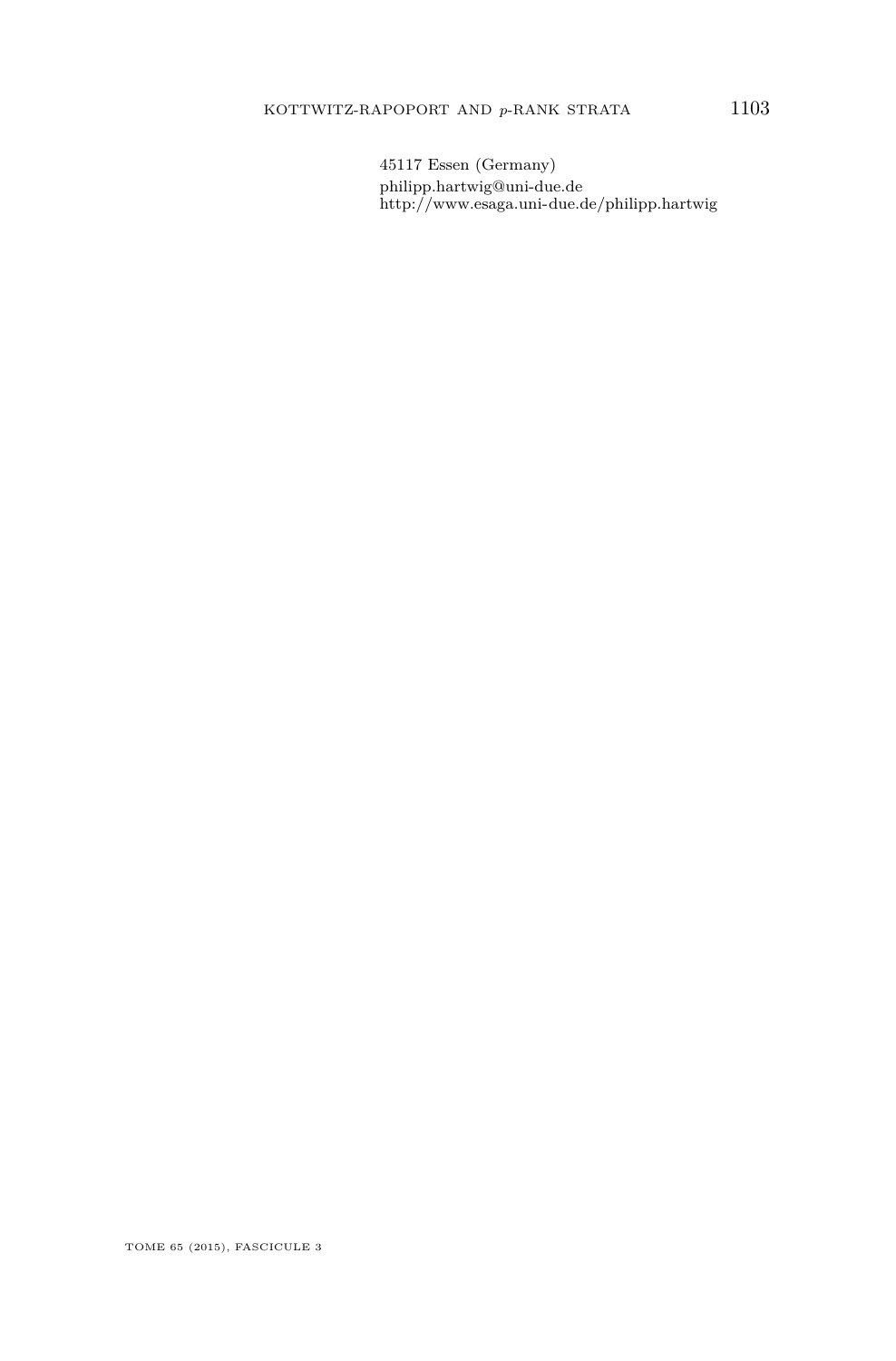45117 Essen (Germany)
philipp.hartwig@uni-due.de
http://www.esaga.uni-due.de/philipp.hartwig